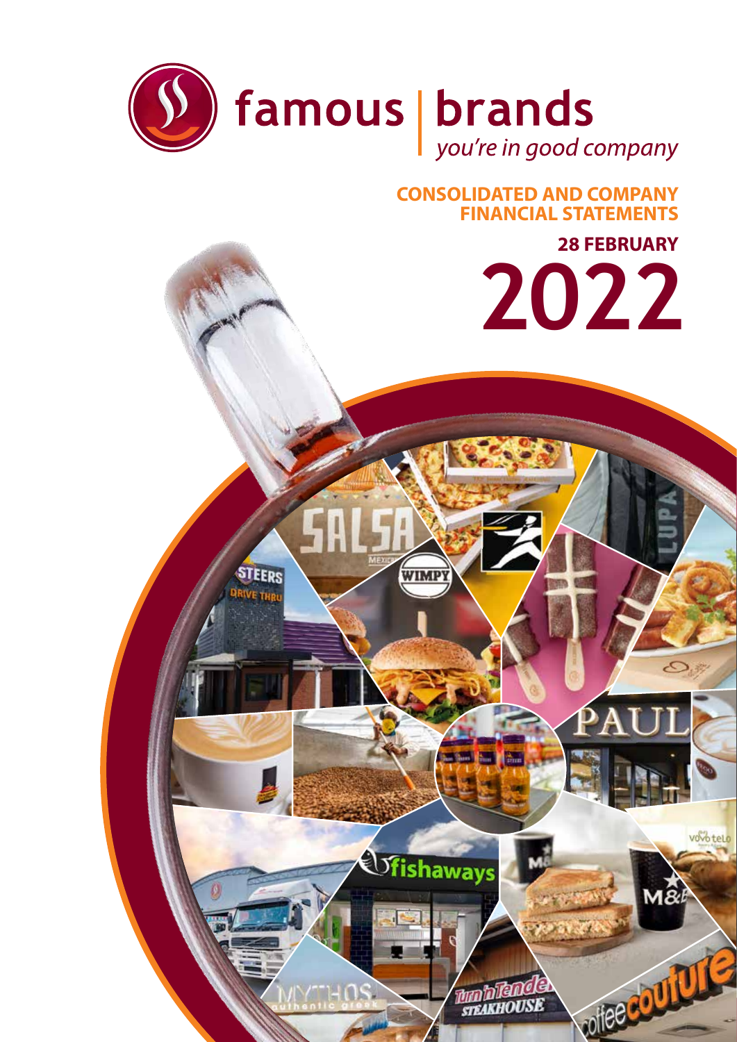famous | brands

*you're in good company*

# CONSOLIDATED AND COMPANY FINANCIAL STATEMENTS

## 28 FEBRUARY

# 2022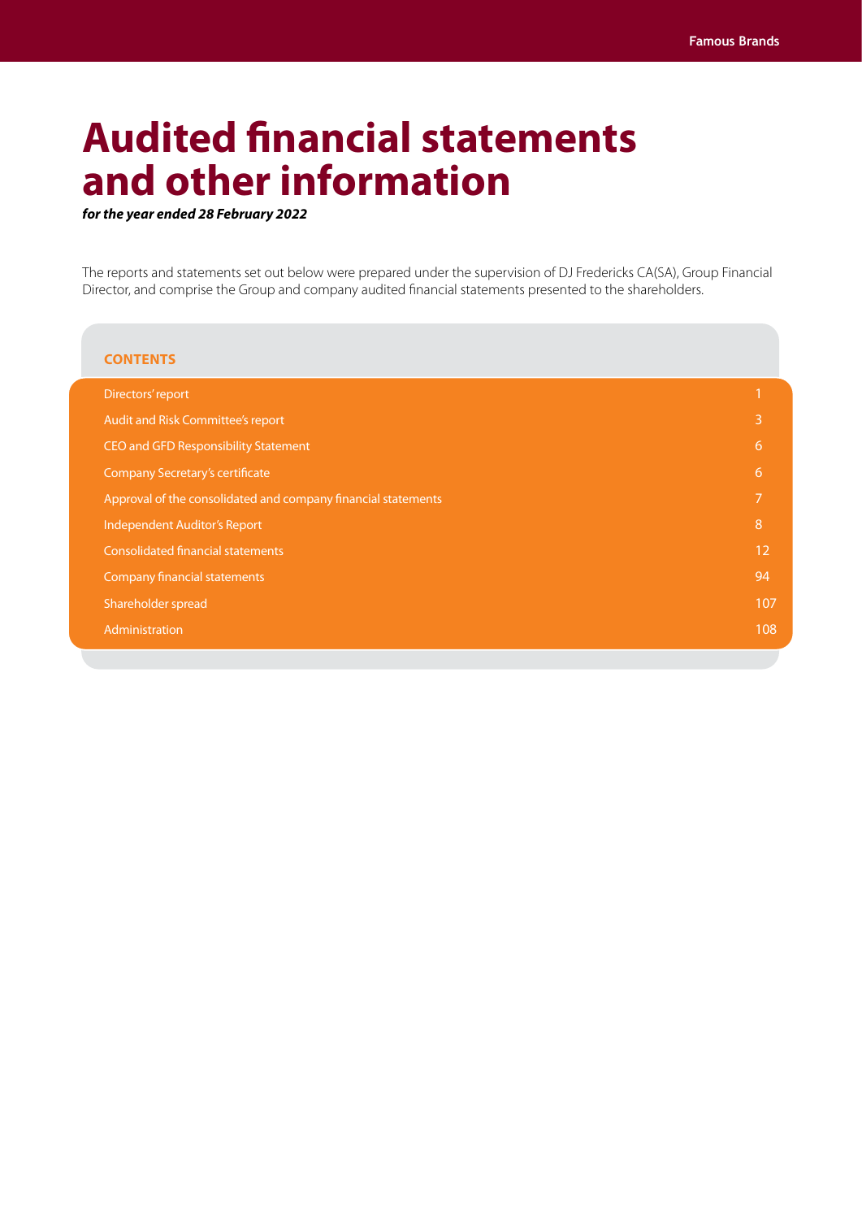# Audited financial statements and other information

***for the year ended 28 February 2022***

The reports and statements set out below were prepared under the supervision of DJ Fredericks CA(SA), Group Financial Director, and comprise the Group and company audited financial statements presented to the shareholders.

**CONTENTS**

| | |
|---|---|
| Directors' report | 1 |
| Audit and Risk Committee's report | 3 |
| CEO and GFD Responsibility Statement | 6 |
| Company Secretary's certificate | 6 |
| Approval of the consolidated and company financial statements | 7 |
| Independent Auditor's Report | 8 |
| Consolidated financial statements | 12 |
| Company financial statements | 94 |
| Shareholder spread | 107 |
| Administration | 108 |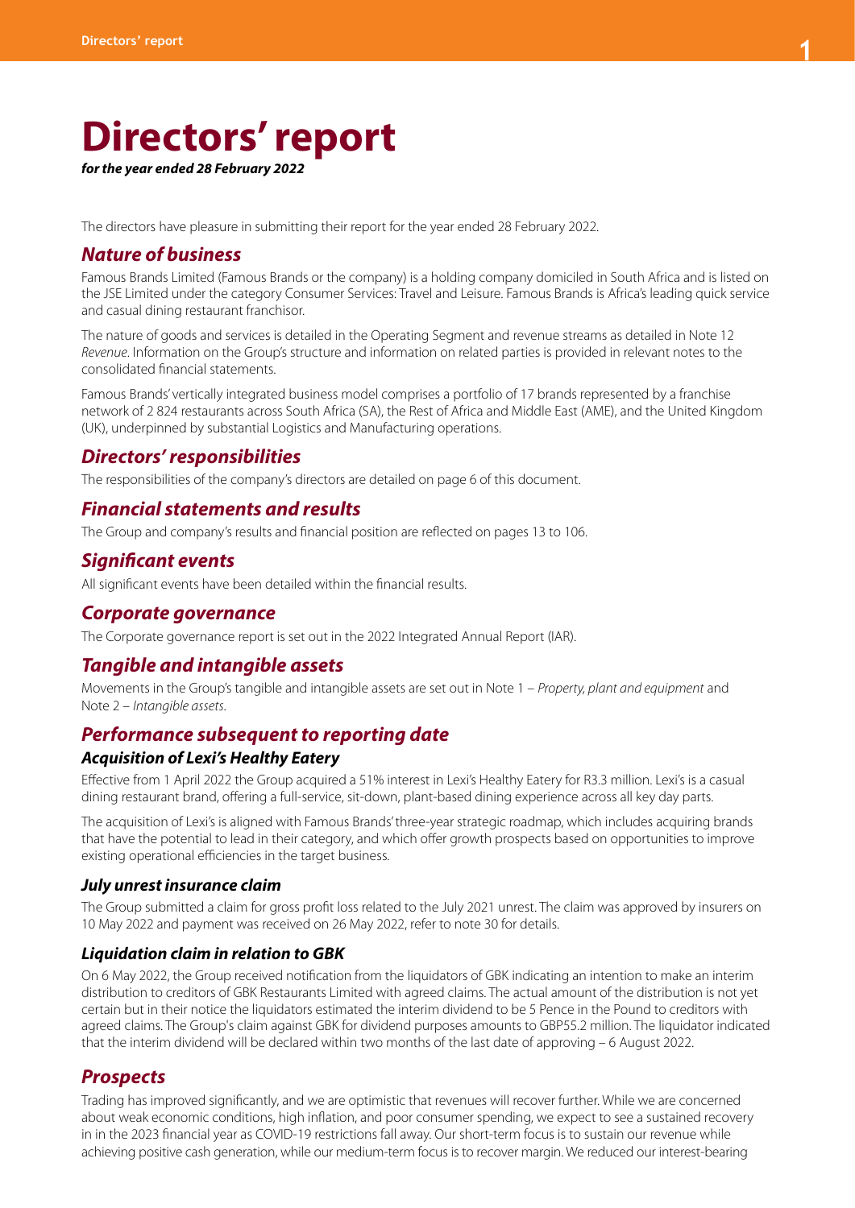# Directors' report

***for the year ended 28 February 2022***

The directors have pleasure in submitting their report for the year ended 28 February 2022.

## *Nature of business*

Famous Brands Limited (Famous Brands or the company) is a holding company domiciled in South Africa and is listed on the JSE Limited under the category Consumer Services: Travel and Leisure. Famous Brands is Africa's leading quick service and casual dining restaurant franchisor.

The nature of goods and services is detailed in the Operating Segment and revenue streams as detailed in Note 12 *Revenue*. Information on the Group's structure and information on related parties is provided in relevant notes to the consolidated financial statements.

Famous Brands' vertically integrated business model comprises a portfolio of 17 brands represented by a franchise network of 2 824 restaurants across South Africa (SA), the Rest of Africa and Middle East (AME), and the United Kingdom (UK), underpinned by substantial Logistics and Manufacturing operations.

## *Directors' responsibilities*

The responsibilities of the company's directors are detailed on page 6 of this document.

## *Financial statements and results*

The Group and company's results and financial position are reflected on pages 13 to 106.

## *Significant events*

All significant events have been detailed within the financial results.

## *Corporate governance*

The Corporate governance report is set out in the 2022 Integrated Annual Report (IAR).

## *Tangible and intangible assets*

Movements in the Group's tangible and intangible assets are set out in Note 1 – *Property, plant and equipment* and Note 2 – *Intangible assets.*

## *Performance subsequent to reporting date*

### *Acquisition of Lexi's Healthy Eatery*

Effective from 1 April 2022 the Group acquired a 51% interest in Lexi's Healthy Eatery for R3.3 million. Lexi's is a casual dining restaurant brand, offering a full-service, sit-down, plant-based dining experience across all key day parts.

The acquisition of Lexi's is aligned with Famous Brands' three-year strategic roadmap, which includes acquiring brands that have the potential to lead in their category, and which offer growth prospects based on opportunities to improve existing operational efficiencies in the target business.

### *July unrest insurance claim*

The Group submitted a claim for gross profit loss related to the July 2021 unrest. The claim was approved by insurers on 10 May 2022 and payment was received on 26 May 2022, refer to note 30 for details.

### *Liquidation claim in relation to GBK*

On 6 May 2022, the Group received notification from the liquidators of GBK indicating an intention to make an interim distribution to creditors of GBK Restaurants Limited with agreed claims. The actual amount of the distribution is not yet certain but in their notice the liquidators estimated the interim dividend to be 5 Pence in the Pound to creditors with agreed claims. The Group's claim against GBK for dividend purposes amounts to GBP55.2 million. The liquidator indicated that the interim dividend will be declared within two months of the last date of approving – 6 August 2022.

## *Prospects*

Trading has improved significantly, and we are optimistic that revenues will recover further. While we are concerned about weak economic conditions, high inflation, and poor consumer spending, we expect to see a sustained recovery in in the 2023 financial year as COVID-19 restrictions fall away. Our short-term focus is to sustain our revenue while achieving positive cash generation, while our medium-term focus is to recover margin. We reduced our interest-bearing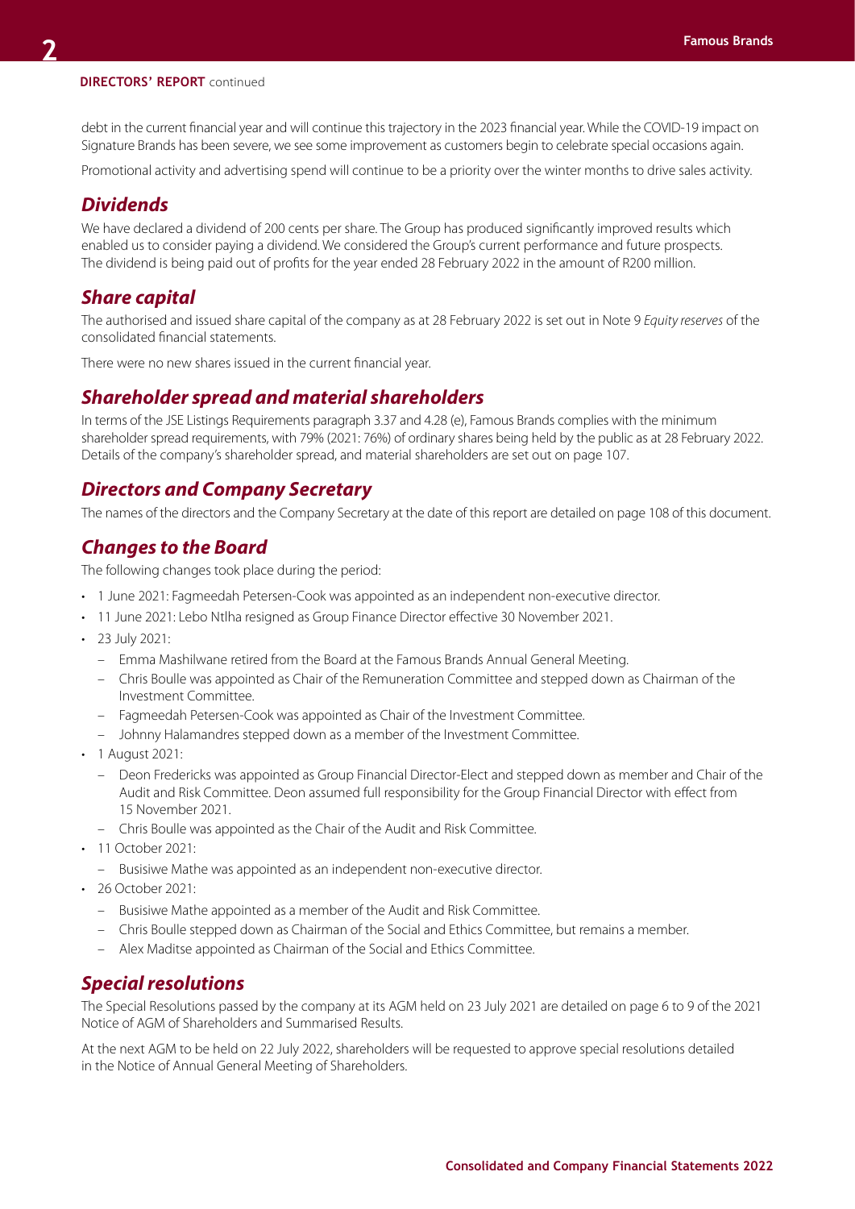debt in the current financial year and will continue this trajectory in the 2023 financial year. While the COVID-19 impact on Signature Brands has been severe, we see some improvement as customers begin to celebrate special occasions again.

Promotional activity and advertising spend will continue to be a priority over the winter months to drive sales activity.

## *Dividends*

We have declared a dividend of 200 cents per share. The Group has produced significantly improved results which enabled us to consider paying a dividend. We considered the Group's current performance and future prospects. The dividend is being paid out of profits for the year ended 28 February 2022 in the amount of R200 million.

## *Share capital*

The authorised and issued share capital of the company as at 28 February 2022 is set out in Note 9 *Equity reserves* of the consolidated financial statements.

There were no new shares issued in the current financial year.

## *Shareholder spread and material shareholders*

In terms of the JSE Listings Requirements paragraph 3.37 and 4.28 (e), Famous Brands complies with the minimum shareholder spread requirements, with 79% (2021: 76%) of ordinary shares being held by the public as at 28 February 2022. Details of the company's shareholder spread, and material shareholders are set out on page 107.

## *Directors and Company Secretary*

The names of the directors and the Company Secretary at the date of this report are detailed on page 108 of this document.

## *Changes to the Board*

The following changes took place during the period:

- 1 June 2021: Fagmeedah Petersen-Cook was appointed as an independent non-executive director.
- 11 June 2021: Lebo Ntlha resigned as Group Finance Director effective 30 November 2021.
- 23 July 2021:
  - Emma Mashilwane retired from the Board at the Famous Brands Annual General Meeting.
  - Chris Boulle was appointed as Chair of the Remuneration Committee and stepped down as Chairman of the Investment Committee.
  - Fagmeedah Petersen-Cook was appointed as Chair of the Investment Committee.
  - Johnny Halamandres stepped down as a member of the Investment Committee.
- 1 August 2021:
  - Deon Fredericks was appointed as Group Financial Director-Elect and stepped down as member and Chair of the Audit and Risk Committee. Deon assumed full responsibility for the Group Financial Director with effect from 15 November 2021.
  - Chris Boulle was appointed as the Chair of the Audit and Risk Committee.
- 11 October 2021:
  - Busisiwe Mathe was appointed as an independent non-executive director.
- 26 October 2021:
  - Busisiwe Mathe appointed as a member of the Audit and Risk Committee.
  - Chris Boulle stepped down as Chairman of the Social and Ethics Committee, but remains a member.
  - Alex Maditse appointed as Chairman of the Social and Ethics Committee.

## *Special resolutions*

The Special Resolutions passed by the company at its AGM held on 23 July 2021 are detailed on page 6 to 9 of the 2021 Notice of AGM of Shareholders and Summarised Results.

At the next AGM to be held on 22 July 2022, shareholders will be requested to approve special resolutions detailed in the Notice of Annual General Meeting of Shareholders.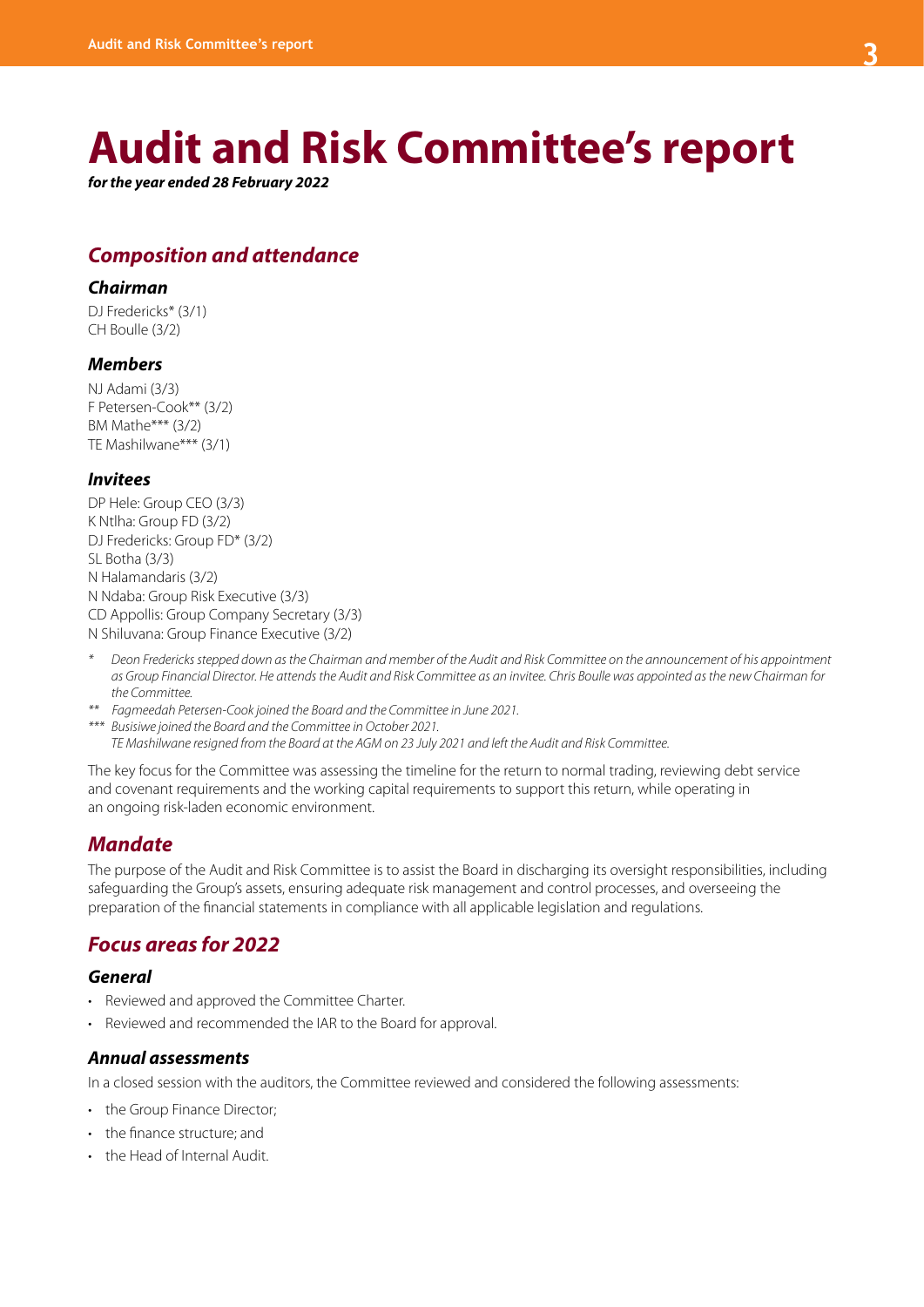# Audit and Risk Committee's report

***for the year ended 28 February 2022***

## *Composition and attendance*

### *Chairman*

DJ Fredericks* (3/1)
CH Boulle (3/2)

### *Members*

NJ Adami (3/3)
F Petersen-Cook** (3/2)
BM Mathe*** (3/2)
TE Mashilwane*** (3/1)

### *Invitees*

DP Hele: Group CEO (3/3)
K Ntlha: Group FD (3/2)
DJ Fredericks: Group FD* (3/2)
SL Botha (3/3)
N Halamandaris (3/2)
N Ndaba: Group Risk Executive (3/3)
CD Appollis: Group Company Secretary (3/3)
N Shiluvana: Group Finance Executive (3/2)

\* *Deon Fredericks stepped down as the Chairman and member of the Audit and Risk Committee on the announcement of his appointment as Group Financial Director. He attends the Audit and Risk Committee as an invitee. Chris Boulle was appointed as the new Chairman for the Committee.*

\*\* *Fagmeedah Petersen-Cook joined the Board and the Committee in June 2021.*

\*\*\* *Busisiwe joined the Board and the Committee in October 2021.*
*TE Mashilwane resigned from the Board at the AGM on 23 July 2021 and left the Audit and Risk Committee.*

The key focus for the Committee was assessing the timeline for the return to normal trading, reviewing debt service and covenant requirements and the working capital requirements to support this return, while operating in an ongoing risk-laden economic environment.

## *Mandate*

The purpose of the Audit and Risk Committee is to assist the Board in discharging its oversight responsibilities, including safeguarding the Group's assets, ensuring adequate risk management and control processes, and overseeing the preparation of the financial statements in compliance with all applicable legislation and regulations.

## *Focus areas for 2022*

### *General*

- Reviewed and approved the Committee Charter.
- Reviewed and recommended the IAR to the Board for approval.

### *Annual assessments*

In a closed session with the auditors, the Committee reviewed and considered the following assessments:

- the Group Finance Director;
- the finance structure; and
- the Head of Internal Audit.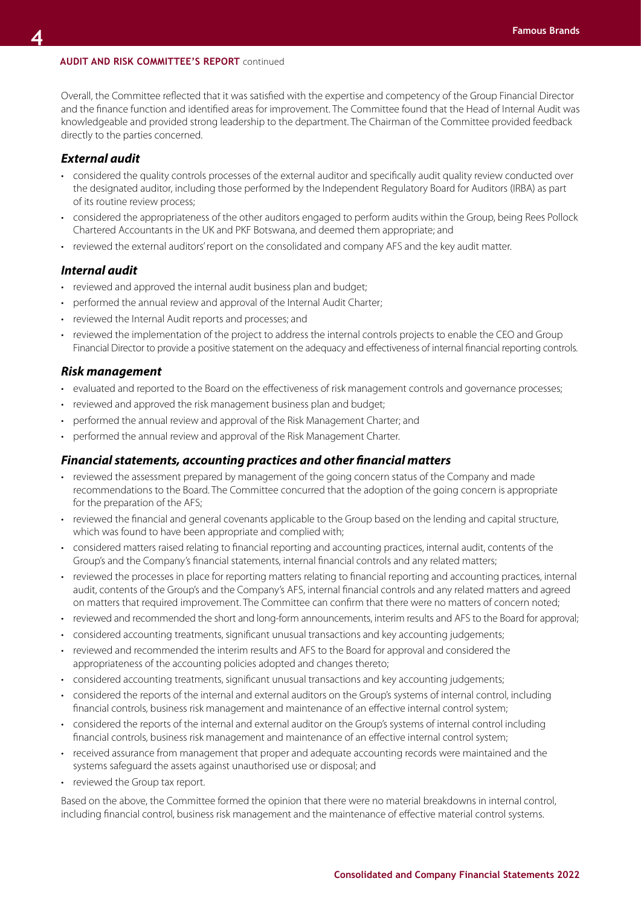**AUDIT AND RISK COMMITTEE'S REPORT** continued

Overall, the Committee reflected that it was satisfied with the expertise and competency of the Group Financial Director and the finance function and identified areas for improvement. The Committee found that the Head of Internal Audit was knowledgeable and provided strong leadership to the department. The Chairman of the Committee provided feedback directly to the parties concerned.

### *External audit*

- considered the quality controls processes of the external auditor and specifically audit quality review conducted over the designated auditor, including those performed by the Independent Regulatory Board for Auditors (IRBA) as part of its routine review process;
- considered the appropriateness of the other auditors engaged to perform audits within the Group, being Rees Pollock Chartered Accountants in the UK and PKF Botswana, and deemed them appropriate; and
- reviewed the external auditors' report on the consolidated and company AFS and the key audit matter.

### *Internal audit*

- reviewed and approved the internal audit business plan and budget;
- performed the annual review and approval of the Internal Audit Charter;
- reviewed the Internal Audit reports and processes; and
- reviewed the implementation of the project to address the internal controls projects to enable the CEO and Group Financial Director to provide a positive statement on the adequacy and effectiveness of internal financial reporting controls.

### *Risk management*

- evaluated and reported to the Board on the effectiveness of risk management controls and governance processes;
- reviewed and approved the risk management business plan and budget;
- performed the annual review and approval of the Risk Management Charter; and
- performed the annual review and approval of the Risk Management Charter.

### *Financial statements, accounting practices and other financial matters*

- reviewed the assessment prepared by management of the going concern status of the Company and made recommendations to the Board. The Committee concurred that the adoption of the going concern is appropriate for the preparation of the AFS;
- reviewed the financial and general covenants applicable to the Group based on the lending and capital structure, which was found to have been appropriate and complied with;
- considered matters raised relating to financial reporting and accounting practices, internal audit, contents of the Group's and the Company's financial statements, internal financial controls and any related matters;
- reviewed the processes in place for reporting matters relating to financial reporting and accounting practices, internal audit, contents of the Group's and the Company's AFS, internal financial controls and any related matters and agreed on matters that required improvement. The Committee can confirm that there were no matters of concern noted;
- reviewed and recommended the short and long-form announcements, interim results and AFS to the Board for approval;
- considered accounting treatments, significant unusual transactions and key accounting judgements;
- reviewed and recommended the interim results and AFS to the Board for approval and considered the appropriateness of the accounting policies adopted and changes thereto;
- considered accounting treatments, significant unusual transactions and key accounting judgements;
- considered the reports of the internal and external auditors on the Group's systems of internal control, including financial controls, business risk management and maintenance of an effective internal control system;
- considered the reports of the internal and external auditor on the Group's systems of internal control including financial controls, business risk management and maintenance of an effective internal control system;
- received assurance from management that proper and adequate accounting records were maintained and the systems safeguard the assets against unauthorised use or disposal; and
- reviewed the Group tax report.

Based on the above, the Committee formed the opinion that there were no material breakdowns in internal control, including financial control, business risk management and the maintenance of effective material control systems.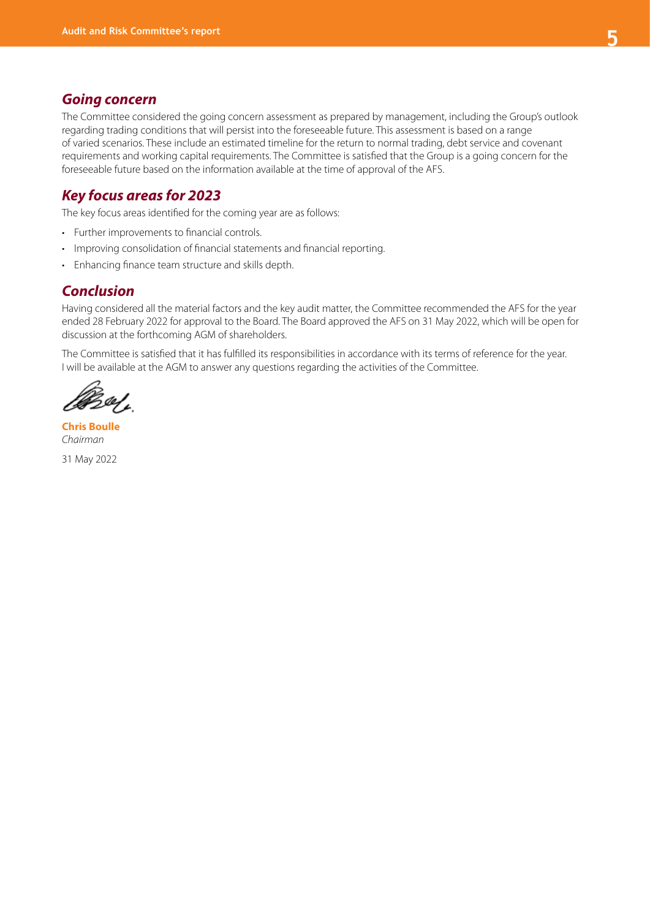## Going concern

The Committee considered the going concern assessment as prepared by management, including the Group's outlook regarding trading conditions that will persist into the foreseeable future. This assessment is based on a range of varied scenarios. These include an estimated timeline for the return to normal trading, debt service and covenant requirements and working capital requirements. The Committee is satisfied that the Group is a going concern for the foreseeable future based on the information available at the time of approval of the AFS.

## Key focus areas for 2023

The key focus areas identified for the coming year are as follows:

- Further improvements to financial controls.
- Improving consolidation of financial statements and financial reporting.
- Enhancing finance team structure and skills depth.

## Conclusion

Having considered all the material factors and the key audit matter, the Committee recommended the AFS for the year ended 28 February 2022 for approval to the Board. The Board approved the AFS on 31 May 2022, which will be open for discussion at the forthcoming AGM of shareholders.

The Committee is satisfied that it has fulfilled its responsibilities in accordance with its terms of reference for the year. I will be available at the AGM to answer any questions regarding the activities of the Committee.

**Chris Boulle**
*Chairman*

31 May 2022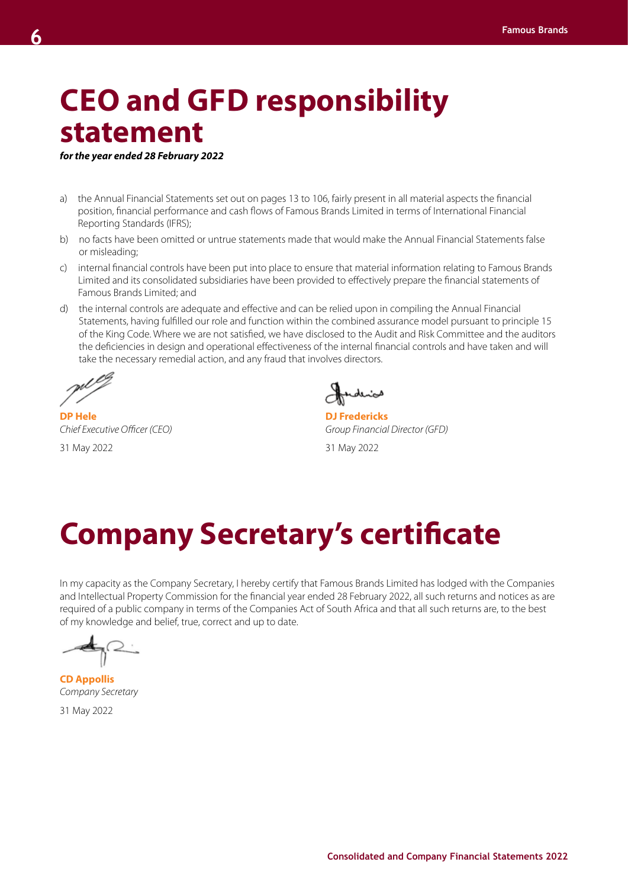# CEO and GFD responsibility statement

***for the year ended 28 February 2022***

a) the Annual Financial Statements set out on pages 13 to 106, fairly present in all material aspects the financial position, financial performance and cash flows of Famous Brands Limited in terms of International Financial Reporting Standards (IFRS);

b) no facts have been omitted or untrue statements made that would make the Annual Financial Statements false or misleading;

c) internal financial controls have been put into place to ensure that material information relating to Famous Brands Limited and its consolidated subsidiaries have been provided to effectively prepare the financial statements of Famous Brands Limited; and

d) the internal controls are adequate and effective and can be relied upon in compiling the Annual Financial Statements, having fulfilled our role and function within the combined assurance model pursuant to principle 15 of the King Code. Where we are not satisfied, we have disclosed to the Audit and Risk Committee and the auditors the deficiencies in design and operational effectiveness of the internal financial controls and have taken and will take the necessary remedial action, and any fraud that involves directors.

**DP Hele**
*Chief Executive Officer (CEO)*
31 May 2022

**DJ Fredericks**
*Group Financial Director (GFD)*
31 May 2022

# Company Secretary's certificate

In my capacity as the Company Secretary, I hereby certify that Famous Brands Limited has lodged with the Companies and Intellectual Property Commission for the financial year ended 28 February 2022, all such returns and notices as are required of a public company in terms of the Companies Act of South Africa and that all such returns are, to the best of my knowledge and belief, true, correct and up to date.

**CD Appollis**
*Company Secretary*
31 May 2022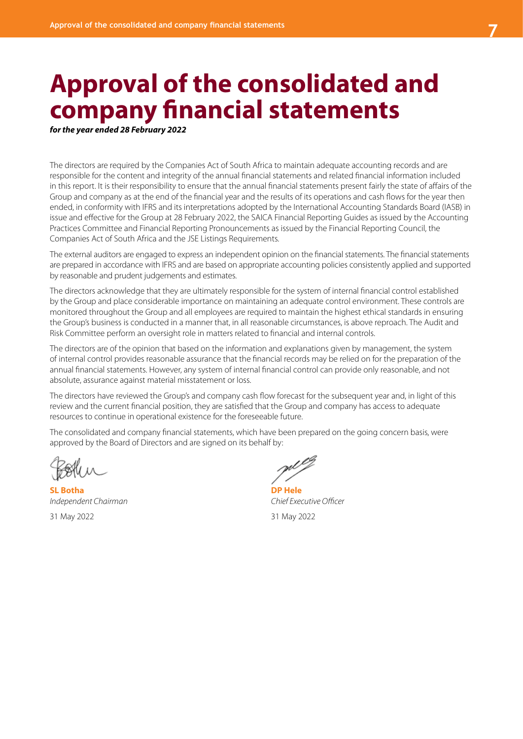# Approval of the consolidated and company financial statements

***for the year ended 28 February 2022***

The directors are required by the Companies Act of South Africa to maintain adequate accounting records and are responsible for the content and integrity of the annual financial statements and related financial information included in this report. It is their responsibility to ensure that the annual financial statements present fairly the state of affairs of the Group and company as at the end of the financial year and the results of its operations and cash flows for the year then ended, in conformity with IFRS and its interpretations adopted by the International Accounting Standards Board (IASB) in issue and effective for the Group at 28 February 2022, the SAICA Financial Reporting Guides as issued by the Accounting Practices Committee and Financial Reporting Pronouncements as issued by the Financial Reporting Council, the Companies Act of South Africa and the JSE Listings Requirements.

The external auditors are engaged to express an independent opinion on the financial statements. The financial statements are prepared in accordance with IFRS and are based on appropriate accounting policies consistently applied and supported by reasonable and prudent judgements and estimates.

The directors acknowledge that they are ultimately responsible for the system of internal financial control established by the Group and place considerable importance on maintaining an adequate control environment. These controls are monitored throughout the Group and all employees are required to maintain the highest ethical standards in ensuring the Group's business is conducted in a manner that, in all reasonable circumstances, is above reproach. The Audit and Risk Committee perform an oversight role in matters related to financial and internal controls.

The directors are of the opinion that based on the information and explanations given by management, the system of internal control provides reasonable assurance that the financial records may be relied on for the preparation of the annual financial statements. However, any system of internal financial control can provide only reasonable, and not absolute, assurance against material misstatement or loss.

The directors have reviewed the Group's and company cash flow forecast for the subsequent year and, in light of this review and the current financial position, they are satisfied that the Group and company has access to adequate resources to continue in operational existence for the foreseeable future.

The consolidated and company financial statements, which have been prepared on the going concern basis, were approved by the Board of Directors and are signed on its behalf by:

**SL Botha**
*Independent Chairman*
31 May 2022

**DP Hele**
*Chief Executive Officer*
31 May 2022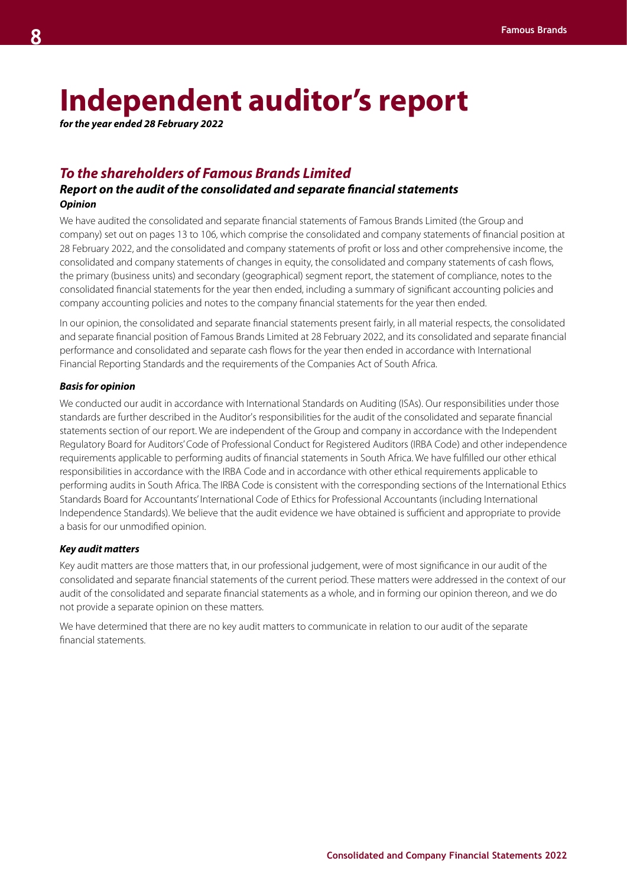# Independent auditor's report

***for the year ended 28 February 2022***

## *To the shareholders of Famous Brands Limited*

### *Report on the audit of the consolidated and separate financial statements*

***Opinion***

We have audited the consolidated and separate financial statements of Famous Brands Limited (the Group and company) set out on pages 13 to 106, which comprise the consolidated and company statements of financial position at 28 February 2022, and the consolidated and company statements of profit or loss and other comprehensive income, the consolidated and company statements of changes in equity, the consolidated and company statements of cash flows, the primary (business units) and secondary (geographical) segment report, the statement of compliance, notes to the consolidated financial statements for the year then ended, including a summary of significant accounting policies and company accounting policies and notes to the company financial statements for the year then ended.

In our opinion, the consolidated and separate financial statements present fairly, in all material respects, the consolidated and separate financial position of Famous Brands Limited at 28 February 2022, and its consolidated and separate financial performance and consolidated and separate cash flows for the year then ended in accordance with International Financial Reporting Standards and the requirements of the Companies Act of South Africa.

***Basis for opinion***

We conducted our audit in accordance with International Standards on Auditing (ISAs). Our responsibilities under those standards are further described in the Auditor's responsibilities for the audit of the consolidated and separate financial statements section of our report. We are independent of the Group and company in accordance with the Independent Regulatory Board for Auditors' Code of Professional Conduct for Registered Auditors (IRBA Code) and other independence requirements applicable to performing audits of financial statements in South Africa. We have fulfilled our other ethical responsibilities in accordance with the IRBA Code and in accordance with other ethical requirements applicable to performing audits in South Africa. The IRBA Code is consistent with the corresponding sections of the International Ethics Standards Board for Accountants' International Code of Ethics for Professional Accountants (including International Independence Standards). We believe that the audit evidence we have obtained is sufficient and appropriate to provide a basis for our unmodified opinion.

***Key audit matters***

Key audit matters are those matters that, in our professional judgement, were of most significance in our audit of the consolidated and separate financial statements of the current period. These matters were addressed in the context of our audit of the consolidated and separate financial statements as a whole, and in forming our opinion thereon, and we do not provide a separate opinion on these matters.

We have determined that there are no key audit matters to communicate in relation to our audit of the separate financial statements.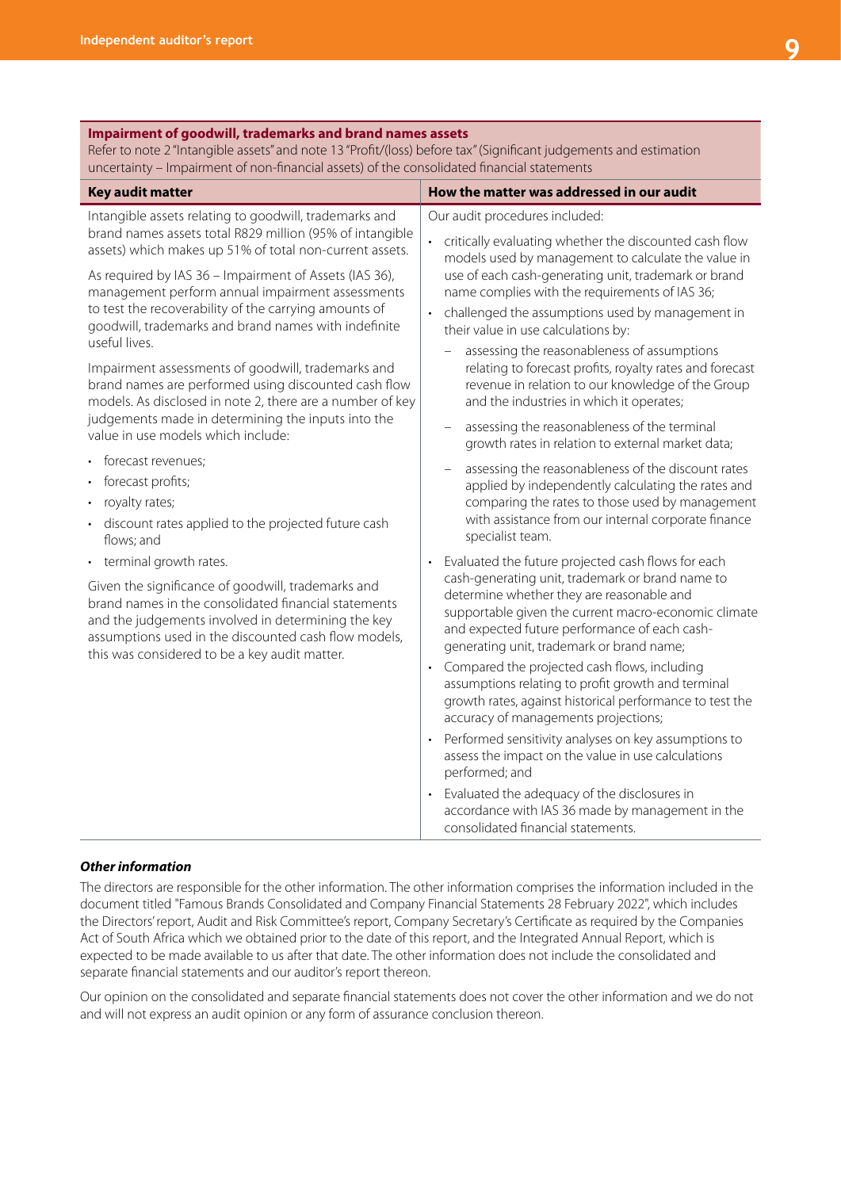**Impairment of goodwill, trademarks and brand names assets**

Refer to note 2 "Intangible assets" and note 13 "Profit/(loss) before tax" (Significant judgements and estimation uncertainty – Impairment of non-financial assets) of the consolidated financial statements

| Key audit matter | How the matter was addressed in our audit |
|---|---|
| Intangible assets relating to goodwill, trademarks and brand names assets total R829 million (95% of intangible assets) which makes up 51% of total non-current assets.<br><br>As required by IAS 36 – Impairment of Assets (IAS 36), management perform annual impairment assessments to test the recoverability of the carrying amounts of goodwill, trademarks and brand names with indefinite useful lives.<br><br>Impairment assessments of goodwill, trademarks and brand names are performed using discounted cash flow models. As disclosed in note 2, there are a number of key judgements made in determining the inputs into the value in use models which include:<br><br>• forecast revenues;<br>• forecast profits;<br>• royalty rates;<br>• discount rates applied to the projected future cash flows; and<br>• terminal growth rates.<br><br>Given the significance of goodwill, trademarks and brand names in the consolidated financial statements and the judgements involved in determining the key assumptions used in the discounted cash flow models, this was considered to be a key audit matter. | Our audit procedures included:<br><br>• critically evaluating whether the discounted cash flow models used by management to calculate the value in use of each cash-generating unit, trademark or brand name complies with the requirements of IAS 36;<br>• challenged the assumptions used by management in their value in use calculations by:<br>  – assessing the reasonableness of assumptions relating to forecast profits, royalty rates and forecast revenue in relation to our knowledge of the Group and the industries in which it operates;<br>  – assessing the reasonableness of the terminal growth rates in relation to external market data;<br>  – assessing the reasonableness of the discount rates applied by independently calculating the rates and comparing the rates to those used by management with assistance from our internal corporate finance specialist team.<br>• Evaluated the future projected cash flows for each cash-generating unit, trademark or brand name to determine whether they are reasonable and supportable given the current macro-economic climate and expected future performance of each cash-generating unit, trademark or brand name;<br>• Compared the projected cash flows, including assumptions relating to profit growth and terminal growth rates, against historical performance to test the accuracy of managements projections;<br>• Performed sensitivity analyses on key assumptions to assess the impact on the value in use calculations performed; and<br>• Evaluated the adequacy of the disclosures in accordance with IAS 36 made by management in the consolidated financial statements. |

***Other information***

The directors are responsible for the other information. The other information comprises the information included in the document titled "Famous Brands Consolidated and Company Financial Statements 28 February 2022", which includes the Directors' report, Audit and Risk Committee's report, Company Secretary's Certificate as required by the Companies Act of South Africa which we obtained prior to the date of this report, and the Integrated Annual Report, which is expected to be made available to us after that date. The other information does not include the consolidated and separate financial statements and our auditor's report thereon.

Our opinion on the consolidated and separate financial statements does not cover the other information and we do not and will not express an audit opinion or any form of assurance conclusion thereon.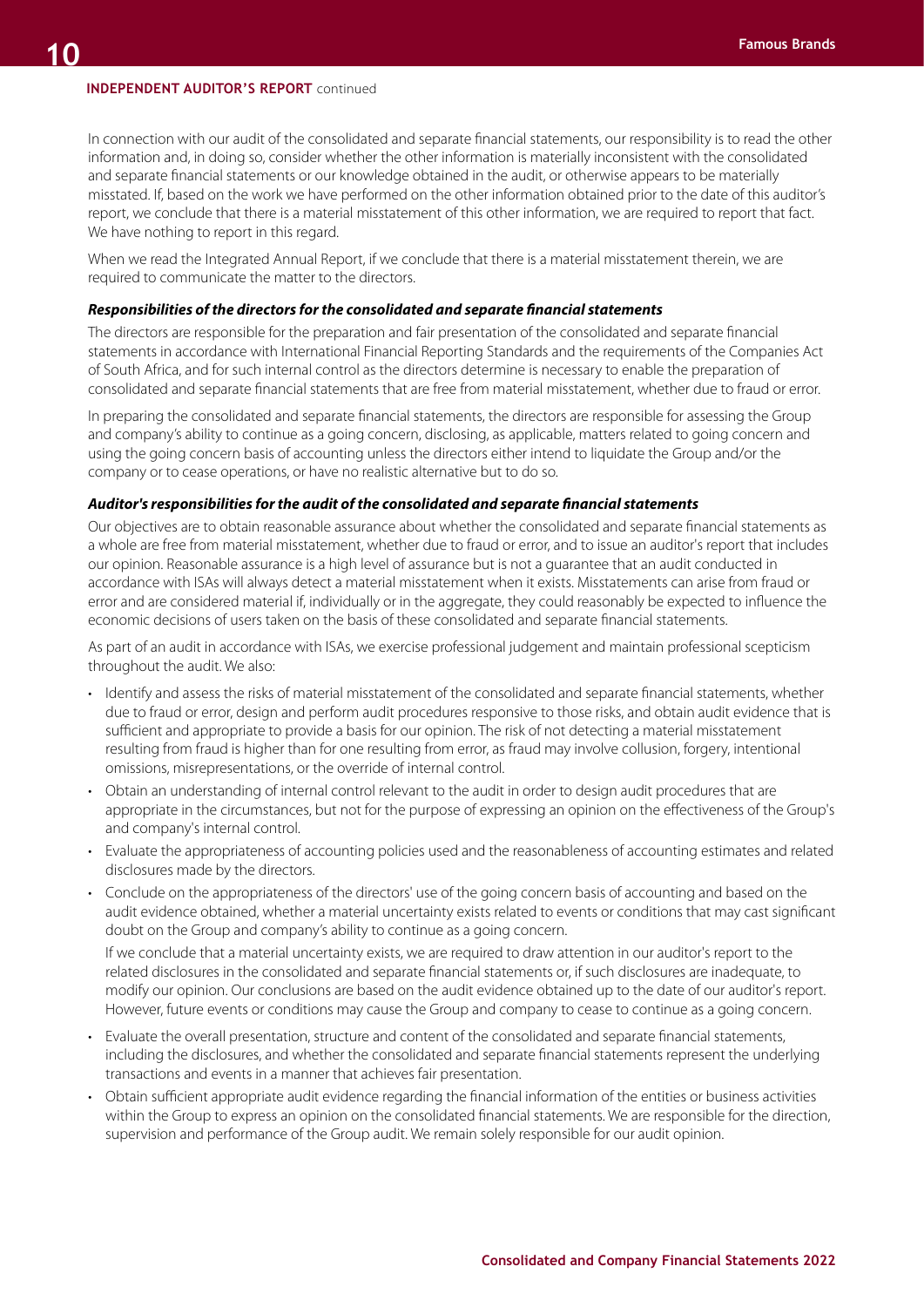**INDEPENDENT AUDITOR'S REPORT** continued

In connection with our audit of the consolidated and separate financial statements, our responsibility is to read the other information and, in doing so, consider whether the other information is materially inconsistent with the consolidated and separate financial statements or our knowledge obtained in the audit, or otherwise appears to be materially misstated. If, based on the work we have performed on the other information obtained prior to the date of this auditor's report, we conclude that there is a material misstatement of this other information, we are required to report that fact. We have nothing to report in this regard.

When we read the Integrated Annual Report, if we conclude that there is a material misstatement therein, we are required to communicate the matter to the directors.

***Responsibilities of the directors for the consolidated and separate financial statements***

The directors are responsible for the preparation and fair presentation of the consolidated and separate financial statements in accordance with International Financial Reporting Standards and the requirements of the Companies Act of South Africa, and for such internal control as the directors determine is necessary to enable the preparation of consolidated and separate financial statements that are free from material misstatement, whether due to fraud or error.

In preparing the consolidated and separate financial statements, the directors are responsible for assessing the Group and company's ability to continue as a going concern, disclosing, as applicable, matters related to going concern and using the going concern basis of accounting unless the directors either intend to liquidate the Group and/or the company or to cease operations, or have no realistic alternative but to do so.

***Auditor's responsibilities for the audit of the consolidated and separate financial statements***

Our objectives are to obtain reasonable assurance about whether the consolidated and separate financial statements as a whole are free from material misstatement, whether due to fraud or error, and to issue an auditor's report that includes our opinion. Reasonable assurance is a high level of assurance but is not a guarantee that an audit conducted in accordance with ISAs will always detect a material misstatement when it exists. Misstatements can arise from fraud or error and are considered material if, individually or in the aggregate, they could reasonably be expected to influence the economic decisions of users taken on the basis of these consolidated and separate financial statements.

As part of an audit in accordance with ISAs, we exercise professional judgement and maintain professional scepticism throughout the audit. We also:

- Identify and assess the risks of material misstatement of the consolidated and separate financial statements, whether due to fraud or error, design and perform audit procedures responsive to those risks, and obtain audit evidence that is sufficient and appropriate to provide a basis for our opinion. The risk of not detecting a material misstatement resulting from fraud is higher than for one resulting from error, as fraud may involve collusion, forgery, intentional omissions, misrepresentations, or the override of internal control.
- Obtain an understanding of internal control relevant to the audit in order to design audit procedures that are appropriate in the circumstances, but not for the purpose of expressing an opinion on the effectiveness of the Group's and company's internal control.
- Evaluate the appropriateness of accounting policies used and the reasonableness of accounting estimates and related disclosures made by the directors.
- Conclude on the appropriateness of the directors' use of the going concern basis of accounting and based on the audit evidence obtained, whether a material uncertainty exists related to events or conditions that may cast significant doubt on the Group and company's ability to continue as a going concern.

  If we conclude that a material uncertainty exists, we are required to draw attention in our auditor's report to the related disclosures in the consolidated and separate financial statements or, if such disclosures are inadequate, to modify our opinion. Our conclusions are based on the audit evidence obtained up to the date of our auditor's report. However, future events or conditions may cause the Group and company to cease to continue as a going concern.
- Evaluate the overall presentation, structure and content of the consolidated and separate financial statements, including the disclosures, and whether the consolidated and separate financial statements represent the underlying transactions and events in a manner that achieves fair presentation.
- Obtain sufficient appropriate audit evidence regarding the financial information of the entities or business activities within the Group to express an opinion on the consolidated financial statements. We are responsible for the direction, supervision and performance of the Group audit. We remain solely responsible for our audit opinion.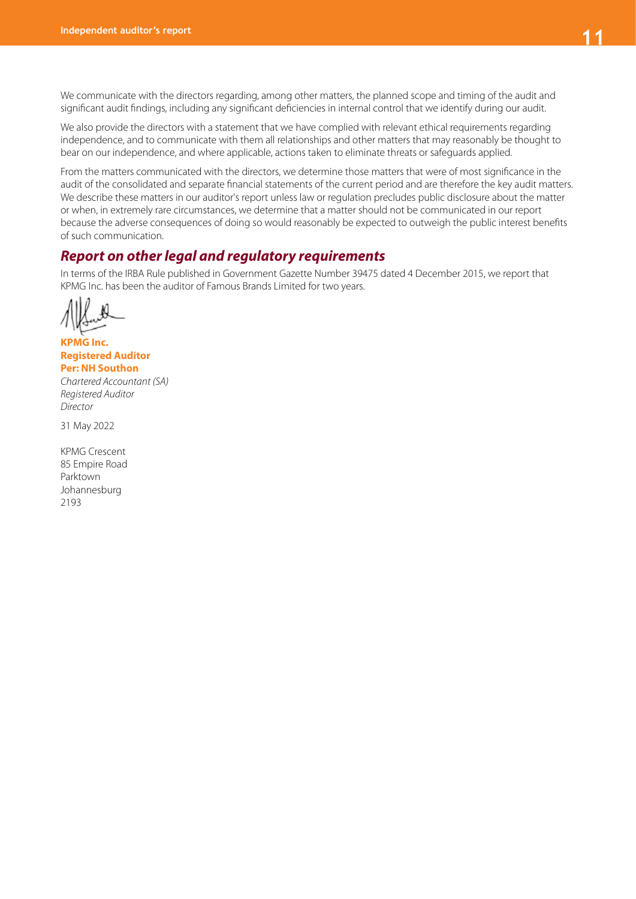We communicate with the directors regarding, among other matters, the planned scope and timing of the audit and significant audit findings, including any significant deficiencies in internal control that we identify during our audit.

We also provide the directors with a statement that we have complied with relevant ethical requirements regarding independence, and to communicate with them all relationships and other matters that may reasonably be thought to bear on our independence, and where applicable, actions taken to eliminate threats or safeguards applied.

From the matters communicated with the directors, we determine those matters that were of most significance in the audit of the consolidated and separate financial statements of the current period and are therefore the key audit matters. We describe these matters in our auditor's report unless law or regulation precludes public disclosure about the matter or when, in extremely rare circumstances, we determine that a matter should not be communicated in our report because the adverse consequences of doing so would reasonably be expected to outweigh the public interest benefits of such communication.

## *Report on other legal and regulatory requirements*

In terms of the IRBA Rule published in Government Gazette Number 39475 dated 4 December 2015, we report that KPMG Inc. has been the auditor of Famous Brands Limited for two years.

**KPMG Inc.**
**Registered Auditor**
**Per: NH Southon**
*Chartered Accountant (SA)*
*Registered Auditor*
*Director*

31 May 2022

KPMG Crescent
85 Empire Road
Parktown
Johannesburg
2193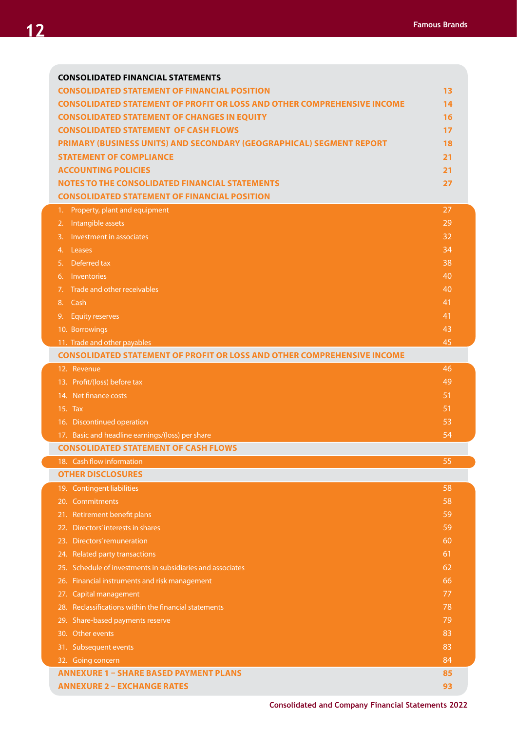## CONSOLIDATED FINANCIAL STATEMENTS

| | |
|---|---|
| **CONSOLIDATED STATEMENT OF FINANCIAL POSITION** | **13** |
| **CONSOLIDATED STATEMENT OF PROFIT OR LOSS AND OTHER COMPREHENSIVE INCOME** | **14** |
| **CONSOLIDATED STATEMENT OF CHANGES IN EQUITY** | **16** |
| **CONSOLIDATED STATEMENT OF CASH FLOWS** | **17** |
| **PRIMARY (BUSINESS UNITS) AND SECONDARY (GEOGRAPHICAL) SEGMENT REPORT** | **18** |
| **STATEMENT OF COMPLIANCE** | **21** |
| **ACCOUNTING POLICIES** | **21** |
| **NOTES TO THE CONSOLIDATED FINANCIAL STATEMENTS** | **27** |
| **CONSOLIDATED STATEMENT OF FINANCIAL POSITION** | |
| 1. Property, plant and equipment | 27 |
| 2. Intangible assets | 29 |
| 3. Investment in associates | 32 |
| 4. Leases | 34 |
| 5. Deferred tax | 38 |
| 6. Inventories | 40 |
| 7. Trade and other receivables | 40 |
| 8. Cash | 41 |
| 9. Equity reserves | 41 |
| 10. Borrowings | 43 |
| 11. Trade and other payables | 45 |
| **CONSOLIDATED STATEMENT OF PROFIT OR LOSS AND OTHER COMPREHENSIVE INCOME** | |
| 12. Revenue | 46 |
| 13. Profit/(loss) before tax | 49 |
| 14. Net finance costs | 51 |
| 15. Tax | 51 |
| 16. Discontinued operation | 53 |
| 17. Basic and headline earnings/(loss) per share | 54 |
| **CONSOLIDATED STATEMENT OF CASH FLOWS** | |
| 18. Cash flow information | 55 |
| **OTHER DISCLOSURES** | |
| 19. Contingent liabilities | 58 |
| 20. Commitments | 58 |
| 21. Retirement benefit plans | 59 |
| 22. Directors' interests in shares | 59 |
| 23. Directors' remuneration | 60 |
| 24. Related party transactions | 61 |
| 25. Schedule of investments in subsidiaries and associates | 62 |
| 26. Financial instruments and risk management | 66 |
| 27. Capital management | 77 |
| 28. Reclassifications within the financial statements | 78 |
| 29. Share-based payments reserve | 79 |
| 30. Other events | 83 |
| 31. Subsequent events | 83 |
| 32. Going concern | 84 |
| **ANNEXURE 1 – SHARE BASED PAYMENT PLANS** | **85** |
| **ANNEXURE 2 – EXCHANGE RATES** | **93** |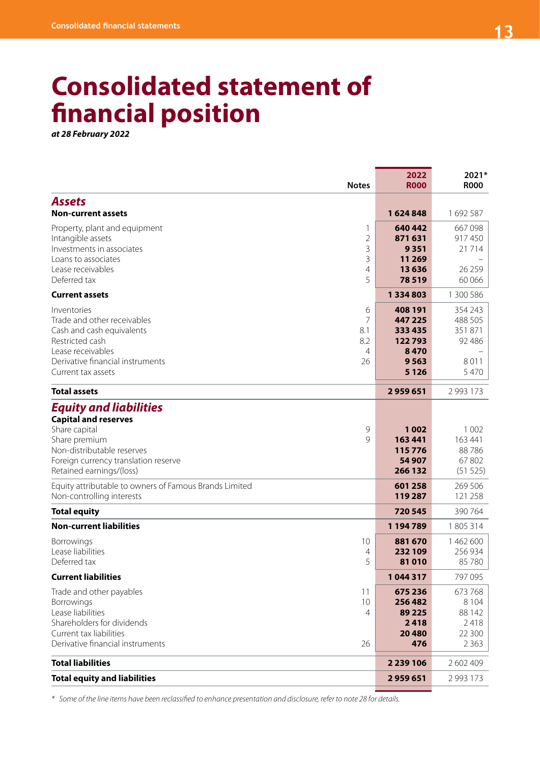# Consolidated statement of financial position

***at 28 February 2022***

| | Notes | 2022 R000 | 2021* R000 |
|---|---|---|---|
| ***Assets*** | | | |
| **Non-current assets** | | **1 624 848** | 1 692 587 |
| Property, plant and equipment | 1 | **640 442** | 667 098 |
| Intangible assets | 2 | **871 631** | 917 450 |
| Investments in associates | 3 | **9 351** | 21 714 |
| Loans to associates | 3 | **11 269** | – |
| Lease receivables | 4 | **13 636** | 26 259 |
| Deferred tax | 5 | **78 519** | 60 066 |
| **Current assets** | | **1 334 803** | 1 300 586 |
| Inventories | 6 | **408 191** | 354 243 |
| Trade and other receivables | 7 | **447 225** | 488 505 |
| Cash and cash equivalents | 8.1 | **333 435** | 351 871 |
| Restricted cash | 8.2 | **122 793** | 92 486 |
| Lease receivables | 4 | **8 470** | – |
| Derivative financial instruments | 26 | **9 563** | 8 011 |
| Current tax assets | | **5 126** | 5 470 |
| **Total assets** | | **2 959 651** | 2 993 173 |
| ***Equity and liabilities*** | | | |
| **Capital and reserves** | | | |
| Share capital | 9 | **1 002** | 1 002 |
| Share premium | 9 | **163 441** | 163 441 |
| Non-distributable reserves | | **115 776** | 88 786 |
| Foreign currency translation reserve | | **54 907** | 67 802 |
| Retained earnings/(loss) | | **266 132** | (51 525) |
| Equity attributable to owners of Famous Brands Limited | | **601 258** | 269 506 |
| Non-controlling interests | | **119 287** | 121 258 |
| **Total equity** | | **720 545** | 390 764 |
| **Non-current liabilities** | | **1 194 789** | 1 805 314 |
| Borrowings | 10 | **881 670** | 1 462 600 |
| Lease liabilities | 4 | **232 109** | 256 934 |
| Deferred tax | 5 | **81 010** | 85 780 |
| **Current liabilities** | | **1 044 317** | 797 095 |
| Trade and other payables | 11 | **675 236** | 673 768 |
| Borrowings | 10 | **256 482** | 8 104 |
| Lease liabilities | 4 | **89 225** | 88 142 |
| Shareholders for dividends | | **2 418** | 2 418 |
| Current tax liabilities | | **20 480** | 22 300 |
| Derivative financial instruments | 26 | **476** | 2 363 |
| **Total liabilities** | | **2 239 106** | 2 602 409 |
| **Total equity and liabilities** | | **2 959 651** | 2 993 173 |

*\* Some of the line items have been reclassified to enhance presentation and disclosure, refer to note 28 for details.*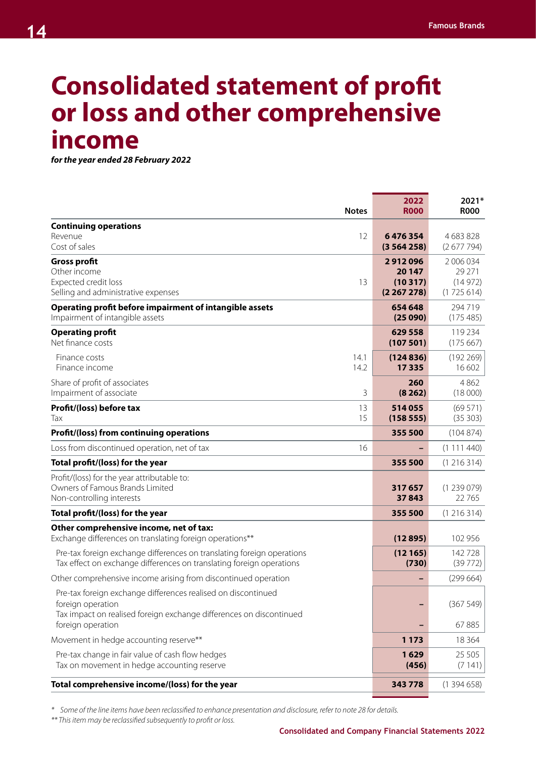# Consolidated statement of profit or loss and other comprehensive income

***for the year ended 28 February 2022***

| | Notes | 2022 R000 | 2021* R000 |
|---|---|---|---|
| **Continuing operations** | | | |
| Revenue | 12 | **6 476 354** | 4 683 828 |
| Cost of sales | | **(3 564 258)** | (2 677 794) |
| **Gross profit** | | **2 912 096** | 2 006 034 |
| Other income | | **20 147** | 29 271 |
| Expected credit loss | 13 | **(10 317)** | (14 972) |
| Selling and administrative expenses | | **(2 267 278)** | (1 725 614) |
| **Operating profit before impairment of intangible assets** | | **654 648** | 294 719 |
| Impairment of intangible assets | | **(25 090)** | (175 485) |
| **Operating profit** | | **629 558** | 119 234 |
| Net finance costs | | **(107 501)** | (175 667) |
| Finance costs | 14.1 | **(124 836)** | (192 269) |
| Finance income | 14.2 | **17 335** | 16 602 |
| Share of profit of associates | | **260** | 4 862 |
| Impairment of associate | 3 | **(8 262)** | (18 000) |
| **Profit/(loss) before tax** | 13 | **514 055** | (69 571) |
| Tax | 15 | **(158 555)** | (35 303) |
| **Profit/(loss) from continuing operations** | | **355 500** | (104 874) |
| Loss from discontinued operation, net of tax | 16 | **–** | (1 111 440) |
| **Total profit/(loss) for the year** | | **355 500** | (1 216 314) |
| Profit/(loss) for the year attributable to: | | | |
| Owners of Famous Brands Limited | | **317 657** | (1 239 079) |
| Non-controlling interests | | **37 843** | 22 765 |
| **Total profit/(loss) for the year** | | **355 500** | (1 216 314) |
| **Other comprehensive income, net of tax:** | | | |
| Exchange differences on translating foreign operations** | | **(12 895)** | 102 956 |
| Pre-tax foreign exchange differences on translating foreign operations | | **(12 165)** | 142 728 |
| Tax effect on exchange differences on translating foreign operations | | **(730)** | (39 772) |
| Other comprehensive income arising from discontinued operation | | **–** | (299 664) |
| Pre-tax foreign exchange differences realised on discontinued foreign operation | | **–** | (367 549) |
| Tax impact on realised foreign exchange differences on discontinued foreign operation | | **–** | 67 885 |
| Movement in hedge accounting reserve** | | **1 173** | 18 364 |
| Pre-tax change in fair value of cash flow hedges | | **1 629** | 25 505 |
| Tax on movement in hedge accounting reserve | | **(456)** | (7 141) |
| **Total comprehensive income/(loss) for the year** | | **343 778** | (1 394 658) |

*\* Some of the line items have been reclassified to enhance presentation and disclosure, refer to note 28 for details.*

*\*\* This item may be reclassified subsequently to profit or loss.*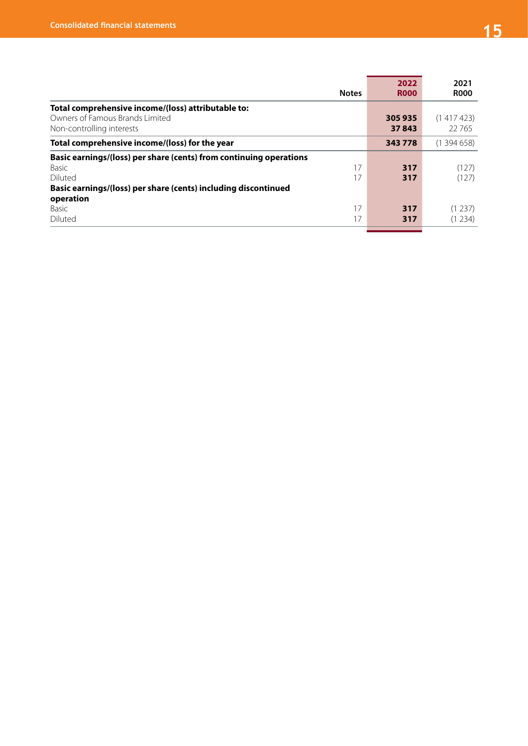| | Notes | 2022 R000 | 2021 R000 |
|---|---|---|---|
| **Total comprehensive income/(loss) attributable to:** | | | |
| Owners of Famous Brands Limited | | **305 935** | (1 417 423) |
| Non-controlling interests | | **37 843** | 22 765 |
| **Total comprehensive income/(loss) for the year** | | **343 778** | (1 394 658) |
| **Basic earnings/(loss) per share (cents) from continuing operations** | | | |
| Basic | 17 | **317** | (127) |
| Diluted | 17 | **317** | (127) |
| **Basic earnings/(loss) per share (cents) including discontinued operation** | | | |
| Basic | 17 | **317** | (1 237) |
| Diluted | 17 | **317** | (1 234) |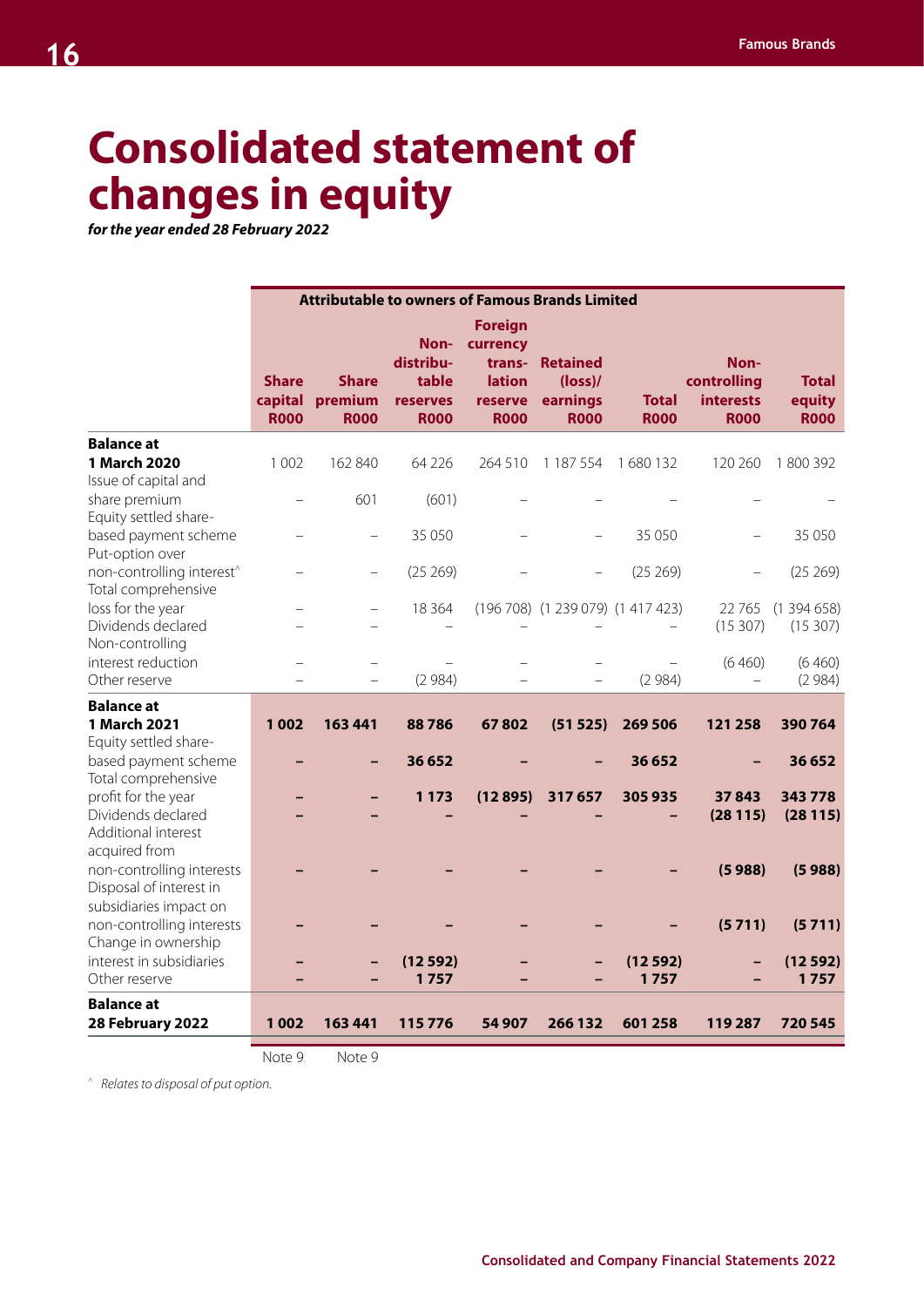# Consolidated statement of changes in equity

***for the year ended 28 February 2022***

| | Attributable to owners of Famous Brands Limited | | | | | | | |
|---|---|---|---|---|---|---|---|---|
| | **Share capital R000** | **Share premium R000** | **Non-distributable reserves R000** | **Foreign currency translation reserve R000** | **Retained (loss)/ earnings R000** | **Total R000** | **Non-controlling interests R000** | **Total equity R000** |
| **Balance at 1 March 2020** | 1 002 | 162 840 | 64 226 | 264 510 | 1 187 554 | 1 680 132 | 120 260 | 1 800 392 |
| Issue of capital and share premium | – | 601 | (601) | – | – | – | – | – |
| Equity settled share-based payment scheme | – | – | 35 050 | – | – | 35 050 | – | 35 050 |
| Put-option over non-controlling interest^ | – | – | (25 269) | – | – | (25 269) | – | (25 269) |
| Total comprehensive loss for the year | – | – | 18 364 | (196 708) | (1 239 079) | (1 417 423) | 22 765 | (1 394 658) |
| Dividends declared | – | – | – | – | – | – | (15 307) | (15 307) |
| Non-controlling interest reduction | – | – | – | – | – | – | (6 460) | (6 460) |
| Other reserve | – | – | (2 984) | – | – | (2 984) | – | (2 984) |
| **Balance at 1 March 2021** | **1 002** | **163 441** | **88 786** | **67 802** | **(51 525)** | **269 506** | **121 258** | **390 764** |
| Equity settled share-based payment scheme | **–** | **–** | **36 652** | **–** | **–** | **36 652** | **–** | **36 652** |
| Total comprehensive profit for the year | **–** | **–** | **1 173** | **(12 895)** | **317 657** | **305 935** | **37 843** | **343 778** |
| Dividends declared | **–** | **–** | **–** | **–** | **–** | **–** | **(28 115)** | **(28 115)** |
| Additional interest acquired from non-controlling interests | **–** | **–** | **–** | **–** | **–** | **–** | **(5 988)** | **(5 988)** |
| Disposal of interest in subsidiaries impact on non-controlling interests | **–** | **–** | **–** | **–** | **–** | **–** | **(5 711)** | **(5 711)** |
| Change in ownership interest in subsidiaries | **–** | **–** | **(12 592)** | **–** | **–** | **(12 592)** | **–** | **(12 592)** |
| Other reserve | **–** | **–** | **1 757** | **–** | **–** | **1 757** | **–** | **1 757** |
| **Balance at 28 February 2022** | **1 002** | **163 441** | **115 776** | **54 907** | **266 132** | **601 258** | **119 287** | **720 545** |
| | Note 9 | Note 9 | | | | | | |

^ *Relates to disposal of put option.*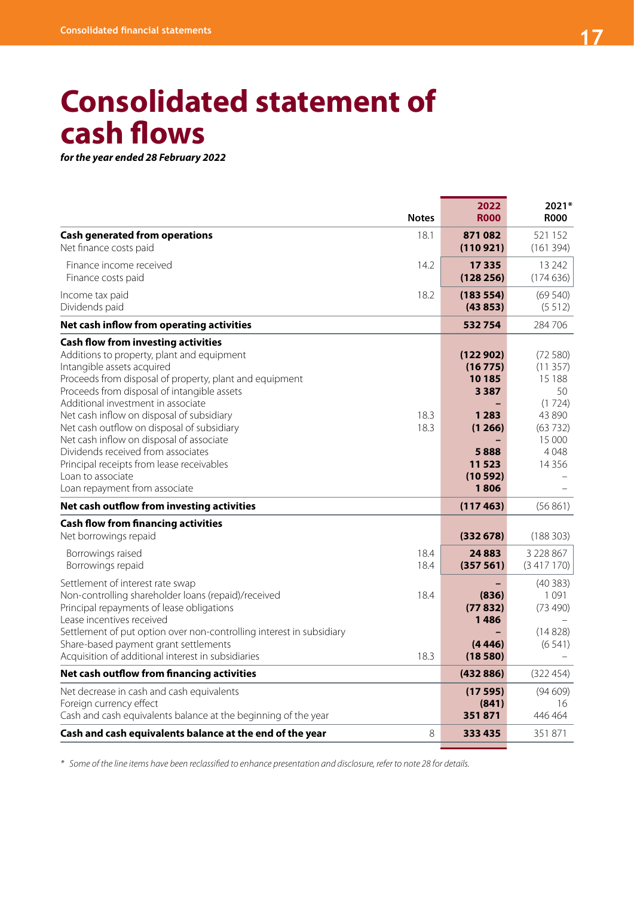# Consolidated statement of cash flows

***for the year ended 28 February 2022***

| | Notes | 2022 R000 | 2021* R000 |
|---|---|---|---|
| **Cash generated from operations** | 18.1 | **871 082** | 521 152 |
| Net finance costs paid | | **(110 921)** | (161 394) |
| Finance income received | 14.2 | **17 335** | 13 242 |
| Finance costs paid | | **(128 256)** | (174 636) |
| Income tax paid | 18.2 | **(183 554)** | (69 540) |
| Dividends paid | | **(43 853)** | (5 512) |
| **Net cash inflow from operating activities** | | **532 754** | 284 706 |
| **Cash flow from investing activities** | | | |
| Additions to property, plant and equipment | | **(122 902)** | (72 580) |
| Intangible assets acquired | | **(16 775)** | (11 357) |
| Proceeds from disposal of property, plant and equipment | | **10 185** | 15 188 |
| Proceeds from disposal of intangible assets | | **3 387** | 50 |
| Additional investment in associate | | **–** | (1 724) |
| Net cash inflow on disposal of subsidiary | 18.3 | **1 283** | 43 890 |
| Net cash outflow on disposal of subsidiary | 18.3 | **(1 266)** | (63 732) |
| Net cash inflow on disposal of associate | | **–** | 15 000 |
| Dividends received from associates | | **5 888** | 4 048 |
| Principal receipts from lease receivables | | **11 523** | 14 356 |
| Loan to associate | | **(10 592)** | – |
| Loan repayment from associate | | **1 806** | – |
| **Net cash outflow from investing activities** | | **(117 463)** | (56 861) |
| **Cash flow from financing activities** | | | |
| Net borrowings repaid | | **(332 678)** | (188 303) |
| Borrowings raised | 18.4 | **24 883** | 3 228 867 |
| Borrowings repaid | 18.4 | **(357 561)** | (3 417 170) |
| Settlement of interest rate swap | | **–** | (40 383) |
| Non-controlling shareholder loans (repaid)/received | 18.4 | **(836)** | 1 091 |
| Principal repayments of lease obligations | | **(77 832)** | (73 490) |
| Lease incentives received | | **1 486** | – |
| Settlement of put option over non-controlling interest in subsidiary | | **–** | (14 828) |
| Share-based payment grant settlements | | **(4 446)** | (6 541) |
| Acquisition of additional interest in subsidiaries | 18.3 | **(18 580)** | – |
| **Net cash outflow from financing activities** | | **(432 886)** | (322 454) |
| Net decrease in cash and cash equivalents | | **(17 595)** | (94 609) |
| Foreign currency effect | | **(841)** | 16 |
| Cash and cash equivalents balance at the beginning of the year | | **351 871** | 446 464 |
| **Cash and cash equivalents balance at the end of the year** | 8 | **333 435** | 351 871 |

\* *Some of the line items have been reclassified to enhance presentation and disclosure, refer to note 28 for details.*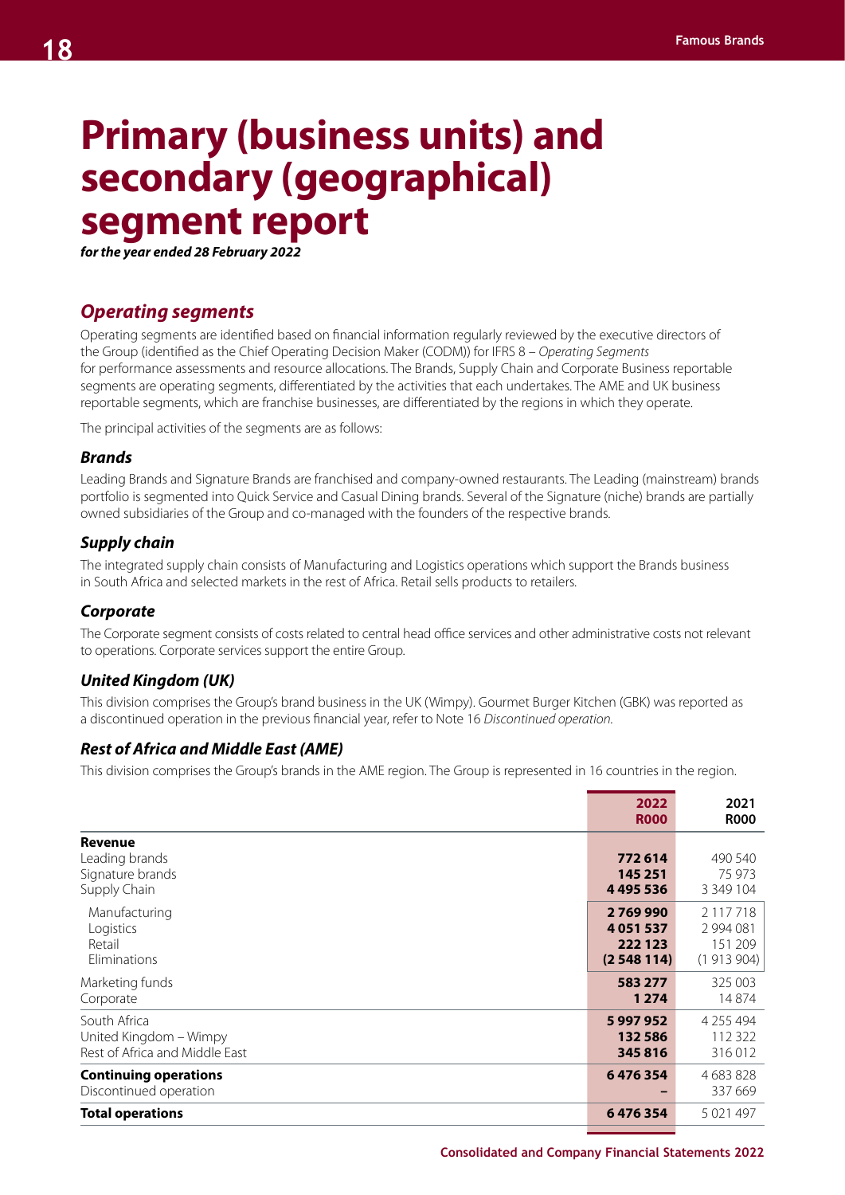# Primary (business units) and secondary (geographical) segment report

***for the year ended 28 February 2022***

## *Operating segments*

Operating segments are identified based on financial information regularly reviewed by the executive directors of the Group (identified as the Chief Operating Decision Maker (CODM)) for IFRS 8 – *Operating Segments* for performance assessments and resource allocations. The Brands, Supply Chain and Corporate Business reportable segments are operating segments, differentiated by the activities that each undertakes. The AME and UK business reportable segments, which are franchise businesses, are differentiated by the regions in which they operate.

The principal activities of the segments are as follows:

### *Brands*

Leading Brands and Signature Brands are franchised and company-owned restaurants. The Leading (mainstream) brands portfolio is segmented into Quick Service and Casual Dining brands. Several of the Signature (niche) brands are partially owned subsidiaries of the Group and co-managed with the founders of the respective brands.

### *Supply chain*

The integrated supply chain consists of Manufacturing and Logistics operations which support the Brands business in South Africa and selected markets in the rest of Africa. Retail sells products to retailers.

### *Corporate*

The Corporate segment consists of costs related to central head office services and other administrative costs not relevant to operations. Corporate services support the entire Group.

### *United Kingdom (UK)*

This division comprises the Group's brand business in the UK (Wimpy). Gourmet Burger Kitchen (GBK) was reported as a discontinued operation in the previous financial year, refer to Note 16 *Discontinued operation.*

### *Rest of Africa and Middle East (AME)*

This division comprises the Group's brands in the AME region. The Group is represented in 16 countries in the region.

| | 2022 R000 | 2021 R000 |
|---|---|---|
| **Revenue** | | |
| Leading brands | **772 614** | 490 540 |
| Signature brands | **145 251** | 75 973 |
| Supply Chain | **4 495 536** | 3 349 104 |
| Manufacturing | **2 769 990** | 2 117 718 |
| Logistics | **4 051 537** | 2 994 081 |
| Retail | **222 123** | 151 209 |
| Eliminations | **(2 548 114)** | (1 913 904) |
| Marketing funds | **583 277** | 325 003 |
| Corporate | **1 274** | 14 874 |
| South Africa | **5 997 952** | 4 255 494 |
| United Kingdom – Wimpy | **132 586** | 112 322 |
| Rest of Africa and Middle East | **345 816** | 316 012 |
| **Continuing operations** | **6 476 354** | 4 683 828 |
| Discontinued operation | **–** | 337 669 |
| **Total operations** | **6 476 354** | 5 021 497 |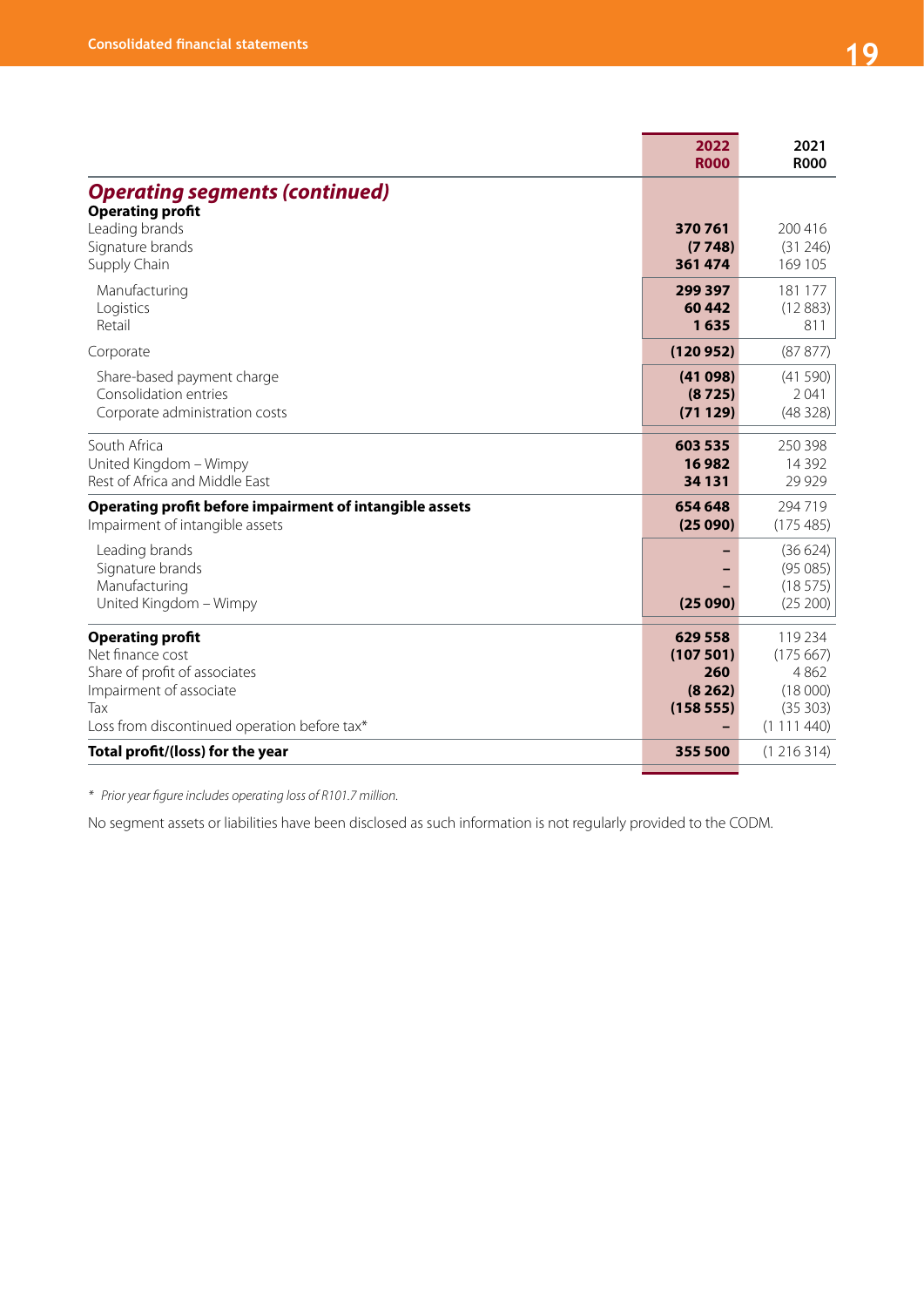## Operating segments (continued)

| | 2022 R000 | 2021 R000 |
|---|---|---|
| **Operating profit** | | |
| Leading brands | **370 761** | 200 416 |
| Signature brands | **(7 748)** | (31 246) |
| Supply Chain | **361 474** | 169 105 |
| Manufacturing | **299 397** | 181 177 |
| Logistics | **60 442** | (12 883) |
| Retail | **1 635** | 811 |
| Corporate | **(120 952)** | (87 877) |
| Share-based payment charge | **(41 098)** | (41 590) |
| Consolidation entries | **(8 725)** | 2 041 |
| Corporate administration costs | **(71 129)** | (48 328) |
| South Africa | **603 535** | 250 398 |
| United Kingdom – Wimpy | **16 982** | 14 392 |
| Rest of Africa and Middle East | **34 131** | 29 929 |
| **Operating profit before impairment of intangible assets** | **654 648** | 294 719 |
| Impairment of intangible assets | **(25 090)** | (175 485) |
| Leading brands | **–** | (36 624) |
| Signature brands | **–** | (95 085) |
| Manufacturing | **–** | (18 575) |
| United Kingdom – Wimpy | **(25 090)** | (25 200) |
| **Operating profit** | **629 558** | 119 234 |
| Net finance cost | **(107 501)** | (175 667) |
| Share of profit of associates | **260** | 4 862 |
| Impairment of associate | **(8 262)** | (18 000) |
| Tax | **(158 555)** | (35 303) |
| Loss from discontinued operation before tax* | **–** | (1 111 440) |
| **Total profit/(loss) for the year** | **355 500** | (1 216 314) |

*\* Prior year figure includes operating loss of R101.7 million.*

No segment assets or liabilities have been disclosed as such information is not regularly provided to the CODM.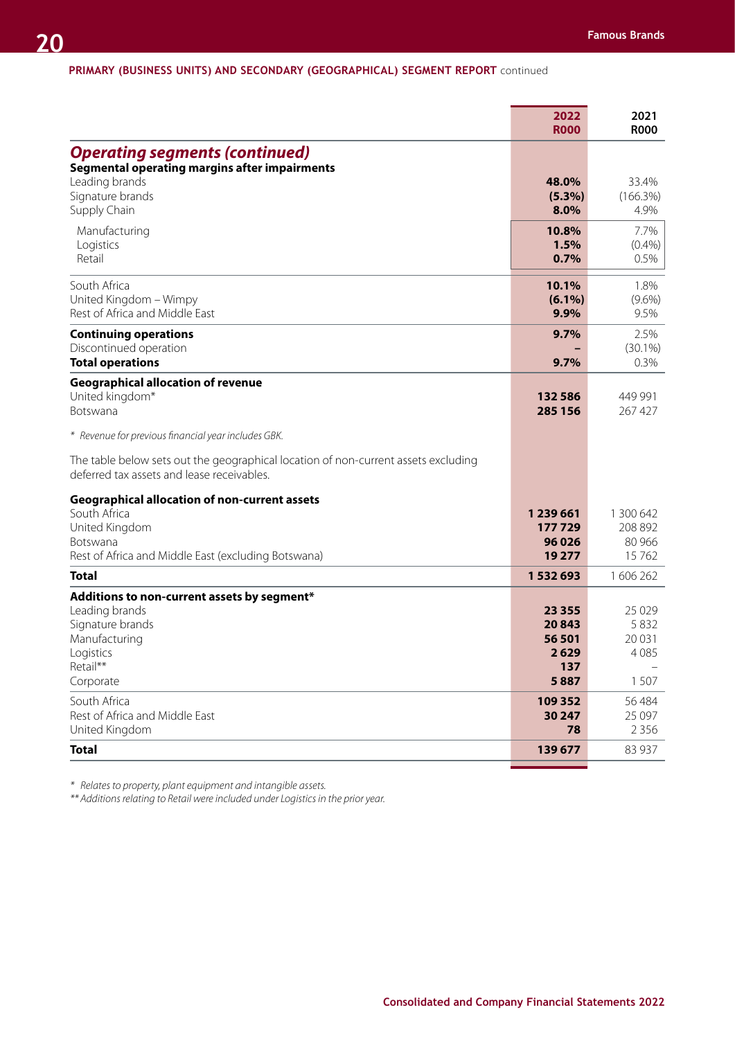**PRIMARY (BUSINESS UNITS) AND SECONDARY (GEOGRAPHICAL) SEGMENT REPORT** continued

| | 2022 R000 | 2021 R000 |
|---|---|---|
| ***Operating segments (continued)*** | | |
| **Segmental operating margins after impairments** | | |
| Leading brands | **48.0%** | 33.4% |
| Signature brands | **(5.3%)** | (166.3%) |
| Supply Chain | **8.0%** | 4.9% |
| Manufacturing | **10.8%** | 7.7% |
| Logistics | **1.5%** | (0.4%) |
| Retail | **0.7%** | 0.5% |
| South Africa | **10.1%** | 1.8% |
| United Kingdom – Wimpy | **(6.1%)** | (9.6%) |
| Rest of Africa and Middle East | **9.9%** | 9.5% |
| **Continuing operations** | **9.7%** | 2.5% |
| Discontinued operation | **–** | (30.1%) |
| **Total operations** | **9.7%** | 0.3% |
| **Geographical allocation of revenue** | | |
| United kingdom* | **132 586** | 449 991 |
| Botswana | **285 156** | 267 427 |

*\* Revenue for previous financial year includes GBK.*

The table below sets out the geographical location of non-current assets excluding deferred tax assets and lease receivables.

| | 2022 R000 | 2021 R000 |
|---|---|---|
| **Geographical allocation of non-current assets** | | |
| South Africa | **1 239 661** | 1 300 642 |
| United Kingdom | **177 729** | 208 892 |
| Botswana | **96 026** | 80 966 |
| Rest of Africa and Middle East (excluding Botswana) | **19 277** | 15 762 |
| **Total** | **1 532 693** | 1 606 262 |
| **Additions to non-current assets by segment*** | | |
| Leading brands | **23 355** | 25 029 |
| Signature brands | **20 843** | 5 832 |
| Manufacturing | **56 501** | 20 031 |
| Logistics | **2 629** | 4 085 |
| Retail** | **137** | – |
| Corporate | **5 887** | 1 507 |
| South Africa | **109 352** | 56 484 |
| Rest of Africa and Middle East | **30 247** | 25 097 |
| United Kingdom | **78** | 2 356 |
| **Total** | **139 677** | 83 937 |

*\* Relates to property, plant equipment and intangible assets.*
*\*\* Additions relating to Retail were included under Logistics in the prior year.*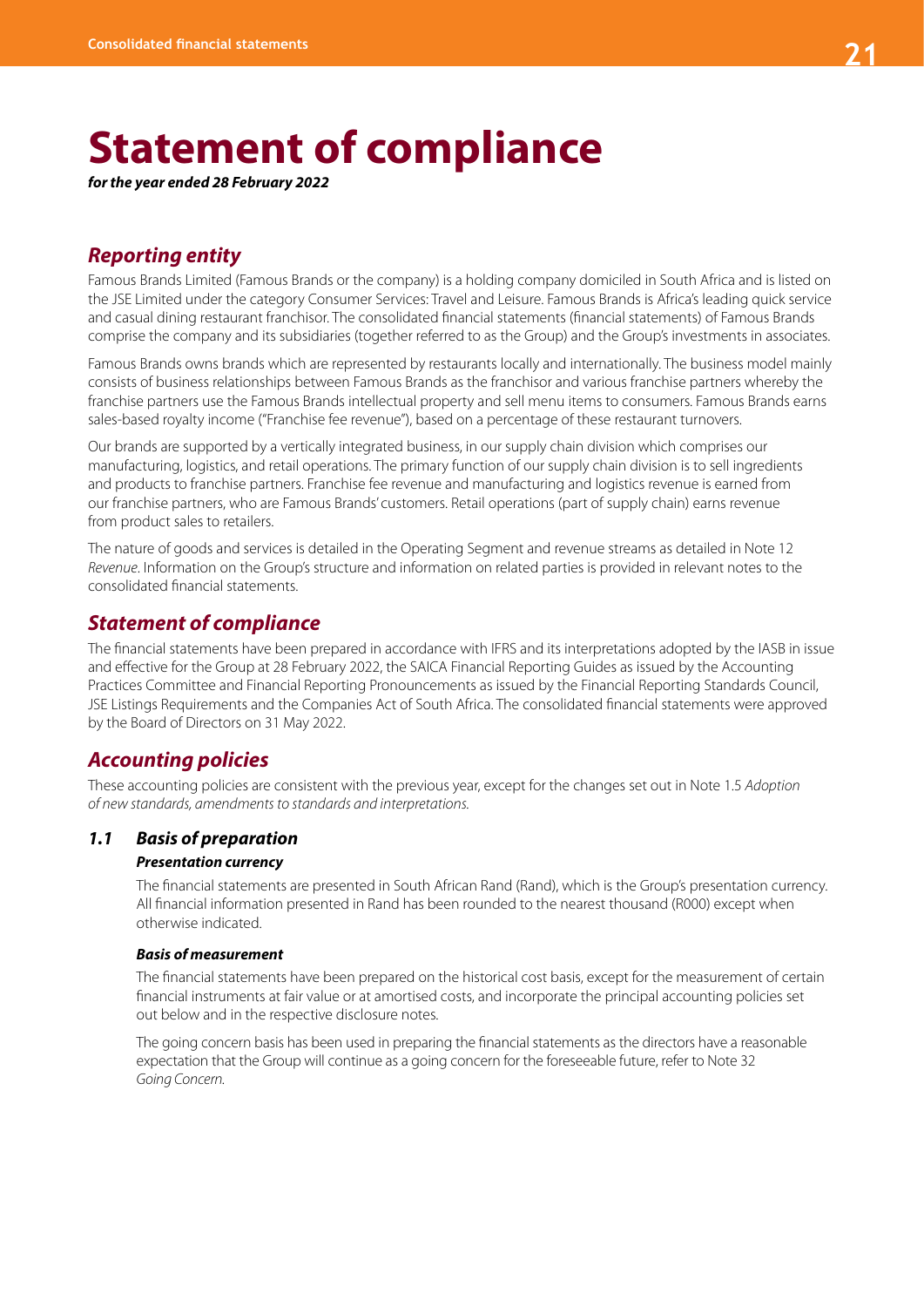# Statement of compliance

***for the year ended 28 February 2022***

## *Reporting entity*

Famous Brands Limited (Famous Brands or the company) is a holding company domiciled in South Africa and is listed on the JSE Limited under the category Consumer Services: Travel and Leisure. Famous Brands is Africa's leading quick service and casual dining restaurant franchisor. The consolidated financial statements (financial statements) of Famous Brands comprise the company and its subsidiaries (together referred to as the Group) and the Group's investments in associates.

Famous Brands owns brands which are represented by restaurants locally and internationally. The business model mainly consists of business relationships between Famous Brands as the franchisor and various franchise partners whereby the franchise partners use the Famous Brands intellectual property and sell menu items to consumers. Famous Brands earns sales-based royalty income ("Franchise fee revenue"), based on a percentage of these restaurant turnovers.

Our brands are supported by a vertically integrated business, in our supply chain division which comprises our manufacturing, logistics, and retail operations. The primary function of our supply chain division is to sell ingredients and products to franchise partners. Franchise fee revenue and manufacturing and logistics revenue is earned from our franchise partners, who are Famous Brands' customers. Retail operations (part of supply chain) earns revenue from product sales to retailers.

The nature of goods and services is detailed in the Operating Segment and revenue streams as detailed in Note 12 *Revenue*. Information on the Group's structure and information on related parties is provided in relevant notes to the consolidated financial statements.

## *Statement of compliance*

The financial statements have been prepared in accordance with IFRS and its interpretations adopted by the IASB in issue and effective for the Group at 28 February 2022, the SAICA Financial Reporting Guides as issued by the Accounting Practices Committee and Financial Reporting Pronouncements as issued by the Financial Reporting Standards Council, JSE Listings Requirements and the Companies Act of South Africa. The consolidated financial statements were approved by the Board of Directors on 31 May 2022.

## *Accounting policies*

These accounting policies are consistent with the previous year, except for the changes set out in Note 1.5 *Adoption of new standards, amendments to standards and interpretations.*

### *1.1 Basis of preparation*

#### *Presentation currency*

The financial statements are presented in South African Rand (Rand), which is the Group's presentation currency. All financial information presented in Rand has been rounded to the nearest thousand (R000) except when otherwise indicated.

#### *Basis of measurement*

The financial statements have been prepared on the historical cost basis, except for the measurement of certain financial instruments at fair value or at amortised costs, and incorporate the principal accounting policies set out below and in the respective disclosure notes.

The going concern basis has been used in preparing the financial statements as the directors have a reasonable expectation that the Group will continue as a going concern for the foreseeable future, refer to Note 32 *Going Concern.*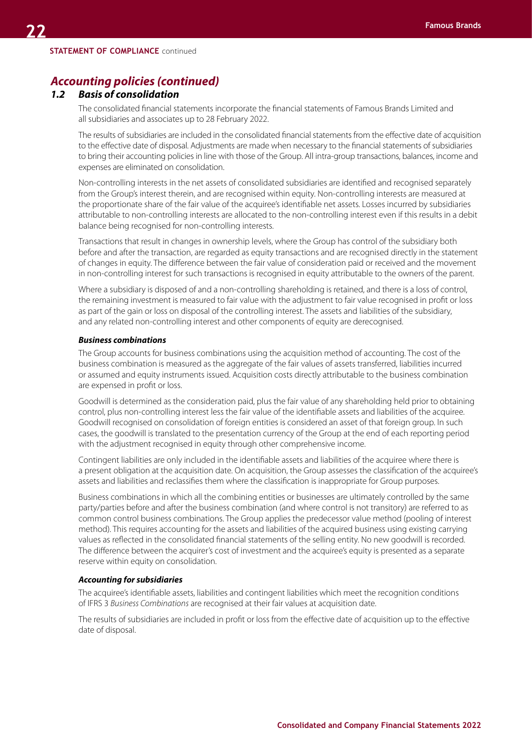**STATEMENT OF COMPLIANCE** continued

## *Accounting policies (continued)*

### *1.2 Basis of consolidation*

The consolidated financial statements incorporate the financial statements of Famous Brands Limited and all subsidiaries and associates up to 28 February 2022.

The results of subsidiaries are included in the consolidated financial statements from the effective date of acquisition to the effective date of disposal. Adjustments are made when necessary to the financial statements of subsidiaries to bring their accounting policies in line with those of the Group. All intra-group transactions, balances, income and expenses are eliminated on consolidation.

Non-controlling interests in the net assets of consolidated subsidiaries are identified and recognised separately from the Group's interest therein, and are recognised within equity. Non-controlling interests are measured at the proportionate share of the fair value of the acquiree's identifiable net assets. Losses incurred by subsidiaries attributable to non-controlling interests are allocated to the non-controlling interest even if this results in a debit balance being recognised for non-controlling interests.

Transactions that result in changes in ownership levels, where the Group has control of the subsidiary both before and after the transaction, are regarded as equity transactions and are recognised directly in the statement of changes in equity. The difference between the fair value of consideration paid or received and the movement in non-controlling interest for such transactions is recognised in equity attributable to the owners of the parent.

Where a subsidiary is disposed of and a non-controlling shareholding is retained, and there is a loss of control, the remaining investment is measured to fair value with the adjustment to fair value recognised in profit or loss as part of the gain or loss on disposal of the controlling interest. The assets and liabilities of the subsidiary, and any related non-controlling interest and other components of equity are derecognised.

#### ***Business combinations***

The Group accounts for business combinations using the acquisition method of accounting. The cost of the business combination is measured as the aggregate of the fair values of assets transferred, liabilities incurred or assumed and equity instruments issued. Acquisition costs directly attributable to the business combination are expensed in profit or loss.

Goodwill is determined as the consideration paid, plus the fair value of any shareholding held prior to obtaining control, plus non-controlling interest less the fair value of the identifiable assets and liabilities of the acquiree. Goodwill recognised on consolidation of foreign entities is considered an asset of that foreign group. In such cases, the goodwill is translated to the presentation currency of the Group at the end of each reporting period with the adjustment recognised in equity through other comprehensive income.

Contingent liabilities are only included in the identifiable assets and liabilities of the acquiree where there is a present obligation at the acquisition date. On acquisition, the Group assesses the classification of the acquiree's assets and liabilities and reclassifies them where the classification is inappropriate for Group purposes.

Business combinations in which all the combining entities or businesses are ultimately controlled by the same party/parties before and after the business combination (and where control is not transitory) are referred to as common control business combinations. The Group applies the predecessor value method (pooling of interest method). This requires accounting for the assets and liabilities of the acquired business using existing carrying values as reflected in the consolidated financial statements of the selling entity. No new goodwill is recorded. The difference between the acquirer's cost of investment and the acquiree's equity is presented as a separate reserve within equity on consolidation.

#### ***Accounting for subsidiaries***

The acquiree's identifiable assets, liabilities and contingent liabilities which meet the recognition conditions of IFRS 3 *Business Combinations* are recognised at their fair values at acquisition date.

The results of subsidiaries are included in profit or loss from the effective date of acquisition up to the effective date of disposal.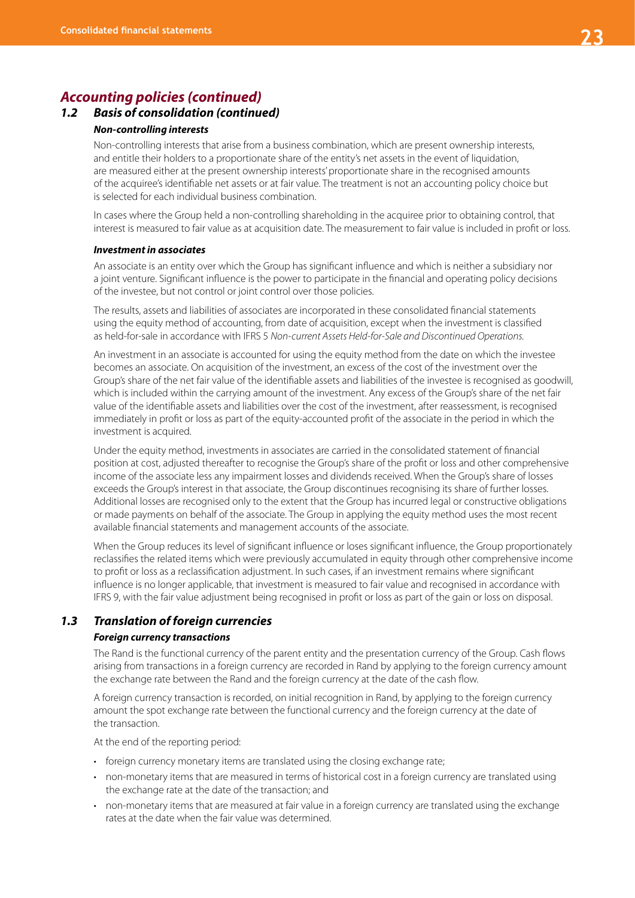## *Accounting policies (continued)*

### *1.2 Basis of consolidation (continued)*

#### ***Non-controlling interests***

Non-controlling interests that arise from a business combination, which are present ownership interests, and entitle their holders to a proportionate share of the entity's net assets in the event of liquidation, are measured either at the present ownership interests' proportionate share in the recognised amounts of the acquiree's identifiable net assets or at fair value. The treatment is not an accounting policy choice but is selected for each individual business combination.

In cases where the Group held a non-controlling shareholding in the acquiree prior to obtaining control, that interest is measured to fair value as at acquisition date. The measurement to fair value is included in profit or loss.

#### ***Investment in associates***

An associate is an entity over which the Group has significant influence and which is neither a subsidiary nor a joint venture. Significant influence is the power to participate in the financial and operating policy decisions of the investee, but not control or joint control over those policies.

The results, assets and liabilities of associates are incorporated in these consolidated financial statements using the equity method of accounting, from date of acquisition, except when the investment is classified as held-for-sale in accordance with IFRS 5 *Non-current Assets Held-for-Sale and Discontinued Operations*.

An investment in an associate is accounted for using the equity method from the date on which the investee becomes an associate. On acquisition of the investment, an excess of the cost of the investment over the Group's share of the net fair value of the identifiable assets and liabilities of the investee is recognised as goodwill, which is included within the carrying amount of the investment. Any excess of the Group's share of the net fair value of the identifiable assets and liabilities over the cost of the investment, after reassessment, is recognised immediately in profit or loss as part of the equity-accounted profit of the associate in the period in which the investment is acquired.

Under the equity method, investments in associates are carried in the consolidated statement of financial position at cost, adjusted thereafter to recognise the Group's share of the profit or loss and other comprehensive income of the associate less any impairment losses and dividends received. When the Group's share of losses exceeds the Group's interest in that associate, the Group discontinues recognising its share of further losses. Additional losses are recognised only to the extent that the Group has incurred legal or constructive obligations or made payments on behalf of the associate. The Group in applying the equity method uses the most recent available financial statements and management accounts of the associate.

When the Group reduces its level of significant influence or loses significant influence, the Group proportionately reclassifies the related items which were previously accumulated in equity through other comprehensive income to profit or loss as a reclassification adjustment. In such cases, if an investment remains where significant influence is no longer applicable, that investment is measured to fair value and recognised in accordance with IFRS 9, with the fair value adjustment being recognised in profit or loss as part of the gain or loss on disposal.

### *1.3 Translation of foreign currencies*

#### ***Foreign currency transactions***

The Rand is the functional currency of the parent entity and the presentation currency of the Group. Cash flows arising from transactions in a foreign currency are recorded in Rand by applying to the foreign currency amount the exchange rate between the Rand and the foreign currency at the date of the cash flow.

A foreign currency transaction is recorded, on initial recognition in Rand, by applying to the foreign currency amount the spot exchange rate between the functional currency and the foreign currency at the date of the transaction.

At the end of the reporting period:

- foreign currency monetary items are translated using the closing exchange rate;
- non-monetary items that are measured in terms of historical cost in a foreign currency are translated using the exchange rate at the date of the transaction; and
- non-monetary items that are measured at fair value in a foreign currency are translated using the exchange rates at the date when the fair value was determined.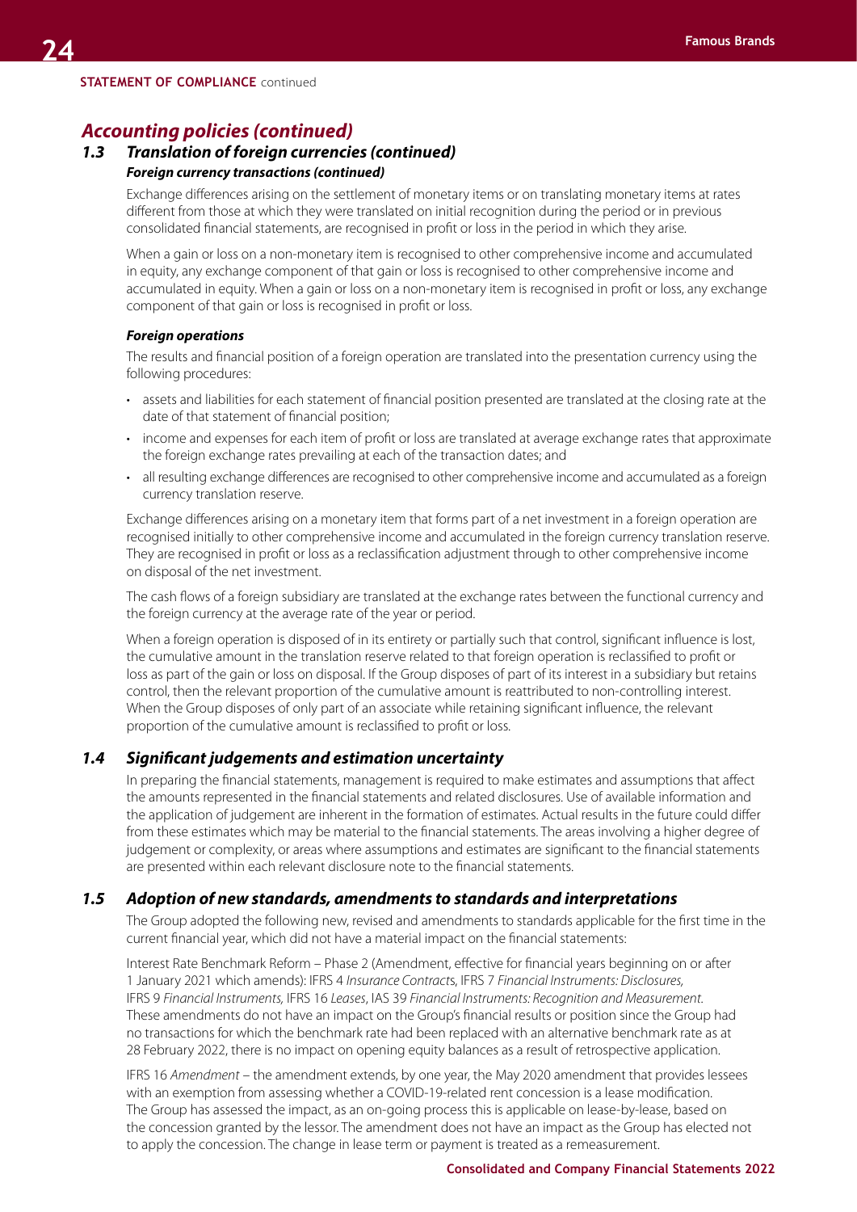**STATEMENT OF COMPLIANCE** continued

## *Accounting policies (continued)*

### *1.3 Translation of foreign currencies (continued)*

***Foreign currency transactions (continued)***

Exchange differences arising on the settlement of monetary items or on translating monetary items at rates different from those at which they were translated on initial recognition during the period or in previous consolidated financial statements, are recognised in profit or loss in the period in which they arise.

When a gain or loss on a non-monetary item is recognised to other comprehensive income and accumulated in equity, any exchange component of that gain or loss is recognised to other comprehensive income and accumulated in equity. When a gain or loss on a non-monetary item is recognised in profit or loss, any exchange component of that gain or loss is recognised in profit or loss.

***Foreign operations***

The results and financial position of a foreign operation are translated into the presentation currency using the following procedures:

- assets and liabilities for each statement of financial position presented are translated at the closing rate at the date of that statement of financial position;
- income and expenses for each item of profit or loss are translated at average exchange rates that approximate the foreign exchange rates prevailing at each of the transaction dates; and
- all resulting exchange differences are recognised to other comprehensive income and accumulated as a foreign currency translation reserve.

Exchange differences arising on a monetary item that forms part of a net investment in a foreign operation are recognised initially to other comprehensive income and accumulated in the foreign currency translation reserve. They are recognised in profit or loss as a reclassification adjustment through to other comprehensive income on disposal of the net investment.

The cash flows of a foreign subsidiary are translated at the exchange rates between the functional currency and the foreign currency at the average rate of the year or period.

When a foreign operation is disposed of in its entirety or partially such that control, significant influence is lost, the cumulative amount in the translation reserve related to that foreign operation is reclassified to profit or loss as part of the gain or loss on disposal. If the Group disposes of part of its interest in a subsidiary but retains control, then the relevant proportion of the cumulative amount is reattributed to non-controlling interest. When the Group disposes of only part of an associate while retaining significant influence, the relevant proportion of the cumulative amount is reclassified to profit or loss.

### *1.4 Significant judgements and estimation uncertainty*

In preparing the financial statements, management is required to make estimates and assumptions that affect the amounts represented in the financial statements and related disclosures. Use of available information and the application of judgement are inherent in the formation of estimates. Actual results in the future could differ from these estimates which may be material to the financial statements. The areas involving a higher degree of judgement or complexity, or areas where assumptions and estimates are significant to the financial statements are presented within each relevant disclosure note to the financial statements.

### *1.5 Adoption of new standards, amendments to standards and interpretations*

The Group adopted the following new, revised and amendments to standards applicable for the first time in the current financial year, which did not have a material impact on the financial statements:

Interest Rate Benchmark Reform – Phase 2 (Amendment, effective for financial years beginning on or after 1 January 2021 which amends): IFRS 4 *Insurance Contracts*, IFRS 7 *Financial Instruments: Disclosures,* IFRS 9 *Financial Instruments,* IFRS 16 *Leases*, IAS 39 *Financial Instruments: Recognition and Measurement.* These amendments do not have an impact on the Group's financial results or position since the Group had no transactions for which the benchmark rate had been replaced with an alternative benchmark rate as at 28 February 2022, there is no impact on opening equity balances as a result of retrospective application.

IFRS 16 *Amendment* – the amendment extends, by one year, the May 2020 amendment that provides lessees with an exemption from assessing whether a COVID-19-related rent concession is a lease modification. The Group has assessed the impact, as an on-going process this is applicable on lease-by-lease, based on the concession granted by the lessor. The amendment does not have an impact as the Group has elected not to apply the concession. The change in lease term or payment is treated as a remeasurement.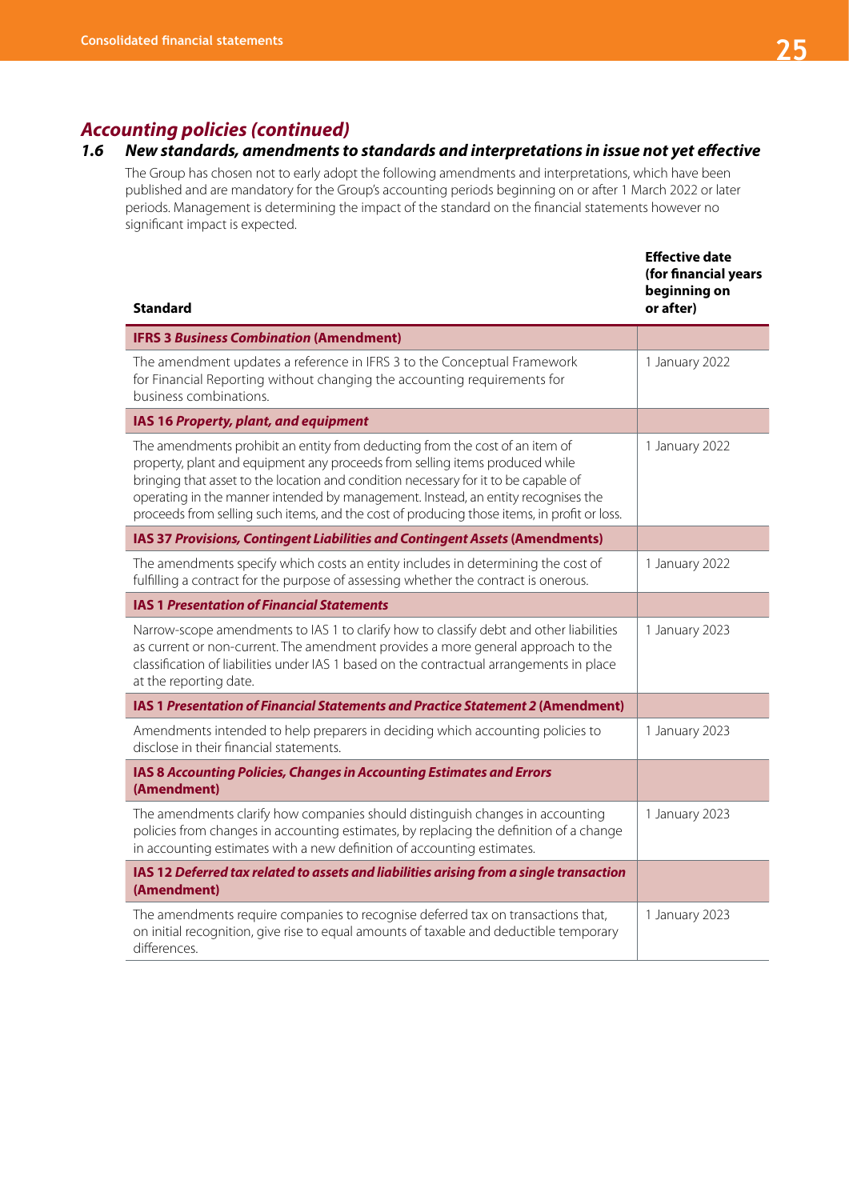## *Accounting policies (continued)*

### *1.6 New standards, amendments to standards and interpretations in issue not yet effective*

The Group has chosen not to early adopt the following amendments and interpretations, which have been published and are mandatory for the Group's accounting periods beginning on or after 1 March 2022 or later periods. Management is determining the impact of the standard on the financial statements however no significant impact is expected.

| Standard | Effective date (for financial years beginning on or after) |
|---|---|
| **IFRS 3 *Business Combination* (Amendment)** | |
| The amendment updates a reference in IFRS 3 to the Conceptual Framework for Financial Reporting without changing the accounting requirements for business combinations. | 1 January 2022 |
| **IAS 16 *Property, plant, and equipment*** | |
| The amendments prohibit an entity from deducting from the cost of an item of property, plant and equipment any proceeds from selling items produced while bringing that asset to the location and condition necessary for it to be capable of operating in the manner intended by management. Instead, an entity recognises the proceeds from selling such items, and the cost of producing those items, in profit or loss. | 1 January 2022 |
| **IAS 37 *Provisions, Contingent Liabilities and Contingent Assets* (Amendments)** | |
| The amendments specify which costs an entity includes in determining the cost of fulfilling a contract for the purpose of assessing whether the contract is onerous. | 1 January 2022 |
| **IAS 1 *Presentation of Financial Statements*** | |
| Narrow-scope amendments to IAS 1 to clarify how to classify debt and other liabilities as current or non-current. The amendment provides a more general approach to the classification of liabilities under IAS 1 based on the contractual arrangements in place at the reporting date. | 1 January 2023 |
| **IAS 1 *Presentation of Financial Statements and Practice Statement 2* (Amendment)** | |
| Amendments intended to help preparers in deciding which accounting policies to disclose in their financial statements. | 1 January 2023 |
| **IAS 8 *Accounting Policies, Changes in Accounting Estimates and Errors* (Amendment)** | |
| The amendments clarify how companies should distinguish changes in accounting policies from changes in accounting estimates, by replacing the definition of a change in accounting estimates with a new definition of accounting estimates. | 1 January 2023 |
| **IAS 12 *Deferred tax related to assets and liabilities arising from a single transaction* (Amendment)** | |
| The amendments require companies to recognise deferred tax on transactions that, on initial recognition, give rise to equal amounts of taxable and deductible temporary differences. | 1 January 2023 |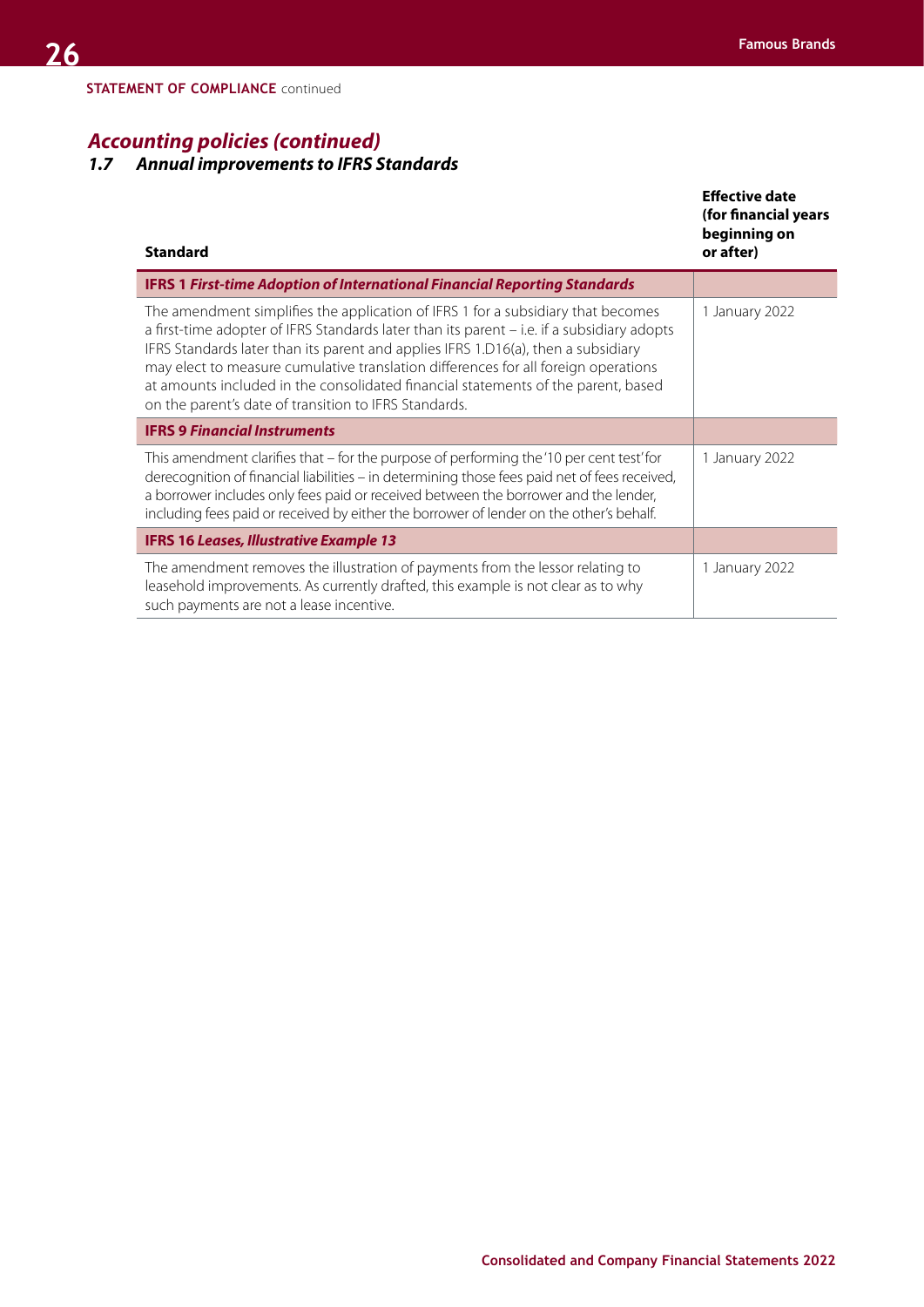STATEMENT OF COMPLIANCE continued

## *Accounting policies (continued)*

### *1.7 Annual improvements to IFRS Standards*

| Standard | Effective date (for financial years beginning on or after) |
|---|---|
| **IFRS 1 *First-time Adoption of International Financial Reporting Standards*** | |
| The amendment simplifies the application of IFRS 1 for a subsidiary that becomes a first-time adopter of IFRS Standards later than its parent – i.e. if a subsidiary adopts IFRS Standards later than its parent and applies IFRS 1.D16(a), then a subsidiary may elect to measure cumulative translation differences for all foreign operations at amounts included in the consolidated financial statements of the parent, based on the parent's date of transition to IFRS Standards. | 1 January 2022 |
| **IFRS 9 *Financial Instruments*** | |
| This amendment clarifies that – for the purpose of performing the '10 per cent test' for derecognition of financial liabilities – in determining those fees paid net of fees received, a borrower includes only fees paid or received between the borrower and the lender, including fees paid or received by either the borrower or lender on the other's behalf. | 1 January 2022 |
| **IFRS 16 *Leases, Illustrative Example 13*** | |
| The amendment removes the illustration of payments from the lessor relating to leasehold improvements. As currently drafted, this example is not clear as to why such payments are not a lease incentive. | 1 January 2022 |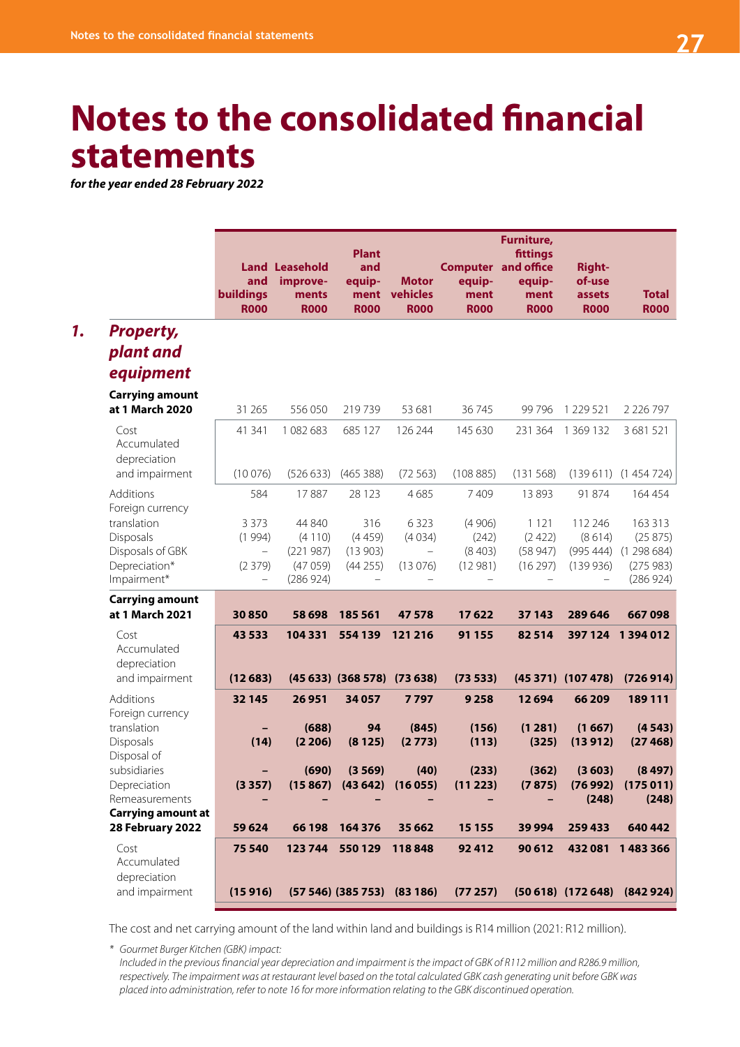# Notes to the consolidated financial statements

***for the year ended 28 February 2022***

## 1. *Property, plant and equipment*

| | Land and buildings R000 | Leasehold improve-ments R000 | Plant and equip-ment R000 | Motor vehicles R000 | Computer equip-ment R000 | Furniture, fittings and office equip-ment R000 | Right-of-use assets R000 | Total R000 |
|---|---|---|---|---|---|---|---|---|
| **Carrying amount at 1 March 2020** | 31 265 | 556 050 | 219 739 | 53 681 | 36 745 | 99 796 | 1 229 521 | 2 226 797 |
| Cost | 41 341 | 1 082 683 | 685 127 | 126 244 | 145 630 | 231 364 | 1 369 132 | 3 681 521 |
| Accumulated depreciation and impairment | (10 076) | (526 633) | (465 388) | (72 563) | (108 885) | (131 568) | (139 611) | (1 454 724) |
| Additions | 584 | 17 887 | 28 123 | 4 685 | 7 409 | 13 893 | 91 874 | 164 454 |
| Foreign currency translation | 3 373 | 44 840 | 316 | 6 323 | (4 906) | 1 121 | 112 246 | 163 313 |
| Disposals | (1 994) | (4 110) | (4 459) | (4 034) | (242) | (2 422) | (8 614) | (25 875) |
| Disposals of GBK | – | (221 987) | (13 903) | – | (8 403) | (58 947) | (995 444) | (1 298 684) |
| Depreciation* | (2 379) | (47 059) | (44 255) | (13 076) | (12 981) | (16 297) | (139 936) | (275 983) |
| Impairment* | – | (286 924) | – | – | – | – | – | (286 924) |
| **Carrying amount at 1 March 2021** | **30 850** | **58 698** | **185 561** | **47 578** | **17 622** | **37 143** | **289 646** | **667 098** |
| Cost | **43 533** | **104 331** | **554 139** | **121 216** | **91 155** | **82 514** | **397 124** | **1 394 012** |
| Accumulated depreciation and impairment | **(12 683)** | **(45 633)** | **(368 578)** | **(73 638)** | **(73 533)** | **(45 371)** | **(107 478)** | **(726 914)** |
| Additions | **32 145** | **26 951** | **34 057** | **7 797** | **9 258** | **12 694** | **66 209** | **189 111** |
| Foreign currency translation | **–** | **(688)** | **94** | **(845)** | **(156)** | **(1 281)** | **(1 667)** | **(4 543)** |
| Disposals | **(14)** | **(2 206)** | **(8 125)** | **(2 773)** | **(113)** | **(325)** | **(13 912)** | **(27 468)** |
| Disposal of subsidiaries | **–** | **(690)** | **(3 569)** | **(40)** | **(233)** | **(362)** | **(3 603)** | **(8 497)** |
| Depreciation | **(3 357)** | **(15 867)** | **(43 642)** | **(16 055)** | **(11 223)** | **(7 875)** | **(76 992)** | **(175 011)** |
| Remeasurements | **–** | **–** | **–** | **–** | **–** | **–** | **(248)** | **(248)** |
| **Carrying amount at 28 February 2022** | **59 624** | **66 198** | **164 376** | **35 662** | **15 155** | **39 994** | **259 433** | **640 442** |
| Cost | **75 540** | **123 744** | **550 129** | **118 848** | **92 412** | **90 612** | **432 081** | **1 483 366** |
| Accumulated depreciation and impairment | **(15 916)** | **(57 546)** | **(385 753)** | **(83 186)** | **(77 257)** | **(50 618)** | **(172 648)** | **(842 924)** |

The cost and net carrying amount of the land within land and buildings is R14 million (2021: R12 million).

\* *Gourmet Burger Kitchen (GBK) impact:*
*Included in the previous financial year depreciation and impairment is the impact of GBK of R112 million and R286.9 million, respectively. The impairment was at restaurant level based on the total calculated GBK cash generating unit before GBK was placed into administration, refer to note 16 for more information relating to the GBK discontinued operation.*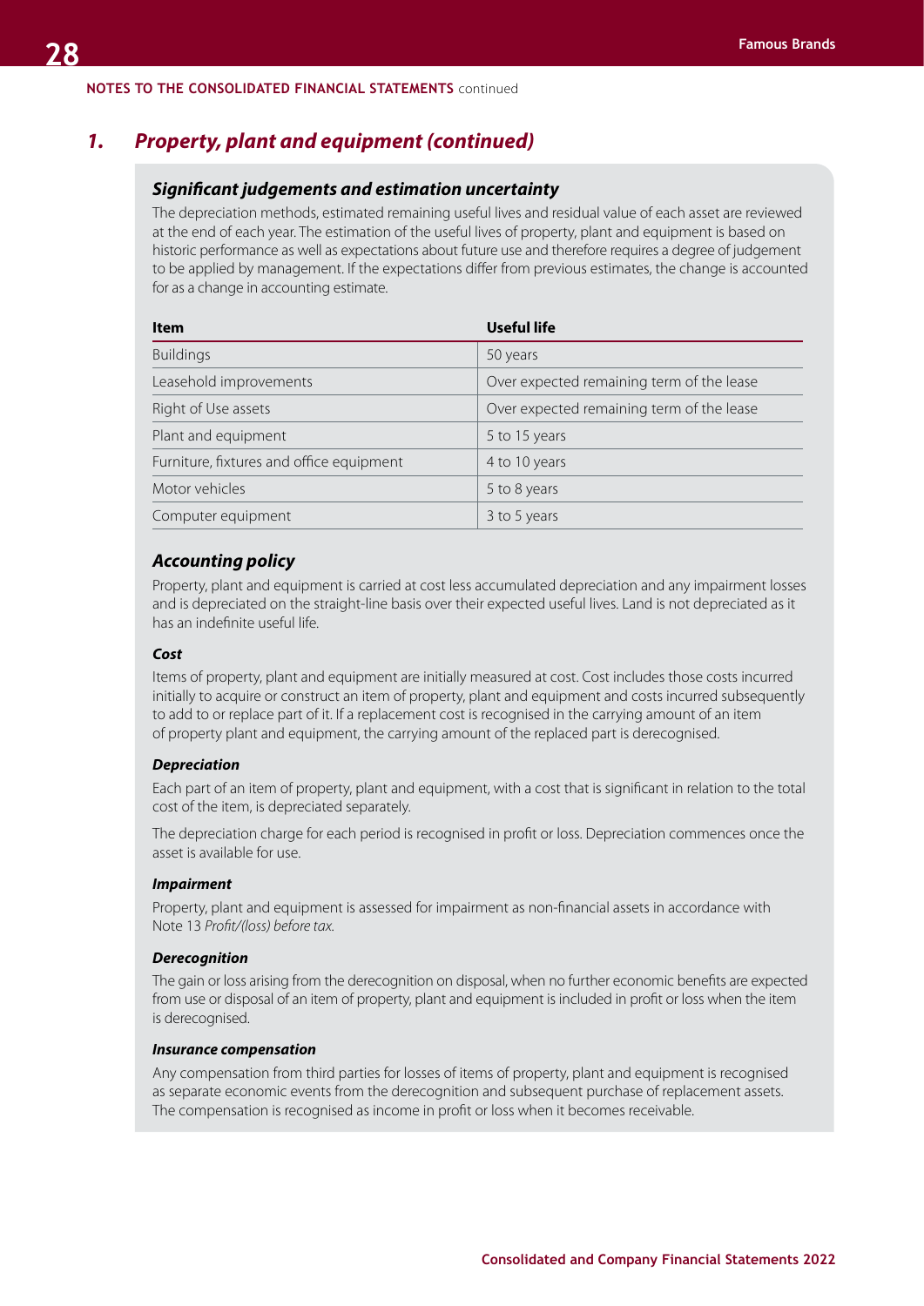NOTES TO THE CONSOLIDATED FINANCIAL STATEMENTS continued

# *1. Property, plant and equipment (continued)*

## *Significant judgements and estimation uncertainty*

The depreciation methods, estimated remaining useful lives and residual value of each asset are reviewed at the end of each year. The estimation of the useful lives of property, plant and equipment is based on historic performance as well as expectations about future use and therefore requires a degree of judgement to be applied by management. If the expectations differ from previous estimates, the change is accounted for as a change in accounting estimate.

| Item | Useful life |
|---|---|
| Buildings | 50 years |
| Leasehold improvements | Over expected remaining term of the lease |
| Right of Use assets | Over expected remaining term of the lease |
| Plant and equipment | 5 to 15 years |
| Furniture, fixtures and office equipment | 4 to 10 years |
| Motor vehicles | 5 to 8 years |
| Computer equipment | 3 to 5 years |

## *Accounting policy*

Property, plant and equipment is carried at cost less accumulated depreciation and any impairment losses and is depreciated on the straight-line basis over their expected useful lives. Land is not depreciated as it has an indefinite useful life.

### *Cost*

Items of property, plant and equipment are initially measured at cost. Cost includes those costs incurred initially to acquire or construct an item of property, plant and equipment and costs incurred subsequently to add to or replace part of it. If a replacement cost is recognised in the carrying amount of an item of property plant and equipment, the carrying amount of the replaced part is derecognised.

### *Depreciation*

Each part of an item of property, plant and equipment, with a cost that is significant in relation to the total cost of the item, is depreciated separately.

The depreciation charge for each period is recognised in profit or loss. Depreciation commences once the asset is available for use.

### *Impairment*

Property, plant and equipment is assessed for impairment as non-financial assets in accordance with Note 13 *Profit/(loss) before tax.*

### *Derecognition*

The gain or loss arising from the derecognition on disposal, when no further economic benefits are expected from use or disposal of an item of property, plant and equipment is included in profit or loss when the item is derecognised.

### *Insurance compensation*

Any compensation from third parties for losses of items of property, plant and equipment is recognised as separate economic events from the derecognition and subsequent purchase of replacement assets. The compensation is recognised as income in profit or loss when it becomes receivable.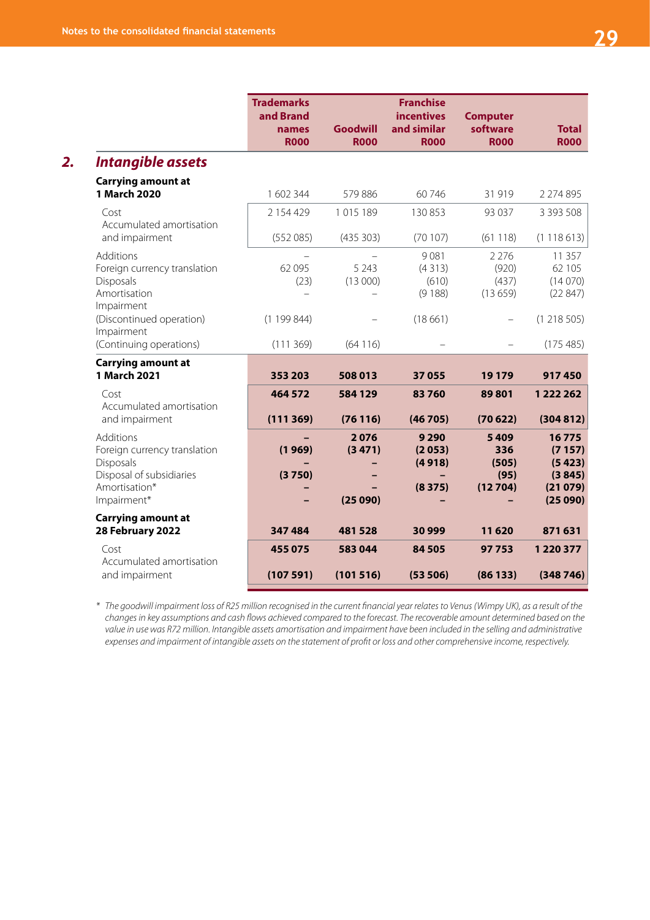## 2. Intangible assets

| | Trademarks and Brand names R000 | Goodwill R000 | Franchise incentives and similar R000 | Computer software R000 | Total R000 |
|---|---|---|---|---|---|
| **Carrying amount at 1 March 2020** | 1 602 344 | 579 886 | 60 746 | 31 919 | 2 274 895 |
| Cost | 2 154 429 | 1 015 189 | 130 853 | 93 037 | 3 393 508 |
| Accumulated amortisation and impairment | (552 085) | (435 303) | (70 107) | (61 118) | (1 118 613) |
| Additions | – | – | 9 081 | 2 276 | 11 357 |
| Foreign currency translation | 62 095 | 5 243 | (4 313) | (920) | 62 105 |
| Disposals | (23) | (13 000) | (610) | (437) | (14 070) |
| Amortisation | – | – | (9 188) | (13 659) | (22 847) |
| Impairment (Discontinued operation) | (1 199 844) | – | (18 661) | – | (1 218 505) |
| Impairment (Continuing operations) | (111 369) | (64 116) | – | – | (175 485) |
| **Carrying amount at 1 March 2021** | **353 203** | **508 013** | **37 055** | **19 179** | **917 450** |
| Cost | **464 572** | **584 129** | **83 760** | **89 801** | **1 222 262** |
| Accumulated amortisation and impairment | **(111 369)** | **(76 116)** | **(46 705)** | **(70 622)** | **(304 812)** |
| Additions | **–** | **2 076** | **9 290** | **5 409** | **16 775** |
| Foreign currency translation | **(1 969)** | **(3 471)** | **(2 053)** | **336** | **(7 157)** |
| Disposals | **–** | **–** | **(4 918)** | **(505)** | **(5 423)** |
| Disposal of subsidiaries | **(3 750)** | **–** | **–** | **(95)** | **(3 845)** |
| Amortisation* | **–** | **–** | **(8 375)** | **(12 704)** | **(21 079)** |
| Impairment* | **–** | **(25 090)** | **–** | **–** | **(25 090)** |
| **Carrying amount at 28 February 2022** | **347 484** | **481 528** | **30 999** | **11 620** | **871 631** |
| Cost | **455 075** | **583 044** | **84 505** | **97 753** | **1 220 377** |
| Accumulated amortisation and impairment | **(107 591)** | **(101 516)** | **(53 506)** | **(86 133)** | **(348 746)** |

\* *The goodwill impairment loss of R25 million recognised in the current financial year relates to Venus (Wimpy UK), as a result of the changes in key assumptions and cash flows achieved compared to the forecast. The recoverable amount determined based on the value in use was R72 million. Intangible assets amortisation and impairment have been included in the selling and administrative expenses and impairment of intangible assets on the statement of profit or loss and other comprehensive income, respectively.*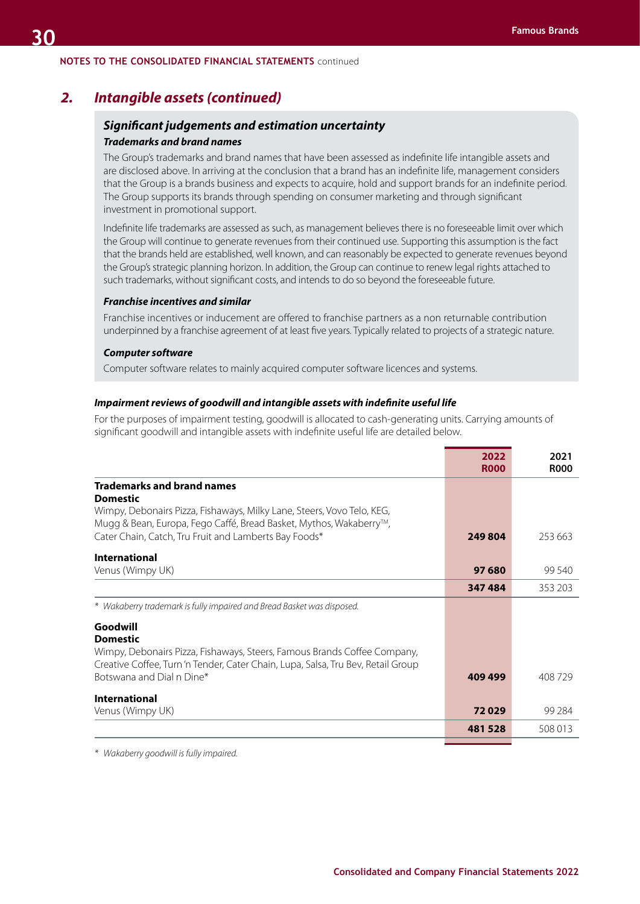**NOTES TO THE CONSOLIDATED FINANCIAL STATEMENTS** continued

## 2. Intangible assets (continued)

### Significant judgements and estimation uncertainty

#### Trademarks and brand names

The Group's trademarks and brand names that have been assessed as indefinite life intangible assets and are disclosed above. In arriving at the conclusion that a brand has an indefinite life, management considers that the Group is a brands business and expects to acquire, hold and support brands for an indefinite period. The Group supports its brands through spending on consumer marketing and through significant investment in promotional support.

Indefinite life trademarks are assessed as such, as management believes there is no foreseeable limit over which the Group will continue to generate revenues from their continued use. Supporting this assumption is the fact that the brands held are established, well known, and can reasonably be expected to generate revenues beyond the Group's strategic planning horizon. In addition, the Group can continue to renew legal rights attached to such trademarks, without significant costs, and intends to do so beyond the foreseeable future.

#### Franchise incentives and similar

Franchise incentives or inducement are offered to franchise partners as a non returnable contribution underpinned by a franchise agreement of at least five years. Typically related to projects of a strategic nature.

#### Computer software

Computer software relates to mainly acquired computer software licences and systems.

#### Impairment reviews of goodwill and intangible assets with indefinite useful life

For the purposes of impairment testing, goodwill is allocated to cash-generating units. Carrying amounts of significant goodwill and intangible assets with indefinite useful life are detailed below.

| | 2022 R000 | 2021 R000 |
|---|---|---|
| **Trademarks and brand names** | | |
| **Domestic** | | |
| Wimpy, Debonairs Pizza, Fishaways, Milky Lane, Steers, Vovo Telo, KEG, Mugg & Bean, Europa, Fego Caffé, Bread Basket, Mythos, Wakaberry™, Cater Chain, Catch, Tru Fruit and Lamberts Bay Foods* | **249 804** | 253 663 |
| **International** | | |
| Venus (Wimpy UK) | **97 680** | 99 540 |
| | **347 484** | 353 203 |

*\* Wakaberry trademark is fully impaired and Bread Basket was disposed.*

| | 2022 R000 | 2021 R000 |
|---|---|---|
| **Goodwill** | | |
| **Domestic** | | |
| Wimpy, Debonairs Pizza, Fishaways, Steers, Famous Brands Coffee Company, Creative Coffee, Turn 'n Tender, Cater Chain, Lupa, Salsa, Tru Bev, Retail Group Botswana and Dial n Dine* | **409 499** | 408 729 |
| **International** | | |
| Venus (Wimpy UK) | **72 029** | 99 284 |
| | **481 528** | 508 013 |

*\* Wakaberry goodwill is fully impaired.*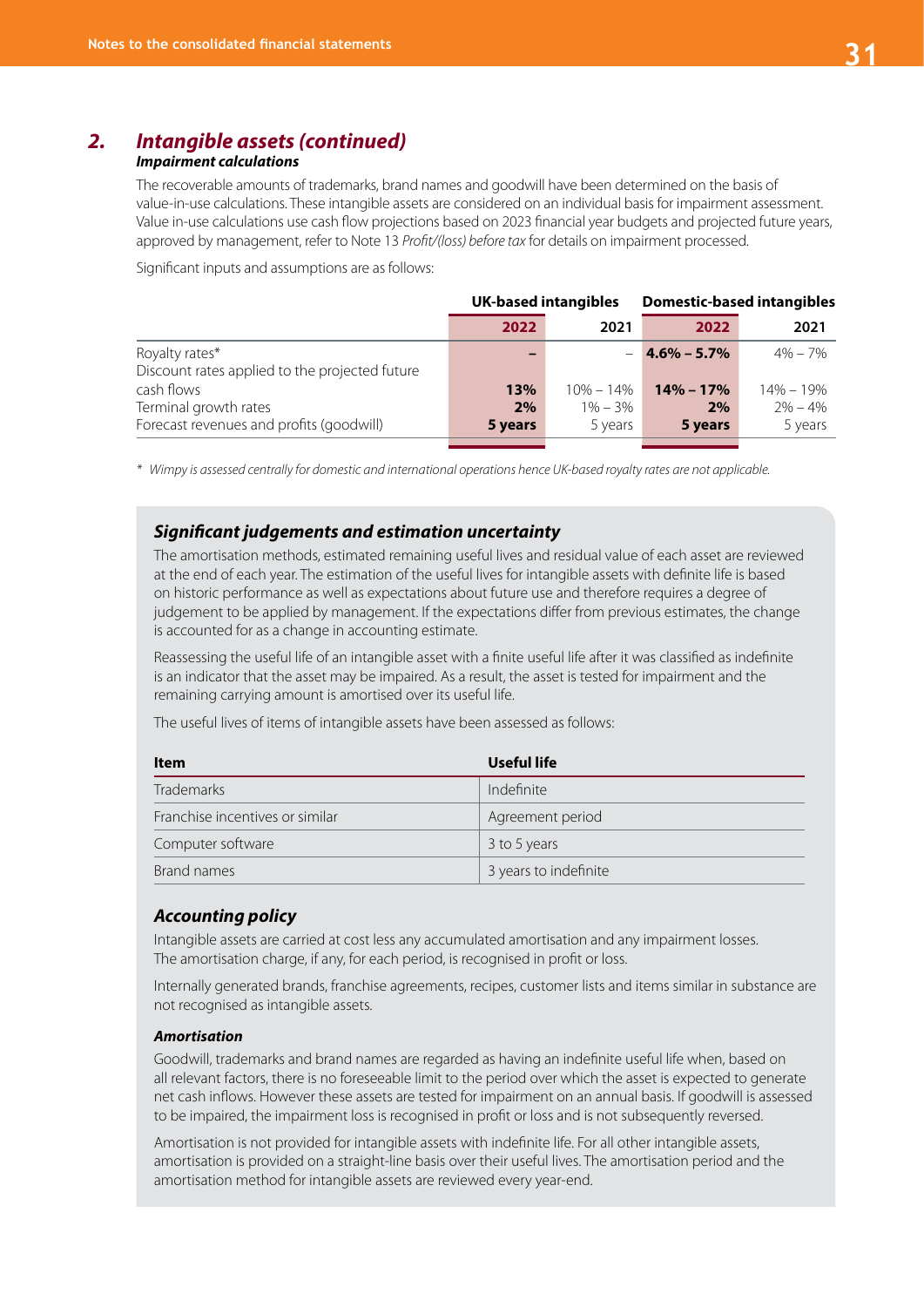## 2. Intangible assets (continued)

### Impairment calculations

The recoverable amounts of trademarks, brand names and goodwill have been determined on the basis of value-in-use calculations. These intangible assets are considered on an individual basis for impairment assessment. Value in-use calculations use cash flow projections based on 2023 financial year budgets and projected future years, approved by management, refer to Note 13 *Profit/(loss) before tax* for details on impairment processed.

Significant inputs and assumptions are as follows:

| | UK-based intangibles | | Domestic-based intangibles | |
|---|---|---|---|---|
| | **2022** | 2021 | **2022** | 2021 |
| Royalty rates* | **–** | – | **4.6% – 5.7%** | 4% – 7% |
| Discount rates applied to the projected future cash flows | **13%** | 10% – 14% | **14% – 17%** | 14% – 19% |
| Terminal growth rates | **2%** | 1% – 3% | **2%** | 2% – 4% |
| Forecast revenues and profits (goodwill) | **5 years** | 5 years | **5 years** | 5 years |

\* *Wimpy is assessed centrally for domestic and international operations hence UK-based royalty rates are not applicable.*

### Significant judgements and estimation uncertainty

The amortisation methods, estimated remaining useful lives and residual value of each asset are reviewed at the end of each year. The estimation of the useful lives for intangible assets with definite life is based on historic performance as well as expectations about future use and therefore requires a degree of judgement to be applied by management. If the expectations differ from previous estimates, the change is accounted for as a change in accounting estimate.

Reassessing the useful life of an intangible asset with a finite useful life after it was classified as indefinite is an indicator that the asset may be impaired. As a result, the asset is tested for impairment and the remaining carrying amount is amortised over its useful life.

The useful lives of items of intangible assets have been assessed as follows:

| Item | Useful life |
|---|---|
| Trademarks | Indefinite |
| Franchise incentives or similar | Agreement period |
| Computer software | 3 to 5 years |
| Brand names | 3 years to indefinite |

### Accounting policy

Intangible assets are carried at cost less any accumulated amortisation and any impairment losses. The amortisation charge, if any, for each period, is recognised in profit or loss.

Internally generated brands, franchise agreements, recipes, customer lists and items similar in substance are not recognised as intangible assets.

#### Amortisation

Goodwill, trademarks and brand names are regarded as having an indefinite useful life when, based on all relevant factors, there is no foreseeable limit to the period over which the asset is expected to generate net cash inflows. However these assets are tested for impairment on an annual basis. If goodwill is assessed to be impaired, the impairment loss is recognised in profit or loss and is not subsequently reversed.

Amortisation is not provided for intangible assets with indefinite life. For all other intangible assets, amortisation is provided on a straight-line basis over their useful lives. The amortisation period and the amortisation method for intangible assets are reviewed every year-end.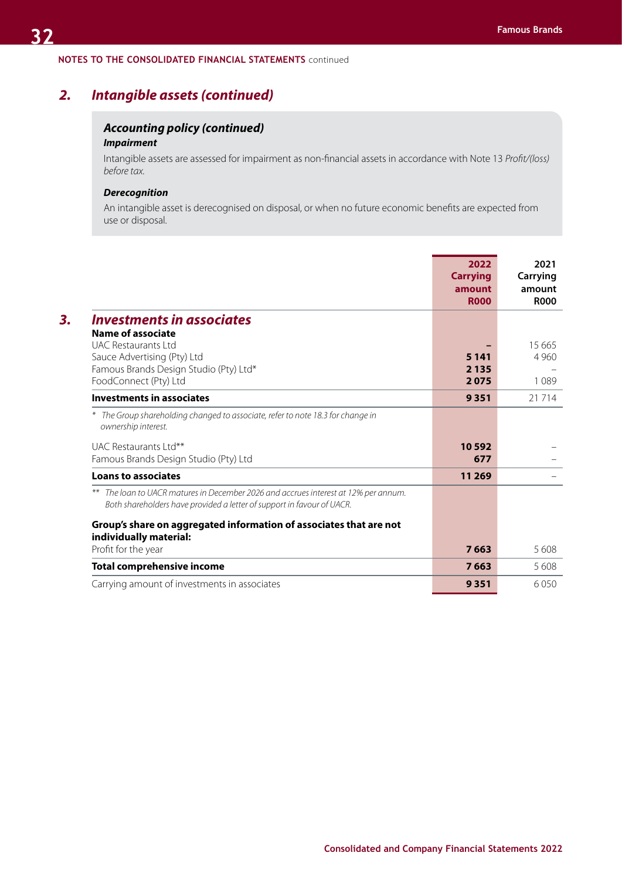NOTES TO THE CONSOLIDATED FINANCIAL STATEMENTS continued

## 2. *Intangible assets (continued)*

### *Accounting policy (continued)*

***Impairment***

Intangible assets are assessed for impairment as non-financial assets in accordance with Note 13 *Profit/(loss) before tax.*

***Derecognition***

An intangible asset is derecognised on disposal, or when no future economic benefits are expected from use or disposal.

## 3. *Investments in associates*

| | 2022 Carrying amount R000 | 2021 Carrying amount R000 |
|---|---|---|
| **Name of associate** | | |
| UAC Restaurants Ltd | – | 15 665 |
| Sauce Advertising (Pty) Ltd | **5 141** | 4 960 |
| Famous Brands Design Studio (Pty) Ltd* | **2 135** | – |
| FoodConnect (Pty) Ltd | **2 075** | 1 089 |
| **Investments in associates** | **9 351** | 21 714 |
| * *The Group shareholding changed to associate, refer to note 18.3 for change in ownership interest.* | | |
| UAC Restaurants Ltd** | **10 592** | – |
| Famous Brands Design Studio (Pty) Ltd | **677** | – |
| **Loans to associates** | **11 269** | – |
| ** *The loan to UACR matures in December 2026 and accrues interest at 12% per annum. Both shareholders have provided a letter of support in favour of UACR.* | | |
| **Group's share on aggregated information of associates that are not individually material:** | | |
| Profit for the year | **7 663** | 5 608 |
| **Total comprehensive income** | **7 663** | 5 608 |
| Carrying amount of investments in associates | **9 351** | 6 050 |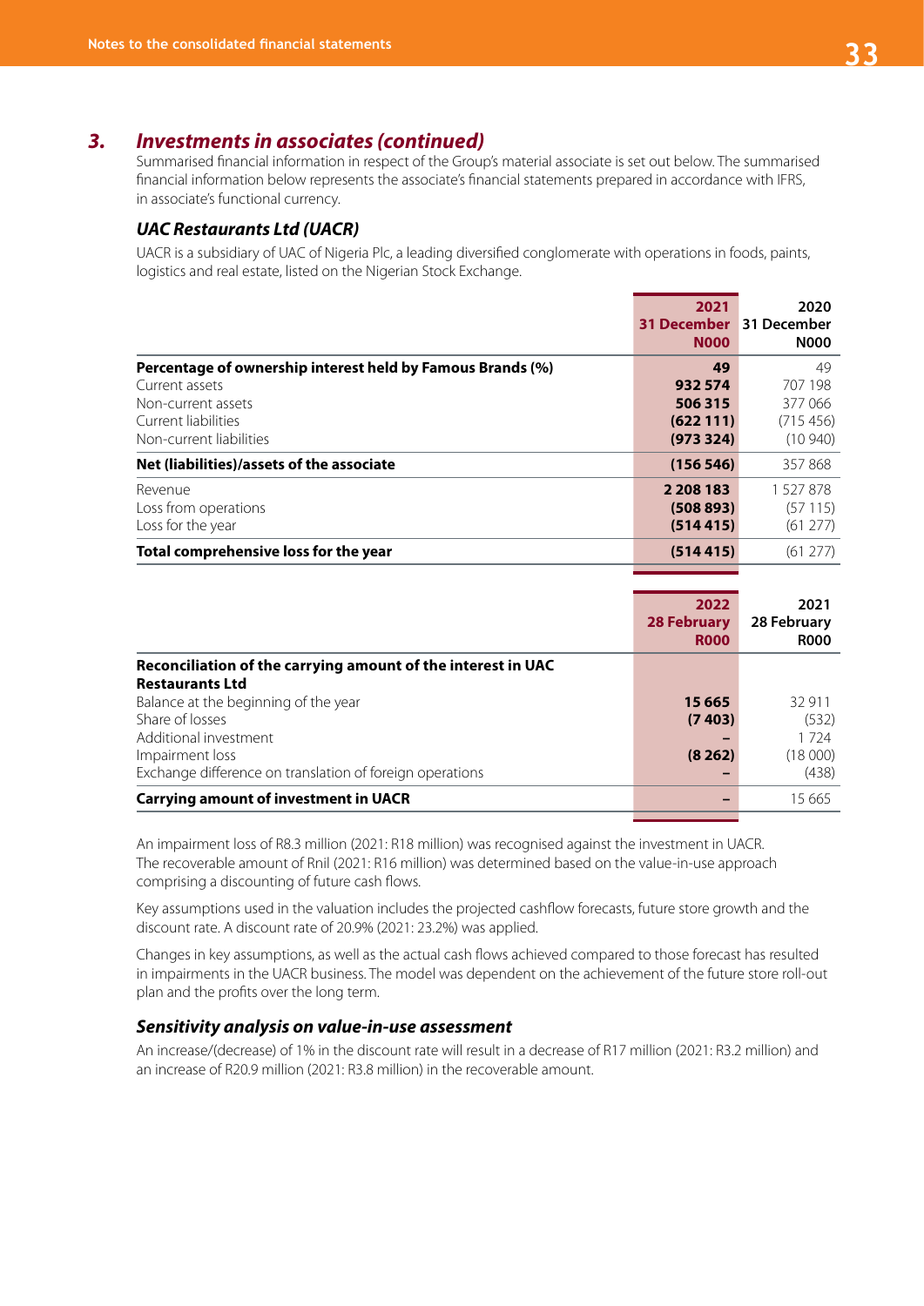## 3. *Investments in associates (continued)*

Summarised financial information in respect of the Group's material associate is set out below. The summarised financial information below represents the associate's financial statements prepared in accordance with IFRS, in associate's functional currency.

### *UAC Restaurants Ltd (UACR)*

UACR is a subsidiary of UAC of Nigeria Plc, a leading diversified conglomerate with operations in foods, paints, logistics and real estate, listed on the Nigerian Stock Exchange.

| | 2021 31 December N000 | 2020 31 December N000 |
|---|---|---|
| **Percentage of ownership interest held by Famous Brands (%)** | **49** | 49 |
| Current assets | **932 574** | 707 198 |
| Non-current assets | **506 315** | 377 066 |
| Current liabilities | **(622 111)** | (715 456) |
| Non-current liabilities | **(973 324)** | (10 940) |
| **Net (liabilities)/assets of the associate** | **(156 546)** | 357 868 |
| Revenue | **2 208 183** | 1 527 878 |
| Loss from operations | **(508 893)** | (57 115) |
| Loss for the year | **(514 415)** | (61 277) |
| **Total comprehensive loss for the year** | **(514 415)** | (61 277) |

| | 2022 28 February R000 | 2021 28 February R000 |
|---|---|---|
| **Reconciliation of the carrying amount of the interest in UAC Restaurants Ltd** | | |
| Balance at the beginning of the year | **15 665** | 32 911 |
| Share of losses | **(7 403)** | (532) |
| Additional investment | **–** | 1 724 |
| Impairment loss | **(8 262)** | (18 000) |
| Exchange difference on translation of foreign operations | **–** | (438) |
| **Carrying amount of investment in UACR** | **–** | 15 665 |

An impairment loss of R8.3 million (2021: R18 million) was recognised against the investment in UACR. The recoverable amount of Rnil (2021: R16 million) was determined based on the value-in-use approach comprising a discounting of future cash flows.

Key assumptions used in the valuation includes the projected cashflow forecasts, future store growth and the discount rate. A discount rate of 20.9% (2021: 23.2%) was applied.

Changes in key assumptions, as well as the actual cash flows achieved compared to those forecast has resulted in impairments in the UACR business. The model was dependent on the achievement of the future store roll-out plan and the profits over the long term.

### *Sensitivity analysis on value-in-use assessment*

An increase/(decrease) of 1% in the discount rate will result in a decrease of R17 million (2021: R3.2 million) and an increase of R20.9 million (2021: R3.8 million) in the recoverable amount.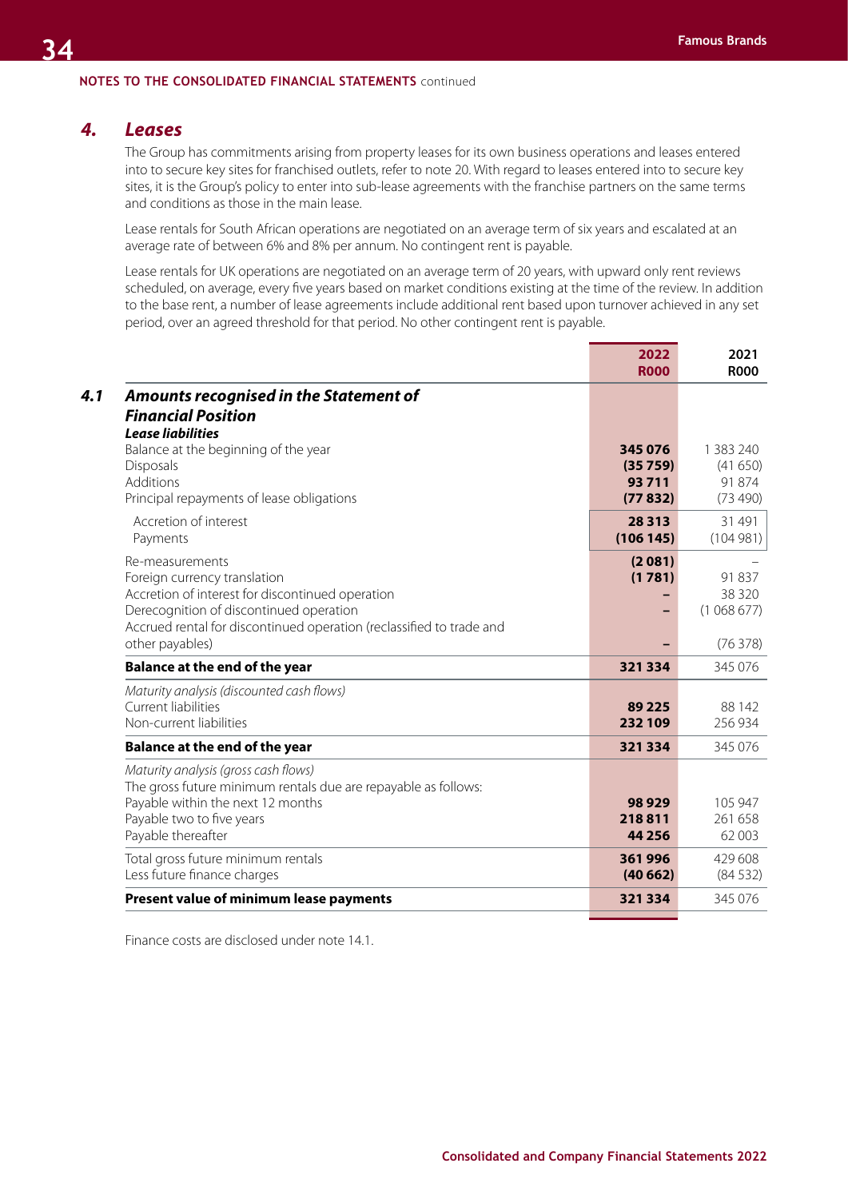NOTES TO THE CONSOLIDATED FINANCIAL STATEMENTS continued

## 4. Leases

The Group has commitments arising from property leases for its own business operations and leases entered into to secure key sites for franchised outlets, refer to note 20. With regard to leases entered into to secure key sites, it is the Group's policy to enter into sub-lease agreements with the franchise partners on the same terms and conditions as those in the main lease.

Lease rentals for South African operations are negotiated on an average term of six years and escalated at an average rate of between 6% and 8% per annum. No contingent rent is payable.

Lease rentals for UK operations are negotiated on an average term of 20 years, with upward only rent reviews scheduled, on average, every five years based on market conditions existing at the time of the review. In addition to the base rent, a number of lease agreements include additional rent based upon turnover achieved in any set period, over an agreed threshold for that period. No other contingent rent is payable.

| | 2022 R000 | 2021 R000 |
|---|---|---|
| **4.1 Amounts recognised in the Statement of Financial Position** | | |
| ***Lease liabilities*** | | |
| Balance at the beginning of the year | **345 076** | 1 383 240 |
| Disposals | **(35 759)** | (41 650) |
| Additions | **93 711** | 91 874 |
| Principal repayments of lease obligations | **(77 832)** | (73 490) |
| Accretion of interest | **28 313** | 31 491 |
| Payments | **(106 145)** | (104 981) |
| Re-measurements | **(2 081)** | – |
| Foreign currency translation | **(1 781)** | 91 837 |
| Accretion of interest for discontinued operation | **–** | 38 320 |
| Derecognition of discontinued operation | **–** | (1 068 677) |
| Accrued rental for discontinued operation (reclassified to trade and other payables) | **–** | (76 378) |
| **Balance at the end of the year** | **321 334** | 345 076 |
| *Maturity analysis (discounted cash flows)* | | |
| Current liabilities | **89 225** | 88 142 |
| Non-current liabilities | **232 109** | 256 934 |
| **Balance at the end of the year** | **321 334** | 345 076 |
| *Maturity analysis (gross cash flows)* | | |
| The gross future minimum rentals due are repayable as follows: | | |
| Payable within the next 12 months | **98 929** | 105 947 |
| Payable two to five years | **218 811** | 261 658 |
| Payable thereafter | **44 256** | 62 003 |
| Total gross future minimum rentals | **361 996** | 429 608 |
| Less future finance charges | **(40 662)** | (84 532) |
| **Present value of minimum lease payments** | **321 334** | 345 076 |

Finance costs are disclosed under note 14.1.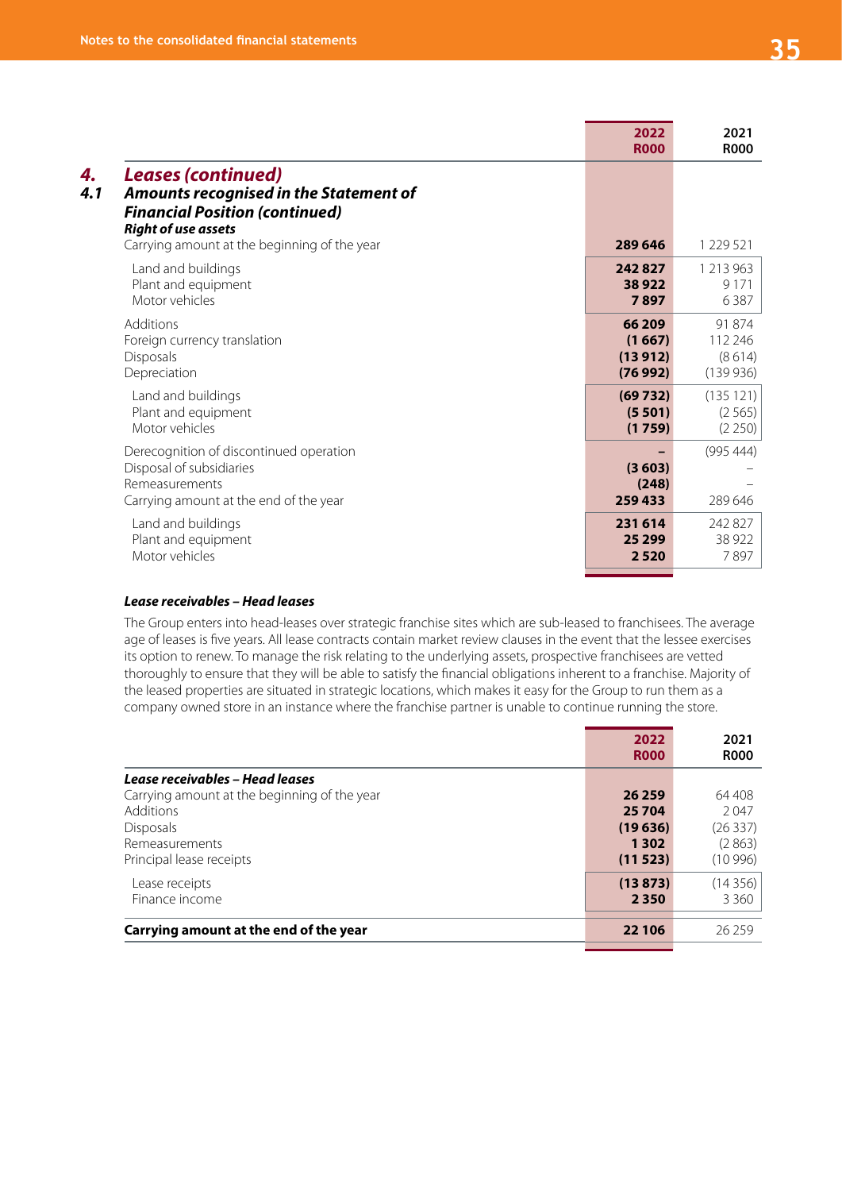## 4. Leases (continued)

### 4.1 Amounts recognised in the Statement of Financial Position (continued)

| | 2022 R000 | 2021 R000 |
|---|---|---|
| ***Right of use assets*** | | |
| Carrying amount at the beginning of the year | **289 646** | 1 229 521 |
| Land and buildings | **242 827** | 1 213 963 |
| Plant and equipment | **38 922** | 9 171 |
| Motor vehicles | **7 897** | 6 387 |
| Additions | **66 209** | 91 874 |
| Foreign currency translation | **(1 667)** | 112 246 |
| Disposals | **(13 912)** | (8 614) |
| Depreciation | **(76 992)** | (139 936) |
| Land and buildings | **(69 732)** | (135 121) |
| Plant and equipment | **(5 501)** | (2 565) |
| Motor vehicles | **(1 759)** | (2 250) |
| Derecognition of discontinued operation | **–** | (995 444) |
| Disposal of subsidiaries | **(3 603)** | – |
| Remeasurements | **(248)** | – |
| Carrying amount at the end of the year | **259 433** | 289 646 |
| Land and buildings | **231 614** | 242 827 |
| Plant and equipment | **25 299** | 38 922 |
| Motor vehicles | **2 520** | 7 897 |

***Lease receivables – Head leases***

The Group enters into head-leases over strategic franchise sites which are sub-leased to franchisees. The average age of leases is five years. All lease contracts contain market review clauses in the event that the lessee exercises its option to renew. To manage the risk relating to the underlying assets, prospective franchisees are vetted thoroughly to ensure that they will be able to satisfy the financial obligations inherent to a franchise. Majority of the leased properties are situated in strategic locations, which makes it easy for the Group to run them as a company owned store in an instance where the franchise partner is unable to continue running the store.

| | 2022 R000 | 2021 R000 |
|---|---|---|
| ***Lease receivables – Head leases*** | | |
| Carrying amount at the beginning of the year | **26 259** | 64 408 |
| Additions | **25 704** | 2 047 |
| Disposals | **(19 636)** | (26 337) |
| Remeasurements | **1 302** | (2 863) |
| Principal lease receipts | **(11 523)** | (10 996) |
| Lease receipts | **(13 873)** | (14 356) |
| Finance income | **2 350** | 3 360 |
| **Carrying amount at the end of the year** | **22 106** | 26 259 |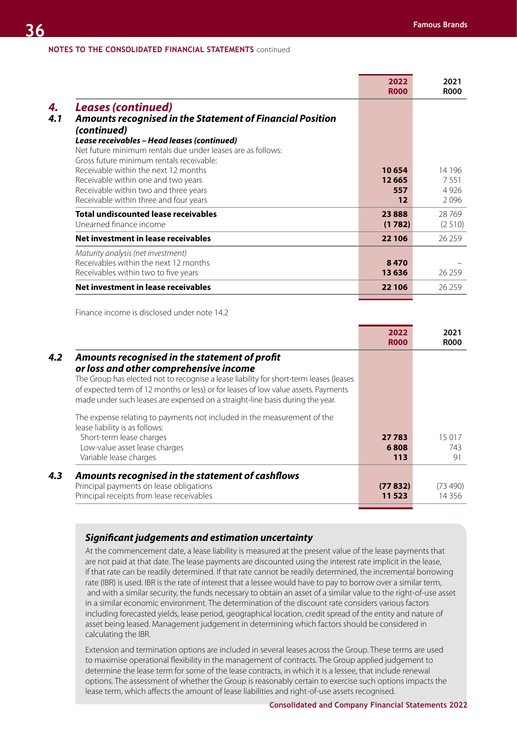NOTES TO THE CONSOLIDATED FINANCIAL STATEMENTS continued

| | 2022 R000 | 2021 R000 |
|---|---|---|
| **4. Leases (continued)** | | |
| **4.1 Amounts recognised in the Statement of Financial Position (continued)** | | |
| ***Lease receivables – Head leases (continued)*** | | |
| Net future minimum rentals due under leases are as follows: | | |
| Gross future minimum rentals receivable: | | |
| Receivable within the next 12 months | **10 654** | 14 196 |
| Receivable within one and two years | **12 665** | 7 551 |
| Receivable within two and three years | **557** | 4 926 |
| Receivable within three and four years | **12** | 2 096 |
| **Total undiscounted lease receivables** | **23 888** | 28 769 |
| Unearned finance income | **(1 782)** | (2 510) |
| **Net investment in lease receivables** | **22 106** | 26 259 |
| *Maturity analysis (net investment)* | | |
| Receivables within the next 12 months | **8 470** | – |
| Receivables within two to five years | **13 636** | 26 259 |
| **Net investment in lease receivables** | **22 106** | 26 259 |

Finance income is disclosed under note 14.2

| | 2022 R000 | 2021 R000 |
|---|---|---|
| **4.2 Amounts recognised in the statement of profit or loss and other comprehensive income** | | |
| The Group has elected not to recognise a lease liability for short-term leases (leases of expected term of 12 months or less) or for leases of low value assets. Payments made under such leases are expensed on a straight-line basis during the year. | | |
| The expense relating to payments not included in the measurement of the lease liability is as follows: | | |
| Short-term lease charges | **27 783** | 15 017 |
| Low-value asset lease charges | **6 808** | 743 |
| Variable lease charges | **113** | 91 |
| **4.3 Amounts recognised in the statement of cashflows** | | |
| Principal payments on lease obligations | **(77 832)** | (73 490) |
| Principal receipts from lease receivables | **11 523** | 14 356 |

### *Significant judgements and estimation uncertainty*

At the commencement date, a lease liability is measured at the present value of the lease payments that are not paid at that date. The lease payments are discounted using the interest rate implicit in the lease, if that rate can be readily determined. If that rate cannot be readily determined, the incremental borrowing rate (IBR) is used. IBR is the rate of interest that a lessee would have to pay to borrow over a similar term, and with a similar security, the funds necessary to obtain an asset of a similar value to the right-of-use asset in a similar economic environment. The determination of the discount rate considers various factors including forecasted yields, lease period, geographical location, credit spread of the entity and nature of asset being leased. Management judgement in determining which factors should be considered in calculating the IBR.

Extension and termination options are included in several leases across the Group. These terms are used to maximise operational flexibility in the management of contracts. The Group applied judgement to determine the lease term for some of the lease contracts, in which it is a lessee, that include renewal options. The assessment of whether the Group is reasonably certain to exercise such options impacts the lease term, which affects the amount of lease liabilities and right-of-use assets recognised.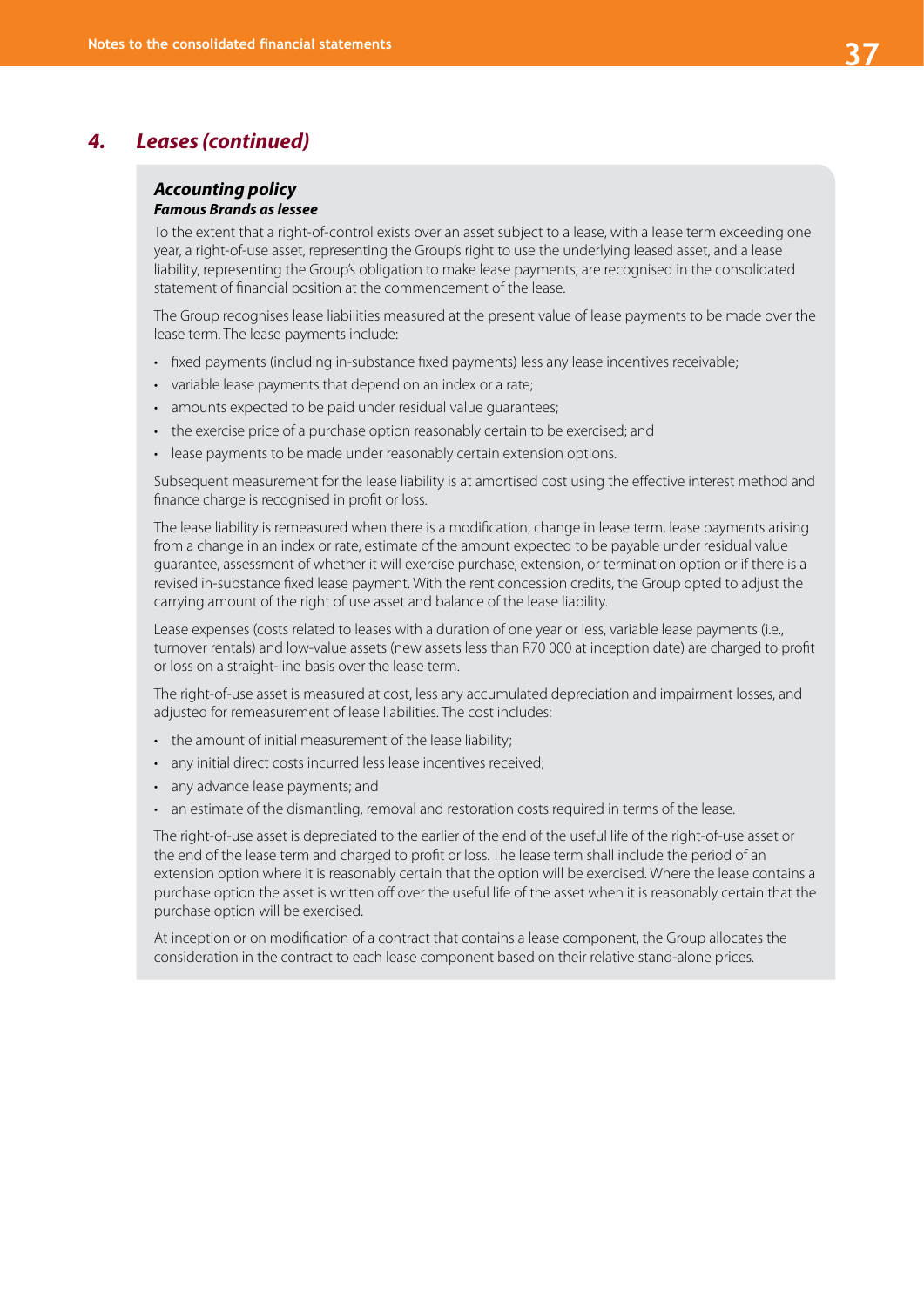## 4. *Leases (continued)*

### *Accounting policy*

***Famous Brands as lessee***

To the extent that a right-of-control exists over an asset subject to a lease, with a lease term exceeding one year, a right-of-use asset, representing the Group's right to use the underlying leased asset, and a lease liability, representing the Group's obligation to make lease payments, are recognised in the consolidated statement of financial position at the commencement of the lease.

The Group recognises lease liabilities measured at the present value of lease payments to be made over the lease term. The lease payments include:

- fixed payments (including in-substance fixed payments) less any lease incentives receivable;
- variable lease payments that depend on an index or a rate;
- amounts expected to be paid under residual value guarantees;
- the exercise price of a purchase option reasonably certain to be exercised; and
- lease payments to be made under reasonably certain extension options.

Subsequent measurement for the lease liability is at amortised cost using the effective interest method and finance charge is recognised in profit or loss.

The lease liability is remeasured when there is a modification, change in lease term, lease payments arising from a change in an index or rate, estimate of the amount expected to be payable under residual value guarantee, assessment of whether it will exercise purchase, extension, or termination option or if there is a revised in-substance fixed lease payment. With the rent concession credits, the Group opted to adjust the carrying amount of the right of use asset and balance of the lease liability.

Lease expenses (costs related to leases with a duration of one year or less, variable lease payments (i.e., turnover rentals) and low-value assets (new assets less than R70 000 at inception date) are charged to profit or loss on a straight-line basis over the lease term.

The right-of-use asset is measured at cost, less any accumulated depreciation and impairment losses, and adjusted for remeasurement of lease liabilities. The cost includes:

- the amount of initial measurement of the lease liability;
- any initial direct costs incurred less lease incentives received;
- any advance lease payments; and
- an estimate of the dismantling, removal and restoration costs required in terms of the lease.

The right-of-use asset is depreciated to the earlier of the end of the useful life of the right-of-use asset or the end of the lease term and charged to profit or loss. The lease term shall include the period of an extension option where it is reasonably certain that the option will be exercised. Where the lease contains a purchase option the asset is written off over the useful life of the asset when it is reasonably certain that the purchase option will be exercised.

At inception or on modification of a contract that contains a lease component, the Group allocates the consideration in the contract to each lease component based on their relative stand-alone prices.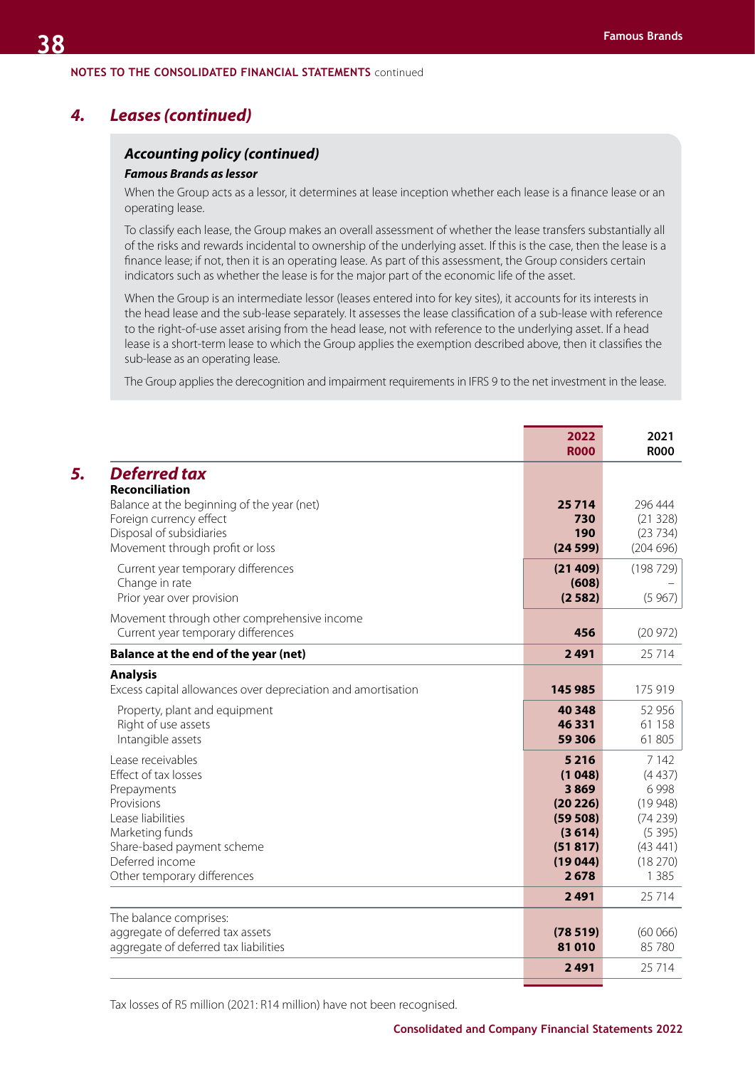NOTES TO THE CONSOLIDATED FINANCIAL STATEMENTS continued

## 4. Leases (continued)

### Accounting policy (continued)

#### Famous Brands as lessor

When the Group acts as a lessor, it determines at lease inception whether each lease is a finance lease or an operating lease.

To classify each lease, the Group makes an overall assessment of whether the lease transfers substantially all of the risks and rewards incidental to ownership of the underlying asset. If this is the case, then the lease is a finance lease; if not, then it is an operating lease. As part of this assessment, the Group considers certain indicators such as whether the lease is for the major part of the economic life of the asset.

When the Group is an intermediate lessor (leases entered into for key sites), it accounts for its interests in the head lease and the sub-lease separately. It assesses the lease classification of a sub-lease with reference to the right-of-use asset arising from the head lease, not with reference to the underlying asset. If a head lease is a short-term lease to which the Group applies the exemption described above, then it classifies the sub-lease as an operating lease.

The Group applies the derecognition and impairment requirements in IFRS 9 to the net investment in the lease.

## 5. Deferred tax

| | 2022 R000 | 2021 R000 |
|---|---|---|
| **Reconciliation** | | |
| Balance at the beginning of the year (net) | **25 714** | 296 444 |
| Foreign currency effect | **730** | (21 328) |
| Disposal of subsidiaries | **190** | (23 734) |
| Movement through profit or loss | **(24 599)** | (204 696) |
| Current year temporary differences | **(21 409)** | (198 729) |
| Change in rate | **(608)** | – |
| Prior year over provision | **(2 582)** | (5 967) |
| Movement through other comprehensive income | | |
| Current year temporary differences | **456** | (20 972) |
| **Balance at the end of the year (net)** | **2 491** | 25 714 |
| **Analysis** | | |
| Excess capital allowances over depreciation and amortisation | **145 985** | 175 919 |
| Property, plant and equipment | **40 348** | 52 956 |
| Right of use assets | **46 331** | 61 158 |
| Intangible assets | **59 306** | 61 805 |
| Lease receivables | **5 216** | 7 142 |
| Effect of tax losses | **(1 048)** | (4 437) |
| Prepayments | **3 869** | 6 998 |
| Provisions | **(20 226)** | (19 948) |
| Lease liabilities | **(59 508)** | (74 239) |
| Marketing funds | **(3 614)** | (5 395) |
| Share-based payment scheme | **(51 817)** | (43 441) |
| Deferred income | **(19 044)** | (18 270) |
| Other temporary differences | **2 678** | 1 385 |
| | **2 491** | 25 714 |
| The balance comprises: | | |
| aggregate of deferred tax assets | **(78 519)** | (60 066) |
| aggregate of deferred tax liabilities | **81 010** | 85 780 |
| | **2 491** | 25 714 |

Tax losses of R5 million (2021: R14 million) have not been recognised.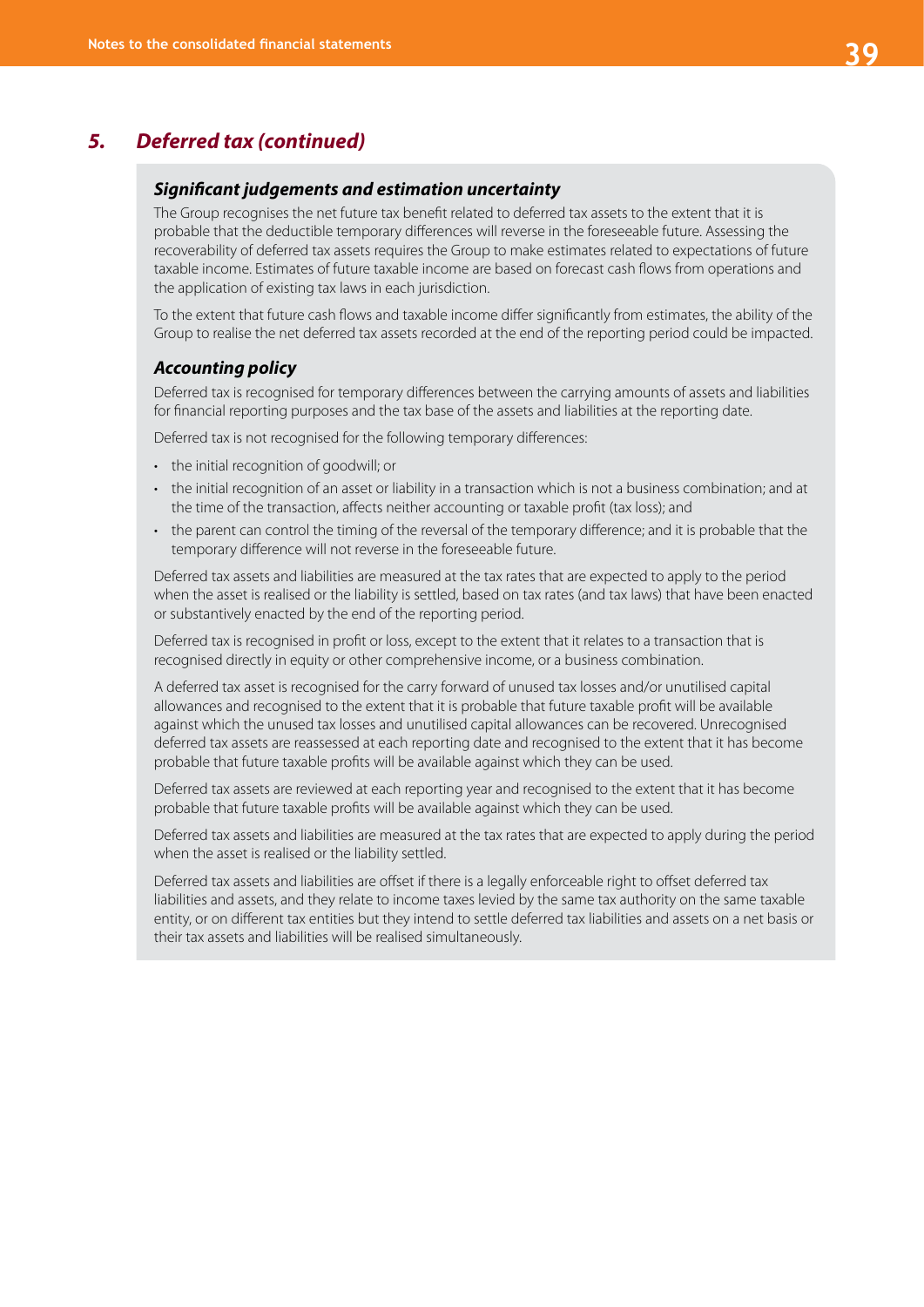## *5. Deferred tax (continued)*

### *Significant judgements and estimation uncertainty*

The Group recognises the net future tax benefit related to deferred tax assets to the extent that it is probable that the deductible temporary differences will reverse in the foreseeable future. Assessing the recoverability of deferred tax assets requires the Group to make estimates related to expectations of future taxable income. Estimates of future taxable income are based on forecast cash flows from operations and the application of existing tax laws in each jurisdiction.

To the extent that future cash flows and taxable income differ significantly from estimates, the ability of the Group to realise the net deferred tax assets recorded at the end of the reporting period could be impacted.

### *Accounting policy*

Deferred tax is recognised for temporary differences between the carrying amounts of assets and liabilities for financial reporting purposes and the tax base of the assets and liabilities at the reporting date.

Deferred tax is not recognised for the following temporary differences:

- the initial recognition of goodwill; or
- the initial recognition of an asset or liability in a transaction which is not a business combination; and at the time of the transaction, affects neither accounting or taxable profit (tax loss); and
- the parent can control the timing of the reversal of the temporary difference; and it is probable that the temporary difference will not reverse in the foreseeable future.

Deferred tax assets and liabilities are measured at the tax rates that are expected to apply to the period when the asset is realised or the liability is settled, based on tax rates (and tax laws) that have been enacted or substantively enacted by the end of the reporting period.

Deferred tax is recognised in profit or loss, except to the extent that it relates to a transaction that is recognised directly in equity or other comprehensive income, or a business combination.

A deferred tax asset is recognised for the carry forward of unused tax losses and/or unutilised capital allowances and recognised to the extent that it is probable that future taxable profit will be available against which the unused tax losses and unutilised capital allowances can be recovered. Unrecognised deferred tax assets are reassessed at each reporting date and recognised to the extent that it has become probable that future taxable profits will be available against which they can be used.

Deferred tax assets are reviewed at each reporting year and recognised to the extent that it has become probable that future taxable profits will be available against which they can be used.

Deferred tax assets and liabilities are measured at the tax rates that are expected to apply during the period when the asset is realised or the liability settled.

Deferred tax assets and liabilities are offset if there is a legally enforceable right to offset deferred tax liabilities and assets, and they relate to income taxes levied by the same tax authority on the same taxable entity, or on different tax entities but they intend to settle deferred tax liabilities and assets on a net basis or their tax assets and liabilities will be realised simultaneously.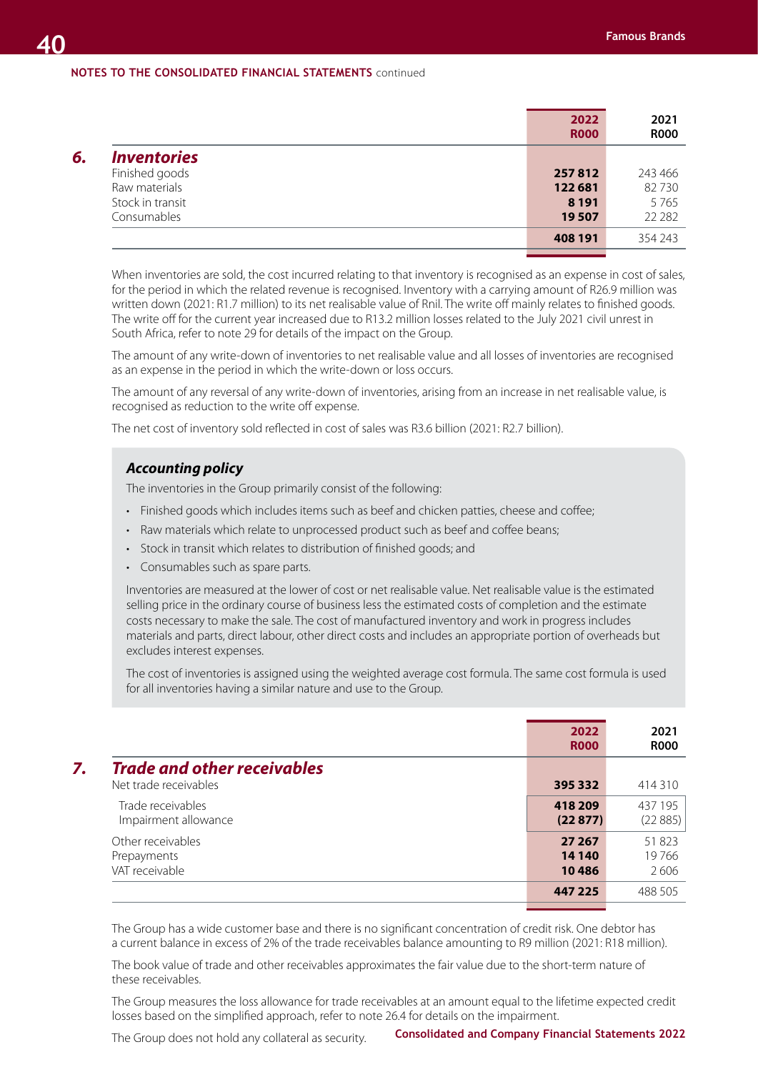NOTES TO THE CONSOLIDATED FINANCIAL STATEMENTS continued

## 6. *Inventories*

| | 2022 R000 | 2021 R000 |
|---|---|---|
| Finished goods | **257 812** | 243 466 |
| Raw materials | **122 681** | 82 730 |
| Stock in transit | **8 191** | 5 765 |
| Consumables | **19 507** | 22 282 |
| | **408 191** | 354 243 |

When inventories are sold, the cost incurred relating to that inventory is recognised as an expense in cost of sales, for the period in which the related revenue is recognised. Inventory with a carrying amount of R26.9 million was written down (2021: R1.7 million) to its net realisable value of Rnil. The write off mainly relates to finished goods. The write off for the current year increased due to R13.2 million losses related to the July 2021 civil unrest in South Africa, refer to note 29 for details of the impact on the Group.

The amount of any write-down of inventories to net realisable value and all losses of inventories are recognised as an expense in the period in which the write-down or loss occurs.

The amount of any reversal of any write-down of inventories, arising from an increase in net realisable value, is recognised as reduction to the write off expense.

The net cost of inventory sold reflected in cost of sales was R3.6 billion (2021: R2.7 billion).

### *Accounting policy*

The inventories in the Group primarily consist of the following:

- Finished goods which includes items such as beef and chicken patties, cheese and coffee;
- Raw materials which relate to unprocessed product such as beef and coffee beans;
- Stock in transit which relates to distribution of finished goods; and
- Consumables such as spare parts.

Inventories are measured at the lower of cost or net realisable value. Net realisable value is the estimated selling price in the ordinary course of business less the estimated costs of completion and the estimate costs necessary to make the sale. The cost of manufactured inventory and work in progress includes materials and parts, direct labour, other direct costs and includes an appropriate portion of overheads but excludes interest expenses.

The cost of inventories is assigned using the weighted average cost formula. The same cost formula is used for all inventories having a similar nature and use to the Group.

## 7. *Trade and other receivables*

| | 2022 R000 | 2021 R000 |
|---|---|---|
| Net trade receivables | **395 332** | 414 310 |
| Trade receivables | **418 209** | 437 195 |
| Impairment allowance | **(22 877)** | (22 885) |
| Other receivables | **27 267** | 51 823 |
| Prepayments | **14 140** | 19 766 |
| VAT receivable | **10 486** | 2 606 |
| | **447 225** | 488 505 |

The Group has a wide customer base and there is no significant concentration of credit risk. One debtor has a current balance in excess of 2% of the trade receivables balance amounting to R9 million (2021: R18 million).

The book value of trade and other receivables approximates the fair value due to the short-term nature of these receivables.

The Group measures the loss allowance for trade receivables at an amount equal to the lifetime expected credit losses based on the simplified approach, refer to note 26.4 for details on the impairment.

The Group does not hold any collateral as security.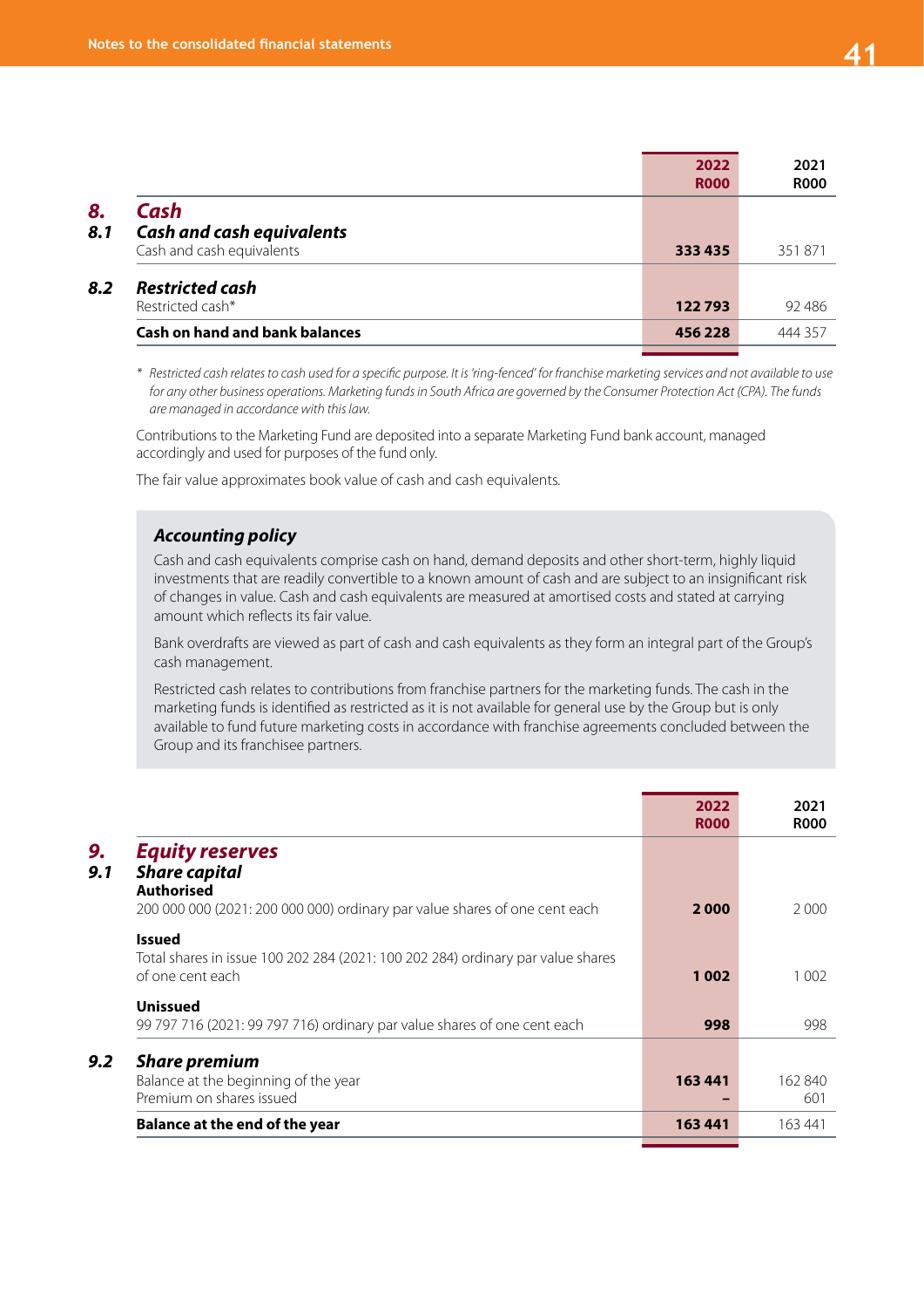| | | 2022 R000 | 2021 R000 |
|---|---|---|---|
| **8.** | ***Cash*** | | |
| **8.1** | ***Cash and cash equivalents*** | | |
| | Cash and cash equivalents | **333 435** | 351 871 |
| **8.2** | ***Restricted cash*** | | |
| | Restricted cash* | **122 793** | 92 486 |
| | **Cash on hand and bank balances** | **456 228** | 444 357 |

\* *Restricted cash relates to cash used for a specific purpose. It is 'ring-fenced' for franchise marketing services and not available to use for any other business operations. Marketing funds in South Africa are governed by the Consumer Protection Act (CPA). The funds are managed in accordance with this law.*

Contributions to the Marketing Fund are deposited into a separate Marketing Fund bank account, managed accordingly and used for purposes of the fund only.

The fair value approximates book value of cash and cash equivalents.

### Accounting policy

Cash and cash equivalents comprise cash on hand, demand deposits and other short-term, highly liquid investments that are readily convertible to a known amount of cash and are subject to an insignificant risk of changes in value. Cash and cash equivalents are measured at amortised costs and stated at carrying amount which reflects its fair value.

Bank overdrafts are viewed as part of cash and cash equivalents as they form an integral part of the Group's cash management.

Restricted cash relates to contributions from franchise partners for the marketing funds. The cash in the marketing funds is identified as restricted as it is not available for general use by the Group but is only available to fund future marketing costs in accordance with franchise agreements concluded between the Group and its franchisee partners.

| | | 2022 R000 | 2021 R000 |
|---|---|---|---|
| **9.** | ***Equity reserves*** | | |
| **9.1** | ***Share capital*** | | |
| | **Authorised** | | |
| | 200 000 000 (2021: 200 000 000) ordinary par value shares of one cent each | **2 000** | 2 000 |
| | **Issued** | | |
| | Total shares in issue 100 202 284 (2021: 100 202 284) ordinary par value shares of one cent each | **1 002** | 1 002 |
| | **Unissued** | | |
| | 99 797 716 (2021: 99 797 716) ordinary par value shares of one cent each | **998** | 998 |
| **9.2** | ***Share premium*** | | |
| | Balance at the beginning of the year | **163 441** | 162 840 |
| | Premium on shares issued | **–** | 601 |
| | **Balance at the end of the year** | **163 441** | 163 441 |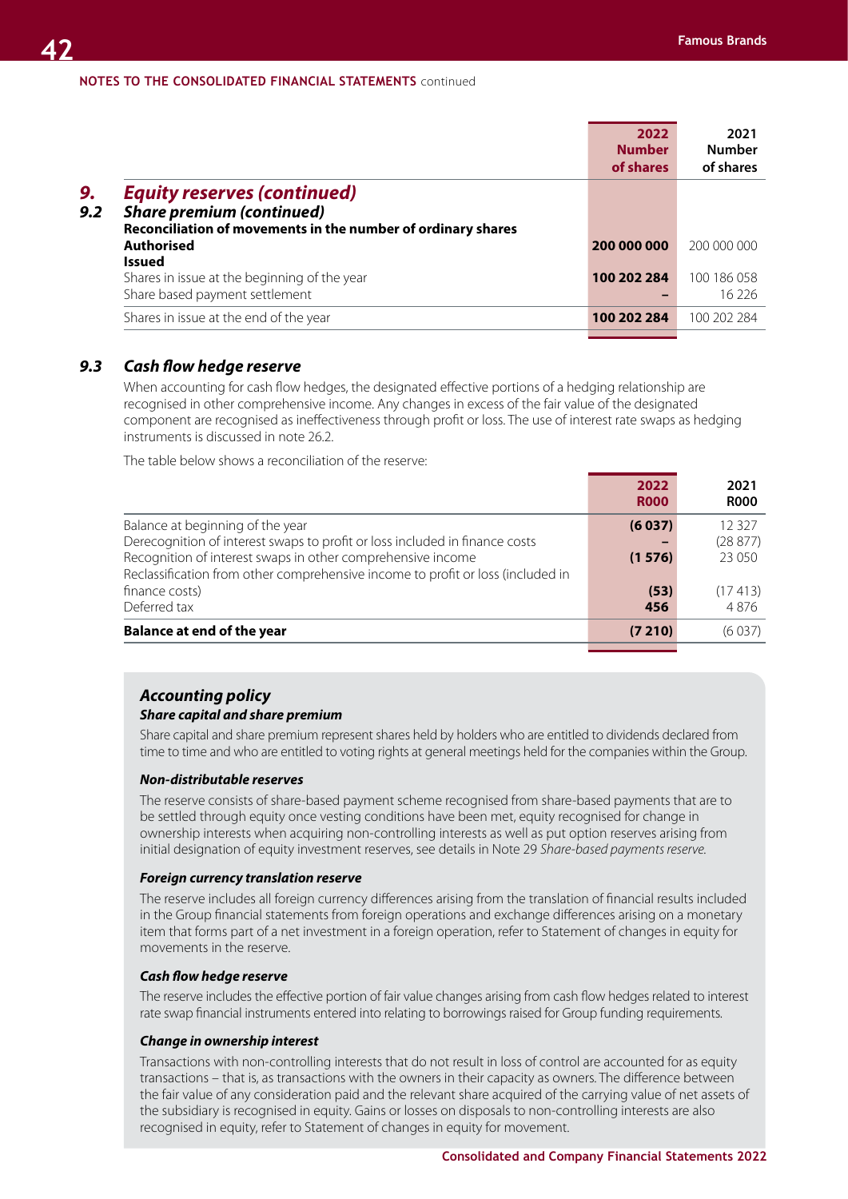NOTES TO THE CONSOLIDATED FINANCIAL STATEMENTS continued

## 9. Equity reserves (continued)

### 9.2 Share premium (continued)

| | 2022 Number of shares | 2021 Number of shares |
|---|---|---|
| **Reconciliation of movements in the number of ordinary shares** | | |
| **Authorised** | **200 000 000** | 200 000 000 |
| **Issued** | | |
| Shares in issue at the beginning of the year | **100 202 284** | 100 186 058 |
| Share based payment settlement | **–** | 16 226 |
| Shares in issue at the end of the year | **100 202 284** | 100 202 284 |

### 9.3 Cash flow hedge reserve

When accounting for cash flow hedges, the designated effective portions of a hedging relationship are recognised in other comprehensive income. Any changes in excess of the fair value of the designated component are recognised as ineffectiveness through profit or loss. The use of interest rate swaps as hedging instruments is discussed in note 26.2.

The table below shows a reconciliation of the reserve:

| | 2022 R000 | 2021 R000 |
|---|---|---|
| Balance at beginning of the year | **(6 037)** | 12 327 |
| Derecognition of interest swaps to profit or loss included in finance costs | **–** | (28 877) |
| Recognition of interest swaps in other comprehensive income | **(1 576)** | 23 050 |
| Reclassification from other comprehensive income to profit or loss (included in finance costs) | **(53)** | (17 413) |
| Deferred tax | **456** | 4 876 |
| **Balance at end of the year** | **(7 210)** | (6 037) |

## Accounting policy

### Share capital and share premium

Share capital and share premium represent shares held by holders who are entitled to dividends declared from time to time and who are entitled to voting rights at general meetings held for the companies within the Group.

### Non-distributable reserves

The reserve consists of share-based payment scheme recognised from share-based payments that are to be settled through equity once vesting conditions have been met, equity recognised for change in ownership interests when acquiring non-controlling interests as well as put option reserves arising from initial designation of equity investment reserves, see details in Note 29 *Share-based payments reserve.*

### Foreign currency translation reserve

The reserve includes all foreign currency differences arising from the translation of financial results included in the Group financial statements from foreign operations and exchange differences arising on a monetary item that forms part of a net investment in a foreign operation, refer to Statement of changes in equity for movements in the reserve.

### Cash flow hedge reserve

The reserve includes the effective portion of fair value changes arising from cash flow hedges related to interest rate swap financial instruments entered into relating to borrowings raised for Group funding requirements.

### Change in ownership interest

Transactions with non-controlling interests that do not result in loss of control are accounted for as equity transactions – that is, as transactions with the owners in their capacity as owners. The difference between the fair value of any consideration paid and the relevant share acquired of the carrying value of net assets of the subsidiary is recognised in equity. Gains or losses on disposals to non-controlling interests are also recognised in equity, refer to Statement of changes in equity for movement.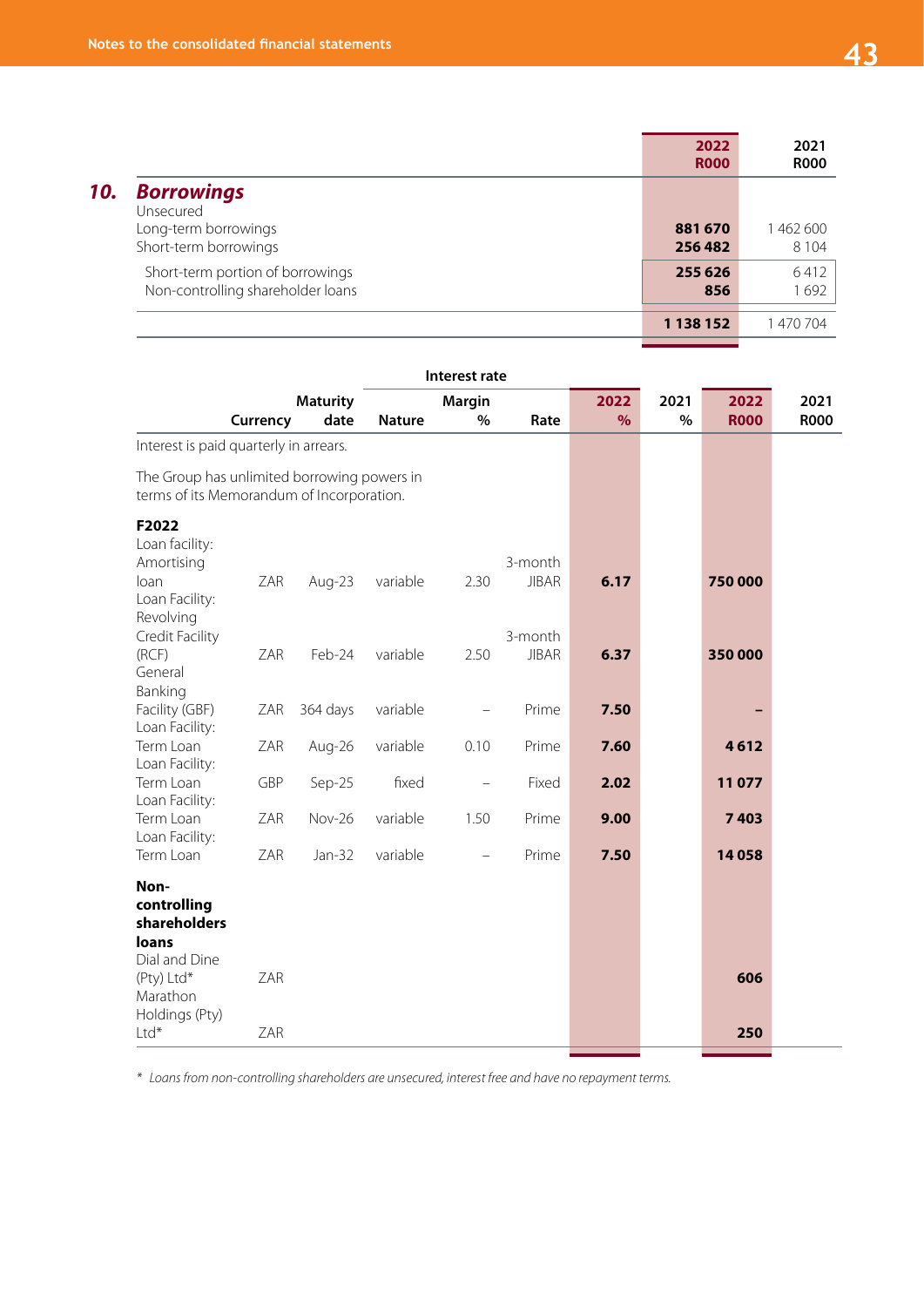## 10. Borrowings

|  | 2022 R000 | 2021 R000 |
|---|---|---|
| Unsecured |  |  |
| Long-term borrowings | **881 670** | 1 462 600 |
| Short-term borrowings | **256 482** | 8 104 |
| Short-term portion of borrowings | **255 626** | 6 412 |
| Non-controlling shareholder loans | **856** | 1 692 |
|  | **1 138 152** | 1 470 704 |

|  | Currency | Maturity date | Nature | Interest rate Margin % | Rate | 2022 % | 2021 % | 2022 R000 | 2021 R000 |
|---|---|---|---|---|---|---|---|---|---|
| Interest is paid quarterly in arrears. |  |  |  |  |  |  |  |  |  |
| The Group has unlimited borrowing powers in terms of its Memorandum of Incorporation. |  |  |  |  |  |  |  |  |  |
| **F2022** |  |  |  |  |  |  |  |  |  |
| Loan facility: Amortising loan | ZAR | Aug-23 | variable | 2.30 | 3-month JIBAR | **6.17** |  | **750 000** |  |
| Loan Facility: Revolving Credit Facility (RCF) | ZAR | Feb-24 | variable | 2.50 | 3-month JIBAR | **6.37** |  | **350 000** |  |
| General Banking Facility (GBF) | ZAR | 364 days | variable | – | Prime | **7.50** |  | **–** |  |
| Loan Facility: Term Loan | ZAR | Aug-26 | variable | 0.10 | Prime | **7.60** |  | **4 612** |  |
| Loan Facility: Term Loan | GBP | Sep-25 | fixed | – | Fixed | **2.02** |  | **11 077** |  |
| Loan Facility: Term Loan | ZAR | Nov-26 | variable | 1.50 | Prime | **9.00** |  | **7 403** |  |
| Loan Facility: Term Loan | ZAR | Jan-32 | variable | – | Prime | **7.50** |  | **14 058** |  |
| **Non-controlling shareholders loans** |  |  |  |  |  |  |  |  |  |
| Dial and Dine (Pty) Ltd* | ZAR |  |  |  |  |  |  | **606** |  |
| Marathon Holdings (Pty) Ltd* | ZAR |  |  |  |  |  |  | **250** |  |

\* *Loans from non-controlling shareholders are unsecured, interest free and have no repayment terms.*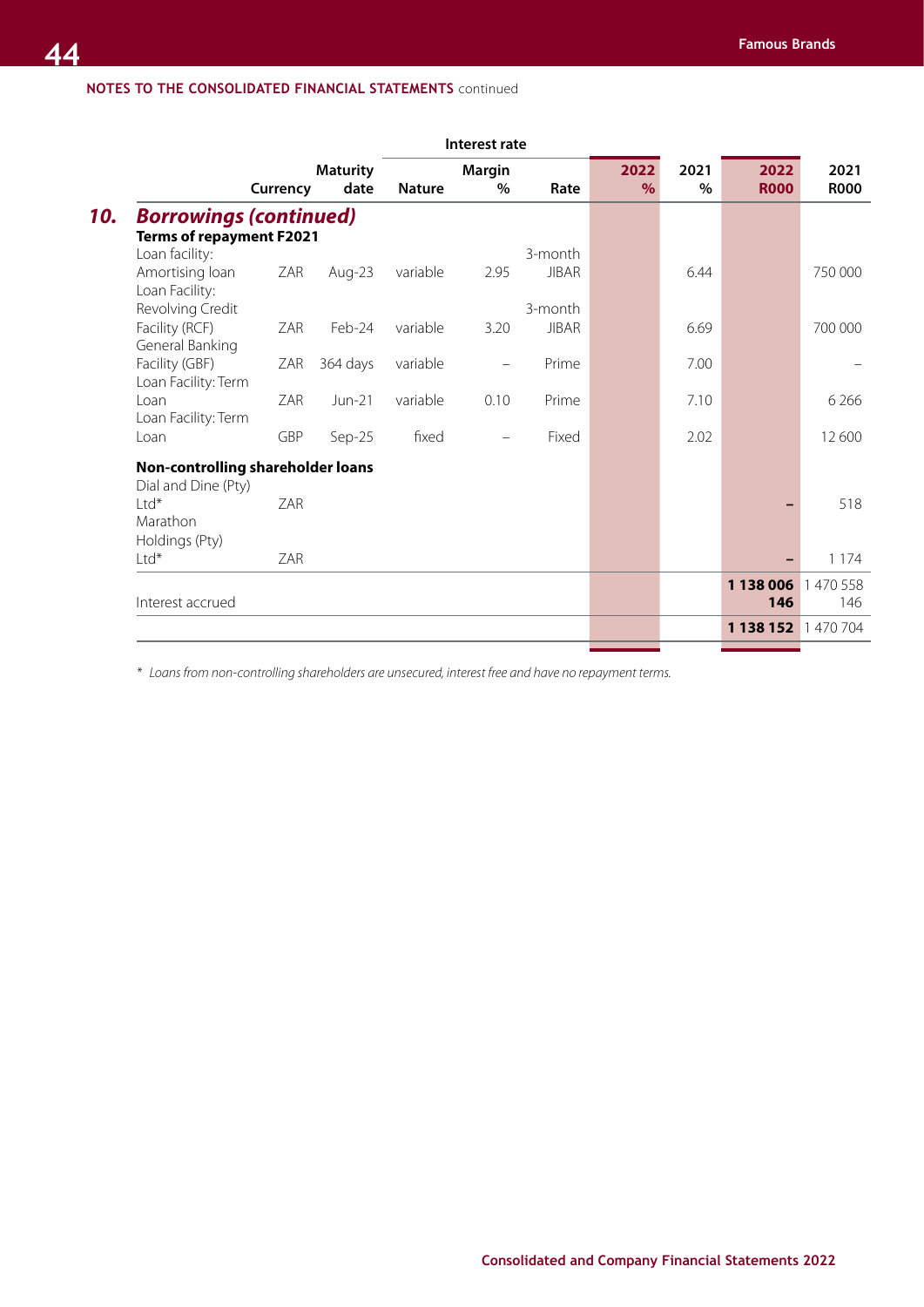NOTES TO THE CONSOLIDATED FINANCIAL STATEMENTS continued

## 10. Borrowings (continued)

| | Currency | Maturity date | Nature | Interest rate Margin % | Rate | 2022 % | 2021 % | 2022 R000 | 2021 R000 |
|---|---|---|---|---|---|---|---|---|---|
| **Terms of repayment F2021** | | | | | | | | | |
| Loan facility: Amortising loan | ZAR | Aug-23 | variable | 2.95 | 3-month JIBAR | | 6.44 | | 750 000 |
| Loan Facility: Revolving Credit Facility (RCF) | ZAR | Feb-24 | variable | 3.20 | 3-month JIBAR | | 6.69 | | 700 000 |
| General Banking Facility (GBF) | ZAR | 364 days | variable | – | Prime | | 7.00 | | – |
| Loan Facility: Term Loan | ZAR | Jun-21 | variable | 0.10 | Prime | | 7.10 | | 6 266 |
| Loan Facility: Term Loan | GBP | Sep-25 | fixed | – | Fixed | | 2.02 | | 12 600 |
| **Non-controlling shareholder loans** | | | | | | | | | |
| Dial and Dine (Pty) Ltd* | ZAR | | | | | | | – | 518 |
| Marathon Holdings (Pty) Ltd* | ZAR | | | | | | | – | 1 174 |
| | | | | | | | | **1 138 006** | 1 470 558 |
| Interest accrued | | | | | | | | **146** | 146 |
| | | | | | | | | **1 138 152** | 1 470 704 |

* *Loans from non-controlling shareholders are unsecured, interest free and have no repayment terms.*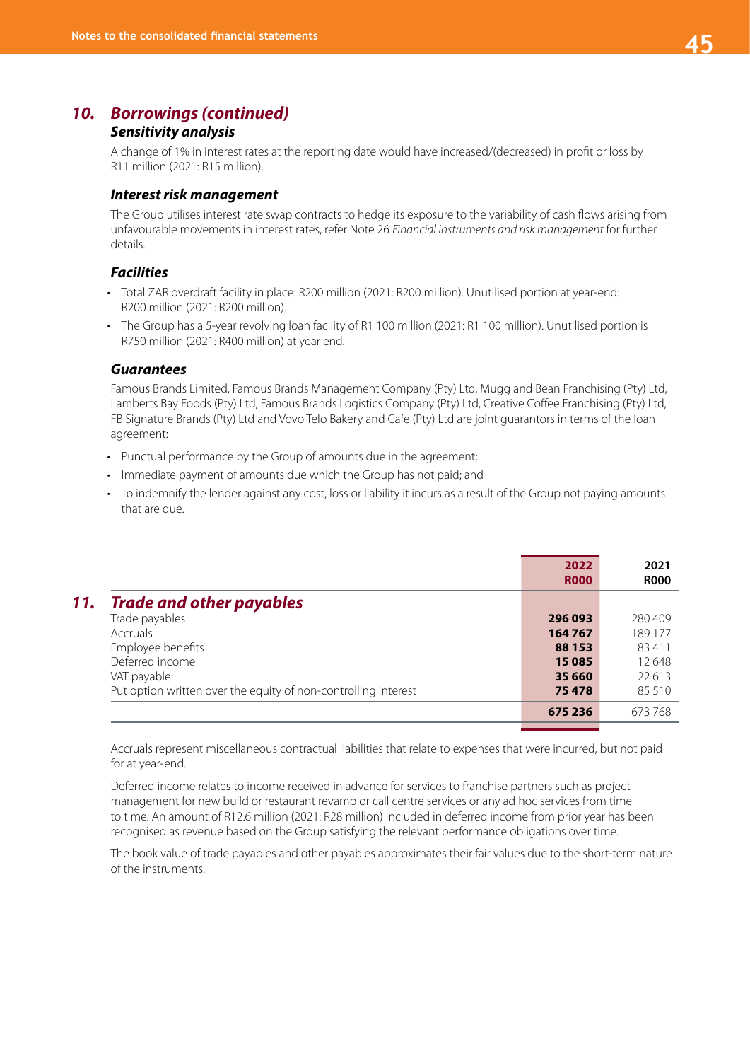## 10. Borrowings (continued)

### Sensitivity analysis

A change of 1% in interest rates at the reporting date would have increased/(decreased) in profit or loss by R11 million (2021: R15 million).

### Interest risk management

The Group utilises interest rate swap contracts to hedge its exposure to the variability of cash flows arising from unfavourable movements in interest rates, refer Note 26 *Financial instruments and risk management* for further details.

### Facilities

- Total ZAR overdraft facility in place: R200 million (2021: R200 million). Unutilised portion at year-end: R200 million (2021: R200 million).
- The Group has a 5-year revolving loan facility of R1 100 million (2021: R1 100 million). Unutilised portion is R750 million (2021: R400 million) at year end.

### Guarantees

Famous Brands Limited, Famous Brands Management Company (Pty) Ltd, Mugg and Bean Franchising (Pty) Ltd, Lamberts Bay Foods (Pty) Ltd, Famous Brands Logistics Company (Pty) Ltd, Creative Coffee Franchising (Pty) Ltd, FB Signature Brands (Pty) Ltd and Vovo Telo Bakery and Cafe (Pty) Ltd are joint guarantors in terms of the loan agreement:

- Punctual performance by the Group of amounts due in the agreement;
- Immediate payment of amounts due which the Group has not paid; and
- To indemnify the lender against any cost, loss or liability it incurs as a result of the Group not paying amounts that are due.

## 11. Trade and other payables

| | 2022 R000 | 2021 R000 |
|---|---|---|
| Trade payables | **296 093** | 280 409 |
| Accruals | **164 767** | 189 177 |
| Employee benefits | **88 153** | 83 411 |
| Deferred income | **15 085** | 12 648 |
| VAT payable | **35 660** | 22 613 |
| Put option written over the equity of non-controlling interest | **75 478** | 85 510 |
| | **675 236** | 673 768 |

Accruals represent miscellaneous contractual liabilities that relate to expenses that were incurred, but not paid for at year-end.

Deferred income relates to income received in advance for services to franchise partners such as project management for new build or restaurant revamp or call centre services or any ad hoc services from time to time. An amount of R12.6 million (2021: R28 million) included in deferred income from prior year has been recognised as revenue based on the Group satisfying the relevant performance obligations over time.

The book value of trade payables and other payables approximates their fair values due to the short-term nature of the instruments.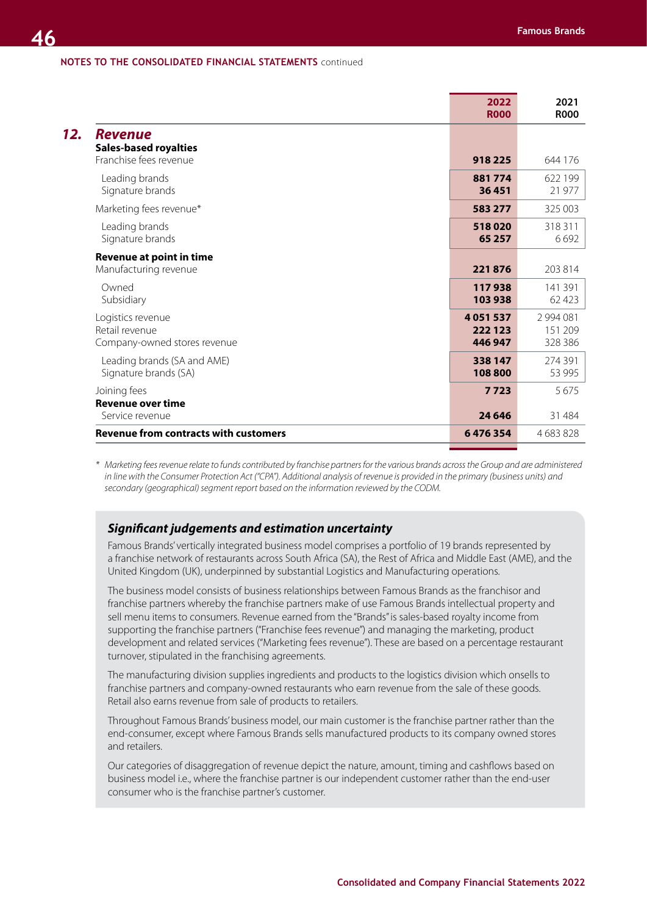NOTES TO THE CONSOLIDATED FINANCIAL STATEMENTS continued

## 12. Revenue

| | 2022 R000 | 2021 R000 |
|---|---|---|
| **Sales-based royalties** | | |
| Franchise fees revenue | **918 225** | 644 176 |
| Leading brands | **881 774** | 622 199 |
| Signature brands | **36 451** | 21 977 |
| Marketing fees revenue* | **583 277** | 325 003 |
| Leading brands | **518 020** | 318 311 |
| Signature brands | **65 257** | 6 692 |
| **Revenue at point in time** | | |
| Manufacturing revenue | **221 876** | 203 814 |
| Owned | **117 938** | 141 391 |
| Subsidiary | **103 938** | 62 423 |
| Logistics revenue | **4 051 537** | 2 994 081 |
| Retail revenue | **222 123** | 151 209 |
| Company-owned stores revenue | **446 947** | 328 386 |
| Leading brands (SA and AME) | **338 147** | 274 391 |
| Signature brands (SA) | **108 800** | 53 995 |
| Joining fees | **7 723** | 5 675 |
| **Revenue over time** | | |
| Service revenue | **24 646** | 31 484 |
| **Revenue from contracts with customers** | **6 476 354** | 4 683 828 |

\* *Marketing fees revenue relate to funds contributed by franchise partners for the various brands across the Group and are administered in line with the Consumer Protection Act ("CPA"). Additional analysis of revenue is provided in the primary (business units) and secondary (geographical) segment report based on the information reviewed by the CODM.*

### *Significant judgements and estimation uncertainty*

Famous Brands' vertically integrated business model comprises a portfolio of 19 brands represented by a franchise network of restaurants across South Africa (SA), the Rest of Africa and Middle East (AME), and the United Kingdom (UK), underpinned by substantial Logistics and Manufacturing operations.

The business model consists of business relationships between Famous Brands as the franchisor and franchise partners whereby the franchise partners make of use Famous Brands intellectual property and sell menu items to consumers. Revenue earned from the "Brands" is sales-based royalty income from supporting the franchise partners ("Franchise fees revenue") and managing the marketing, product development and related services ("Marketing fees revenue"). These are based on a percentage restaurant turnover, stipulated in the franchising agreements.

The manufacturing division supplies ingredients and products to the logistics division which onsells to franchise partners and company-owned restaurants who earn revenue from the sale of these goods. Retail also earns revenue from sale of products to retailers.

Throughout Famous Brands' business model, our main customer is the franchise partner rather than the end-consumer, except where Famous Brands sells manufactured products to its company owned stores and retailers.

Our categories of disaggregation of revenue depict the nature, amount, timing and cashflows based on business model i.e., where the franchise partner is our independent customer rather than the end-user consumer who is the franchise partner's customer.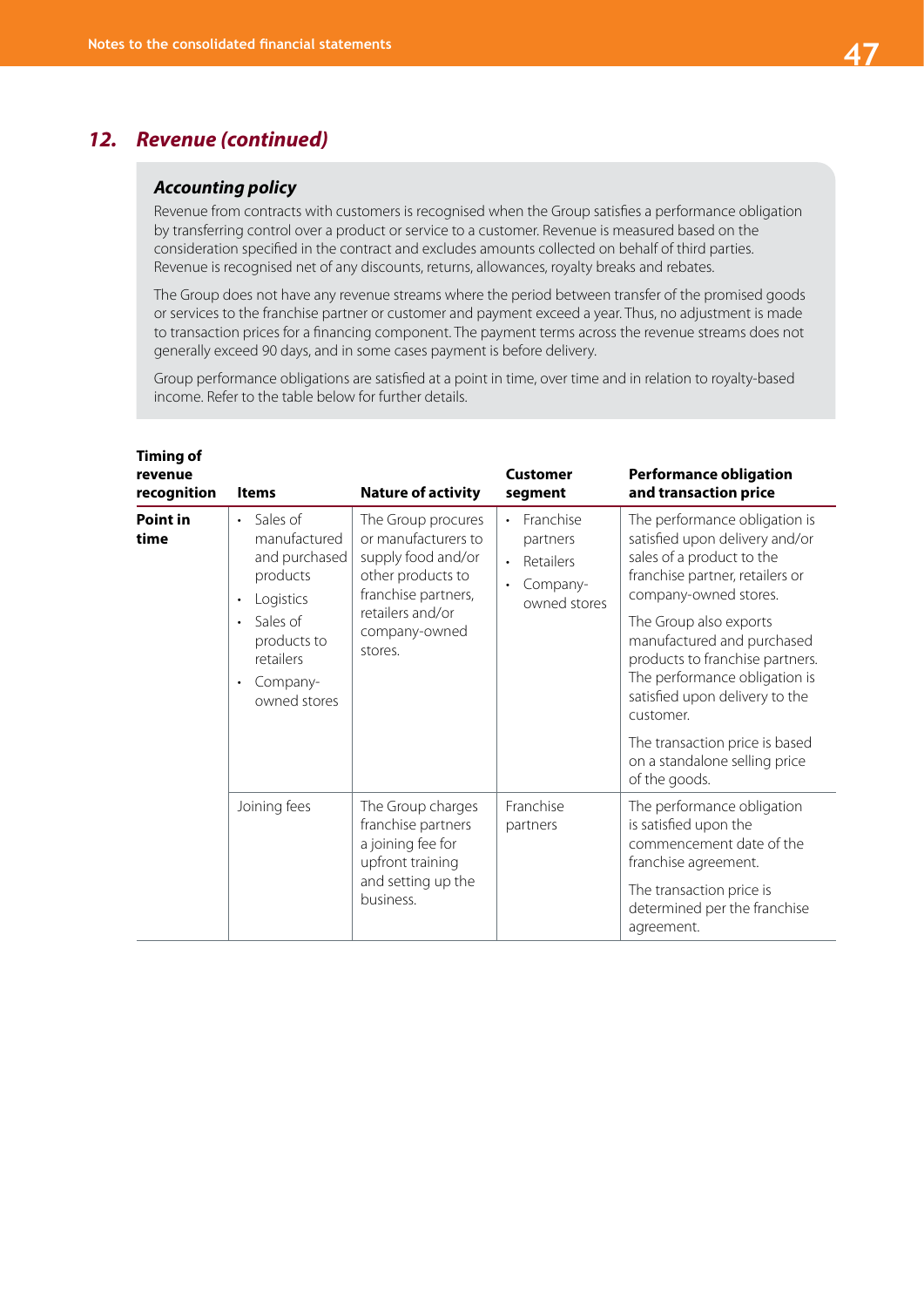## 12. *Revenue (continued)*

### *Accounting policy*

Revenue from contracts with customers is recognised when the Group satisfies a performance obligation by transferring control over a product or service to a customer. Revenue is measured based on the consideration specified in the contract and excludes amounts collected on behalf of third parties. Revenue is recognised net of any discounts, returns, allowances, royalty breaks and rebates.

The Group does not have any revenue streams where the period between transfer of the promised goods or services to the franchise partner or customer and payment exceed a year. Thus, no adjustment is made to transaction prices for a financing component. The payment terms across the revenue streams does not generally exceed 90 days, and in some cases payment is before delivery.

Group performance obligations are satisfied at a point in time, over time and in relation to royalty-based income. Refer to the table below for further details.

| Timing of revenue recognition | Items | Nature of activity | Customer segment | Performance obligation and transaction price |
|---|---|---|---|---|
| **Point in time** | • Sales of manufactured and purchased products<br>• Logistics<br>• Sales of products to retailers<br>• Company-owned stores | The Group procures or manufacturers to supply food and/or other products to franchise partners, retailers and/or company-owned stores. | • Franchise partners<br>• Retailers<br>• Company-owned stores | The performance obligation is satisfied upon delivery and/or sales of a product to the franchise partner, retailers or company-owned stores.<br><br>The Group also exports manufactured and purchased products to franchise partners. The performance obligation is satisfied upon delivery to the customer.<br><br>The transaction price is based on a standalone selling price of the goods. |
| | Joining fees | The Group charges franchise partners a joining fee for upfront training and setting up the business. | Franchise partners | The performance obligation is satisfied upon the commencement date of the franchise agreement.<br><br>The transaction price is determined per the franchise agreement. |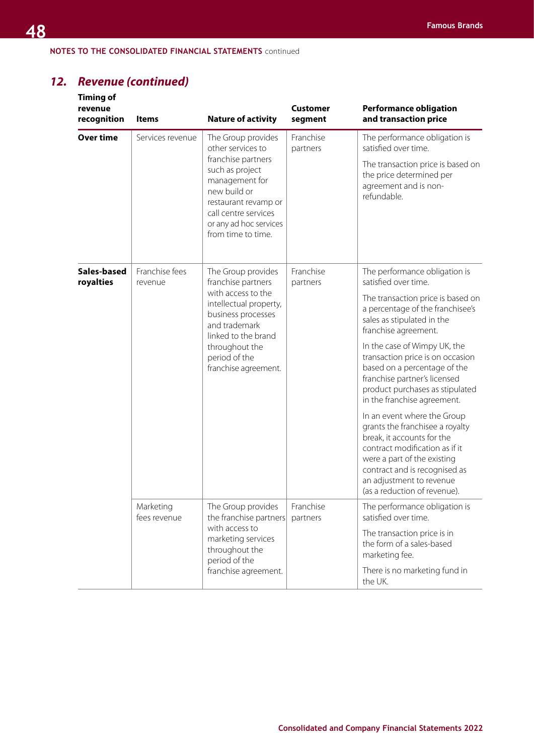NOTES TO THE CONSOLIDATED FINANCIAL STATEMENTS continued

## 12. Revenue (continued)

| Timing of revenue recognition | Items | Nature of activity | Customer segment | Performance obligation and transaction price |
|---|---|---|---|---|
| **Over time** | Services revenue | The Group provides other services to franchise partners such as project management for new build or restaurant revamp or call centre services or any ad hoc services from time to time. | Franchise partners | The performance obligation is satisfied over time.<br><br>The transaction price is based on the price determined per agreement and is non-refundable. |
| **Sales-based royalties** | Franchise fees revenue | The Group provides franchise partners with access to the intellectual property, business processes and trademark linked to the brand throughout the period of the franchise agreement. | Franchise partners | The performance obligation is satisfied over time.<br><br>The transaction price is based on a percentage of the franchisee's sales as stipulated in the franchise agreement.<br><br>In the case of Wimpy UK, the transaction price is on occasion based on a percentage of the franchise partner's licensed product purchases as stipulated in the franchise agreement.<br><br>In an event where the Group grants the franchisee a royalty break, it accounts for the contract modification as if it were a part of the existing contract and is recognised as an adjustment to revenue (as a reduction of revenue). |
| | Marketing fees revenue | The Group provides the franchise partners with access to marketing services throughout the period of the franchise agreement. | Franchise partners | The performance obligation is satisfied over time.<br><br>The transaction price is in the form of a sales-based marketing fee.<br><br>There is no marketing fund in the UK. |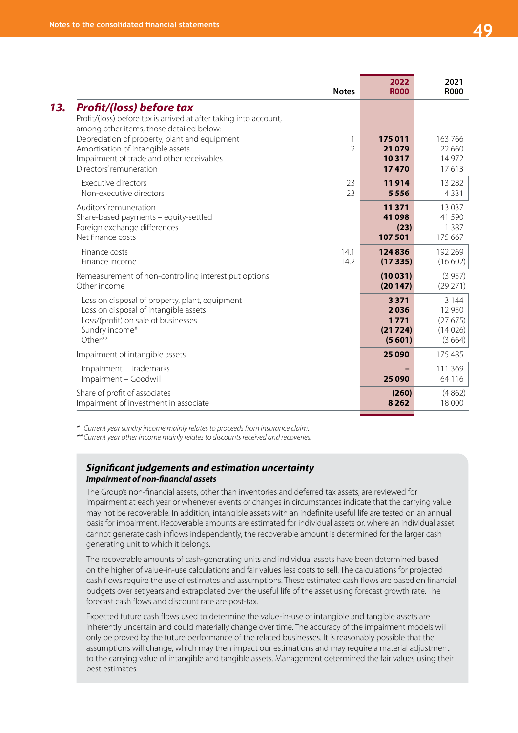## 13. Profit/(loss) before tax

| | Notes | 2022 R000 | 2021 R000 |
|---|---|---|---|
| Profit/(loss) before tax is arrived at after taking into account, among other items, those detailed below: | | | |
| Depreciation of property, plant and equipment | 1 | **175 011** | 163 766 |
| Amortisation of intangible assets | 2 | **21 079** | 22 660 |
| Impairment of trade and other receivables | | **10 317** | 14 972 |
| Directors' remuneration | | **17 470** | 17 613 |
| Executive directors | 23 | **11 914** | 13 282 |
| Non-executive directors | 23 | **5 556** | 4 331 |
| Auditors' remuneration | | **11 371** | 13 037 |
| Share-based payments – equity-settled | | **41 098** | 41 590 |
| Foreign exchange differences | | **(23)** | 1 387 |
| Net finance costs | | **107 501** | 175 667 |
| Finance costs | 14.1 | **124 836** | 192 269 |
| Finance income | 14.2 | **(17 335)** | (16 602) |
| Remeasurement of non-controlling interest put options | | **(10 031)** | (3 957) |
| Other income | | **(20 147)** | (29 271) |
| Loss on disposal of property, plant, equipment | | **3 371** | 3 144 |
| Loss on disposal of intangible assets | | **2 036** | 12 950 |
| Loss/(profit) on sale of businesses | | **1 771** | (27 675) |
| Sundry income* | | **(21 724)** | (14 026) |
| Other** | | **(5 601)** | (3 664) |
| Impairment of intangible assets | | **25 090** | 175 485 |
| Impairment – Trademarks | | **–** | 111 369 |
| Impairment – Goodwill | | **25 090** | 64 116 |
| Share of profit of associates | | **(260)** | (4 862) |
| Impairment of investment in associate | | **8 262** | 18 000 |

*\* Current year sundry income mainly relates to proceeds from insurance claim.*

*\*\* Current year other income mainly relates to discounts received and recoveries.*

### Significant judgements and estimation uncertainty

#### Impairment of non-financial assets

The Group's non-financial assets, other than inventories and deferred tax assets, are reviewed for impairment at each year or whenever events or changes in circumstances indicate that the carrying value may not be recoverable. In addition, intangible assets with an indefinite useful life are tested on an annual basis for impairment. Recoverable amounts are estimated for individual assets or, where an individual asset cannot generate cash inflows independently, the recoverable amount is determined for the larger cash generating unit to which it belongs.

The recoverable amounts of cash-generating units and individual assets have been determined based on the higher of value-in-use calculations and fair values less costs to sell. The calculations for projected cash flows require the use of estimates and assumptions. These estimated cash flows are based on financial budgets over set years and extrapolated over the useful life of the asset using forecast growth rate. The forecast cash flows and discount rate are post-tax.

Expected future cash flows used to determine the value-in-use of intangible and tangible assets are inherently uncertain and could materially change over time. The accuracy of the impairment models will only be proved by the future performance of the related businesses. It is reasonably possible that the assumptions will change, which may then impact our estimations and may require a material adjustment to the carrying value of intangible and tangible assets. Management determined the fair values using their best estimates.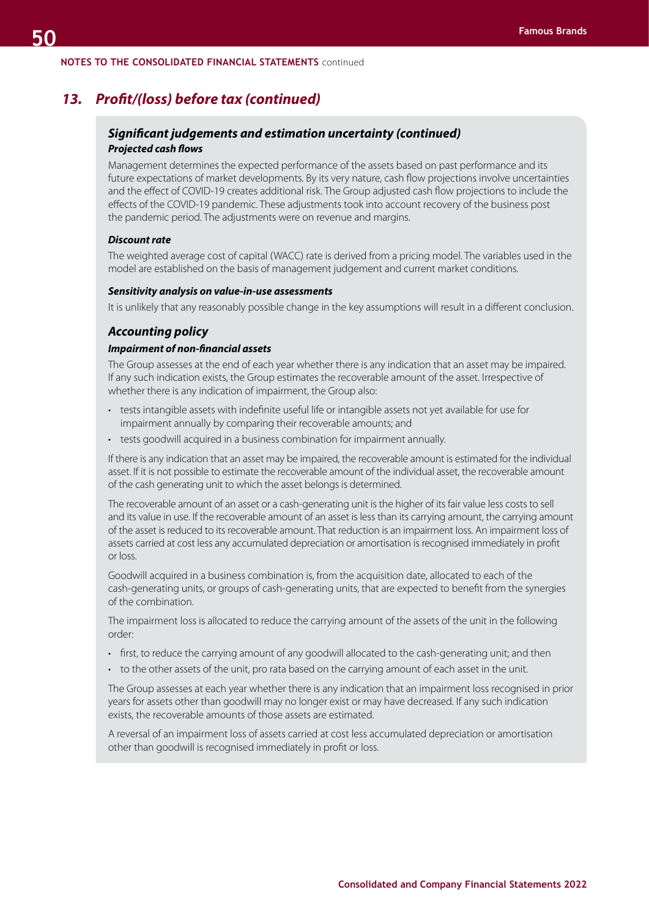NOTES TO THE CONSOLIDATED FINANCIAL STATEMENTS continued

## *13. Profit/(loss) before tax (continued)*

### *Significant judgements and estimation uncertainty (continued)*

#### *Projected cash flows*

Management determines the expected performance of the assets based on past performance and its future expectations of market developments. By its very nature, cash flow projections involve uncertainties and the effect of COVID-19 creates additional risk. The Group adjusted cash flow projections to include the effects of the COVID-19 pandemic. These adjustments took into account recovery of the business post the pandemic period. The adjustments were on revenue and margins.

#### *Discount rate*

The weighted average cost of capital (WACC) rate is derived from a pricing model. The variables used in the model are established on the basis of management judgement and current market conditions.

#### *Sensitivity analysis on value-in-use assessments*

It is unlikely that any reasonably possible change in the key assumptions will result in a different conclusion.

### *Accounting policy*

#### *Impairment of non-financial assets*

The Group assesses at the end of each year whether there is any indication that an asset may be impaired. If any such indication exists, the Group estimates the recoverable amount of the asset. Irrespective of whether there is any indication of impairment, the Group also:

- tests intangible assets with indefinite useful life or intangible assets not yet available for use for impairment annually by comparing their recoverable amounts; and
- tests goodwill acquired in a business combination for impairment annually.

If there is any indication that an asset may be impaired, the recoverable amount is estimated for the individual asset. If it is not possible to estimate the recoverable amount of the individual asset, the recoverable amount of the cash generating unit to which the asset belongs is determined.

The recoverable amount of an asset or a cash-generating unit is the higher of its fair value less costs to sell and its value in use. If the recoverable amount of an asset is less than its carrying amount, the carrying amount of the asset is reduced to its recoverable amount. That reduction is an impairment loss. An impairment loss of assets carried at cost less any accumulated depreciation or amortisation is recognised immediately in profit or loss.

Goodwill acquired in a business combination is, from the acquisition date, allocated to each of the cash-generating units, or groups of cash-generating units, that are expected to benefit from the synergies of the combination.

The impairment loss is allocated to reduce the carrying amount of the assets of the unit in the following order:

- first, to reduce the carrying amount of any goodwill allocated to the cash-generating unit; and then
- to the other assets of the unit, pro rata based on the carrying amount of each asset in the unit.

The Group assesses at each year whether there is any indication that an impairment loss recognised in prior years for assets other than goodwill may no longer exist or may have decreased. If any such indication exists, the recoverable amounts of those assets are estimated.

A reversal of an impairment loss of assets carried at cost less accumulated depreciation or amortisation other than goodwill is recognised immediately in profit or loss.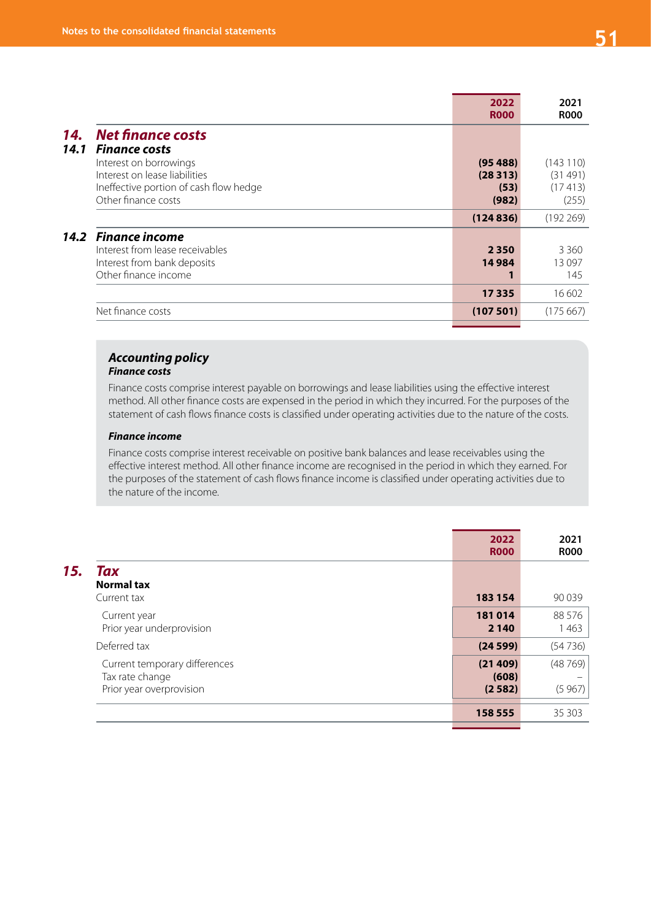## 14. Net finance costs

### 14.1 Finance costs

| | 2022 R000 | 2021 R000 |
|---|---|---|
| Interest on borrowings | **(95 488)** | (143 110) |
| Interest on lease liabilities | **(28 313)** | (31 491) |
| Ineffective portion of cash flow hedge | **(53)** | (17 413) |
| Other finance costs | **(982)** | (255) |
| | **(124 836)** | (192 269) |

### 14.2 Finance income

| | 2022 R000 | 2021 R000 |
|---|---|---|
| Interest from lease receivables | **2 350** | 3 360 |
| Interest from bank deposits | **14 984** | 13 097 |
| Other finance income | **1** | 145 |
| | **17 335** | 16 602 |
| Net finance costs | **(107 501)** | (175 667) |

### Accounting policy

**_Finance costs_**

Finance costs comprise interest payable on borrowings and lease liabilities using the effective interest method. All other finance costs are expensed in the period in which they incurred. For the purposes of the statement of cash flows finance costs is classified under operating activities due to the nature of the costs.

**_Finance income_**

Finance costs comprise interest receivable on positive bank balances and lease receivables using the effective interest method. All other finance income are recognised in the period in which they earned. For the purposes of the statement of cash flows finance income is classified under operating activities due to the nature of the income.

## 15. Tax

| | 2022 R000 | 2021 R000 |
|---|---|---|
| **Normal tax** | | |
| Current tax | **183 154** | 90 039 |
| Current year | **181 014** | 88 576 |
| Prior year underprovision | **2 140** | 1 463 |
| Deferred tax | **(24 599)** | (54 736) |
| Current temporary differences | **(21 409)** | (48 769) |
| Tax rate change | **(608)** | – |
| Prior year overprovision | **(2 582)** | (5 967) |
| | **158 555** | 35 303 |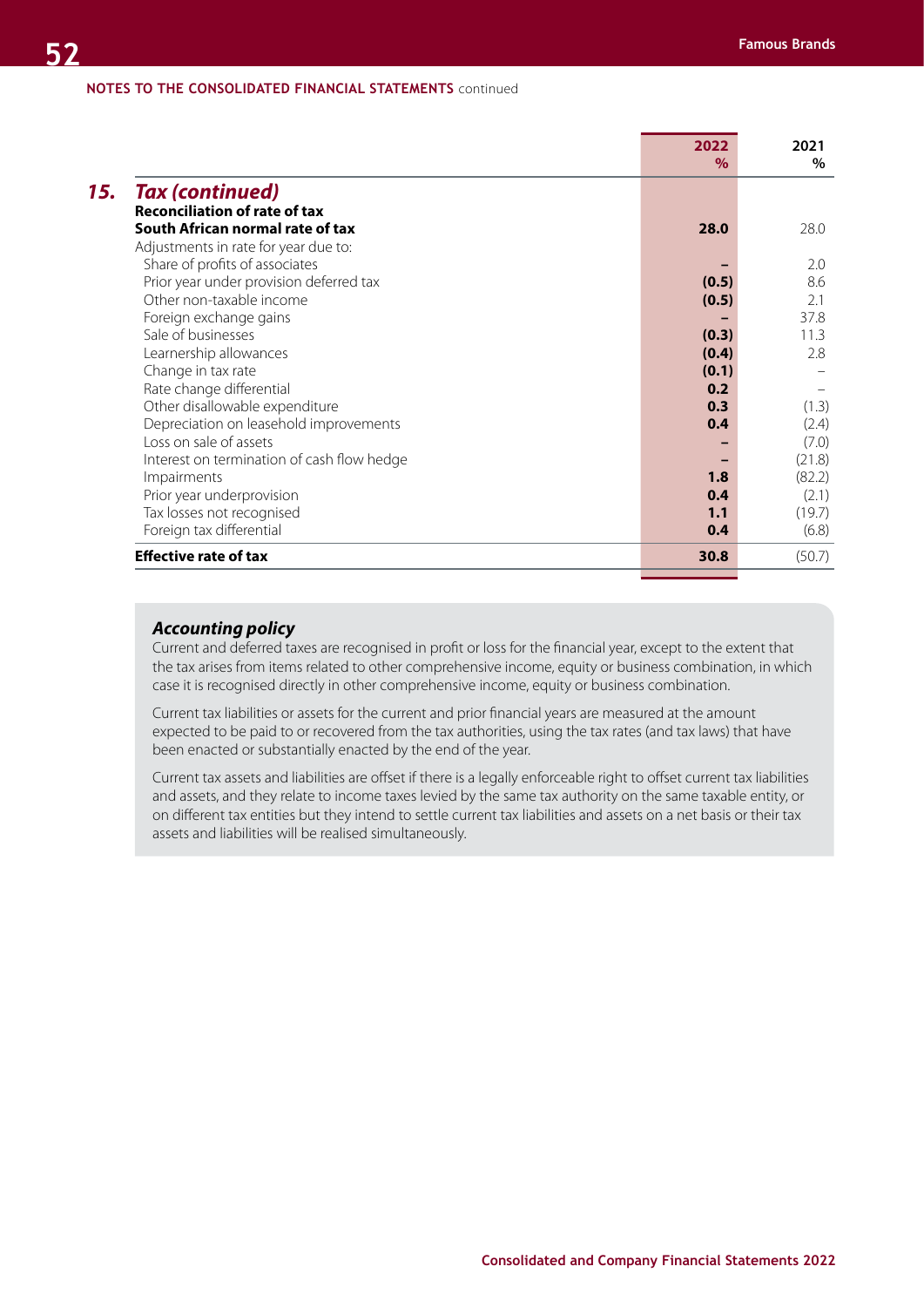**NOTES TO THE CONSOLIDATED FINANCIAL STATEMENTS** continued

| | 2022 % | 2021 % |
|---|---|---|
| ## 15. Tax (continued) | | |
| **Reconciliation of rate of tax** | | |
| **South African normal rate of tax** | **28.0** | 28.0 |
| Adjustments in rate for year due to: | | |
| Share of profits of associates | **–** | 2.0 |
| Prior year under provision deferred tax | **(0.5)** | 8.6 |
| Other non-taxable income | **(0.5)** | 2.1 |
| Foreign exchange gains | **–** | 37.8 |
| Sale of businesses | **(0.3)** | 11.3 |
| Learnership allowances | **(0.4)** | 2.8 |
| Change in tax rate | **(0.1)** | – |
| Rate change differential | **0.2** | – |
| Other disallowable expenditure | **0.3** | (1.3) |
| Depreciation on leasehold improvements | **0.4** | (2.4) |
| Loss on sale of assets | **–** | (7.0) |
| Interest on termination of cash flow hedge | **–** | (21.8) |
| Impairments | **1.8** | (82.2) |
| Prior year underprovision | **0.4** | (2.1) |
| Tax losses not recognised | **1.1** | (19.7) |
| Foreign tax differential | **0.4** | (6.8) |
| **Effective rate of tax** | **30.8** | (50.7) |

### *Accounting policy*

Current and deferred taxes are recognised in profit or loss for the financial year, except to the extent that the tax arises from items related to other comprehensive income, equity or business combination, in which case it is recognised directly in other comprehensive income, equity or business combination.

Current tax liabilities or assets for the current and prior financial years are measured at the amount expected to be paid to or recovered from the tax authorities, using the tax rates (and tax laws) that have been enacted or substantially enacted by the end of the year.

Current tax assets and liabilities are offset if there is a legally enforceable right to offset current tax liabilities and assets, and they relate to income taxes levied by the same tax authority on the same taxable entity, or on different tax entities but they intend to settle current tax liabilities and assets on a net basis or their tax assets and liabilities will be realised simultaneously.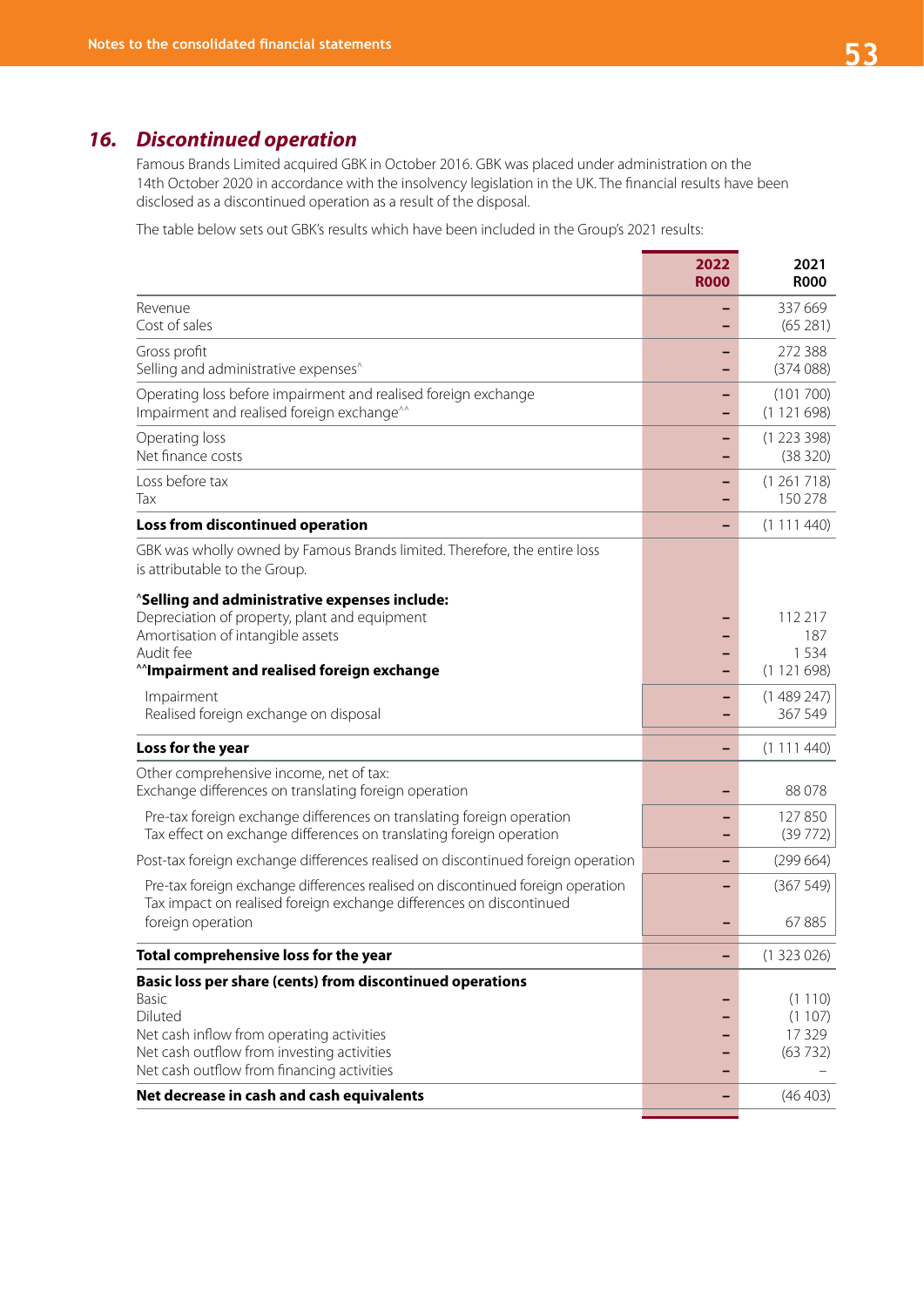## 16. *Discontinued operation*

Famous Brands Limited acquired GBK in October 2016. GBK was placed under administration on the 14th October 2020 in accordance with the insolvency legislation in the UK. The financial results have been disclosed as a discontinued operation as a result of the disposal.

The table below sets out GBK's results which have been included in the Group's 2021 results:

| | 2022 R000 | 2021 R000 |
|---|---|---|
| Revenue | – | 337 669 |
| Cost of sales | – | (65 281) |
| Gross profit | – | 272 388 |
| Selling and administrative expenses^ | – | (374 088) |
| Operating loss before impairment and realised foreign exchange | – | (101 700) |
| Impairment and realised foreign exchange^^ | – | (1 121 698) |
| Operating loss | – | (1 223 398) |
| Net finance costs | – | (38 320) |
| Loss before tax | – | (1 261 718) |
| Tax | – | 150 278 |
| **Loss from discontinued operation** | – | (1 111 440) |
| GBK was wholly owned by Famous Brands limited. Therefore, the entire loss is attributable to the Group. | | |
| **^Selling and administrative expenses include:** | | |
| Depreciation of property, plant and equipment | – | 112 217 |
| Amortisation of intangible assets | – | 187 |
| Audit fee | – | 1 534 |
| **^^Impairment and realised foreign exchange** | – | (1 121 698) |
| Impairment | – | (1 489 247) |
| Realised foreign exchange on disposal | – | 367 549 |
| **Loss for the year** | – | (1 111 440) |
| Other comprehensive income, net of tax: | | |
| Exchange differences on translating foreign operation | – | 88 078 |
| Pre-tax foreign exchange differences on translating foreign operation | – | 127 850 |
| Tax effect on exchange differences on translating foreign operation | – | (39 772) |
| Post-tax foreign exchange differences realised on discontinued foreign operation | – | (299 664) |
| Pre-tax foreign exchange differences realised on discontinued foreign operation | – | (367 549) |
| Tax impact on realised foreign exchange differences on discontinued foreign operation | – | 67 885 |
| **Total comprehensive loss for the year** | – | (1 323 026) |
| **Basic loss per share (cents) from discontinued operations** | | |
| Basic | – | (1 110) |
| Diluted | – | (1 107) |
| Net cash inflow from operating activities | – | 17 329 |
| Net cash outflow from investing activities | – | (63 732) |
| Net cash outflow from financing activities | – | – |
| **Net decrease in cash and cash equivalents** | – | (46 403) |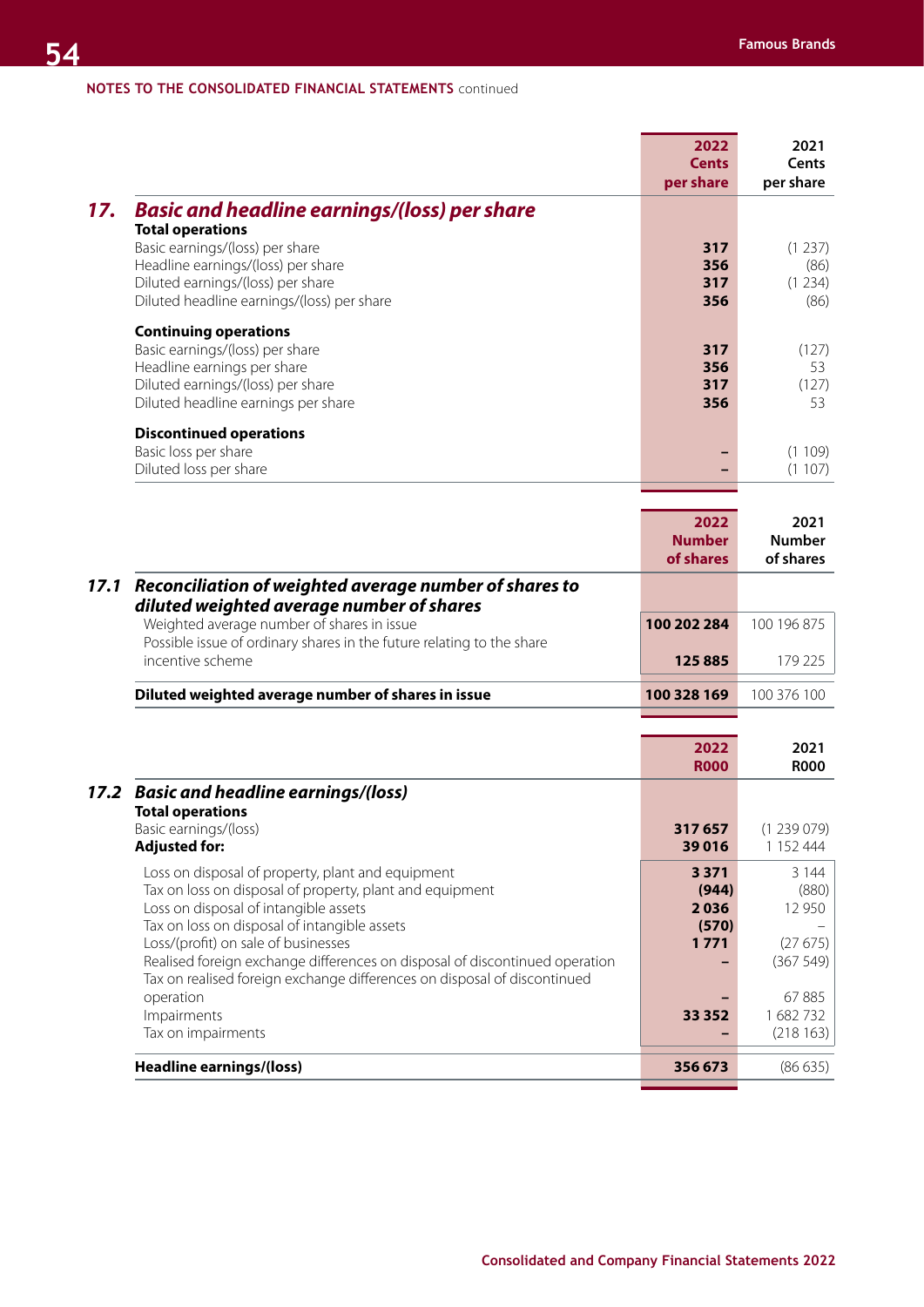NOTES TO THE CONSOLIDATED FINANCIAL STATEMENTS continued

## 17. Basic and headline earnings/(loss) per share

| | 2022 Cents per share | 2021 Cents per share |
|---|---|---|
| **Total operations** | | |
| Basic earnings/(loss) per share | **317** | (1 237) |
| Headline earnings/(loss) per share | **356** | (86) |
| Diluted earnings/(loss) per share | **317** | (1 234) |
| Diluted headline earnings/(loss) per share | **356** | (86) |
| **Continuing operations** | | |
| Basic earnings/(loss) per share | **317** | (127) |
| Headline earnings per share | **356** | 53 |
| Diluted earnings/(loss) per share | **317** | (127) |
| Diluted headline earnings per share | **356** | 53 |
| **Discontinued operations** | | |
| Basic loss per share | **–** | (1 109) |
| Diluted loss per share | **–** | (1 107) |

### 17.1 Reconciliation of weighted average number of shares to diluted weighted average number of shares

| | 2022 Number of shares | 2021 Number of shares |
|---|---|---|
| Weighted average number of shares in issue | **100 202 284** | 100 196 875 |
| Possible issue of ordinary shares in the future relating to the share incentive scheme | **125 885** | 179 225 |
| **Diluted weighted average number of shares in issue** | **100 328 169** | 100 376 100 |

### 17.2 Basic and headline earnings/(loss)

| | 2022 R000 | 2021 R000 |
|---|---|---|
| **Total operations** | | |
| Basic earnings/(loss) | **317 657** | (1 239 079) |
| **Adjusted for:** | **39 016** | 1 152 444 |
| Loss on disposal of property, plant and equipment | **3 371** | 3 144 |
| Tax on loss on disposal of property, plant and equipment | **(944)** | (880) |
| Loss on disposal of intangible assets | **2 036** | 12 950 |
| Tax on loss on disposal of intangible assets | **(570)** | – |
| Loss/(profit) on sale of businesses | **1 771** | (27 675) |
| Realised foreign exchange differences on disposal of discontinued operation | **–** | (367 549) |
| Tax on realised foreign exchange differences on disposal of discontinued operation | **–** | 67 885 |
| Impairments | **33 352** | 1 682 732 |
| Tax on impairments | **–** | (218 163) |
| **Headline earnings/(loss)** | **356 673** | (86 635) |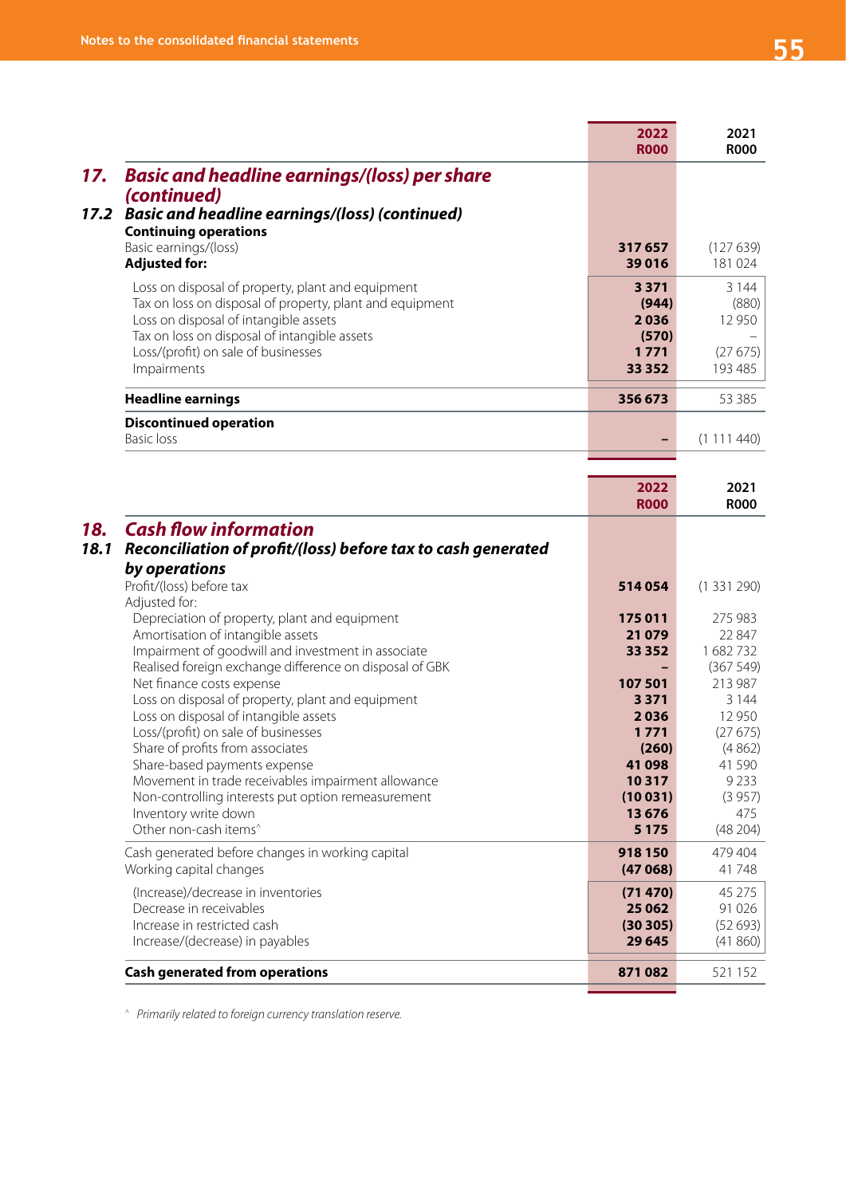## 17. Basic and headline earnings/(loss) per share (continued)

### 17.2 Basic and headline earnings/(loss) (continued)

| | 2022 R000 | 2021 R000 |
|---|---|---|
| **Continuing operations** | | |
| Basic earnings/(loss) | **317 657** | (127 639) |
| **Adjusted for:** | **39 016** | 181 024 |
| Loss on disposal of property, plant and equipment | **3 371** | 3 144 |
| Tax on loss on disposal of property, plant and equipment | **(944)** | (880) |
| Loss on disposal of intangible assets | **2 036** | 12 950 |
| Tax on loss on disposal of intangible assets | **(570)** | – |
| Loss/(profit) on sale of businesses | **1 771** | (27 675) |
| Impairments | **33 352** | 193 485 |
| **Headline earnings** | **356 673** | 53 385 |
| **Discontinued operation** | | |
| Basic loss | **–** | (1 111 440) |

## 18. Cash flow information

### 18.1 Reconciliation of profit/(loss) before tax to cash generated by operations

| | 2022 R000 | 2021 R000 |
|---|---|---|
| Profit/(loss) before tax | **514 054** | (1 331 290) |
| Adjusted for: | | |
| Depreciation of property, plant and equipment | **175 011** | 275 983 |
| Amortisation of intangible assets | **21 079** | 22 847 |
| Impairment of goodwill and investment in associate | **33 352** | 1 682 732 |
| Realised foreign exchange difference on disposal of GBK | **–** | (367 549) |
| Net finance costs expense | **107 501** | 213 987 |
| Loss on disposal of property, plant and equipment | **3 371** | 3 144 |
| Loss on disposal of intangible assets | **2 036** | 12 950 |
| Loss/(profit) on sale of businesses | **1 771** | (27 675) |
| Share of profits from associates | **(260)** | (4 862) |
| Share-based payments expense | **41 098** | 41 590 |
| Movement in trade receivables impairment allowance | **10 317** | 9 233 |
| Non-controlling interests put option remeasurement | **(10 031)** | (3 957) |
| Inventory write down | **13 676** | 475 |
| Other non-cash items^ | **5 175** | (48 204) |
| Cash generated before changes in working capital | **918 150** | 479 404 |
| Working capital changes | **(47 068)** | 41 748 |
| (Increase)/decrease in inventories | **(71 470)** | 45 275 |
| Decrease in receivables | **25 062** | 91 026 |
| Increase in restricted cash | **(30 305)** | (52 693) |
| Increase/(decrease) in payables | **29 645** | (41 860) |
| **Cash generated from operations** | **871 082** | 521 152 |

^ *Primarily related to foreign currency translation reserve.*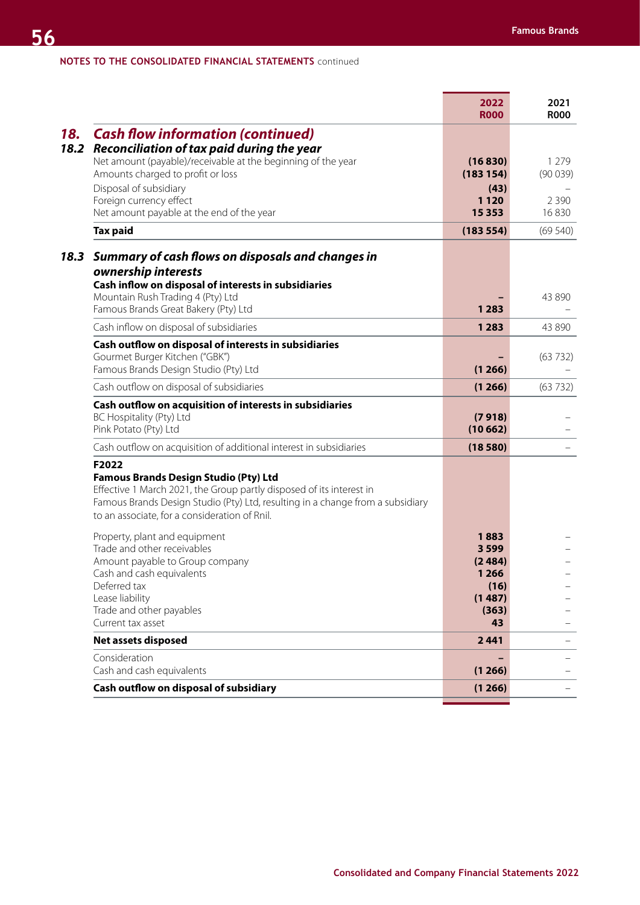NOTES TO THE CONSOLIDATED FINANCIAL STATEMENTS continued

| | 2022 R000 | 2021 R000 |
|---|---|---|
| **18. *Cash flow information (continued)*** | | |
| ***18.2 Reconciliation of tax paid during the year*** | | |
| Net amount (payable)/receivable at the beginning of the year | **(16 830)** | 1 279 |
| Amounts charged to profit or loss | **(183 154)** | (90 039) |
| Disposal of subsidiary | **(43)** | – |
| Foreign currency effect | **1 120** | 2 390 |
| Net amount payable at the end of the year | **15 353** | 16 830 |
| **Tax paid** | **(183 554)** | (69 540) |
| ***18.3 Summary of cash flows on disposals and changes in ownership interests*** | | |
| **Cash inflow on disposal of interests in subsidiaries** | | |
| Mountain Rush Trading 4 (Pty) Ltd | **–** | 43 890 |
| Famous Brands Great Bakery (Pty) Ltd | **1 283** | – |
| Cash inflow on disposal of subsidiaries | **1 283** | 43 890 |
| **Cash outflow on disposal of interests in subsidiaries** | | |
| Gourmet Burger Kitchen ("GBK") | **–** | (63 732) |
| Famous Brands Design Studio (Pty) Ltd | **(1 266)** | – |
| Cash outflow on disposal of subsidiaries | **(1 266)** | (63 732) |
| **Cash outflow on acquisition of interests in subsidiaries** | | |
| BC Hospitality (Pty) Ltd | **(7 918)** | – |
| Pink Potato (Pty) Ltd | **(10 662)** | – |
| Cash outflow on acquisition of additional interest in subsidiaries | **(18 580)** | – |

**F2022**

**Famous Brands Design Studio (Pty) Ltd**

Effective 1 March 2021, the Group partly disposed of its interest in Famous Brands Design Studio (Pty) Ltd, resulting in a change from a subsidiary to an associate, for a consideration of Rnil.

| | 2022 R000 | 2021 R000 |
|---|---|---|
| Property, plant and equipment | **1 883** | – |
| Trade and other receivables | **3 599** | – |
| Amount payable to Group company | **(2 484)** | – |
| Cash and cash equivalents | **1 266** | – |
| Deferred tax | **(16)** | – |
| Lease liability | **(1 487)** | – |
| Trade and other payables | **(363)** | – |
| Current tax asset | **43** | – |
| **Net assets disposed** | **2 441** | – |
| Consideration | **–** | – |
| Cash and cash equivalents | **(1 266)** | – |
| **Cash outflow on disposal of subsidiary** | **(1 266)** | – |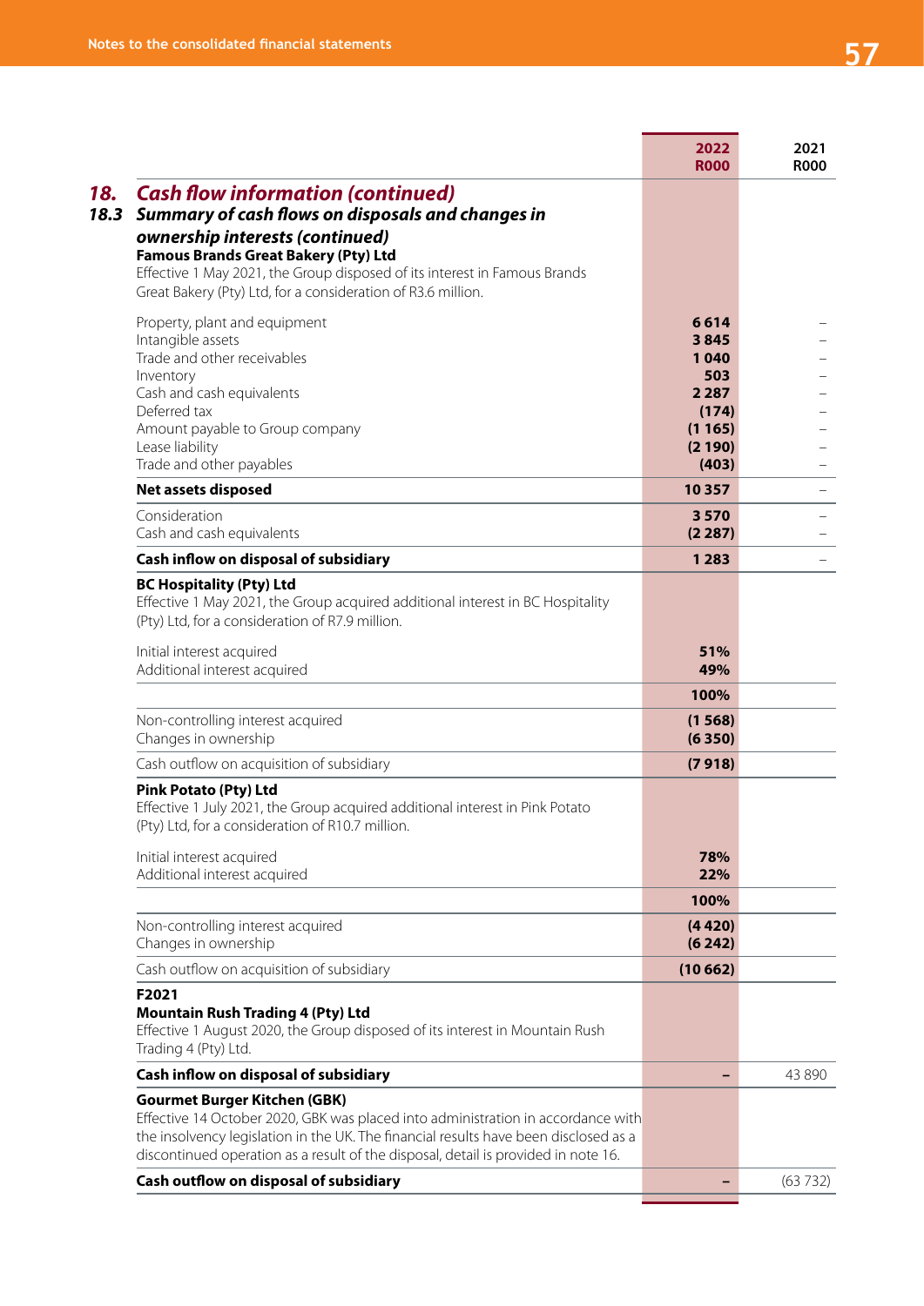## 18. Cash flow information (continued)

### 18.3 Summary of cash flows on disposals and changes in ownership interests (continued)

| | 2022 R000 | 2021 R000 |
|---|---|---|
| **Famous Brands Great Bakery (Pty) Ltd** | | |
| Effective 1 May 2021, the Group disposed of its interest in Famous Brands Great Bakery (Pty) Ltd, for a consideration of R3.6 million. | | |
| Property, plant and equipment | **6 614** | – |
| Intangible assets | **3 845** | – |
| Trade and other receivables | **1 040** | – |
| Inventory | **503** | – |
| Cash and cash equivalents | **2 287** | – |
| Deferred tax | **(174)** | – |
| Amount payable to Group company | **(1 165)** | – |
| Lease liability | **(2 190)** | – |
| Trade and other payables | **(403)** | – |
| **Net assets disposed** | **10 357** | – |
| Consideration | **3 570** | – |
| Cash and cash equivalents | **(2 287)** | – |
| **Cash inflow on disposal of subsidiary** | **1 283** | – |
| **BC Hospitality (Pty) Ltd** | | |
| Effective 1 May 2021, the Group acquired additional interest in BC Hospitality (Pty) Ltd, for a consideration of R7.9 million. | | |
| Initial interest acquired | **51%** | |
| Additional interest acquired | **49%** | |
| | **100%** | |
| Non-controlling interest acquired | **(1 568)** | |
| Changes in ownership | **(6 350)** | |
| Cash outflow on acquisition of subsidiary | **(7 918)** | |
| **Pink Potato (Pty) Ltd** | | |
| Effective 1 July 2021, the Group acquired additional interest in Pink Potato (Pty) Ltd, for a consideration of R10.7 million. | | |
| Initial interest acquired | **78%** | |
| Additional interest acquired | **22%** | |
| | **100%** | |
| Non-controlling interest acquired | **(4 420)** | |
| Changes in ownership | **(6 242)** | |
| Cash outflow on acquisition of subsidiary | **(10 662)** | |
| **F2021** | | |
| **Mountain Rush Trading 4 (Pty) Ltd** | | |
| Effective 1 August 2020, the Group disposed of its interest in Mountain Rush Trading 4 (Pty) Ltd. | | |
| **Cash inflow on disposal of subsidiary** | **–** | 43 890 |
| **Gourmet Burger Kitchen (GBK)** | | |
| Effective 14 October 2020, GBK was placed into administration in accordance with the insolvency legislation in the UK. The financial results have been disclosed as a discontinued operation as a result of the disposal, detail is provided in note 16. | | |
| **Cash outflow on disposal of subsidiary** | **–** | (63 732) |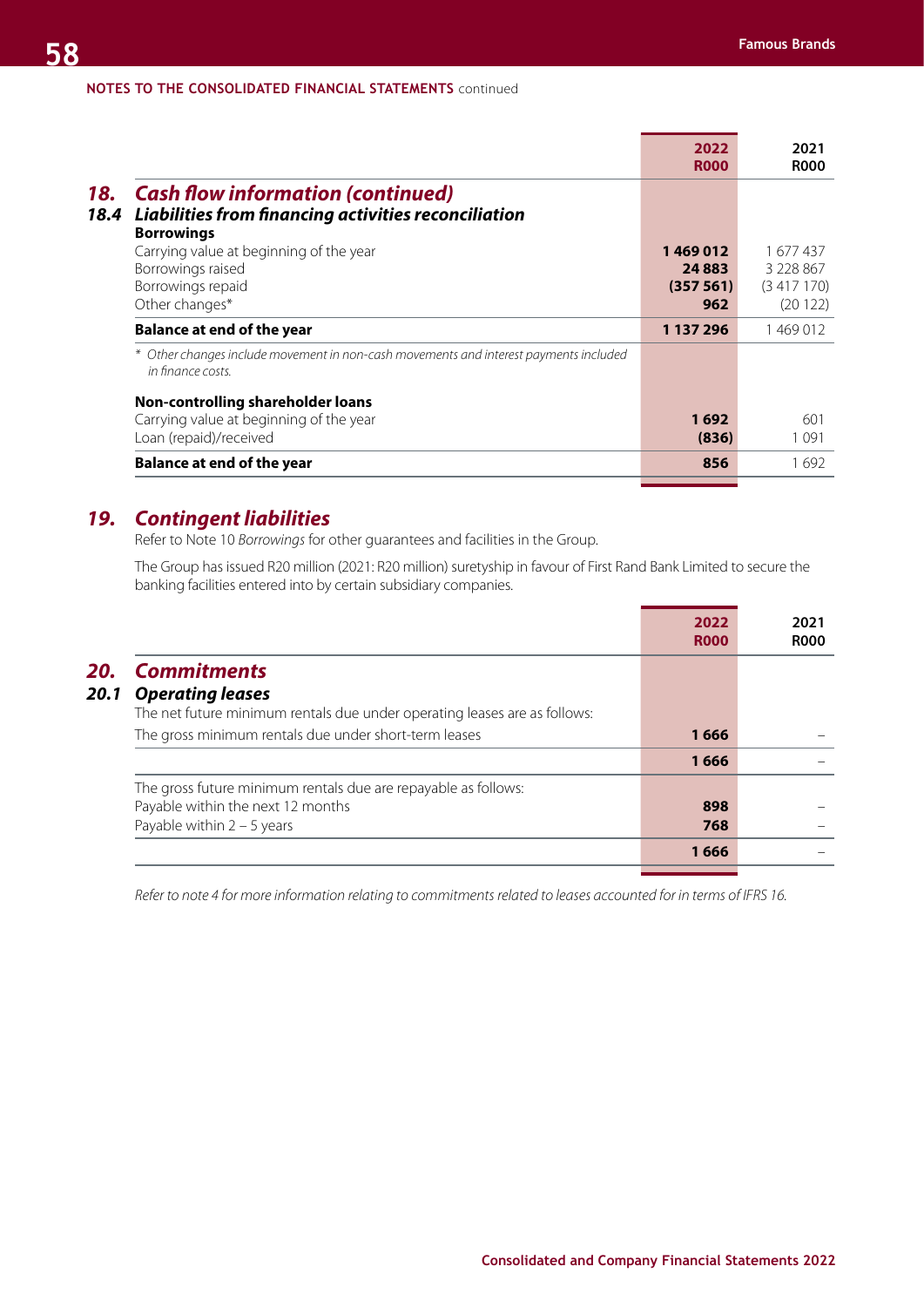NOTES TO THE CONSOLIDATED FINANCIAL STATEMENTS continued

| | 2022 R000 | 2021 R000 |
|---|---|---|
| **18. Cash flow information (continued)** | | |
| **18.4 Liabilities from financing activities reconciliation** | | |
| **Borrowings** | | |
| Carrying value at beginning of the year | **1 469 012** | 1 677 437 |
| Borrowings raised | **24 883** | 3 228 867 |
| Borrowings repaid | **(357 561)** | (3 417 170) |
| Other changes* | **962** | (20 122) |
| **Balance at end of the year** | **1 137 296** | 1 469 012 |
| *\* Other changes include movement in non-cash movements and interest payments included in finance costs.* | | |
| **Non-controlling shareholder loans** | | |
| Carrying value at beginning of the year | **1 692** | 601 |
| Loan (repaid)/received | **(836)** | 1 091 |
| **Balance at end of the year** | **856** | 1 692 |

## 19. Contingent liabilities

Refer to Note 10 *Borrowings* for other guarantees and facilities in the Group.

The Group has issued R20 million (2021: R20 million) suretyship in favour of First Rand Bank Limited to secure the banking facilities entered into by certain subsidiary companies.

| | 2022 R000 | 2021 R000 |
|---|---|---|
| **20. Commitments** | | |
| **20.1 Operating leases** | | |
| The net future minimum rentals due under operating leases are as follows: | | |
| The gross minimum rentals due under short-term leases | **1 666** | – |
| | **1 666** | – |
| The gross future minimum rentals due are repayable as follows: | | |
| Payable within the next 12 months | **898** | – |
| Payable within 2 – 5 years | **768** | – |
| | **1 666** | – |

*Refer to note 4 for more information relating to commitments related to leases accounted for in terms of IFRS 16.*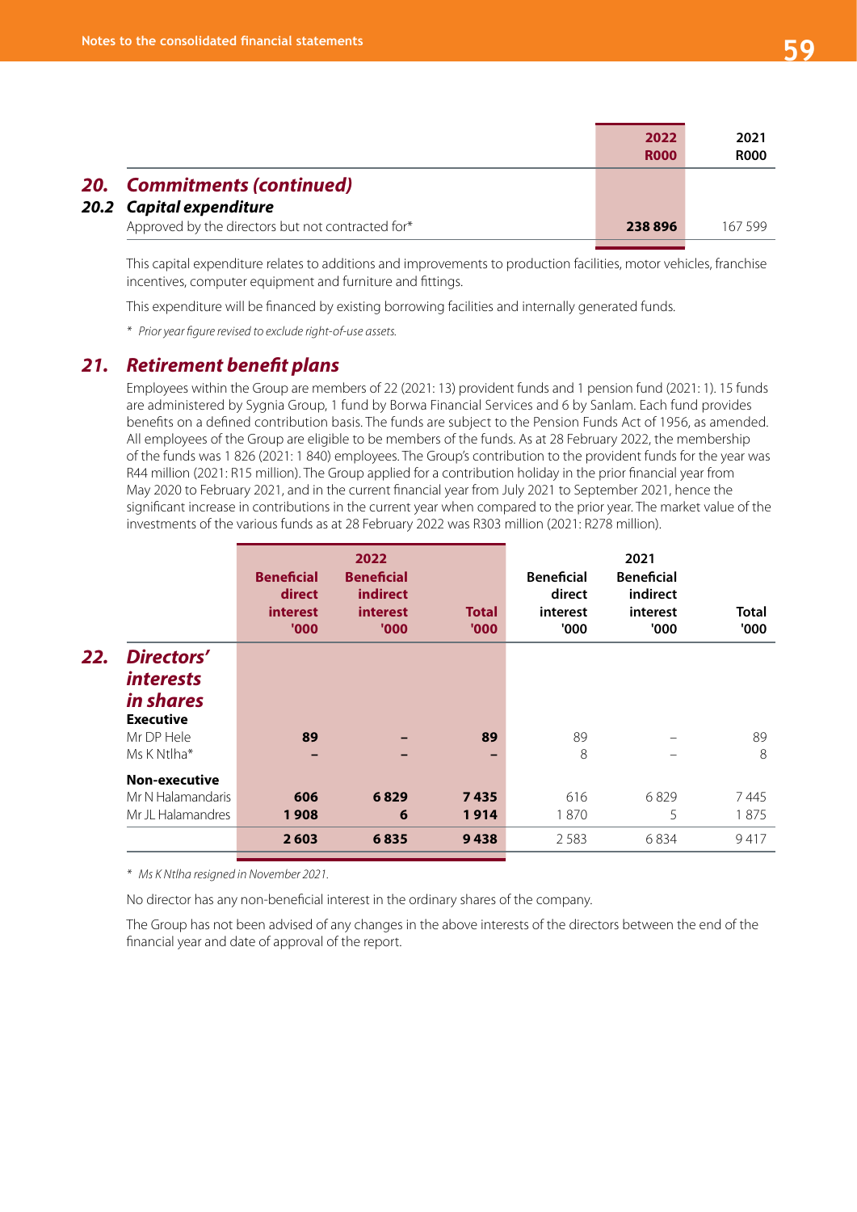| | 2022 R000 | 2021 R000 |
|---|---|---|
| **20. Commitments (continued)** | | |
| **20.2 Capital expenditure** | | |
| Approved by the directors but not contracted for* | **238 896** | 167 599 |

This capital expenditure relates to additions and improvements to production facilities, motor vehicles, franchise incentives, computer equipment and furniture and fittings.

This expenditure will be financed by existing borrowing facilities and internally generated funds.

* *Prior year figure revised to exclude right-of-use assets.*

## 21. Retirement benefit plans

Employees within the Group are members of 22 (2021: 13) provident funds and 1 pension fund (2021: 1). 15 funds are administered by Sygnia Group, 1 fund by Borwa Financial Services and 6 by Sanlam. Each fund provides benefits on a defined contribution basis. The funds are subject to the Pension Funds Act of 1956, as amended. All employees of the Group are eligible to be members of the funds. As at 28 February 2022, the membership of the funds was 1 826 (2021: 1 840) employees. The Group's contribution to the provident funds for the year was R44 million (2021: R15 million). The Group applied for a contribution holiday in the prior financial year from May 2020 to February 2021, and in the current financial year from July 2021 to September 2021, hence the significant increase in contributions in the current year when compared to the prior year. The market value of the investments of the various funds as at 28 February 2022 was R303 million (2021: R278 million).

## 22. Directors' interests in shares

| | 2022 Beneficial direct interest '000 | 2022 Beneficial indirect interest '000 | 2022 Total '000 | 2021 Beneficial direct interest '000 | 2021 Beneficial indirect interest '000 | 2021 Total '000 |
|---|---|---|---|---|---|---|
| **Executive** | | | | | | |
| Mr DP Hele | **89** | **–** | **89** | 89 | – | 89 |
| Ms K Ntlha* | **–** | **–** | **–** | 8 | – | 8 |
| **Non-executive** | | | | | | |
| Mr N Halamandaris | **606** | **6 829** | **7 435** | 616 | 6 829 | 7 445 |
| Mr JL Halamandres | **1 908** | **6** | **1 914** | 1 870 | 5 | 1 875 |
| | **2 603** | **6 835** | **9 438** | 2 583 | 6 834 | 9 417 |

* *Ms K Ntlha resigned in November 2021.*

No director has any non-beneficial interest in the ordinary shares of the company.

The Group has not been advised of any changes in the above interests of the directors between the end of the financial year and date of approval of the report.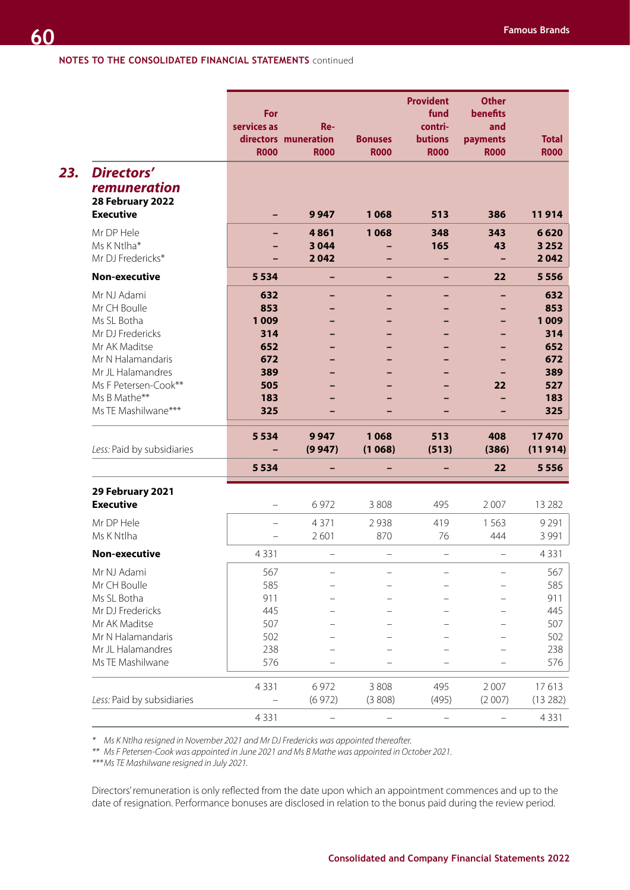NOTES TO THE CONSOLIDATED FINANCIAL STATEMENTS continued

## 23. Directors' remuneration

| | For services as directors R000 | Remuneration R000 | Bonuses R000 | Provident fund contributions R000 | Other benefits and payments R000 | Total R000 |
|---|---|---|---|---|---|---|
| **28 February 2022** | | | | | | |
| **Executive** | **–** | **9 947** | **1 068** | **513** | **386** | **11 914** |
| Mr DP Hele | **–** | **4 861** | **1 068** | **348** | **343** | **6 620** |
| Ms K Ntlha* | **–** | **3 044** | **–** | **165** | **43** | **3 252** |
| Mr DJ Fredericks* | **–** | **2 042** | **–** | **–** | **–** | **2 042** |
| **Non-executive** | **5 534** | **–** | **–** | **–** | **22** | **5 556** |
| Mr NJ Adami | **632** | **–** | **–** | **–** | **–** | **632** |
| Mr CH Boulle | **853** | **–** | **–** | **–** | **–** | **853** |
| Ms SL Botha | **1 009** | **–** | **–** | **–** | **–** | **1 009** |
| Mr DJ Fredericks | **314** | **–** | **–** | **–** | **–** | **314** |
| Mr AK Maditse | **652** | **–** | **–** | **–** | **–** | **652** |
| Mr N Halamandaris | **672** | **–** | **–** | **–** | **–** | **672** |
| Mr JL Halamandres | **389** | **–** | **–** | **–** | **–** | **389** |
| Ms F Petersen-Cook** | **505** | **–** | **–** | **–** | **22** | **527** |
| Ms B Mathe** | **183** | **–** | **–** | **–** | **–** | **183** |
| Ms TE Mashilwane*** | **325** | **–** | **–** | **–** | **–** | **325** |
| | **5 534** | **9 947** | **1 068** | **513** | **408** | **17 470** |
| *Less:* Paid by subsidiaries | **–** | **(9 947)** | **(1 068)** | **(513)** | **(386)** | **(11 914)** |
| | **5 534** | **–** | **–** | **–** | **22** | **5 556** |
| **29 February 2021** | | | | | | |
| **Executive** | – | 6 972 | 3 808 | 495 | 2 007 | 13 282 |
| Mr DP Hele | – | 4 371 | 2 938 | 419 | 1 563 | 9 291 |
| Ms K Ntlha | – | 2 601 | 870 | 76 | 444 | 3 991 |
| **Non-executive** | 4 331 | – | – | – | – | 4 331 |
| Mr NJ Adami | 567 | – | – | – | – | 567 |
| Mr CH Boulle | 585 | – | – | – | – | 585 |
| Ms SL Botha | 911 | – | – | – | – | 911 |
| Mr DJ Fredericks | 445 | – | – | – | – | 445 |
| Mr AK Maditse | 507 | – | – | – | – | 507 |
| Mr N Halamandaris | 502 | – | – | – | – | 502 |
| Mr JL Halamandres | 238 | – | – | – | – | 238 |
| Ms TE Mashilwane | 576 | – | – | – | – | 576 |
| | 4 331 | 6 972 | 3 808 | 495 | 2 007 | 17 613 |
| *Less:* Paid by subsidiaries | – | (6 972) | (3 808) | (495) | (2 007) | (13 282) |
| | 4 331 | – | – | – | – | 4 331 |

\* *Ms K Ntlha resigned in November 2021 and Mr DJ Fredericks was appointed thereafter.*

\*\* *Ms F Petersen-Cook was appointed in June 2021 and Ms B Mathe was appointed in October 2021.*

\*\*\* *Ms TE Mashilwane resigned in July 2021.*

Directors' remuneration is only reflected from the date upon which an appointment commences and up to the date of resignation. Performance bonuses are disclosed in relation to the bonus paid during the review period.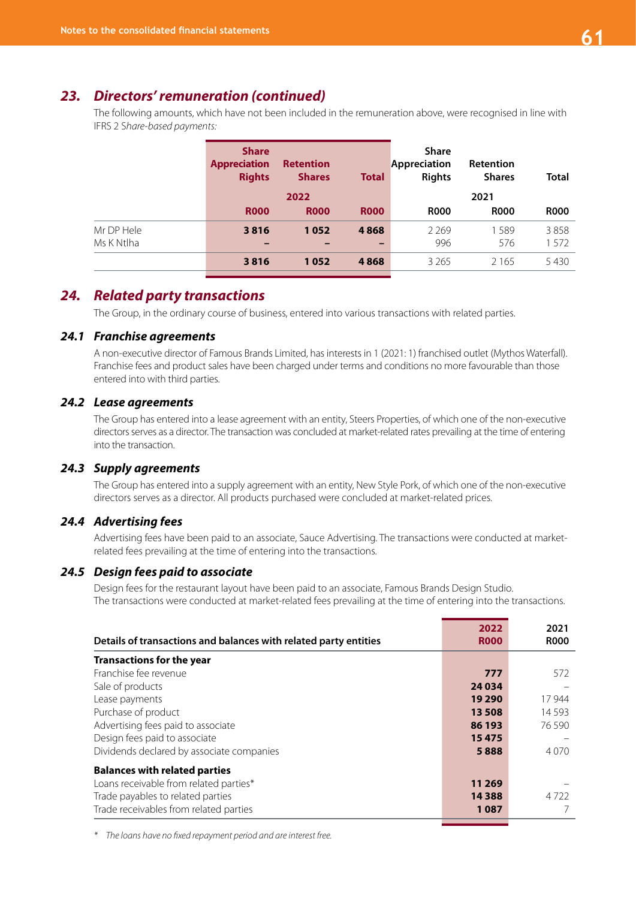## 23. *Directors' remuneration (continued)*

The following amounts, which have not been included in the remuneration above, were recognised in line with IFRS 2 *Share-based payments:*

| | Share Appreciation Rights | Retention Shares | Total | Share Appreciation Rights | Retention Shares | Total |
|---|---|---|---|---|---|---|
| | 2022 | | | 2021 | | |
| | R000 | R000 | R000 | R000 | R000 | R000 |
| Mr DP Hele | **3 816** | **1 052** | **4 868** | 2 269 | 1 589 | 3 858 |
| Ms K Ntlha | **–** | **–** | **–** | 996 | 576 | 1 572 |
| | **3 816** | **1 052** | **4 868** | 3 265 | 2 165 | 5 430 |

## 24. *Related party transactions*

The Group, in the ordinary course of business, entered into various transactions with related parties.

### 24.1 *Franchise agreements*

A non-executive director of Famous Brands Limited, has interests in 1 (2021: 1) franchised outlet (Mythos Waterfall). Franchise fees and product sales have been charged under terms and conditions no more favourable than those entered into with third parties.

### 24.2 *Lease agreements*

The Group has entered into a lease agreement with an entity, Steers Properties, of which one of the non-executive directors serves as a director. The transaction was concluded at market-related rates prevailing at the time of entering into the transaction.

### 24.3 *Supply agreements*

The Group has entered into a supply agreement with an entity, New Style Pork, of which one of the non-executive directors serves as a director. All products purchased were concluded at market-related prices.

### 24.4 *Advertising fees*

Advertising fees have been paid to an associate, Sauce Advertising. The transactions were conducted at market-related fees prevailing at the time of entering into the transactions.

### 24.5 *Design fees paid to associate*

Design fees for the restaurant layout have been paid to an associate, Famous Brands Design Studio. The transactions were conducted at market-related fees prevailing at the time of entering into the transactions.

| Details of transactions and balances with related party entities | 2022 R000 | 2021 R000 |
|---|---|---|
| **Transactions for the year** | | |
| Franchise fee revenue | **777** | 572 |
| Sale of products | **24 034** | – |
| Lease payments | **19 290** | 17 944 |
| Purchase of product | **13 508** | 14 593 |
| Advertising fees paid to associate | **86 193** | 76 590 |
| Design fees paid to associate | **15 475** | – |
| Dividends declared by associate companies | **5 888** | 4 070 |
| **Balances with related parties** | | |
| Loans receivable from related parties* | **11 269** | – |
| Trade payables to related parties | **14 388** | 4 722 |
| Trade receivables from related parties | **1 087** | 7 |

\* *The loans have no fixed repayment period and are interest free.*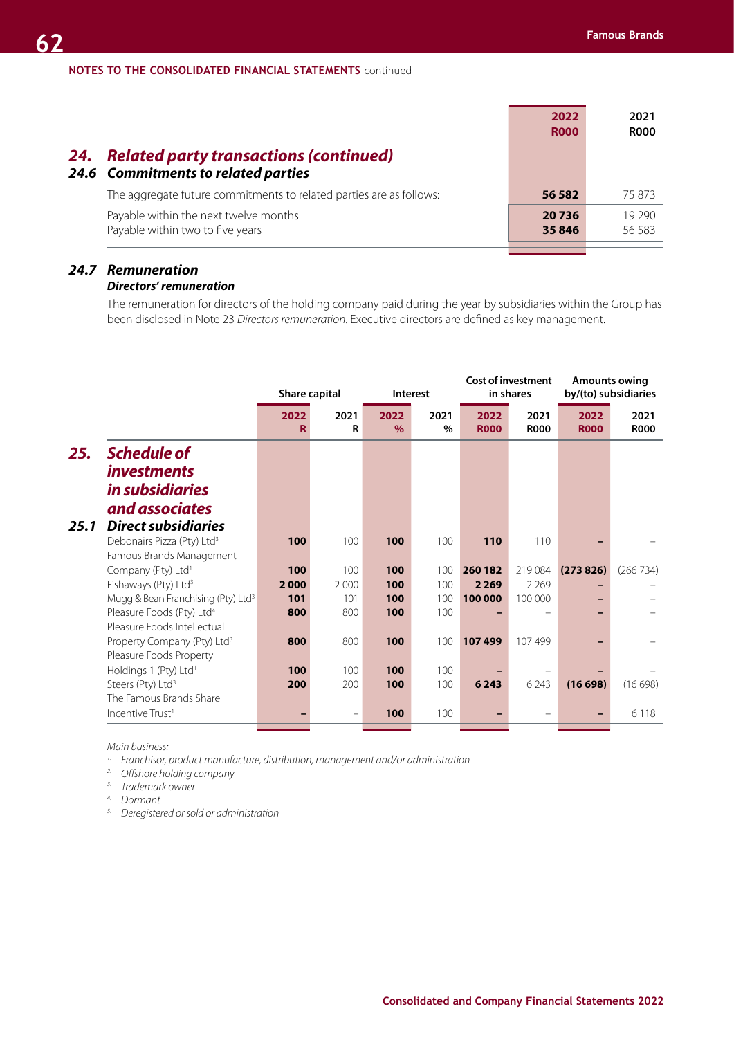NOTES TO THE CONSOLIDATED FINANCIAL STATEMENTS continued

| | 2022 R000 | 2021 R000 |
|---|---|---|
| **24. Related party transactions (continued)** | | |
| **24.6 Commitments to related parties** | | |
| The aggregate future commitments to related parties are as follows: | **56 582** | 75 873 |
| Payable within the next twelve months | **20 736** | 19 290 |
| Payable within two to five years | **35 846** | 56 583 |

### 24.7 Remuneration

***Directors' remuneration***

The remuneration for directors of the holding company paid during the year by subsidiaries within the Group has been disclosed in Note 23 *Directors remuneration*. Executive directors are defined as key management.

| | Share capital | | Interest | | Cost of investment in shares | | Amounts owing by/(to) subsidiaries | |
|---|---|---|---|---|---|---|---|---|
| | 2022 R | 2021 R | 2022 % | 2021 % | 2022 R000 | 2021 R000 | 2022 R000 | 2021 R000 |
| **25. Schedule of investments in subsidiaries and associates** | | | | | | | | |
| **25.1 Direct subsidiaries** | | | | | | | | |
| Debonairs Pizza (Pty) Ltd[3] | **100** | 100 | **100** | 100 | **110** | 110 | **–** | – |
| Famous Brands Management Company (Pty) Ltd[1] | **100** | 100 | **100** | 100 | **260 182** | 219 084 | **(273 826)** | (266 734) |
| Fishaways (Pty) Ltd[3] | **2 000** | 2 000 | **100** | 100 | **2 269** | 2 269 | **–** | – |
| Mugg & Bean Franchising (Pty) Ltd[3] | **101** | 101 | **100** | 100 | **100 000** | 100 000 | **–** | – |
| Pleasure Foods (Pty) Ltd[4] | **800** | 800 | **100** | 100 | **–** | – | **–** | – |
| Pleasure Foods Intellectual Property Company (Pty) Ltd[3] | **800** | 800 | **100** | 100 | **107 499** | 107 499 | **–** | – |
| Pleasure Foods Property Holdings 1 (Pty) Ltd[1] | **100** | 100 | **100** | 100 | **–** | – | **–** | – |
| Steers (Pty) Ltd[3] | **200** | 200 | **100** | 100 | **6 243** | 6 243 | **(16 698)** | (16 698) |
| The Famous Brands Share Incentive Trust[1] | **–** | – | **100** | 100 | **–** | – | **–** | 6 118 |

*Main business:*

1. *Franchisor, product manufacture, distribution, management and/or administration*
2. *Offshore holding company*
3. *Trademark owner*
4. *Dormant*
5. *Deregistered or sold or administration*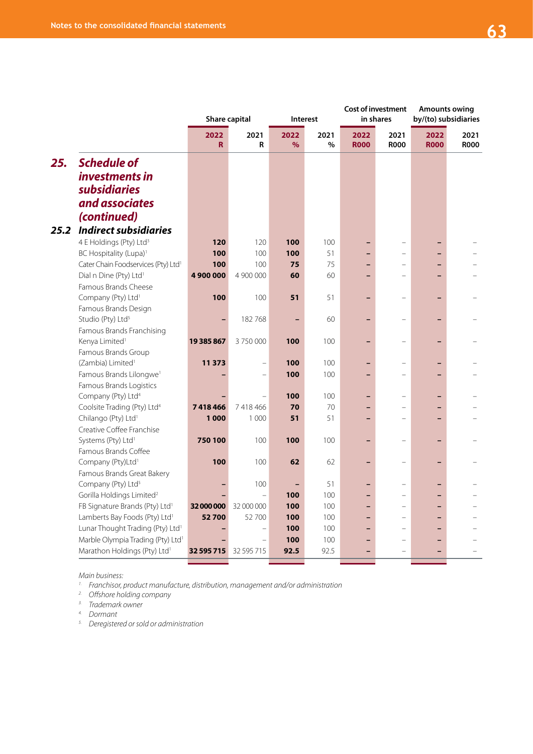## 25. Schedule of investments in subsidiaries and associates (continued)

### 25.2 Indirect subsidiaries

| | Share capital | | Interest | | Cost of investment in shares | | Amounts owing by/(to) subsidiaries | |
|---|---|---|---|---|---|---|---|---|
| | **2022 R** | 2021 R | **2022 %** | 2021 % | **2022 R000** | 2021 R000 | **2022 R000** | 2021 R000 |
| 4 E Holdings (Pty) Ltd[3] | **120** | 120 | **100** | 100 | **–** | – | **–** | – |
| BC Hospitality (Lupa)[1] | **100** | 100 | **100** | 51 | **–** | – | **–** | – |
| Cater Chain Foodservices (Pty) Ltd[1] | **100** | 100 | **75** | 75 | **–** | – | **–** | – |
| Dial n Dine (Pty) Ltd[1] | **4 900 000** | 4 900 000 | **60** | 60 | **–** | – | **–** | – |
| Famous Brands Cheese Company (Pty) Ltd[1] | **100** | 100 | **51** | 51 | **–** | – | **–** | – |
| Famous Brands Design Studio (Pty) Ltd[5] | **–** | 182 768 | **–** | 60 | **–** | – | **–** | – |
| Famous Brands Franchising Kenya Limited[1] | **19 385 867** | 3 750 000 | **100** | 100 | **–** | – | **–** | – |
| Famous Brands Group (Zambia) Limited[1] | **11 373** | – | **100** | 100 | **–** | – | **–** | – |
| Famous Brands Lilongwe[1] | **–** | – | **100** | 100 | **–** | – | **–** | – |
| Famous Brands Logistics Company (Pty) Ltd[4] | **–** | – | **100** | 100 | **–** | – | **–** | – |
| Coolsite Trading (Pty) Ltd[4] | **7 418 466** | 7 418 466 | **70** | 70 | **–** | – | **–** | – |
| Chilango (Pty) Ltd[1] | **1 000** | 1 000 | **51** | 51 | **–** | – | **–** | – |
| Creative Coffee Franchise Systems (Pty) Ltd[1] | **750 100** | 100 | **100** | 100 | **–** | – | **–** | – |
| Famous Brands Coffee Company (Pty)Ltd[1] | **100** | 100 | **62** | 62 | **–** | – | **–** | – |
| Famous Brands Great Bakery Company (Pty) Ltd[5] | **–** | 100 | **–** | 51 | **–** | – | **–** | – |
| Gorilla Holdings Limited[2] | **–** | – | **100** | 100 | **–** | – | **–** | – |
| FB Signature Brands (Pty) Ltd[1] | **32 000 000** | 32 000 000 | **100** | 100 | **–** | – | **–** | – |
| Lamberts Bay Foods (Pty) Ltd[1] | **52 700** | 52 700 | **100** | 100 | **–** | – | **–** | – |
| Lunar Thought Trading (Pty) Ltd[1] | **–** | – | **100** | 100 | **–** | – | **–** | – |
| Marble Olympia Trading (Pty) Ltd[1] | **–** | – | **100** | 100 | **–** | – | **–** | – |
| Marathon Holdings (Pty) Ltd[1] | **32 595 715** | 32 595 715 | **92.5** | 92.5 | **–** | – | **–** | – |

*Main business:*

1. *Franchisor, product manufacture, distribution, management and/or administration*
2. *Offshore holding company*
3. *Trademark owner*
4. *Dormant*
5. *Deregistered or sold or administration*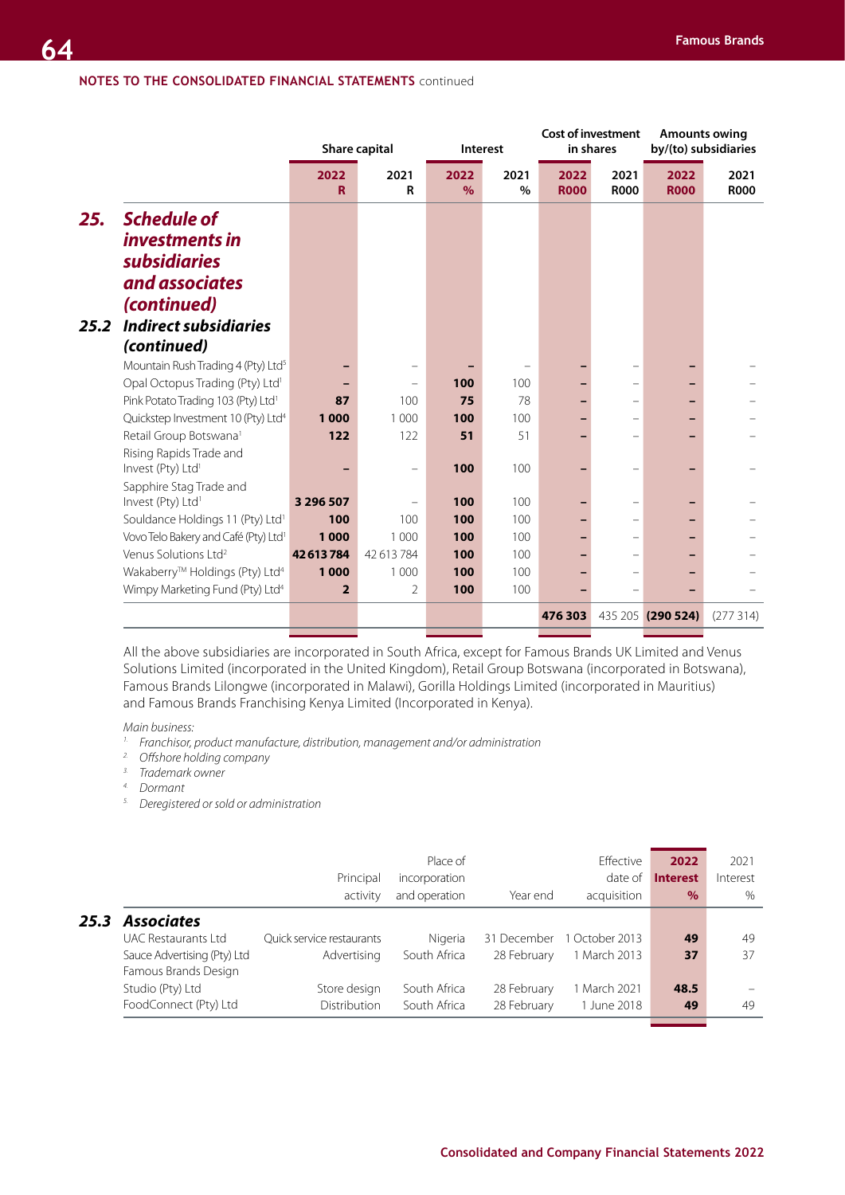NOTES TO THE CONSOLIDATED FINANCIAL STATEMENTS continued

## 25. Schedule of investments in subsidiaries and associates (continued)

### 25.2 Indirect subsidiaries (continued)

| | Share capital | | Interest | | Cost of investment in shares | | Amounts owing by/(to) subsidiaries | |
|---|---|---|---|---|---|---|---|---|
| | 2022 R | 2021 R | 2022 % | 2021 % | 2022 R000 | 2021 R000 | 2022 R000 | 2021 R000 |
| Mountain Rush Trading 4 (Pty) Ltd[5] | – | – | – | – | – | – | – | – |
| Opal Octopus Trading (Pty) Ltd[1] | – | – | 100 | 100 | – | – | – | – |
| Pink Potato Trading 103 (Pty) Ltd[1] | 87 | 100 | 75 | 78 | – | – | – | – |
| Quickstep Investment 10 (Pty) Ltd[4] | 1 000 | 1 000 | 100 | 100 | – | – | – | – |
| Retail Group Botswana[1] | 122 | 122 | 51 | 51 | – | – | – | – |
| Rising Rapids Trade and Invest (Pty) Ltd[1] | – | – | 100 | 100 | – | – | – | – |
| Sapphire Stag Trade and Invest (Pty) Ltd[1] | 3 296 507 | – | 100 | 100 | – | – | – | – |
| Souldance Holdings 11 (Pty) Ltd[1] | 100 | 100 | 100 | 100 | – | – | – | – |
| Vovo Telo Bakery and Café (Pty) Ltd[1] | 1 000 | 1 000 | 100 | 100 | – | – | – | – |
| Venus Solutions Ltd[2] | 42 613 784 | 42 613 784 | 100 | 100 | – | – | – | – |
| Wakaberry™ Holdings (Pty) Ltd[4] | 1 000 | 1 000 | 100 | 100 | – | – | – | – |
| Wimpy Marketing Fund (Pty) Ltd[4] | 2 | 2 | 100 | 100 | – | – | – | – |
| | | | | | **476 303** | 435 205 | **(290 524)** | (277 314) |

All the above subsidiaries are incorporated in South Africa, except for Famous Brands UK Limited and Venus Solutions Limited (incorporated in the United Kingdom), Retail Group Botswana (incorporated in Botswana), Famous Brands Lilongwe (incorporated in Malawi), Gorilla Holdings Limited (incorporated in Mauritius) and Famous Brands Franchising Kenya Limited (Incorporated in Kenya).

*Main business:*

1. *Franchisor, product manufacture, distribution, management and/or administration*
2. *Offshore holding company*
3. *Trademark owner*
4. *Dormant*
5. *Deregistered or sold or administration*

### 25.3 Associates

| | Principal activity | Place of incorporation and operation | Year end | Effective date of acquisition | 2022 Interest % | 2021 Interest % |
|---|---|---|---|---|---|---|
| UAC Restaurants Ltd | Quick service restaurants | Nigeria | 31 December | 1 October 2013 | 49 | 49 |
| Sauce Advertising (Pty) Ltd | Advertising | South Africa | 28 February | 1 March 2013 | 37 | 37 |
| Famous Brands Design Studio (Pty) Ltd | Store design | South Africa | 28 February | 1 March 2021 | 48.5 | – |
| FoodConnect (Pty) Ltd | Distribution | South Africa | 28 February | 1 June 2018 | 49 | 49 |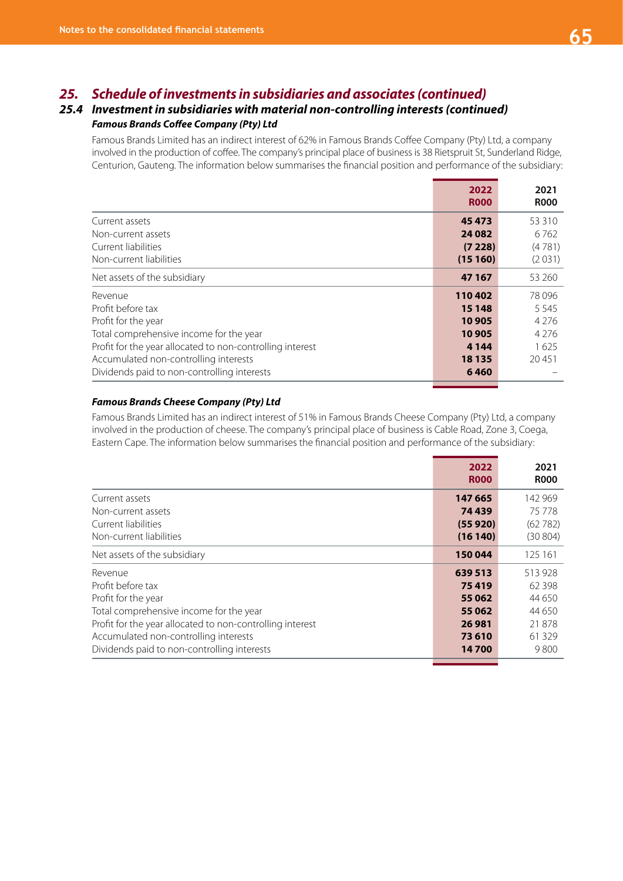## 25. Schedule of investments in subsidiaries and associates (continued)

### 25.4 Investment in subsidiaries with material non-controlling interests (continued)

***Famous Brands Coffee Company (Pty) Ltd***

Famous Brands Limited has an indirect interest of 62% in Famous Brands Coffee Company (Pty) Ltd, a company involved in the production of coffee. The company's principal place of business is 38 Rietspruit St, Sunderland Ridge, Centurion, Gauteng. The information below summarises the financial position and performance of the subsidiary:

| | 2022 R000 | 2021 R000 |
|---|---|---|
| Current assets | **45 473** | 53 310 |
| Non-current assets | **24 082** | 6 762 |
| Current liabilities | **(7 228)** | (4 781) |
| Non-current liabilities | **(15 160)** | (2 031) |
| Net assets of the subsidiary | **47 167** | 53 260 |
| Revenue | **110 402** | 78 096 |
| Profit before tax | **15 148** | 5 545 |
| Profit for the year | **10 905** | 4 276 |
| Total comprehensive income for the year | **10 905** | 4 276 |
| Profit for the year allocated to non-controlling interest | **4 144** | 1 625 |
| Accumulated non-controlling interests | **18 135** | 20 451 |
| Dividends paid to non-controlling interests | **6 460** | – |

***Famous Brands Cheese Company (Pty) Ltd***

Famous Brands Limited has an indirect interest of 51% in Famous Brands Cheese Company (Pty) Ltd, a company involved in the production of cheese. The company's principal place of business is Cable Road, Zone 3, Coega, Eastern Cape. The information below summarises the financial position and performance of the subsidiary:

| | 2022 R000 | 2021 R000 |
|---|---|---|
| Current assets | **147 665** | 142 969 |
| Non-current assets | **74 439** | 75 778 |
| Current liabilities | **(55 920)** | (62 782) |
| Non-current liabilities | **(16 140)** | (30 804) |
| Net assets of the subsidiary | **150 044** | 125 161 |
| Revenue | **639 513** | 513 928 |
| Profit before tax | **75 419** | 62 398 |
| Profit for the year | **55 062** | 44 650 |
| Total comprehensive income for the year | **55 062** | 44 650 |
| Profit for the year allocated to non-controlling interest | **26 981** | 21 878 |
| Accumulated non-controlling interests | **73 610** | 61 329 |
| Dividends paid to non-controlling interests | **14 700** | 9 800 |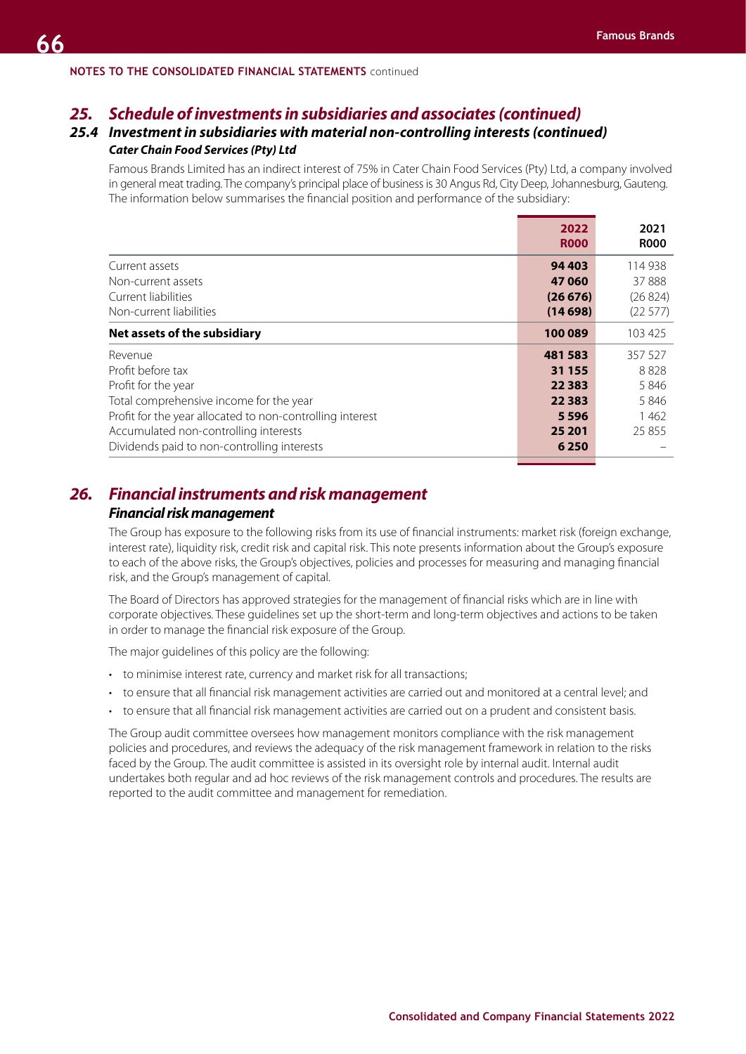NOTES TO THE CONSOLIDATED FINANCIAL STATEMENTS continued

## *25. Schedule of investments in subsidiaries and associates (continued)*

### *25.4 Investment in subsidiaries with material non-controlling interests (continued)*

***Cater Chain Food Services (Pty) Ltd***

Famous Brands Limited has an indirect interest of 75% in Cater Chain Food Services (Pty) Ltd, a company involved in general meat trading. The company's principal place of business is 30 Angus Rd, City Deep, Johannesburg, Gauteng. The information below summarises the financial position and performance of the subsidiary:

| | 2022 R000 | 2021 R000 |
|---|---|---|
| Current assets | **94 403** | 114 938 |
| Non-current assets | **47 060** | 37 888 |
| Current liabilities | **(26 676)** | (26 824) |
| Non-current liabilities | **(14 698)** | (22 577) |
| **Net assets of the subsidiary** | **100 089** | 103 425 |
| Revenue | **481 583** | 357 527 |
| Profit before tax | **31 155** | 8 828 |
| Profit for the year | **22 383** | 5 846 |
| Total comprehensive income for the year | **22 383** | 5 846 |
| Profit for the year allocated to non-controlling interest | **5 596** | 1 462 |
| Accumulated non-controlling interests | **25 201** | 25 855 |
| Dividends paid to non-controlling interests | **6 250** | – |

## *26. Financial instruments and risk management*

***Financial risk management***

The Group has exposure to the following risks from its use of financial instruments: market risk (foreign exchange, interest rate), liquidity risk, credit risk and capital risk. This note presents information about the Group's exposure to each of the above risks, the Group's objectives, policies and processes for measuring and managing financial risk, and the Group's management of capital.

The Board of Directors has approved strategies for the management of financial risks which are in line with corporate objectives. These guidelines set up the short-term and long-term objectives and actions to be taken in order to manage the financial risk exposure of the Group.

The major guidelines of this policy are the following:

- to minimise interest rate, currency and market risk for all transactions;
- to ensure that all financial risk management activities are carried out and monitored at a central level; and
- to ensure that all financial risk management activities are carried out on a prudent and consistent basis.

The Group audit committee oversees how management monitors compliance with the risk management policies and procedures, and reviews the adequacy of the risk management framework in relation to the risks faced by the Group. The audit committee is assisted in its oversight role by internal audit. Internal audit undertakes both regular and ad hoc reviews of the risk management controls and procedures. The results are reported to the audit committee and management for remediation.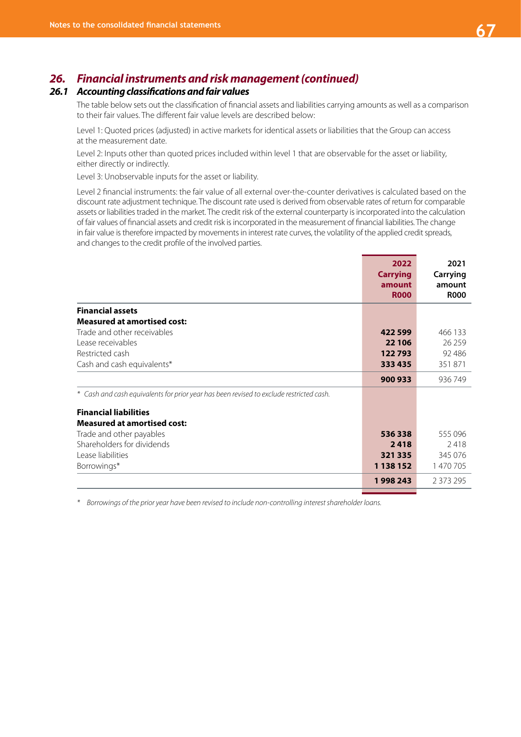## 26. *Financial instruments and risk management (continued)*

### 26.1 *Accounting classifications and fair values*

The table below sets out the classification of financial assets and liabilities carrying amounts as well as a comparison to their fair values. The different fair value levels are described below:

Level 1: Quoted prices (adjusted) in active markets for identical assets or liabilities that the Group can access at the measurement date.

Level 2: Inputs other than quoted prices included within level 1 that are observable for the asset or liability, either directly or indirectly.

Level 3: Unobservable inputs for the asset or liability.

Level 2 financial instruments: the fair value of all external over-the-counter derivatives is calculated based on the discount rate adjustment technique. The discount rate used is derived from observable rates of return for comparable assets or liabilities traded in the market. The credit risk of the external counterparty is incorporated into the calculation of fair values of financial assets and credit risk is incorporated in the measurement of financial liabilities. The change in fair value is therefore impacted by movements in interest rate curves, the volatility of the applied credit spreads, and changes to the credit profile of the involved parties.

| | 2022 Carrying amount R000 | 2021 Carrying amount R000 |
|---|---|---|
| **Financial assets** | | |
| **Measured at amortised cost:** | | |
| Trade and other receivables | **422 599** | 466 133 |
| Lease receivables | **22 106** | 26 259 |
| Restricted cash | **122 793** | 92 486 |
| Cash and cash equivalents* | **333 435** | 351 871 |
| | **900 933** | 936 749 |
| *\* Cash and cash equivalents for prior year has been revised to exclude restricted cash.* | | |
| **Financial liabilities** | | |
| **Measured at amortised cost:** | | |
| Trade and other payables | **536 338** | 555 096 |
| Shareholders for dividends | **2 418** | 2 418 |
| Lease liabilities | **321 335** | 345 076 |
| Borrowings* | **1 138 152** | 1 470 705 |
| | **1 998 243** | 2 373 295 |

\* *Borrowings of the prior year have been revised to include non-controlling interest shareholder loans.*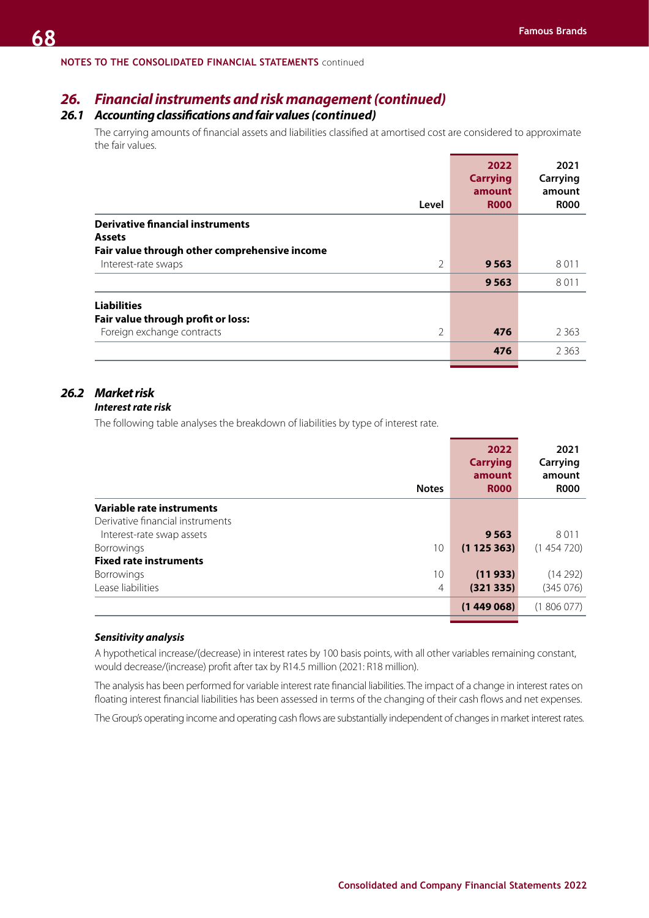NOTES TO THE CONSOLIDATED FINANCIAL STATEMENTS continued

## 26. Financial instruments and risk management (continued)

### 26.1 Accounting classifications and fair values (continued)

The carrying amounts of financial assets and liabilities classified at amortised cost are considered to approximate the fair values.

| | Level | 2022 Carrying amount R000 | 2021 Carrying amount R000 |
|---|---|---|---|
| **Derivative financial instruments** | | | |
| **Assets** | | | |
| **Fair value through other comprehensive income** | | | |
| Interest-rate swaps | 2 | **9 563** | 8 011 |
| | | **9 563** | 8 011 |
| **Liabilities** | | | |
| **Fair value through profit or loss:** | | | |
| Foreign exchange contracts | 2 | **476** | 2 363 |
| | | **476** | 2 363 |

### 26.2 Market risk

***Interest rate risk***

The following table analyses the breakdown of liabilities by type of interest rate.

| | Notes | 2022 Carrying amount R000 | 2021 Carrying amount R000 |
|---|---|---|---|
| **Variable rate instruments** | | | |
| Derivative financial instruments | | | |
| Interest-rate swap assets | | **9 563** | 8 011 |
| Borrowings | 10 | **(1 125 363)** | (1 454 720) |
| **Fixed rate instruments** | | | |
| Borrowings | 10 | **(11 933)** | (14 292) |
| Lease liabilities | 4 | **(321 335)** | (345 076) |
| | | **(1 449 068)** | (1 806 077) |

***Sensitivity analysis***

A hypothetical increase/(decrease) in interest rates by 100 basis points, with all other variables remaining constant, would decrease/(increase) profit after tax by R14.5 million (2021: R18 million).

The analysis has been performed for variable interest rate financial liabilities. The impact of a change in interest rates on floating interest financial liabilities has been assessed in terms of the changing of their cash flows and net expenses.

The Group's operating income and operating cash flows are substantially independent of changes in market interest rates.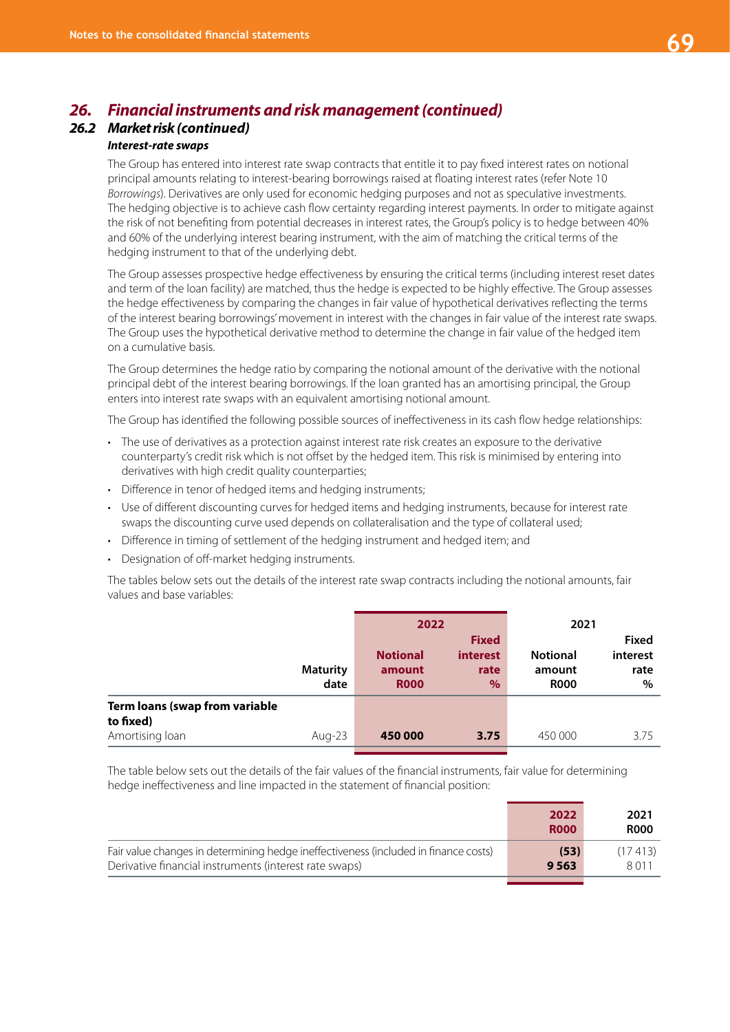## 26. Financial instruments and risk management (continued)

### 26.2 Market risk (continued)

#### Interest-rate swaps

The Group has entered into interest rate swap contracts that entitle it to pay fixed interest rates on notional principal amounts relating to interest-bearing borrowings raised at floating interest rates (refer Note 10 *Borrowings*). Derivatives are only used for economic hedging purposes and not as speculative investments. The hedging objective is to achieve cash flow certainty regarding interest payments. In order to mitigate against the risk of not benefiting from potential decreases in interest rates, the Group's policy is to hedge between 40% and 60% of the underlying interest bearing instrument, with the aim of matching the critical terms of the hedging instrument to that of the underlying debt.

The Group assesses prospective hedge effectiveness by ensuring the critical terms (including interest reset dates and term of the loan facility) are matched, thus the hedge is expected to be highly effective. The Group assesses the hedge effectiveness by comparing the changes in fair value of hypothetical derivatives reflecting the terms of the interest bearing borrowings' movement in interest with the changes in fair value of the interest rate swaps. The Group uses the hypothetical derivative method to determine the change in fair value of the hedged item on a cumulative basis.

The Group determines the hedge ratio by comparing the notional amount of the derivative with the notional principal debt of the interest bearing borrowings. If the loan granted has an amortising principal, the Group enters into interest rate swaps with an equivalent amortising notional amount.

The Group has identified the following possible sources of ineffectiveness in its cash flow hedge relationships:

- The use of derivatives as a protection against interest rate risk creates an exposure to the derivative counterparty's credit risk which is not offset by the hedged item. This risk is minimised by entering into derivatives with high credit quality counterparties;
- Difference in tenor of hedged items and hedging instruments;
- Use of different discounting curves for hedged items and hedging instruments, because for interest rate swaps the discounting curve used depends on collateralisation and the type of collateral used;
- Difference in timing of settlement of the hedging instrument and hedged item; and
- Designation of off-market hedging instruments.

The tables below sets out the details of the interest rate swap contracts including the notional amounts, fair values and base variables:

| | | 2022 | | 2021 | |
|---|---|---|---|---|---|
| | Maturity date | Notional amount R000 | Fixed interest rate % | Notional amount R000 | Fixed interest rate % |
| **Term loans (swap from variable to fixed)** | | | | | |
| Amortising loan | Aug-23 | **450 000** | **3.75** | 450 000 | 3.75 |

The table below sets out the details of the fair values of the financial instruments, fair value for determining hedge ineffectiveness and line impacted in the statement of financial position:

| | 2022 R000 | 2021 R000 |
|---|---|---|
| Fair value changes in determining hedge ineffectiveness (included in finance costs) | **(53)** | (17 413) |
| Derivative financial instruments (interest rate swaps) | **9 563** | 8 011 |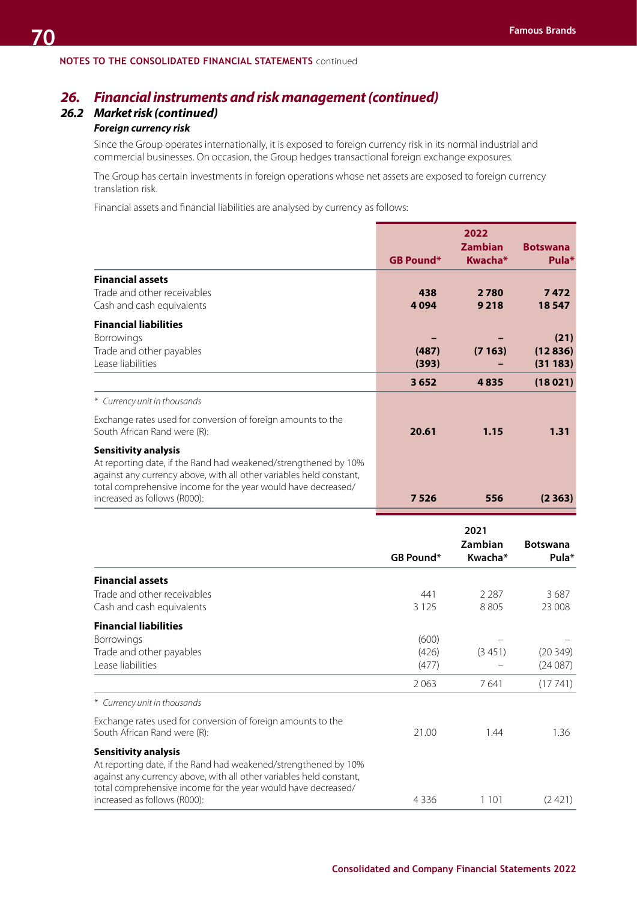**NOTES TO THE CONSOLIDATED FINANCIAL STATEMENTS** continued

## *26. Financial instruments and risk management (continued)*

### *26.2 Market risk (continued)*

***Foreign currency risk***

Since the Group operates internationally, it is exposed to foreign currency risk in its normal industrial and commercial businesses. On occasion, the Group hedges transactional foreign exchange exposures.

The Group has certain investments in foreign operations whose net assets are exposed to foreign currency translation risk.

Financial assets and financial liabilities are analysed by currency as follows:

| | **2022** | | |
|---|---|---|---|
| | **GB Pound*** | **Zambian Kwacha*** | **Botswana Pula*** |
| **Financial assets** | | | |
| Trade and other receivables | **438** | **2 780** | **7 472** |
| Cash and cash equivalents | **4 094** | **9 218** | **18 547** |
| **Financial liabilities** | | | |
| Borrowings | **–** | **–** | **(21)** |
| Trade and other payables | **(487)** | **(7 163)** | **(12 836)** |
| Lease liabilities | **(393)** | **–** | **(31 183)** |
| | **3 652** | **4 835** | **(18 021)** |
| * *Currency unit in thousands* | | | |
| Exchange rates used for conversion of foreign amounts to the South African Rand were (R): | **20.61** | **1.15** | **1.31** |
| **Sensitivity analysis**<br>At reporting date, if the Rand had weakened/strengthened by 10% against any currency above, with all other variables held constant, total comprehensive income for the year would have decreased/increased as follows (R000): | **7 526** | **556** | **(2 363)** |

| | 2021 | | |
|---|---|---|---|
| | GB Pound* | Zambian Kwacha* | Botswana Pula* |
| **Financial assets** | | | |
| Trade and other receivables | 441 | 2 287 | 3 687 |
| Cash and cash equivalents | 3 125 | 8 805 | 23 008 |
| **Financial liabilities** | | | |
| Borrowings | (600) | – | – |
| Trade and other payables | (426) | (3 451) | (20 349) |
| Lease liabilities | (477) | – | (24 087) |
| | 2 063 | 7 641 | (17 741) |
| * *Currency unit in thousands* | | | |
| Exchange rates used for conversion of foreign amounts to the South African Rand were (R): | 21.00 | 1.44 | 1.36 |
| **Sensitivity analysis**<br>At reporting date, if the Rand had weakened/strengthened by 10% against any currency above, with all other variables held constant, total comprehensive income for the year would have decreased/increased as follows (R000): | 4 336 | 1 101 | (2 421) |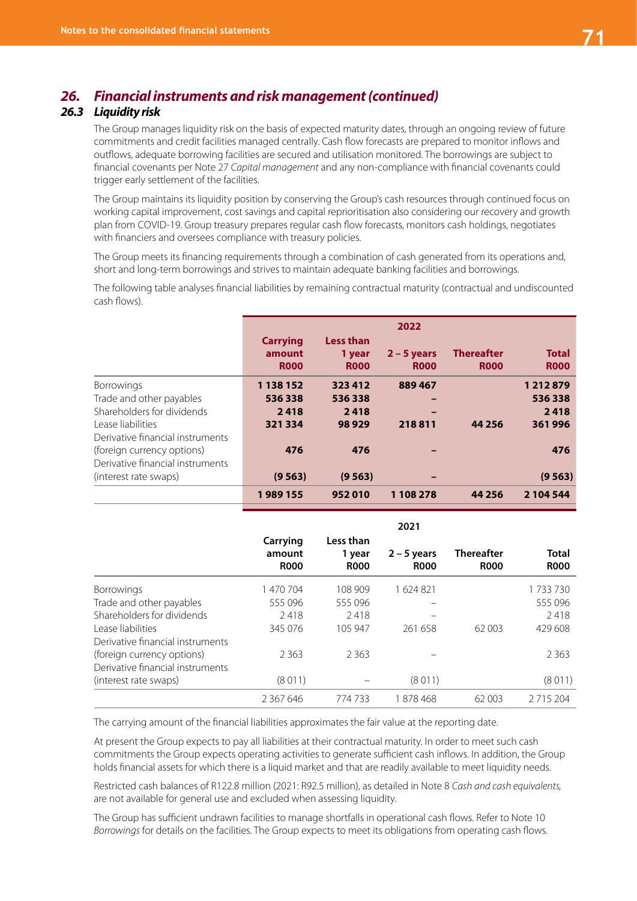## 26. *Financial instruments and risk management (continued)*

### 26.3 *Liquidity risk*

The Group manages liquidity risk on the basis of expected maturity dates, through an ongoing review of future commitments and credit facilities managed centrally. Cash flow forecasts are prepared to monitor inflows and outflows, adequate borrowing facilities are secured and utilisation monitored. The borrowings are subject to financial covenants per Note 27 *Capital management* and any non-compliance with financial covenants could trigger early settlement of the facilities.

The Group maintains its liquidity position by conserving the Group's cash resources through continued focus on working capital improvement, cost savings and capital reprioritisation also considering our recovery and growth plan from COVID-19. Group treasury prepares regular cash flow forecasts, monitors cash holdings, negotiates with financiers and oversees compliance with treasury policies.

The Group meets its financing requirements through a combination of cash generated from its operations and, short and long-term borrowings and strives to maintain adequate banking facilities and borrowings.

The following table analyses financial liabilities by remaining contractual maturity (contractual and undiscounted cash flows).

| | **2022** | | | | |
|---|---|---|---|---|---|
| | **Carrying amount R000** | **Less than 1 year R000** | **2 – 5 years R000** | **Thereafter R000** | **Total R000** |
| Borrowings | **1 138 152** | **323 412** | **889 467** | | **1 212 879** |
| Trade and other payables | **536 338** | **536 338** | **–** | | **536 338** |
| Shareholders for dividends | **2 418** | **2 418** | **–** | | **2 418** |
| Lease liabilities | **321 334** | **98 929** | **218 811** | **44 256** | **361 996** |
| Derivative financial instruments (foreign currency options) | **476** | **476** | **–** | | **476** |
| Derivative financial instruments (interest rate swaps) | **(9 563)** | **(9 563)** | **–** | | **(9 563)** |
| | **1 989 155** | **952 010** | **1 108 278** | **44 256** | **2 104 544** |

| | 2021 | | | | |
|---|---|---|---|---|---|
| | Carrying amount R000 | Less than 1 year R000 | 2 – 5 years R000 | Thereafter R000 | Total R000 |
| Borrowings | 1 470 704 | 108 909 | 1 624 821 | | 1 733 730 |
| Trade and other payables | 555 096 | 555 096 | – | | 555 096 |
| Shareholders for dividends | 2 418 | 2 418 | – | | 2 418 |
| Lease liabilities | 345 076 | 105 947 | 261 658 | 62 003 | 429 608 |
| Derivative financial instruments (foreign currency options) | 2 363 | 2 363 | – | | 2 363 |
| Derivative financial instruments (interest rate swaps) | (8 011) | – | (8 011) | | (8 011) |
| | 2 367 646 | 774 733 | 1 878 468 | 62 003 | 2 715 204 |

The carrying amount of the financial liabilities approximates the fair value at the reporting date.

At present the Group expects to pay all liabilities at their contractual maturity. In order to meet such cash commitments the Group expects operating activities to generate sufficient cash inflows. In addition, the Group holds financial assets for which there is a liquid market and that are readily available to meet liquidity needs.

Restricted cash balances of R122.8 million (2021: R92.5 million), as detailed in Note 8 *Cash and cash equivalents,* are not available for general use and excluded when assessing liquidity.

The Group has sufficient undrawn facilities to manage shortfalls in operational cash flows. Refer to Note 10 *Borrowings* for details on the facilities. The Group expects to meet its obligations from operating cash flows.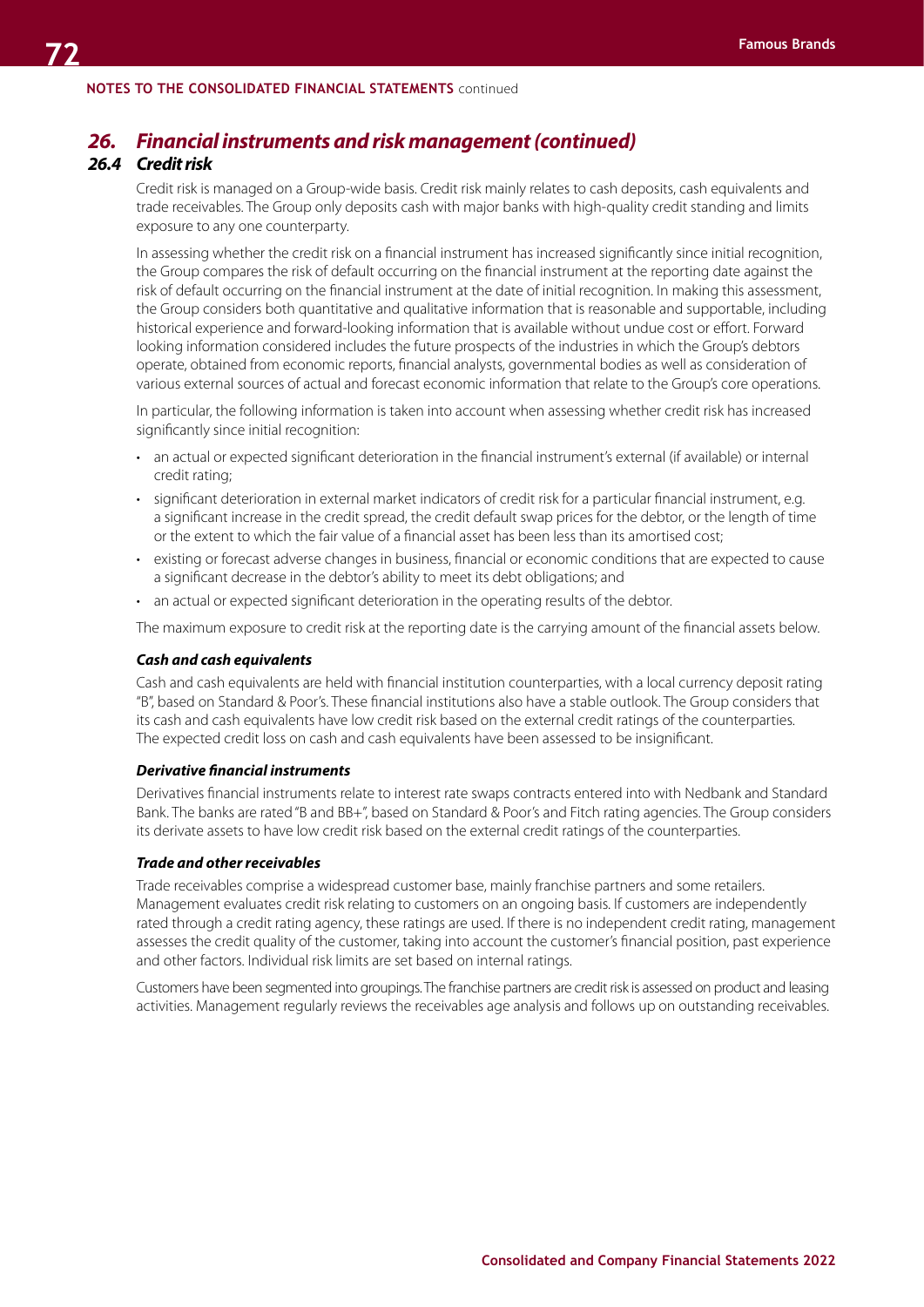## 26. Financial instruments and risk management (continued)

### 26.4 Credit risk

Credit risk is managed on a Group-wide basis. Credit risk mainly relates to cash deposits, cash equivalents and trade receivables. The Group only deposits cash with major banks with high-quality credit standing and limits exposure to any one counterparty.

In assessing whether the credit risk on a financial instrument has increased significantly since initial recognition, the Group compares the risk of default occurring on the financial instrument at the reporting date against the risk of default occurring on the financial instrument at the date of initial recognition. In making this assessment, the Group considers both quantitative and qualitative information that is reasonable and supportable, including historical experience and forward-looking information that is available without undue cost or effort. Forward looking information considered includes the future prospects of the industries in which the Group's debtors operate, obtained from economic reports, financial analysts, governmental bodies as well as consideration of various external sources of actual and forecast economic information that relate to the Group's core operations.

In particular, the following information is taken into account when assessing whether credit risk has increased significantly since initial recognition:

- an actual or expected significant deterioration in the financial instrument's external (if available) or internal credit rating;
- significant deterioration in external market indicators of credit risk for a particular financial instrument, e.g. a significant increase in the credit spread, the credit default swap prices for the debtor, or the length of time or the extent to which the fair value of a financial asset has been less than its amortised cost;
- existing or forecast adverse changes in business, financial or economic conditions that are expected to cause a significant decrease in the debtor's ability to meet its debt obligations; and
- an actual or expected significant deterioration in the operating results of the debtor.

The maximum exposure to credit risk at the reporting date is the carrying amount of the financial assets below.

#### *Cash and cash equivalents*

Cash and cash equivalents are held with financial institution counterparties, with a local currency deposit rating "B", based on Standard & Poor's. These financial institutions also have a stable outlook. The Group considers that its cash and cash equivalents have low credit risk based on the external credit ratings of the counterparties. The expected credit loss on cash and cash equivalents have been assessed to be insignificant.

#### *Derivative financial instruments*

Derivatives financial instruments relate to interest rate swaps contracts entered into with Nedbank and Standard Bank. The banks are rated "B and BB+", based on Standard & Poor's and Fitch rating agencies. The Group considers its derivate assets to have low credit risk based on the external credit ratings of the counterparties.

#### *Trade and other receivables*

Trade receivables comprise a widespread customer base, mainly franchise partners and some retailers. Management evaluates credit risk relating to customers on an ongoing basis. If customers are independently rated through a credit rating agency, these ratings are used. If there is no independent credit rating, management assesses the credit quality of the customer, taking into account the customer's financial position, past experience and other factors. Individual risk limits are set based on internal ratings.

Customers have been segmented into groupings. The franchise partners are credit risk is assessed on product and leasing activities. Management regularly reviews the receivables age analysis and follows up on outstanding receivables.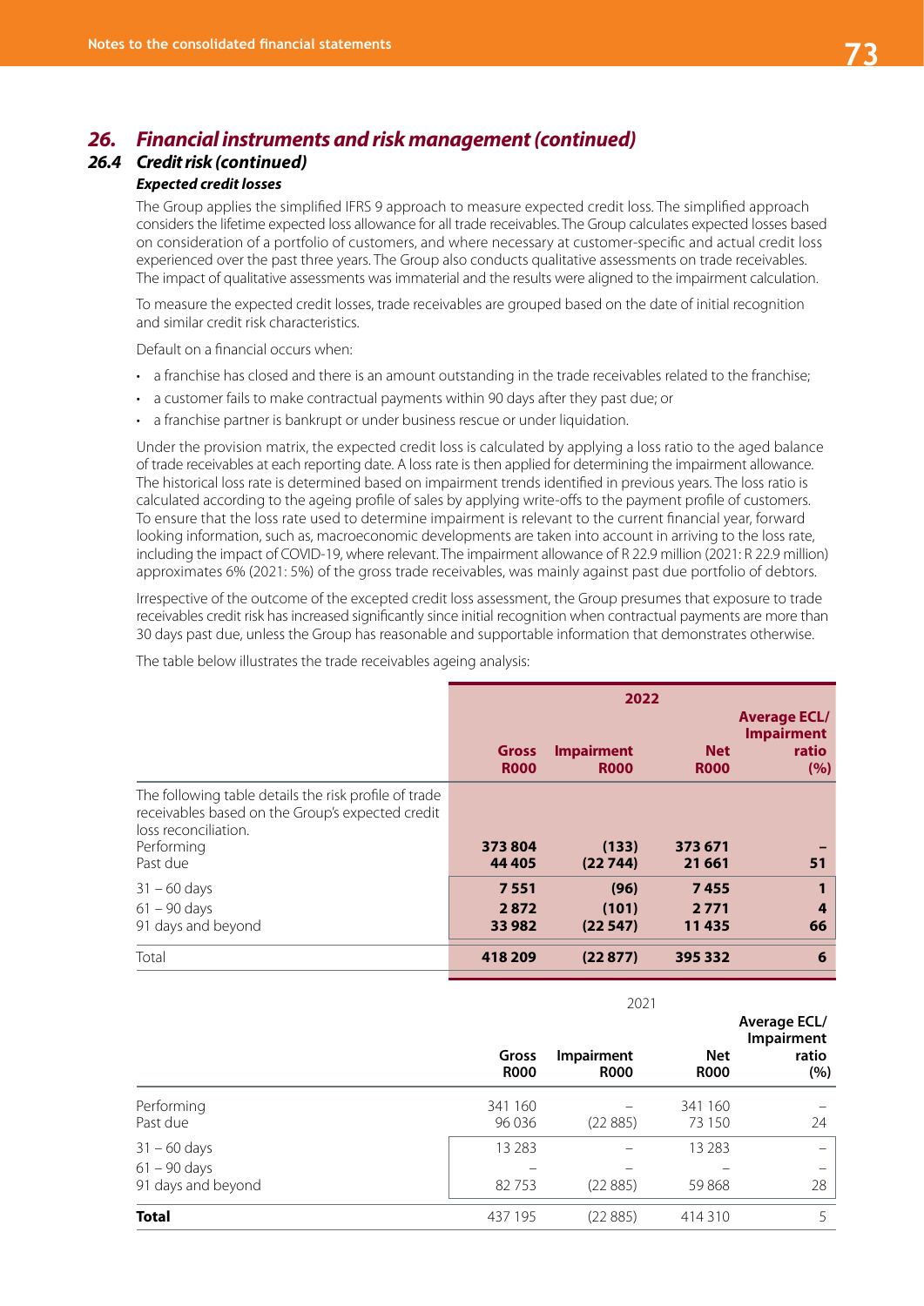## 26. Financial instruments and risk management (continued)

### 26.4 Credit risk (continued)

#### Expected credit losses

The Group applies the simplified IFRS 9 approach to measure expected credit loss. The simplified approach considers the lifetime expected loss allowance for all trade receivables. The Group calculates expected losses based on consideration of a portfolio of customers, and where necessary at customer-specific and actual credit loss experienced over the past three years. The Group also conducts qualitative assessments on trade receivables. The impact of qualitative assessments was immaterial and the results were aligned to the impairment calculation.

To measure the expected credit losses, trade receivables are grouped based on the date of initial recognition and similar credit risk characteristics.

Default on a financial occurs when:

- a franchise has closed and there is an amount outstanding in the trade receivables related to the franchise;
- a customer fails to make contractual payments within 90 days after they past due; or
- a franchise partner is bankrupt or under business rescue or under liquidation.

Under the provision matrix, the expected credit loss is calculated by applying a loss ratio to the aged balance of trade receivables at each reporting date. A loss rate is then applied for determining the impairment allowance. The historical loss rate is determined based on impairment trends identified in previous years. The loss ratio is calculated according to the ageing profile of sales by applying write-offs to the payment profile of customers. To ensure that the loss rate used to determine impairment is relevant to the current financial year, forward looking information, such as, macroeconomic developments are taken into account in arriving to the loss rate, including the impact of COVID-19, where relevant. The impairment allowance of R 22.9 million (2021: R 22.9 million) approximates 6% (2021: 5%) of the gross trade receivables, was mainly against past due portfolio of debtors.

Irrespective of the outcome of the excepted credit loss assessment, the Group presumes that exposure to trade receivables credit risk has increased significantly since initial recognition when contractual payments are more than 30 days past due, unless the Group has reasonable and supportable information that demonstrates otherwise.

The table below illustrates the trade receivables ageing analysis:

| | 2022 | | | |
|---|---|---|---|---|
| | **Gross R000** | **Impairment R000** | **Net R000** | **Average ECL/ Impairment ratio (%)** |
| The following table details the risk profile of trade receivables based on the Group's expected credit loss reconciliation. | | | | |
| Performing | **373 804** | **(133)** | **373 671** | **–** |
| Past due | **44 405** | **(22 744)** | **21 661** | **51** |
| 31 – 60 days | **7 551** | **(96)** | **7 455** | **1** |
| 61 – 90 days | **2 872** | **(101)** | **2 771** | **4** |
| 91 days and beyond | **33 982** | **(22 547)** | **11 435** | **66** |
| Total | **418 209** | **(22 877)** | **395 332** | **6** |

| | 2021 | | | |
|---|---|---|---|---|
| | **Gross R000** | **Impairment R000** | **Net R000** | **Average ECL/ Impairment ratio (%)** |
| Performing | 341 160 | – | 341 160 | – |
| Past due | 96 036 | (22 885) | 73 150 | 24 |
| 31 – 60 days | 13 283 | – | 13 283 | – |
| 61 – 90 days | – | – | – | – |
| 91 days and beyond | 82 753 | (22 885) | 59 868 | 28 |
| **Total** | 437 195 | (22 885) | 414 310 | 5 |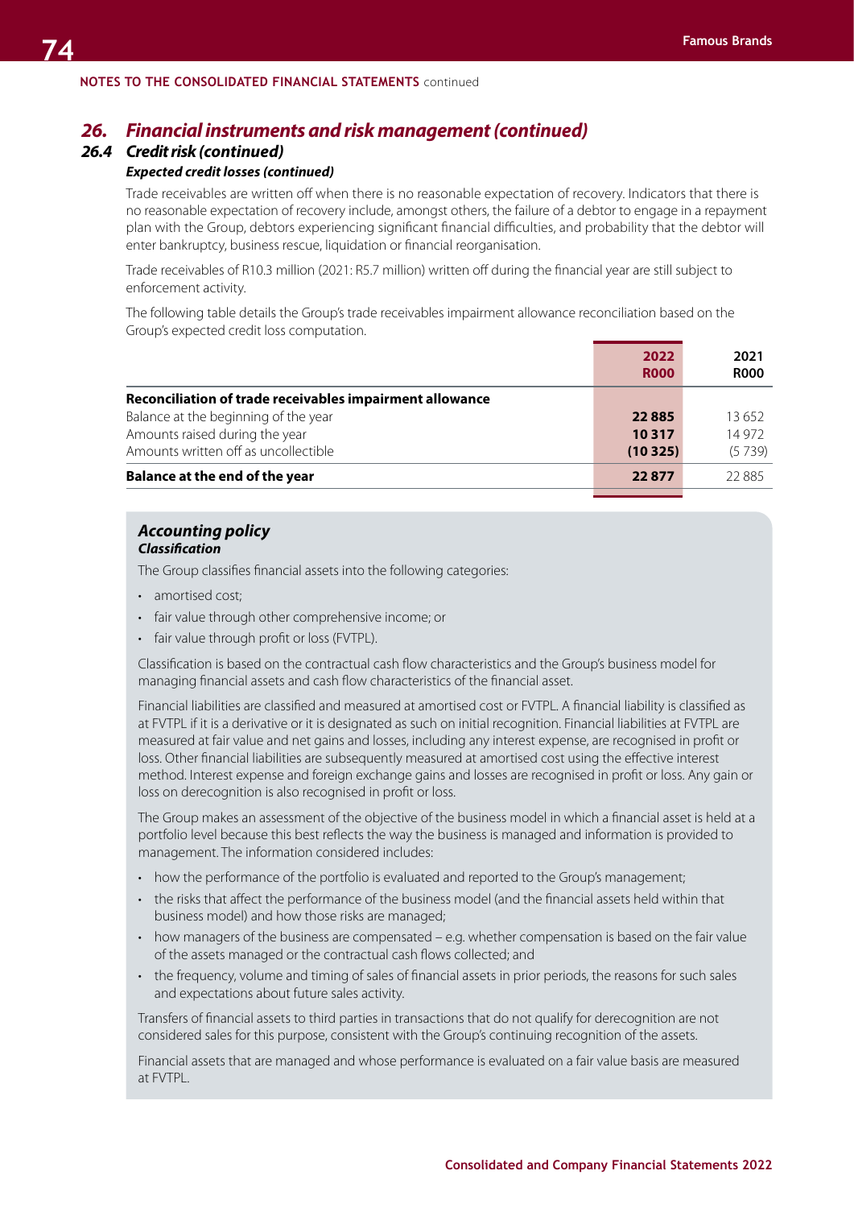## 26. *Financial instruments and risk management (continued)*

### 26.4 *Credit risk (continued)*

***Expected credit losses (continued)***

Trade receivables are written off when there is no reasonable expectation of recovery. Indicators that there is no reasonable expectation of recovery include, amongst others, the failure of a debtor to engage in a repayment plan with the Group, debtors experiencing significant financial difficulties, and probability that the debtor will enter bankruptcy, business rescue, liquidation or financial reorganisation.

Trade receivables of R10.3 million (2021: R5.7 million) written off during the financial year are still subject to enforcement activity.

The following table details the Group's trade receivables impairment allowance reconciliation based on the Group's expected credit loss computation.

| | 2022 R000 | 2021 R000 |
|---|---|---|
| **Reconciliation of trade receivables impairment allowance** | | |
| Balance at the beginning of the year | **22 885** | 13 652 |
| Amounts raised during the year | **10 317** | 14 972 |
| Amounts written off as uncollectible | **(10 325)** | (5 739) |
| **Balance at the end of the year** | **22 877** | 22 885 |

### *Accounting policy*

***Classification***

The Group classifies financial assets into the following categories:

- amortised cost;
- fair value through other comprehensive income; or
- fair value through profit or loss (FVTPL).

Classification is based on the contractual cash flow characteristics and the Group's business model for managing financial assets and cash flow characteristics of the financial asset.

Financial liabilities are classified and measured at amortised cost or FVTPL. A financial liability is classified as at FVTPL if it is a derivative or it is designated as such on initial recognition. Financial liabilities at FVTPL are measured at fair value and net gains and losses, including any interest expense, are recognised in profit or loss. Other financial liabilities are subsequently measured at amortised cost using the effective interest method. Interest expense and foreign exchange gains and losses are recognised in profit or loss. Any gain or loss on derecognition is also recognised in profit or loss.

The Group makes an assessment of the objective of the business model in which a financial asset is held at a portfolio level because this best reflects the way the business is managed and information is provided to management. The information considered includes:

- how the performance of the portfolio is evaluated and reported to the Group's management;
- the risks that affect the performance of the business model (and the financial assets held within that business model) and how those risks are managed;
- how managers of the business are compensated – e.g. whether compensation is based on the fair value of the assets managed or the contractual cash flows collected; and
- the frequency, volume and timing of sales of financial assets in prior periods, the reasons for such sales and expectations about future sales activity.

Transfers of financial assets to third parties in transactions that do not qualify for derecognition are not considered sales for this purpose, consistent with the Group's continuing recognition of the assets.

Financial assets that are managed and whose performance is evaluated on a fair value basis are measured at FVTPL.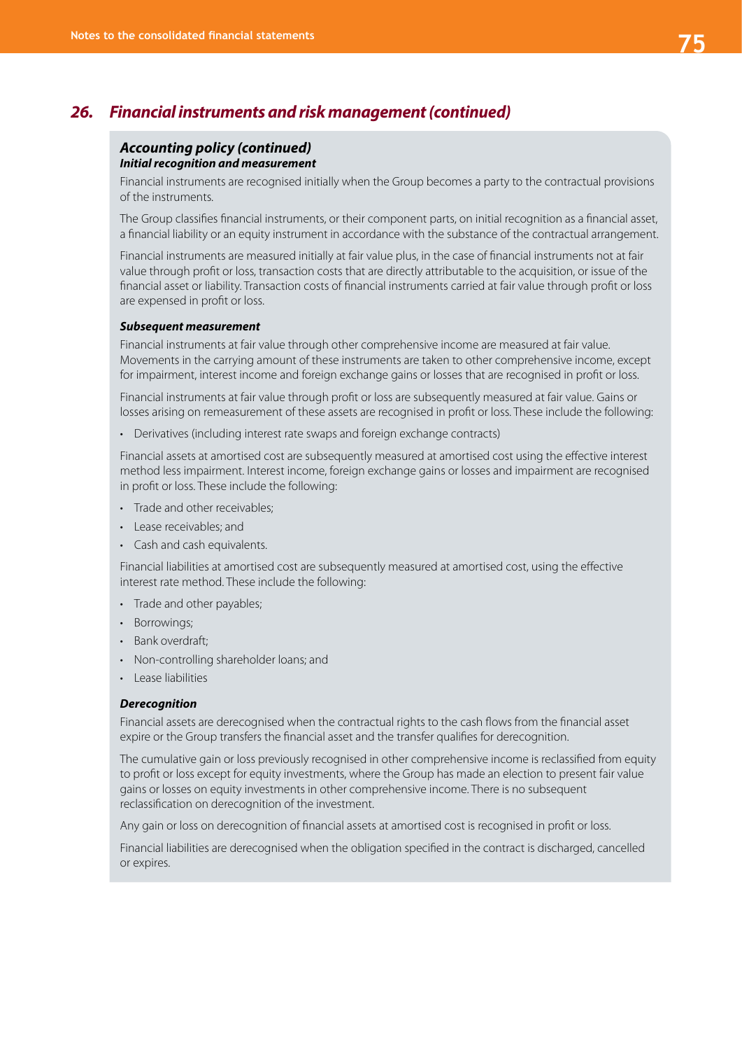## 26. *Financial instruments and risk management (continued)*

### *Accounting policy (continued)*

***Initial recognition and measurement***

Financial instruments are recognised initially when the Group becomes a party to the contractual provisions of the instruments.

The Group classifies financial instruments, or their component parts, on initial recognition as a financial asset, a financial liability or an equity instrument in accordance with the substance of the contractual arrangement.

Financial instruments are measured initially at fair value plus, in the case of financial instruments not at fair value through profit or loss, transaction costs that are directly attributable to the acquisition, or issue of the financial asset or liability. Transaction costs of financial instruments carried at fair value through profit or loss are expensed in profit or loss.

***Subsequent measurement***

Financial instruments at fair value through other comprehensive income are measured at fair value. Movements in the carrying amount of these instruments are taken to other comprehensive income, except for impairment, interest income and foreign exchange gains or losses that are recognised in profit or loss.

Financial instruments at fair value through profit or loss are subsequently measured at fair value. Gains or losses arising on remeasurement of these assets are recognised in profit or loss. These include the following:

- Derivatives (including interest rate swaps and foreign exchange contracts)

Financial assets at amortised cost are subsequently measured at amortised cost using the effective interest method less impairment. Interest income, foreign exchange gains or losses and impairment are recognised in profit or loss. These include the following:

- Trade and other receivables;
- Lease receivables; and
- Cash and cash equivalents.

Financial liabilities at amortised cost are subsequently measured at amortised cost, using the effective interest rate method. These include the following:

- Trade and other payables;
- Borrowings;
- Bank overdraft;
- Non-controlling shareholder loans; and
- Lease liabilities

***Derecognition***

Financial assets are derecognised when the contractual rights to the cash flows from the financial asset expire or the Group transfers the financial asset and the transfer qualifies for derecognition.

The cumulative gain or loss previously recognised in other comprehensive income is reclassified from equity to profit or loss except for equity investments, where the Group has made an election to present fair value gains or losses on equity investments in other comprehensive income. There is no subsequent reclassification on derecognition of the investment.

Any gain or loss on derecognition of financial assets at amortised cost is recognised in profit or loss.

Financial liabilities are derecognised when the obligation specified in the contract is discharged, cancelled or expires.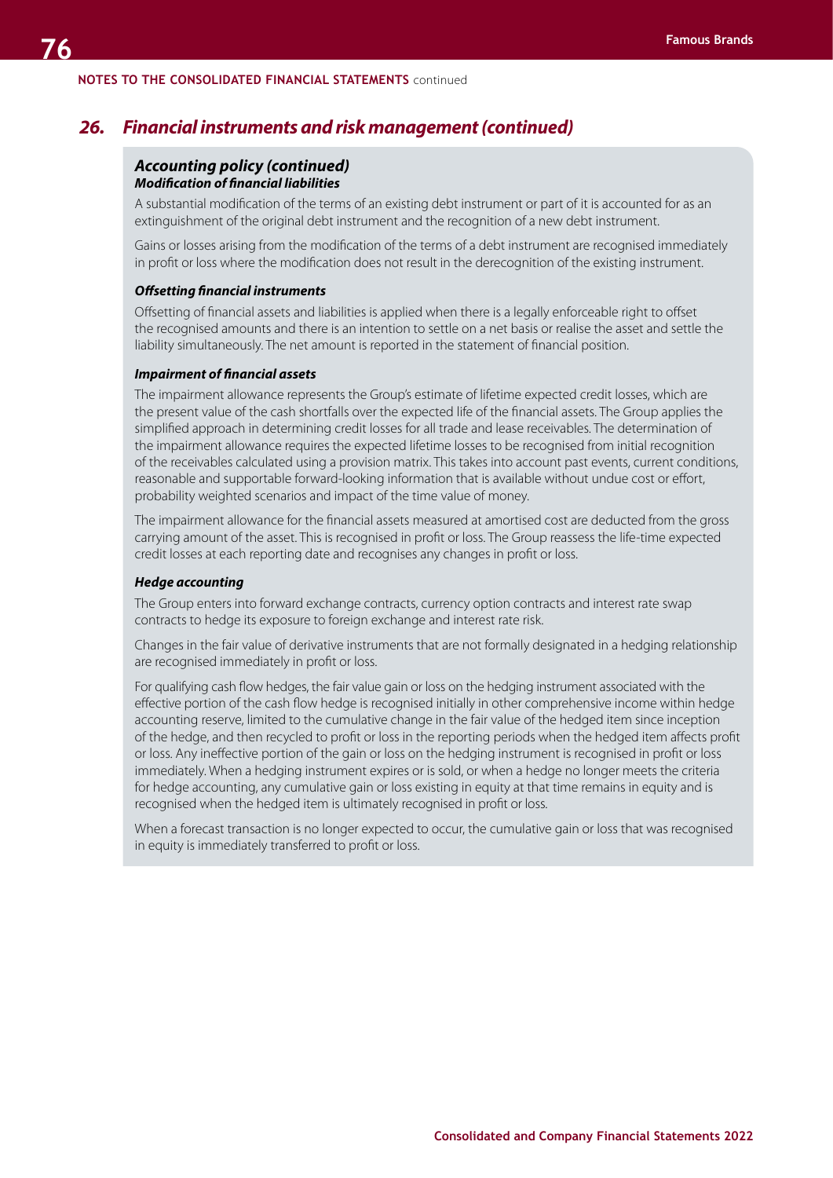NOTES TO THE CONSOLIDATED FINANCIAL STATEMENTS continued

## *26. Financial instruments and risk management (continued)*

### *Accounting policy (continued)*

***Modification of financial liabilities***

A substantial modification of the terms of an existing debt instrument or part of it is accounted for as an extinguishment of the original debt instrument and the recognition of a new debt instrument.

Gains or losses arising from the modification of the terms of a debt instrument are recognised immediately in profit or loss where the modification does not result in the derecognition of the existing instrument.

***Offsetting financial instruments***

Offsetting of financial assets and liabilities is applied when there is a legally enforceable right to offset the recognised amounts and there is an intention to settle on a net basis or realise the asset and settle the liability simultaneously. The net amount is reported in the statement of financial position.

***Impairment of financial assets***

The impairment allowance represents the Group's estimate of lifetime expected credit losses, which are the present value of the cash shortfalls over the expected life of the financial assets. The Group applies the simplified approach in determining credit losses for all trade and lease receivables. The determination of the impairment allowance requires the expected lifetime losses to be recognised from initial recognition of the receivables calculated using a provision matrix. This takes into account past events, current conditions, reasonable and supportable forward-looking information that is available without undue cost or effort, probability weighted scenarios and impact of the time value of money.

The impairment allowance for the financial assets measured at amortised cost are deducted from the gross carrying amount of the asset. This is recognised in profit or loss. The Group reassess the life-time expected credit losses at each reporting date and recognises any changes in profit or loss.

***Hedge accounting***

The Group enters into forward exchange contracts, currency option contracts and interest rate swap contracts to hedge its exposure to foreign exchange and interest rate risk.

Changes in the fair value of derivative instruments that are not formally designated in a hedging relationship are recognised immediately in profit or loss.

For qualifying cash flow hedges, the fair value gain or loss on the hedging instrument associated with the effective portion of the cash flow hedge is recognised initially in other comprehensive income within hedge accounting reserve, limited to the cumulative change in the fair value of the hedged item since inception of the hedge, and then recycled to profit or loss in the reporting periods when the hedged item affects profit or loss. Any ineffective portion of the gain or loss on the hedging instrument is recognised in profit or loss immediately. When a hedging instrument expires or is sold, or when a hedge no longer meets the criteria for hedge accounting, any cumulative gain or loss existing in equity at that time remains in equity and is recognised when the hedged item is ultimately recognised in profit or loss.

When a forecast transaction is no longer expected to occur, the cumulative gain or loss that was recognised in equity is immediately transferred to profit or loss.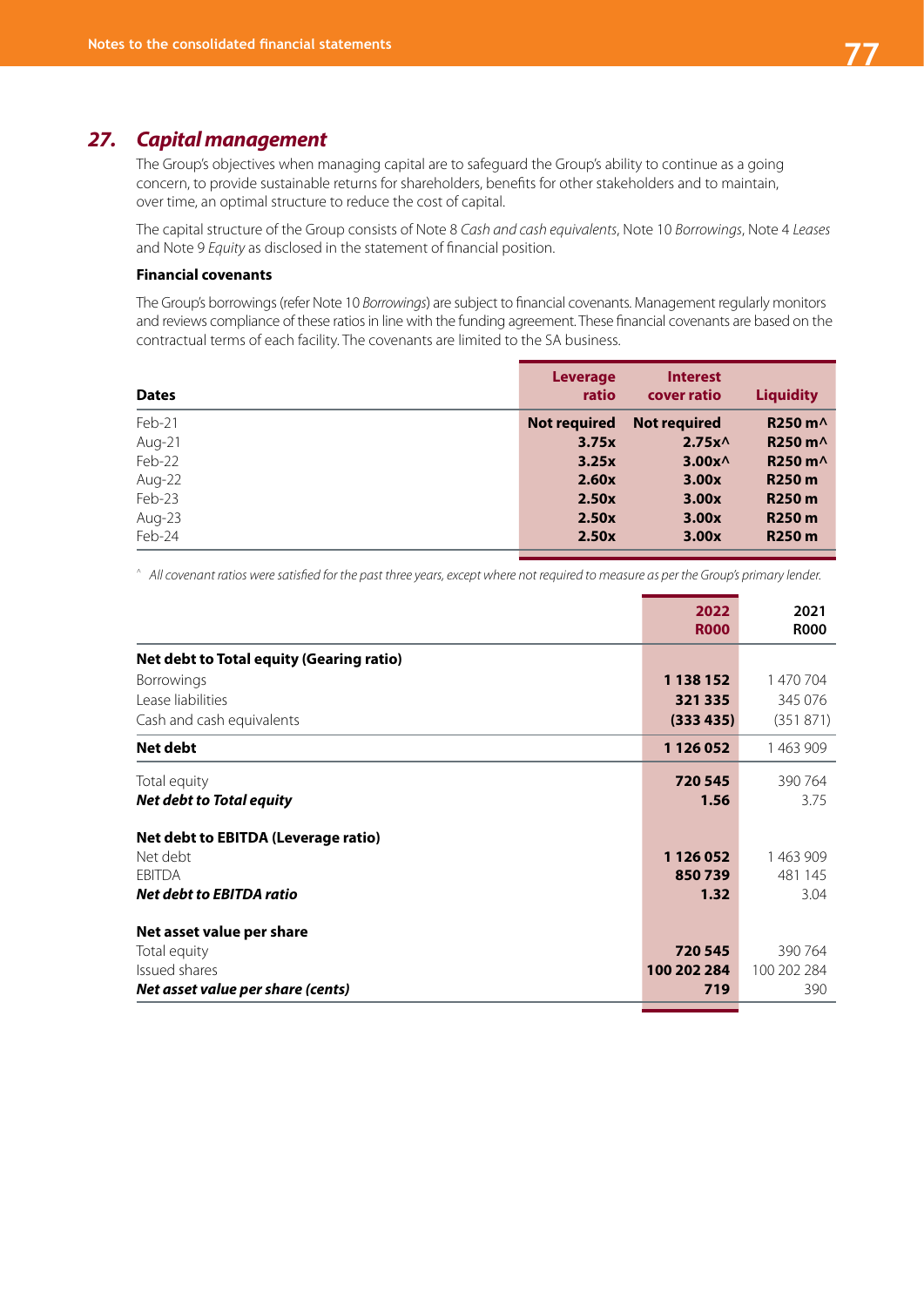## 27. Capital management

The Group's objectives when managing capital are to safeguard the Group's ability to continue as a going concern, to provide sustainable returns for shareholders, benefits for other stakeholders and to maintain, over time, an optimal structure to reduce the cost of capital.

The capital structure of the Group consists of Note 8 *Cash and cash equivalents*, Note 10 *Borrowings*, Note 4 *Leases* and Note 9 *Equity* as disclosed in the statement of financial position.

### Financial covenants

The Group's borrowings (refer Note 10 *Borrowings*) are subject to financial covenants. Management regularly monitors and reviews compliance of these ratios in line with the funding agreement. These financial covenants are based on the contractual terms of each facility. The covenants are limited to the SA business.

| Dates | Leverage ratio | Interest cover ratio | Liquidity |
|---|---|---|---|
| Feb-21 | **Not required** | **Not required** | **R250 m^** |
| Aug-21 | **3.75x** | **2.75x^** | **R250 m^** |
| Feb-22 | **3.25x** | **3.00x^** | **R250 m^** |
| Aug-22 | **2.60x** | **3.00x** | **R250 m** |
| Feb-23 | **2.50x** | **3.00x** | **R250 m** |
| Aug-23 | **2.50x** | **3.00x** | **R250 m** |
| Feb-24 | **2.50x** | **3.00x** | **R250 m** |

^ *All covenant ratios were satisfied for the past three years, except where not required to measure as per the Group's primary lender.*

| | 2022 R000 | 2021 R000 |
|---|---|---|
| **Net debt to Total equity (Gearing ratio)** | | |
| Borrowings | **1 138 152** | 1 470 704 |
| Lease liabilities | **321 335** | 345 076 |
| Cash and cash equivalents | **(333 435)** | (351 871) |
| **Net debt** | **1 126 052** | 1 463 909 |
| Total equity | **720 545** | 390 764 |
| ***Net debt to Total equity*** | **1.56** | 3.75 |
| **Net debt to EBITDA (Leverage ratio)** | | |
| Net debt | **1 126 052** | 1 463 909 |
| EBITDA | **850 739** | 481 145 |
| ***Net debt to EBITDA ratio*** | **1.32** | 3.04 |
| **Net asset value per share** | | |
| Total equity | **720 545** | 390 764 |
| Issued shares | **100 202 284** | 100 202 284 |
| ***Net asset value per share (cents)*** | **719** | 390 |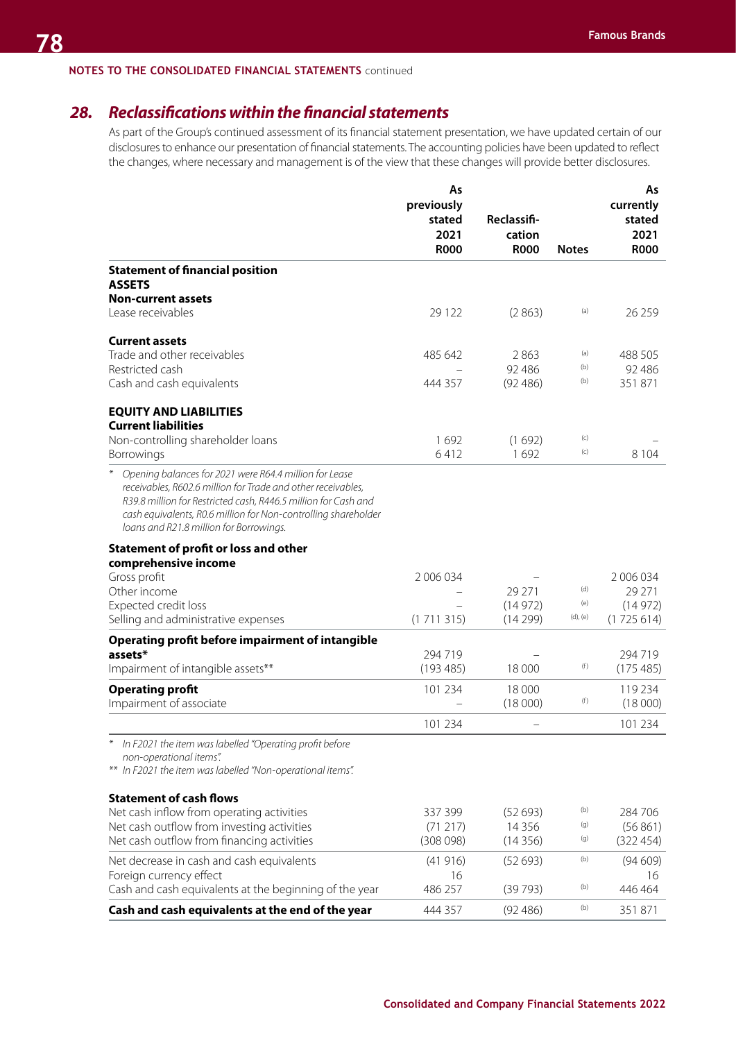NOTES TO THE CONSOLIDATED FINANCIAL STATEMENTS continued

## 28. *Reclassifications within the financial statements*

As part of the Group's continued assessment of its financial statement presentation, we have updated certain of our disclosures to enhance our presentation of financial statements. The accounting policies have been updated to reflect the changes, where necessary and management is of the view that these changes will provide better disclosures.

| | As previously stated 2021 R000 | Reclassification R000 | Notes | As currently stated 2021 R000 |
|---|---|---|---|---|
| **Statement of financial position** | | | | |
| **ASSETS** | | | | |
| **Non-current assets** | | | | |
| Lease receivables | 29 122 | (2 863) | (a) | 26 259 |
| **Current assets** | | | | |
| Trade and other receivables | 485 642 | 2 863 | (a) | 488 505 |
| Restricted cash | – | 92 486 | (b) | 92 486 |
| Cash and cash equivalents | 444 357 | (92 486) | (b) | 351 871 |
| **EQUITY AND LIABILITIES** | | | | |
| **Current liabilities** | | | | |
| Non-controlling shareholder loans | 1 692 | (1 692) | (c) | – |
| Borrowings | 6 412 | 1 692 | (c) | 8 104 |

\* *Opening balances for 2021 were R64.4 million for Lease receivables, R602.6 million for Trade and other receivables, R39.8 million for Restricted cash, R446.5 million for Cash and cash equivalents, R0.6 million for Non-controlling shareholder loans and R21.8 million for Borrowings.*

| | As previously stated 2021 R000 | Reclassification R000 | Notes | As currently stated 2021 R000 |
|---|---|---|---|---|
| **Statement of profit or loss and other comprehensive income** | | | | |
| Gross profit | 2 006 034 | – | | 2 006 034 |
| Other income | – | 29 271 | (d) | 29 271 |
| Expected credit loss | – | (14 972) | (e) | (14 972) |
| Selling and administrative expenses | (1 711 315) | (14 299) | (d), (e) | (1 725 614) |
| **Operating profit before impairment of intangible assets*** | 294 719 | – | | 294 719 |
| Impairment of intangible assets** | (193 485) | 18 000 | (f) | (175 485) |
| **Operating profit** | 101 234 | 18 000 | | 119 234 |
| Impairment of associate | – | (18 000) | (f) | (18 000) |
| | 101 234 | – | | 101 234 |

\* *In F2021 the item was labelled "Operating profit before non-operational items".*
\*\* *In F2021 the item was labelled "Non-operational items".*

| | As previously stated 2021 R000 | Reclassification R000 | Notes | As currently stated 2021 R000 |
|---|---|---|---|---|
| **Statement of cash flows** | | | | |
| Net cash inflow from operating activities | 337 399 | (52 693) | (b) | 284 706 |
| Net cash outflow from investing activities | (71 217) | 14 356 | (g) | (56 861) |
| Net cash outflow from financing activities | (308 098) | (14 356) | (g) | (322 454) |
| Net decrease in cash and cash equivalents | (41 916) | (52 693) | (b) | (94 609) |
| Foreign currency effect | 16 | | | 16 |
| Cash and cash equivalents at the beginning of the year | 486 257 | (39 793) | (b) | 446 464 |
| **Cash and cash equivalents at the end of the year** | 444 357 | (92 486) | (b) | 351 871 |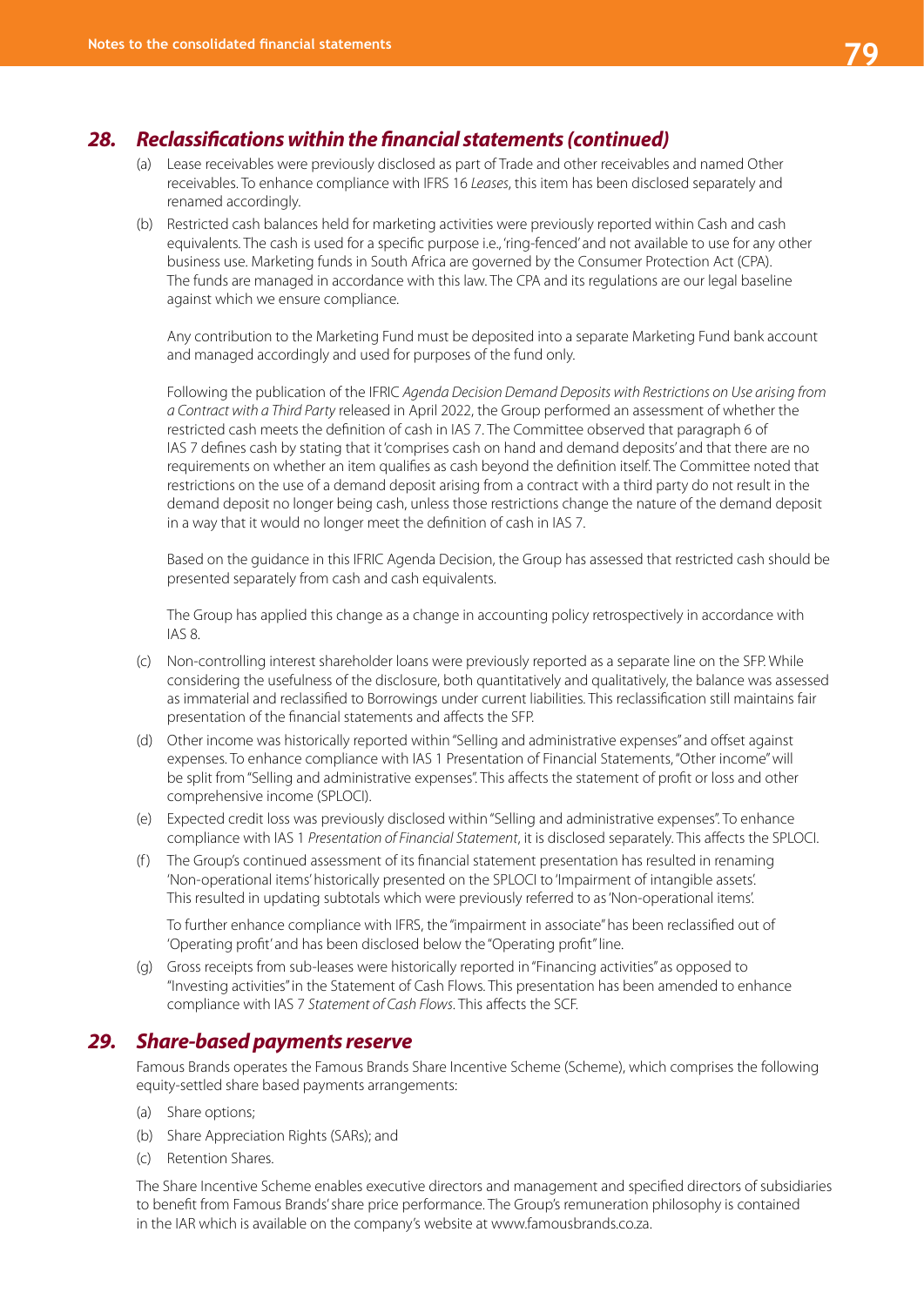## 28. *Reclassifications within the financial statements (continued)*

(a) Lease receivables were previously disclosed as part of Trade and other receivables and named Other receivables. To enhance compliance with IFRS 16 *Leases*, this item has been disclosed separately and renamed accordingly.

(b) Restricted cash balances held for marketing activities were previously reported within Cash and cash equivalents. The cash is used for a specific purpose i.e., 'ring-fenced' and not available to use for any other business use. Marketing funds in South Africa are governed by the Consumer Protection Act (CPA). The funds are managed in accordance with this law. The CPA and its regulations are our legal baseline against which we ensure compliance.

Any contribution to the Marketing Fund must be deposited into a separate Marketing Fund bank account and managed accordingly and used for purposes of the fund only.

Following the publication of the IFRIC *Agenda Decision Demand Deposits with Restrictions on Use arising from a Contract with a Third Party* released in April 2022, the Group performed an assessment of whether the restricted cash meets the definition of cash in IAS 7. The Committee observed that paragraph 6 of IAS 7 defines cash by stating that it 'comprises cash on hand and demand deposits' and that there are no requirements on whether an item qualifies as cash beyond the definition itself. The Committee noted that restrictions on the use of a demand deposit arising from a contract with a third party do not result in the demand deposit no longer being cash, unless those restrictions change the nature of the demand deposit in a way that it would no longer meet the definition of cash in IAS 7.

Based on the guidance in this IFRIC Agenda Decision, the Group has assessed that restricted cash should be presented separately from cash and cash equivalents.

The Group has applied this change as a change in accounting policy retrospectively in accordance with IAS 8.

(c) Non-controlling interest shareholder loans were previously reported as a separate line on the SFP. While considering the usefulness of the disclosure, both quantitatively and qualitatively, the balance was assessed as immaterial and reclassified to Borrowings under current liabilities. This reclassification still maintains fair presentation of the financial statements and affects the SFP.

(d) Other income was historically reported within "Selling and administrative expenses" and offset against expenses. To enhance compliance with IAS 1 Presentation of Financial Statements, "Other income" will be split from "Selling and administrative expenses". This affects the statement of profit or loss and other comprehensive income (SPLOCI).

(e) Expected credit loss was previously disclosed within "Selling and administrative expenses". To enhance compliance with IAS 1 *Presentation of Financial Statement*, it is disclosed separately. This affects the SPLOCI.

(f) The Group's continued assessment of its financial statement presentation has resulted in renaming 'Non-operational items' historically presented on the SPLOCI to 'Impairment of intangible assets'. This resulted in updating subtotals which were previously referred to as 'Non-operational items'.

To further enhance compliance with IFRS, the "impairment in associate" has been reclassified out of 'Operating profit' and has been disclosed below the "Operating profit" line.

(g) Gross receipts from sub-leases were historically reported in "Financing activities" as opposed to "Investing activities" in the Statement of Cash Flows. This presentation has been amended to enhance compliance with IAS 7 *Statement of Cash Flows*. This affects the SCF.

## 29. *Share-based payments reserve*

Famous Brands operates the Famous Brands Share Incentive Scheme (Scheme), which comprises the following equity-settled share based payments arrangements:

(a) Share options;

(b) Share Appreciation Rights (SARs); and

(c) Retention Shares.

The Share Incentive Scheme enables executive directors and management and specified directors of subsidiaries to benefit from Famous Brands' share price performance. The Group's remuneration philosophy is contained in the IAR which is available on the company's website at www.famousbrands.co.za.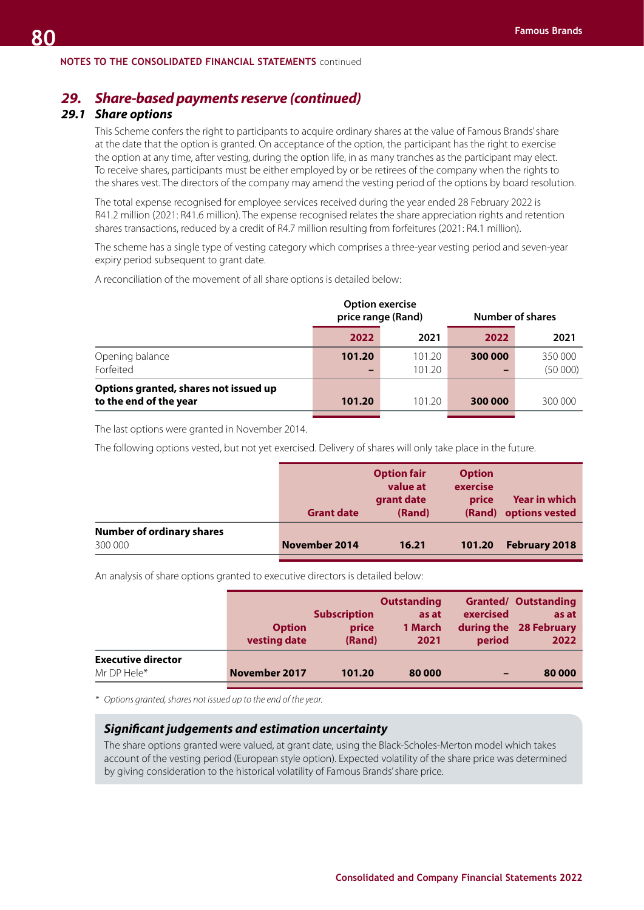NOTES TO THE CONSOLIDATED FINANCIAL STATEMENTS continued

## 29. *Share-based payments reserve (continued)*

### 29.1 *Share options*

This Scheme confers the right to participants to acquire ordinary shares at the value of Famous Brands' share at the date that the option is granted. On acceptance of the option, the participant has the right to exercise the option at any time, after vesting, during the option life, in as many tranches as the participant may elect. To receive shares, participants must be either employed by or be retirees of the company when the rights to the shares vest. The directors of the company may amend the vesting period of the options by board resolution.

The total expense recognised for employee services received during the year ended 28 February 2022 is R41.2 million (2021: R41.6 million). The expense recognised relates the share appreciation rights and retention shares transactions, reduced by a credit of R4.7 million resulting from forfeitures (2021: R4.1 million).

The scheme has a single type of vesting category which comprises a three-year vesting period and seven-year expiry period subsequent to grant date.

A reconciliation of the movement of all share options is detailed below:

| | Option exercise price range (Rand) | | Number of shares | |
|---|---|---|---|---|
| | **2022** | 2021 | **2022** | 2021 |
| Opening balance | **101.20** | 101.20 | **300 000** | 350 000 |
| Forfeited | **–** | 101.20 | **–** | (50 000) |
| **Options granted, shares not issued up to the end of the year** | **101.20** | 101.20 | **300 000** | 300 000 |

The last options were granted in November 2014.

The following options vested, but not yet exercised. Delivery of shares will only take place in the future.

| | Grant date | Option fair value at grant date (Rand) | Option exercise price (Rand) | Year in which options vested |
|---|---|---|---|---|
| **Number of ordinary shares** | | | | |
| 300 000 | **November 2014** | **16.21** | **101.20** | **February 2018** |

An analysis of share options granted to executive directors is detailed below:

| | Option vesting date | Subscription price (Rand) | Outstanding as at 1 March 2021 | Granted/ exercised during the period | Outstanding as at 28 February 2022 |
|---|---|---|---|---|---|
| **Executive director** | | | | | |
| Mr DP Hele* | **November 2017** | **101.20** | **80 000** | **–** | **80 000** |

\* *Options granted, shares not issued up to the end of the year.*

### *Significant judgements and estimation uncertainty*

The share options granted were valued, at grant date, using the Black-Scholes-Merton model which takes account of the vesting period (European style option). Expected volatility of the share price was determined by giving consideration to the historical volatility of Famous Brands' share price.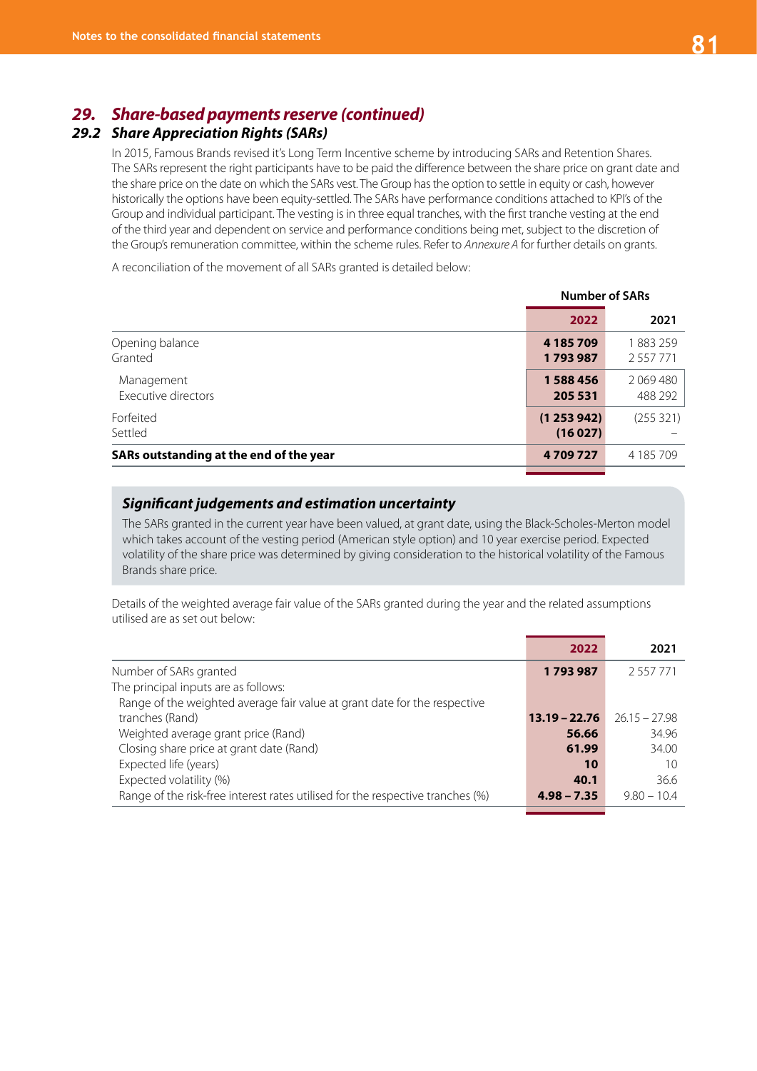## 29. Share-based payments reserve (continued)

### 29.2 Share Appreciation Rights (SARs)

In 2015, Famous Brands revised it's Long Term Incentive scheme by introducing SARs and Retention Shares. The SARs represent the right participants have to be paid the difference between the share price on grant date and the share price on the date on which the SARs vest. The Group has the option to settle in equity or cash, however historically the options have been equity-settled. The SARs have performance conditions attached to KPI's of the Group and individual participant. The vesting is in three equal tranches, with the first tranche vesting at the end of the third year and dependent on service and performance conditions being met, subject to the discretion of the Group's remuneration committee, within the scheme rules. Refer to *Annexure A* for further details on grants.

A reconciliation of the movement of all SARs granted is detailed below:

| | Number of SARs | |
|---|---|---|
| | **2022** | 2021 |
| Opening balance | **4 185 709** | 1 883 259 |
| Granted | **1 793 987** | 2 557 771 |
| Management | **1 588 456** | 2 069 480 |
| Executive directors | **205 531** | 488 292 |
| Forfeited | **(1 253 942)** | (255 321) |
| Settled | **(16 027)** | – |
| **SARs outstanding at the end of the year** | **4 709 727** | 4 185 709 |

#### Significant judgements and estimation uncertainty

The SARs granted in the current year have been valued, at grant date, using the Black-Scholes-Merton model which takes account of the vesting period (American style option) and 10 year exercise period. Expected volatility of the share price was determined by giving consideration to the historical volatility of the Famous Brands share price.

Details of the weighted average fair value of the SARs granted during the year and the related assumptions utilised are as set out below:

| | **2022** | 2021 |
|---|---|---|
| Number of SARs granted | **1 793 987** | 2 557 771 |
| The principal inputs are as follows: | | |
| Range of the weighted average fair value at grant date for the respective tranches (Rand) | **13.19 – 22.76** | 26.15 – 27.98 |
| Weighted average grant price (Rand) | **56.66** | 34.96 |
| Closing share price at grant date (Rand) | **61.99** | 34.00 |
| Expected life (years) | **10** | 10 |
| Expected volatility (%) | **40.1** | 36.6 |
| Range of the risk-free interest rates utilised for the respective tranches (%) | **4.98 – 7.35** | 9.80 – 10.4 |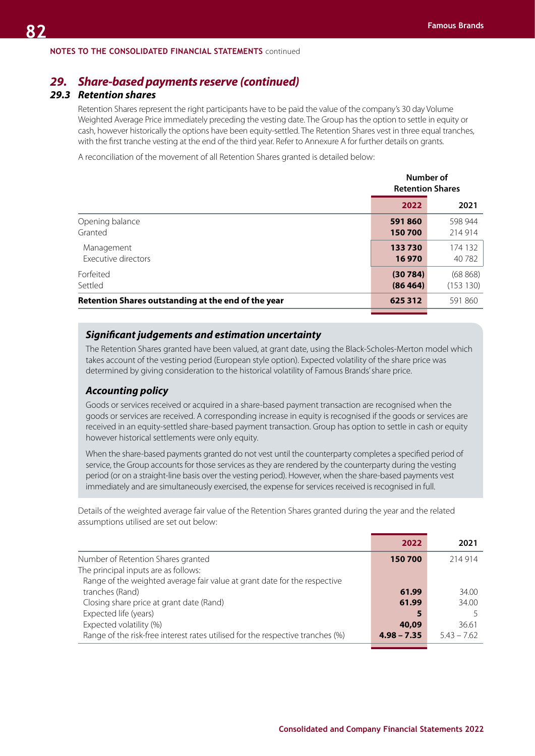NOTES TO THE CONSOLIDATED FINANCIAL STATEMENTS continued

## 29. *Share-based payments reserve (continued)*

### 29.3 *Retention shares*

Retention Shares represent the right participants have to be paid the value of the company's 30 day Volume Weighted Average Price immediately preceding the vesting date. The Group has the option to settle in equity or cash, however historically the options have been equity-settled. The Retention Shares vest in three equal tranches, with the first tranche vesting at the end of the third year. Refer to Annexure A for further details on grants.

A reconciliation of the movement of all Retention Shares granted is detailed below:

| | Number of Retention Shares | |
|---|---|---|
| | **2022** | **2021** |
| Opening balance | **591 860** | 598 944 |
| Granted | **150 700** | 214 914 |
| Management | **133 730** | 174 132 |
| Executive directors | **16 970** | 40 782 |
| Forfeited | **(30 784)** | (68 868) |
| Settled | **(86 464)** | (153 130) |
| **Retention Shares outstanding at the end of the year** | **625 312** | 591 860 |

### *Significant judgements and estimation uncertainty*

The Retention Shares granted have been valued, at grant date, using the Black-Scholes-Merton model which takes account of the vesting period (European style option). Expected volatility of the share price was determined by giving consideration to the historical volatility of Famous Brands' share price.

### *Accounting policy*

Goods or services received or acquired in a share-based payment transaction are recognised when the goods or services are received. A corresponding increase in equity is recognised if the goods or services are received in an equity-settled share-based payment transaction. Group has option to settle in cash or equity however historical settlements were only equity.

When the share-based payments granted do not vest until the counterparty completes a specified period of service, the Group accounts for those services as they are rendered by the counterparty during the vesting period (or on a straight-line basis over the vesting period). However, when the share-based payments vest immediately and are simultaneously exercised, the expense for services received is recognised in full.

Details of the weighted average fair value of the Retention Shares granted during the year and the related assumptions utilised are set out below:

| | **2022** | **2021** |
|---|---|---|
| Number of Retention Shares granted | **150 700** | 214 914 |
| The principal inputs are as follows: | | |
| Range of the weighted average fair value at grant date for the respective tranches (Rand) | **61.99** | 34.00 |
| Closing share price at grant date (Rand) | **61.99** | 34.00 |
| Expected life (years) | **5** | 5 |
| Expected volatility (%) | **40,09** | 36.61 |
| Range of the risk-free interest rates utilised for the respective tranches (%) | **4.98 – 7.35** | 5.43 – 7.62 |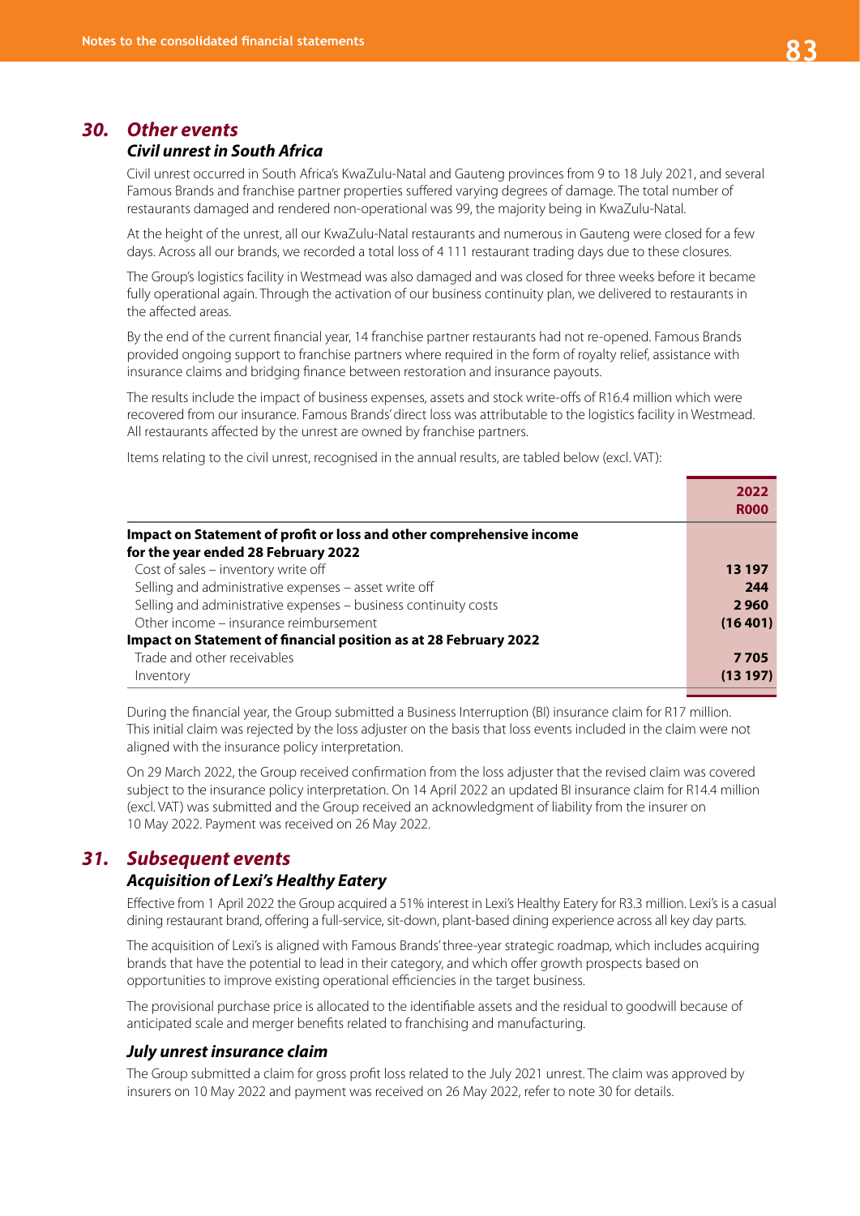## 30. Other events

### Civil unrest in South Africa

Civil unrest occurred in South Africa's KwaZulu-Natal and Gauteng provinces from 9 to 18 July 2021, and several Famous Brands and franchise partner properties suffered varying degrees of damage. The total number of restaurants damaged and rendered non-operational was 99, the majority being in KwaZulu-Natal.

At the height of the unrest, all our KwaZulu-Natal restaurants and numerous in Gauteng were closed for a few days. Across all our brands, we recorded a total loss of 4 111 restaurant trading days due to these closures.

The Group's logistics facility in Westmead was also damaged and was closed for three weeks before it became fully operational again. Through the activation of our business continuity plan, we delivered to restaurants in the affected areas.

By the end of the current financial year, 14 franchise partner restaurants had not re-opened. Famous Brands provided ongoing support to franchise partners where required in the form of royalty relief, assistance with insurance claims and bridging finance between restoration and insurance payouts.

The results include the impact of business expenses, assets and stock write-offs of R16.4 million which were recovered from our insurance. Famous Brands' direct loss was attributable to the logistics facility in Westmead. All restaurants affected by the unrest are owned by franchise partners.

Items relating to the civil unrest, recognised in the annual results, are tabled below (excl. VAT):

| | 2022 R000 |
|---|---|
| **Impact on Statement of profit or loss and other comprehensive income for the year ended 28 February 2022** | |
| Cost of sales – inventory write off | **13 197** |
| Selling and administrative expenses – asset write off | **244** |
| Selling and administrative expenses – business continuity costs | **2 960** |
| Other income – insurance reimbursement | **(16 401)** |
| **Impact on Statement of financial position as at 28 February 2022** | |
| Trade and other receivables | **7 705** |
| Inventory | **(13 197)** |

During the financial year, the Group submitted a Business Interruption (BI) insurance claim for R17 million. This initial claim was rejected by the loss adjuster on the basis that loss events included in the claim were not aligned with the insurance policy interpretation.

On 29 March 2022, the Group received confirmation from the loss adjuster that the revised claim was covered subject to the insurance policy interpretation. On 14 April 2022 an updated BI insurance claim for R14.4 million (excl. VAT) was submitted and the Group received an acknowledgment of liability from the insurer on 10 May 2022. Payment was received on 26 May 2022.

## 31. Subsequent events

### Acquisition of Lexi's Healthy Eatery

Effective from 1 April 2022 the Group acquired a 51% interest in Lexi's Healthy Eatery for R3.3 million. Lexi's is a casual dining restaurant brand, offering a full-service, sit-down, plant-based dining experience across all key day parts.

The acquisition of Lexi's is aligned with Famous Brands' three-year strategic roadmap, which includes acquiring brands that have the potential to lead in their category, and which offer growth prospects based on opportunities to improve existing operational efficiencies in the target business.

The provisional purchase price is allocated to the identifiable assets and the residual to goodwill because of anticipated scale and merger benefits related to franchising and manufacturing.

### July unrest insurance claim

The Group submitted a claim for gross profit loss related to the July 2021 unrest. The claim was approved by insurers on 10 May 2022 and payment was received on 26 May 2022, refer to note 30 for details.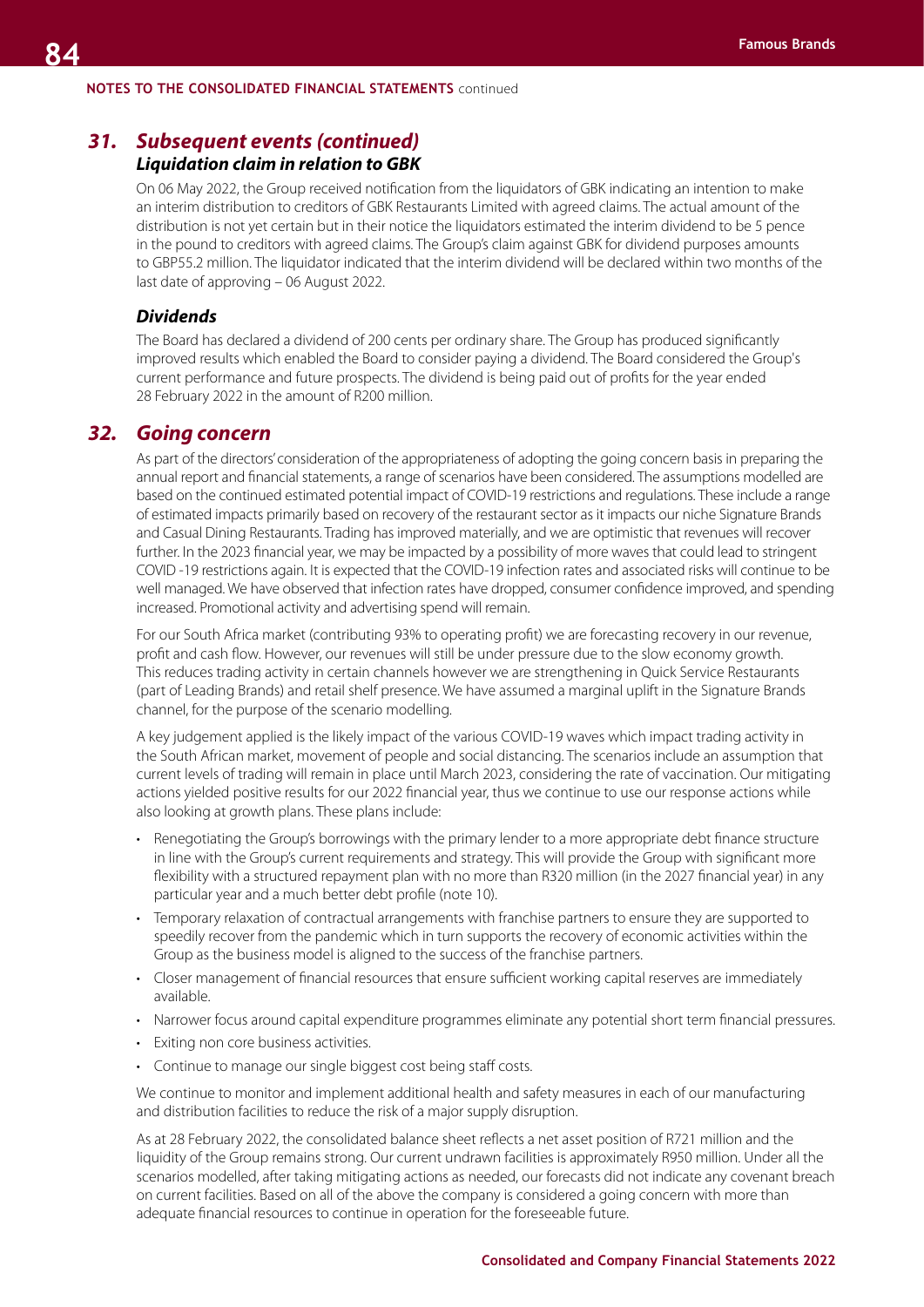NOTES TO THE CONSOLIDATED FINANCIAL STATEMENTS continued

## 31. Subsequent events (continued)

### Liquidation claim in relation to GBK

On 06 May 2022, the Group received notification from the liquidators of GBK indicating an intention to make an interim distribution to creditors of GBK Restaurants Limited with agreed claims. The actual amount of the distribution is not yet certain but in their notice the liquidators estimated the interim dividend to be 5 pence in the pound to creditors with agreed claims. The Group's claim against GBK for dividend purposes amounts to GBP55.2 million. The liquidator indicated that the interim dividend will be declared within two months of the last date of approving – 06 August 2022.

### Dividends

The Board has declared a dividend of 200 cents per ordinary share. The Group has produced significantly improved results which enabled the Board to consider paying a dividend. The Board considered the Group's current performance and future prospects. The dividend is being paid out of profits for the year ended 28 February 2022 in the amount of R200 million.

## 32. Going concern

As part of the directors' consideration of the appropriateness of adopting the going concern basis in preparing the annual report and financial statements, a range of scenarios have been considered. The assumptions modelled are based on the continued estimated potential impact of COVID-19 restrictions and regulations. These include a range of estimated impacts primarily based on recovery of the restaurant sector as it impacts our niche Signature Brands and Casual Dining Restaurants. Trading has improved materially, and we are optimistic that revenues will recover further. In the 2023 financial year, we may be impacted by a possibility of more waves that could lead to stringent COVID -19 restrictions again. It is expected that the COVID-19 infection rates and associated risks will continue to be well managed. We have observed that infection rates have dropped, consumer confidence improved, and spending increased. Promotional activity and advertising spend will remain.

For our South Africa market (contributing 93% to operating profit) we are forecasting recovery in our revenue, profit and cash flow. However, our revenues will still be under pressure due to the slow economy growth. This reduces trading activity in certain channels however we are strengthening in Quick Service Restaurants (part of Leading Brands) and retail shelf presence. We have assumed a marginal uplift in the Signature Brands channel, for the purpose of the scenario modelling.

A key judgement applied is the likely impact of the various COVID-19 waves which impact trading activity in the South African market, movement of people and social distancing. The scenarios include an assumption that current levels of trading will remain in place until March 2023, considering the rate of vaccination. Our mitigating actions yielded positive results for our 2022 financial year, thus we continue to use our response actions while also looking at growth plans. These plans include:

- Renegotiating the Group's borrowings with the primary lender to a more appropriate debt finance structure in line with the Group's current requirements and strategy. This will provide the Group with significant more flexibility with a structured repayment plan with no more than R320 million (in the 2027 financial year) in any particular year and a much better debt profile (note 10).
- Temporary relaxation of contractual arrangements with franchise partners to ensure they are supported to speedily recover from the pandemic which in turn supports the recovery of economic activities within the Group as the business model is aligned to the success of the franchise partners.
- Closer management of financial resources that ensure sufficient working capital reserves are immediately available.
- Narrower focus around capital expenditure programmes eliminate any potential short term financial pressures.
- Exiting non core business activities.
- Continue to manage our single biggest cost being staff costs.

We continue to monitor and implement additional health and safety measures in each of our manufacturing and distribution facilities to reduce the risk of a major supply disruption.

As at 28 February 2022, the consolidated balance sheet reflects a net asset position of R721 million and the liquidity of the Group remains strong. Our current undrawn facilities is approximately R950 million. Under all the scenarios modelled, after taking mitigating actions as needed, our forecasts did not indicate any covenant breach on current facilities. Based on all of the above the company is considered a going concern with more than adequate financial resources to continue in operation for the foreseeable future.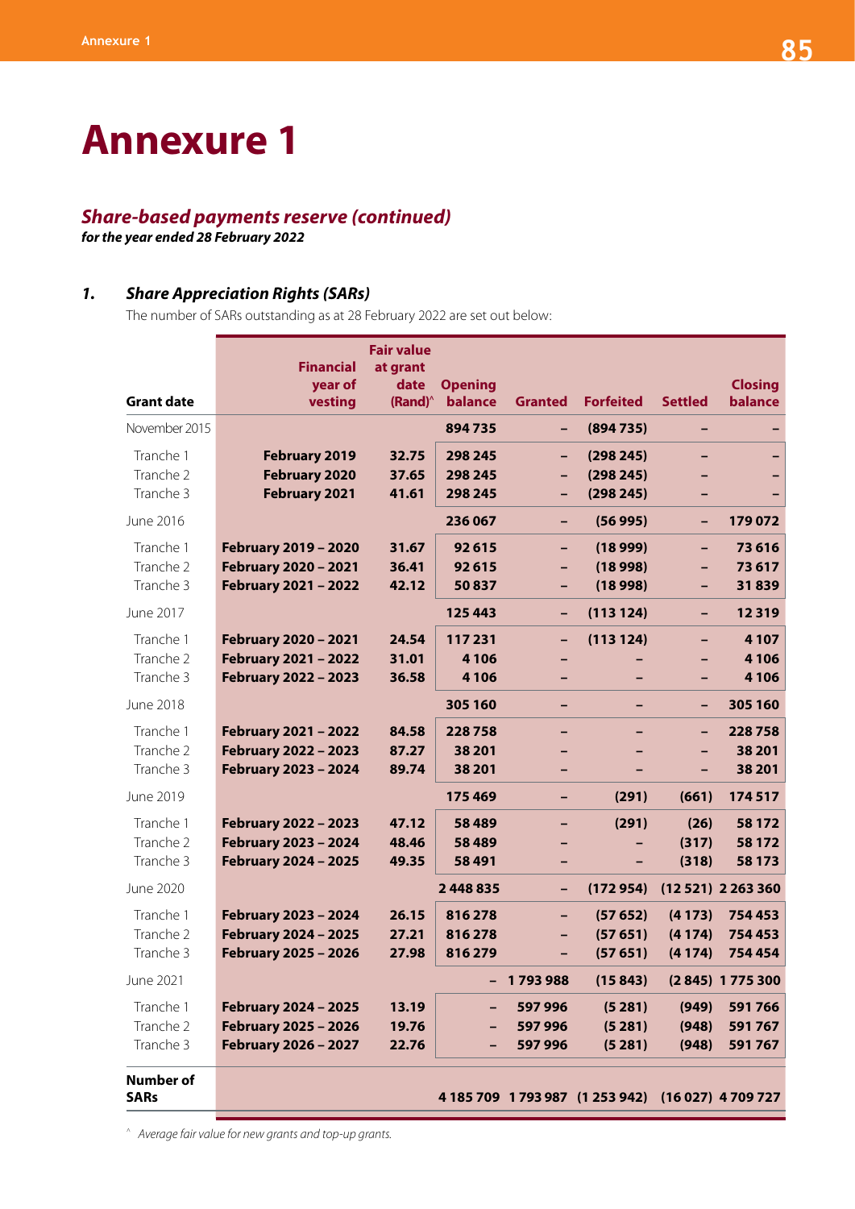# Annexure 1

## *Share-based payments reserve (continued)*

***for the year ended 28 February 2022***

### *1. Share Appreciation Rights (SARs)*

The number of SARs outstanding as at 28 February 2022 are set out below:

| Grant date | Financial year of vesting | Fair value at grant date (Rand)^ | Opening balance | Granted | Forfeited | Settled | Closing balance |
|---|---|---|---|---|---|---|---|
| November 2015 | | | **894 735** | **–** | **(894 735)** | **–** | **–** |
| Tranche 1 | **February 2019** | **32.75** | **298 245** | **–** | **(298 245)** | **–** | **–** |
| Tranche 2 | **February 2020** | **37.65** | **298 245** | **–** | **(298 245)** | **–** | **–** |
| Tranche 3 | **February 2021** | **41.61** | **298 245** | **–** | **(298 245)** | **–** | **–** |
| June 2016 | | | **236 067** | **–** | **(56 995)** | **–** | **179 072** |
| Tranche 1 | **February 2019 – 2020** | **31.67** | **92 615** | **–** | **(18 999)** | **–** | **73 616** |
| Tranche 2 | **February 2020 – 2021** | **36.41** | **92 615** | **–** | **(18 998)** | **–** | **73 617** |
| Tranche 3 | **February 2021 – 2022** | **42.12** | **50 837** | **–** | **(18 998)** | **–** | **31 839** |
| June 2017 | | | **125 443** | **–** | **(113 124)** | **–** | **12 319** |
| Tranche 1 | **February 2020 – 2021** | **24.54** | **117 231** | **–** | **(113 124)** | **–** | **4 107** |
| Tranche 2 | **February 2021 – 2022** | **31.01** | **4 106** | **–** | **–** | **–** | **4 106** |
| Tranche 3 | **February 2022 – 2023** | **36.58** | **4 106** | **–** | **–** | **–** | **4 106** |
| June 2018 | | | **305 160** | **–** | **–** | **–** | **305 160** |
| Tranche 1 | **February 2021 – 2022** | **84.58** | **228 758** | **–** | **–** | **–** | **228 758** |
| Tranche 2 | **February 2022 – 2023** | **87.27** | **38 201** | **–** | **–** | **–** | **38 201** |
| Tranche 3 | **February 2023 – 2024** | **89.74** | **38 201** | **–** | **–** | **–** | **38 201** |
| June 2019 | | | **175 469** | **–** | **(291)** | **(661)** | **174 517** |
| Tranche 1 | **February 2022 – 2023** | **47.12** | **58 489** | **–** | **(291)** | **(26)** | **58 172** |
| Tranche 2 | **February 2023 – 2024** | **48.46** | **58 489** | **–** | **–** | **(317)** | **58 172** |
| Tranche 3 | **February 2024 – 2025** | **49.35** | **58 491** | **–** | **–** | **(318)** | **58 173** |
| June 2020 | | | **2 448 835** | **–** | **(172 954)** | **(12 521)** | **2 263 360** |
| Tranche 1 | **February 2023 – 2024** | **26.15** | **816 278** | **–** | **(57 652)** | **(4 173)** | **754 453** |
| Tranche 2 | **February 2024 – 2025** | **27.21** | **816 278** | **–** | **(57 651)** | **(4 174)** | **754 453** |
| Tranche 3 | **February 2025 – 2026** | **27.98** | **816 279** | **–** | **(57 651)** | **(4 174)** | **754 454** |
| June 2021 | | | **–** | **1 793 988** | **(15 843)** | **(2 845)** | **1 775 300** |
| Tranche 1 | **February 2024 – 2025** | **13.19** | **–** | **597 996** | **(5 281)** | **(949)** | **591 766** |
| Tranche 2 | **February 2025 – 2026** | **19.76** | **–** | **597 996** | **(5 281)** | **(948)** | **591 767** |
| Tranche 3 | **February 2026 – 2027** | **22.76** | **–** | **597 996** | **(5 281)** | **(948)** | **591 767** |
| **Number of SARs** | | | **4 185 709** | **1 793 987** | **(1 253 942)** | **(16 027)** | **4 709 727** |

^ *Average fair value for new grants and top-up grants.*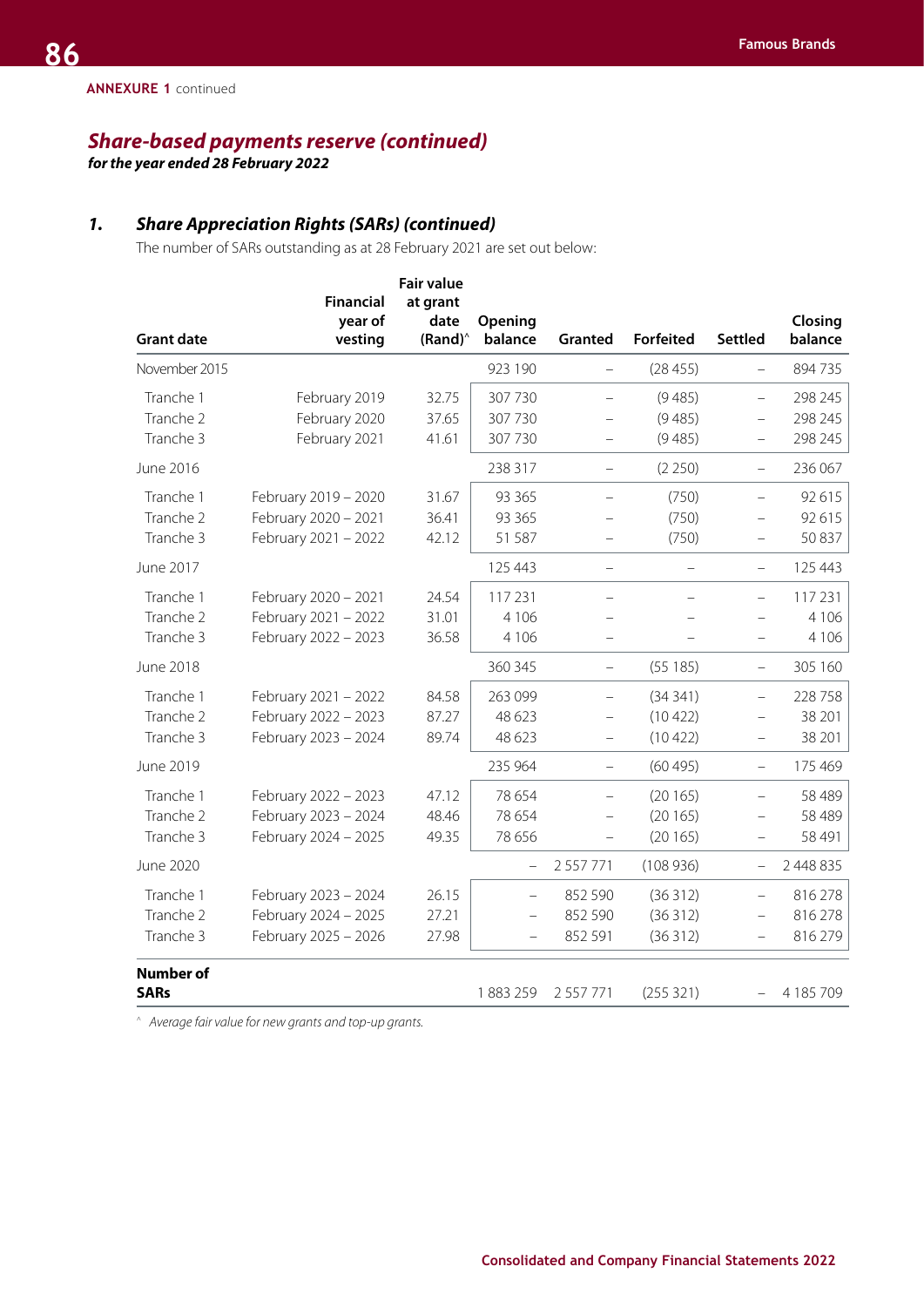**ANNEXURE 1** continued

## *Share-based payments reserve (continued)*

***for the year ended 28 February 2022***

### *1. Share Appreciation Rights (SARs) (continued)*

The number of SARs outstanding as at 28 February 2021 are set out below:

| Grant date | Financial year of vesting | Fair value at grant date (Rand)^ | Opening balance | Granted | Forfeited | Settled | Closing balance |
|---|---|---|---|---|---|---|---|
| November 2015 | | | 923 190 | – | (28 455) | – | 894 735 |
| Tranche 1 | February 2019 | 32.75 | 307 730 | – | (9 485) | – | 298 245 |
| Tranche 2 | February 2020 | 37.65 | 307 730 | – | (9 485) | – | 298 245 |
| Tranche 3 | February 2021 | 41.61 | 307 730 | – | (9 485) | – | 298 245 |
| June 2016 | | | 238 317 | – | (2 250) | – | 236 067 |
| Tranche 1 | February 2019 – 2020 | 31.67 | 93 365 | – | (750) | – | 92 615 |
| Tranche 2 | February 2020 – 2021 | 36.41 | 93 365 | – | (750) | – | 92 615 |
| Tranche 3 | February 2021 – 2022 | 42.12 | 51 587 | – | (750) | – | 50 837 |
| June 2017 | | | 125 443 | – | – | – | 125 443 |
| Tranche 1 | February 2020 – 2021 | 24.54 | 117 231 | – | – | – | 117 231 |
| Tranche 2 | February 2021 – 2022 | 31.01 | 4 106 | – | – | – | 4 106 |
| Tranche 3 | February 2022 – 2023 | 36.58 | 4 106 | – | – | – | 4 106 |
| June 2018 | | | 360 345 | – | (55 185) | – | 305 160 |
| Tranche 1 | February 2021 – 2022 | 84.58 | 263 099 | – | (34 341) | – | 228 758 |
| Tranche 2 | February 2022 – 2023 | 87.27 | 48 623 | – | (10 422) | – | 38 201 |
| Tranche 3 | February 2023 – 2024 | 89.74 | 48 623 | – | (10 422) | – | 38 201 |
| June 2019 | | | 235 964 | – | (60 495) | – | 175 469 |
| Tranche 1 | February 2022 – 2023 | 47.12 | 78 654 | – | (20 165) | – | 58 489 |
| Tranche 2 | February 2023 – 2024 | 48.46 | 78 654 | – | (20 165) | – | 58 489 |
| Tranche 3 | February 2024 – 2025 | 49.35 | 78 656 | – | (20 165) | – | 58 491 |
| June 2020 | | | – | 2 557 771 | (108 936) | – | 2 448 835 |
| Tranche 1 | February 2023 – 2024 | 26.15 | – | 852 590 | (36 312) | – | 816 278 |
| Tranche 2 | February 2024 – 2025 | 27.21 | – | 852 590 | (36 312) | – | 816 278 |
| Tranche 3 | February 2025 – 2026 | 27.98 | – | 852 591 | (36 312) | – | 816 279 |
| **Number of SARs** | | | 1 883 259 | 2 557 771 | (255 321) | – | 4 185 709 |

^ *Average fair value for new grants and top-up grants.*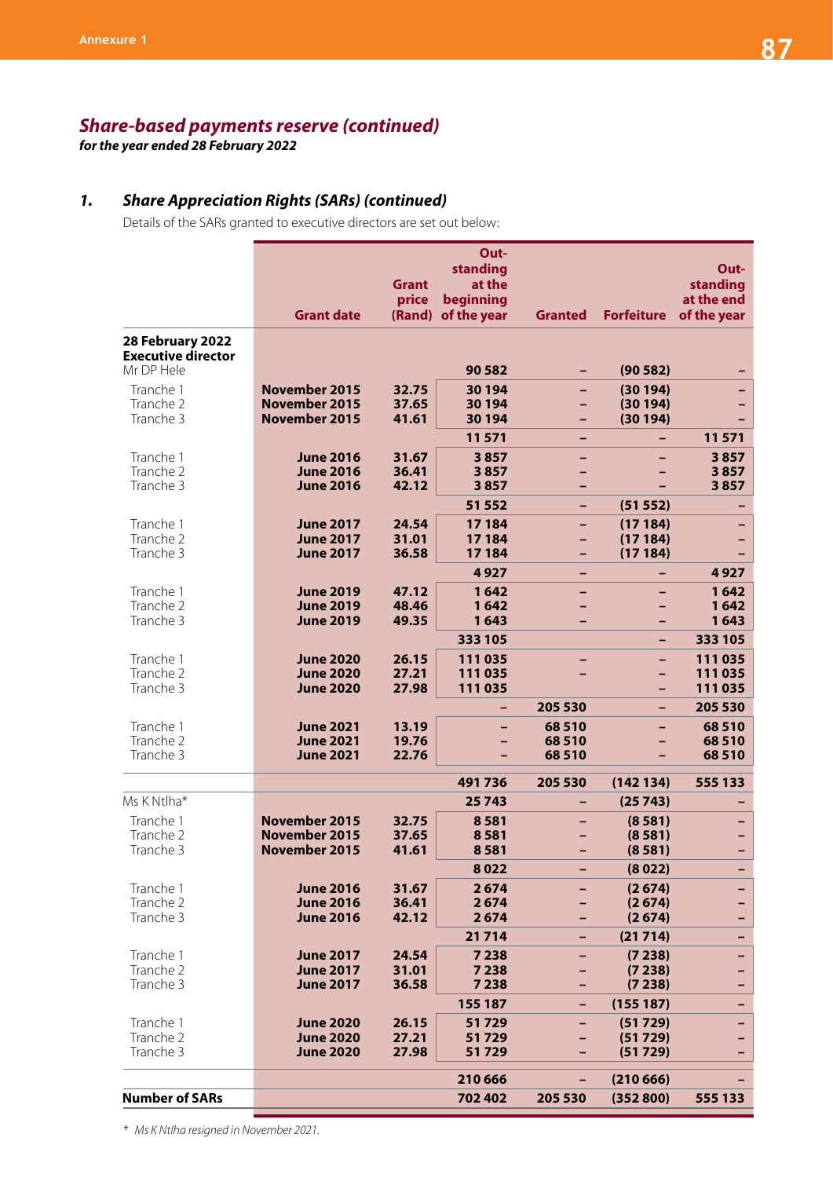## *Share-based payments reserve (continued)*

***for the year ended 28 February 2022***

### 1. *Share Appreciation Rights (SARs) (continued)*

Details of the SARs granted to executive directors are set out below:

| | Grant date | Grant price (Rand) | Outstanding at the beginning of the year | Granted | Forfeiture | Outstanding at the end of the year |
|---|---|---|---|---|---|---|
| **28 February 2022** | | | | | | |
| **Executive director** | | | | | | |
| Mr DP Hele | | | **90 582** | **–** | **(90 582)** | **–** |
| Tranche 1 | **November 2015** | **32.75** | **30 194** | **–** | **(30 194)** | **–** |
| Tranche 2 | **November 2015** | **37.65** | **30 194** | **–** | **(30 194)** | **–** |
| Tranche 3 | **November 2015** | **41.61** | **30 194** | **–** | **(30 194)** | **–** |
| | | | **11 571** | **–** | **–** | **11 571** |
| Tranche 1 | **June 2016** | **31.67** | **3 857** | **–** | **–** | **3 857** |
| Tranche 2 | **June 2016** | **36.41** | **3 857** | **–** | **–** | **3 857** |
| Tranche 3 | **June 2016** | **42.12** | **3 857** | **–** | **–** | **3 857** |
| | | | **51 552** | **–** | **(51 552)** | **–** |
| Tranche 1 | **June 2017** | **24.54** | **17 184** | **–** | **(17 184)** | **–** |
| Tranche 2 | **June 2017** | **31.01** | **17 184** | **–** | **(17 184)** | **–** |
| Tranche 3 | **June 2017** | **36.58** | **17 184** | **–** | **(17 184)** | **–** |
| | | | **4 927** | **–** | **–** | **4 927** |
| Tranche 1 | **June 2019** | **47.12** | **1 642** | **–** | **–** | **1 642** |
| Tranche 2 | **June 2019** | **48.46** | **1 642** | **–** | **–** | **1 642** |
| Tranche 3 | **June 2019** | **49.35** | **1 643** | **–** | **–** | **1 643** |
| | | | **333 105** | | **–** | **333 105** |
| Tranche 1 | **June 2020** | **26.15** | **111 035** | **–** | **–** | **111 035** |
| Tranche 2 | **June 2020** | **27.21** | **111 035** | **–** | **–** | **111 035** |
| Tranche 3 | **June 2020** | **27.98** | **111 035** | | **–** | **111 035** |
| | | | **–** | **205 530** | **–** | **205 530** |
| Tranche 1 | **June 2021** | **13.19** | **–** | **68 510** | **–** | **68 510** |
| Tranche 2 | **June 2021** | **19.76** | **–** | **68 510** | **–** | **68 510** |
| Tranche 3 | **June 2021** | **22.76** | **–** | **68 510** | **–** | **68 510** |
| | | | **491 736** | **205 530** | **(142 134)** | **555 133** |
| Ms K Ntlha* | | | **25 743** | **–** | **(25 743)** | **–** |
| Tranche 1 | **November 2015** | **32.75** | **8 581** | **–** | **(8 581)** | **–** |
| Tranche 2 | **November 2015** | **37.65** | **8 581** | **–** | **(8 581)** | **–** |
| Tranche 3 | **November 2015** | **41.61** | **8 581** | **–** | **(8 581)** | **–** |
| | | | **8 022** | **–** | **(8 022)** | **–** |
| Tranche 1 | **June 2016** | **31.67** | **2 674** | **–** | **(2 674)** | **–** |
| Tranche 2 | **June 2016** | **36.41** | **2 674** | **–** | **(2 674)** | **–** |
| Tranche 3 | **June 2016** | **42.12** | **2 674** | **–** | **(2 674)** | **–** |
| | | | **21 714** | **–** | **(21 714)** | **–** |
| Tranche 1 | **June 2017** | **24.54** | **7 238** | **–** | **(7 238)** | **–** |
| Tranche 2 | **June 2017** | **31.01** | **7 238** | **–** | **(7 238)** | **–** |
| Tranche 3 | **June 2017** | **36.58** | **7 238** | **–** | **(7 238)** | **–** |
| | | | **155 187** | **–** | **(155 187)** | **–** |
| Tranche 1 | **June 2020** | **26.15** | **51 729** | **–** | **(51 729)** | **–** |
| Tranche 2 | **June 2020** | **27.21** | **51 729** | **–** | **(51 729)** | **–** |
| Tranche 3 | **June 2020** | **27.98** | **51 729** | **–** | **(51 729)** | **–** |
| | | | **210 666** | **–** | **(210 666)** | **–** |
| **Number of SARs** | | | **702 402** | **205 530** | **(352 800)** | **555 133** |

\* *Ms K Ntlha resigned in November 2021.*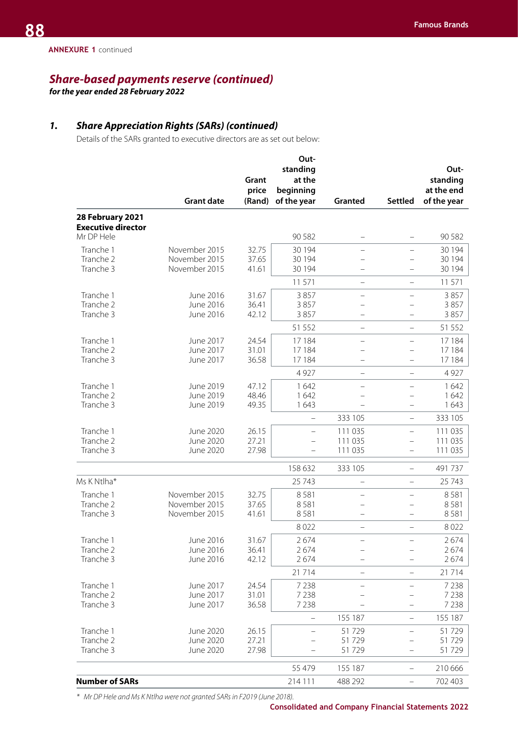ANNEXURE 1 continued

## *Share-based payments reserve (continued)*

***for the year ended 28 February 2022***

### *1. Share Appreciation Rights (SARs) (continued)*

Details of the SARs granted to executive directors are as set out below:

| | Grant date | Grant price (Rand) | Outstanding at the beginning of the year | Granted | Settled | Outstanding at the end of the year |
|---|---|---|---|---|---|---|
| **28 February 2021** | | | | | | |
| **Executive director** | | | | | | |
| Mr DP Hele | | | 90 582 | – | – | 90 582 |
| Tranche 1 | November 2015 | 32.75 | 30 194 | – | – | 30 194 |
| Tranche 2 | November 2015 | 37.65 | 30 194 | – | – | 30 194 |
| Tranche 3 | November 2015 | 41.61 | 30 194 | – | – | 30 194 |
| | | | 11 571 | – | – | 11 571 |
| Tranche 1 | June 2016 | 31.67 | 3 857 | – | – | 3 857 |
| Tranche 2 | June 2016 | 36.41 | 3 857 | – | – | 3 857 |
| Tranche 3 | June 2016 | 42.12 | 3 857 | – | – | 3 857 |
| | | | 51 552 | – | – | 51 552 |
| Tranche 1 | June 2017 | 24.54 | 17 184 | – | – | 17 184 |
| Tranche 2 | June 2017 | 31.01 | 17 184 | – | – | 17 184 |
| Tranche 3 | June 2017 | 36.58 | 17 184 | – | – | 17 184 |
| | | | 4 927 | – | – | 4 927 |
| Tranche 1 | June 2019 | 47.12 | 1 642 | – | – | 1 642 |
| Tranche 2 | June 2019 | 48.46 | 1 642 | – | – | 1 642 |
| Tranche 3 | June 2019 | 49.35 | 1 643 | – | – | 1 643 |
| | | | – | 333 105 | – | 333 105 |
| Tranche 1 | June 2020 | 26.15 | – | 111 035 | – | 111 035 |
| Tranche 2 | June 2020 | 27.21 | – | 111 035 | – | 111 035 |
| Tranche 3 | June 2020 | 27.98 | – | 111 035 | – | 111 035 |
| | | | 158 632 | 333 105 | – | 491 737 |
| Ms K Ntlha* | | | 25 743 | – | – | 25 743 |
| Tranche 1 | November 2015 | 32.75 | 8 581 | – | – | 8 581 |
| Tranche 2 | November 2015 | 37.65 | 8 581 | – | – | 8 581 |
| Tranche 3 | November 2015 | 41.61 | 8 581 | – | – | 8 581 |
| | | | 8 022 | – | – | 8 022 |
| Tranche 1 | June 2016 | 31.67 | 2 674 | – | – | 2 674 |
| Tranche 2 | June 2016 | 36.41 | 2 674 | – | – | 2 674 |
| Tranche 3 | June 2016 | 42.12 | 2 674 | – | – | 2 674 |
| | | | 21 714 | – | – | 21 714 |
| Tranche 1 | June 2017 | 24.54 | 7 238 | – | – | 7 238 |
| Tranche 2 | June 2017 | 31.01 | 7 238 | – | – | 7 238 |
| Tranche 3 | June 2017 | 36.58 | 7 238 | – | – | 7 238 |
| | | | – | 155 187 | – | 155 187 |
| Tranche 1 | June 2020 | 26.15 | – | 51 729 | – | 51 729 |
| Tranche 2 | June 2020 | 27.21 | – | 51 729 | – | 51 729 |
| Tranche 3 | June 2020 | 27.98 | – | 51 729 | – | 51 729 |
| | | | 55 479 | 155 187 | – | 210 666 |
| **Number of SARs** | | | 214 111 | 488 292 | – | 702 403 |

*\* Mr DP Hele and Ms K Ntlha were not granted SARs in F2019 (June 2018).*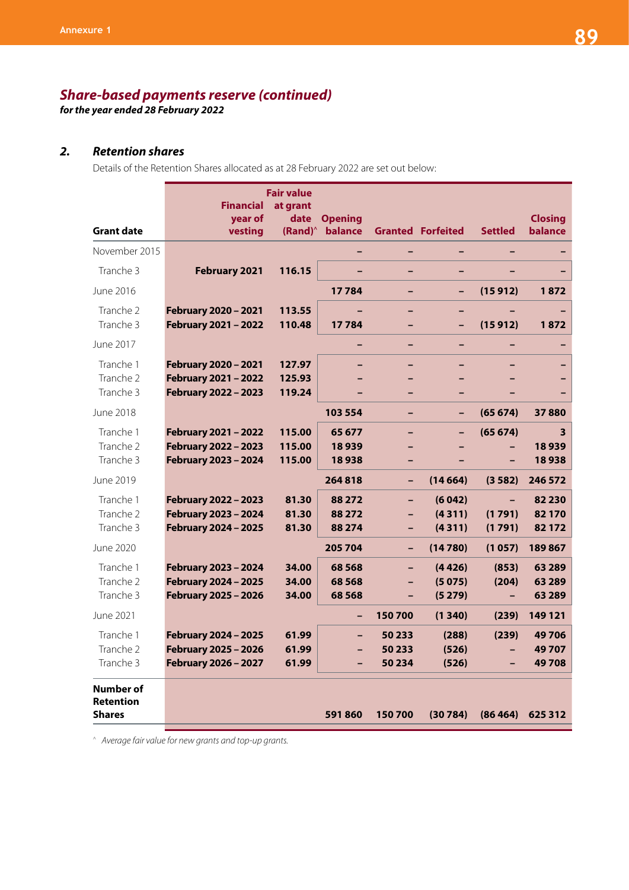## *Share-based payments reserve (continued)*

***for the year ended 28 February 2022***

### 2. *Retention shares*

Details of the Retention Shares allocated as at 28 February 2022 are set out below:

| Grant date | Financial year of vesting | Fair value at grant date (Rand)^ | Opening balance | Granted | Forfeited | Settled | Closing balance |
|---|---|---|---|---|---|---|---|
| November 2015 | | | – | – | – | – | – |
| Tranche 3 | **February 2021** | **116.15** | – | – | – | – | – |
| June 2016 | | | **17 784** | – | – | **(15 912)** | **1 872** |
| Tranche 2 | **February 2020 – 2021** | **113.55** | – | – | – | – | – |
| Tranche 3 | **February 2021 – 2022** | **110.48** | **17 784** | – | – | **(15 912)** | **1 872** |
| June 2017 | | | – | – | – | – | – |
| Tranche 1 | **February 2020 – 2021** | **127.97** | – | – | – | – | – |
| Tranche 2 | **February 2021 – 2022** | **125.93** | – | – | – | – | – |
| Tranche 3 | **February 2022 – 2023** | **119.24** | – | – | – | – | – |
| June 2018 | | | **103 554** | – | – | **(65 674)** | **37 880** |
| Tranche 1 | **February 2021 – 2022** | **115.00** | **65 677** | – | – | **(65 674)** | **3** |
| Tranche 2 | **February 2022 – 2023** | **115.00** | **18 939** | – | – | – | **18 939** |
| Tranche 3 | **February 2023 – 2024** | **115.00** | **18 938** | – | – | – | **18 938** |
| June 2019 | | | **264 818** | – | **(14 664)** | **(3 582)** | **246 572** |
| Tranche 1 | **February 2022 – 2023** | **81.30** | **88 272** | – | **(6 042)** | – | **82 230** |
| Tranche 2 | **February 2023 – 2024** | **81.30** | **88 272** | – | **(4 311)** | **(1 791)** | **82 170** |
| Tranche 3 | **February 2024 – 2025** | **81.30** | **88 274** | – | **(4 311)** | **(1 791)** | **82 172** |
| June 2020 | | | **205 704** | – | **(14 780)** | **(1 057)** | **189 867** |
| Tranche 1 | **February 2023 – 2024** | **34.00** | **68 568** | – | **(4 426)** | **(853)** | **63 289** |
| Tranche 2 | **February 2024 – 2025** | **34.00** | **68 568** | – | **(5 075)** | **(204)** | **63 289** |
| Tranche 3 | **February 2025 – 2026** | **34.00** | **68 568** | – | **(5 279)** | – | **63 289** |
| June 2021 | | | – | **150 700** | **(1 340)** | **(239)** | **149 121** |
| Tranche 1 | **February 2024 – 2025** | **61.99** | – | **50 233** | **(288)** | **(239)** | **49 706** |
| Tranche 2 | **February 2025 – 2026** | **61.99** | – | **50 233** | **(526)** | – | **49 707** |
| Tranche 3 | **February 2026 – 2027** | **61.99** | – | **50 234** | **(526)** | – | **49 708** |
| **Number of Retention Shares** | | | **591 860** | **150 700** | **(30 784)** | **(86 464)** | **625 312** |

^ *Average fair value for new grants and top-up grants.*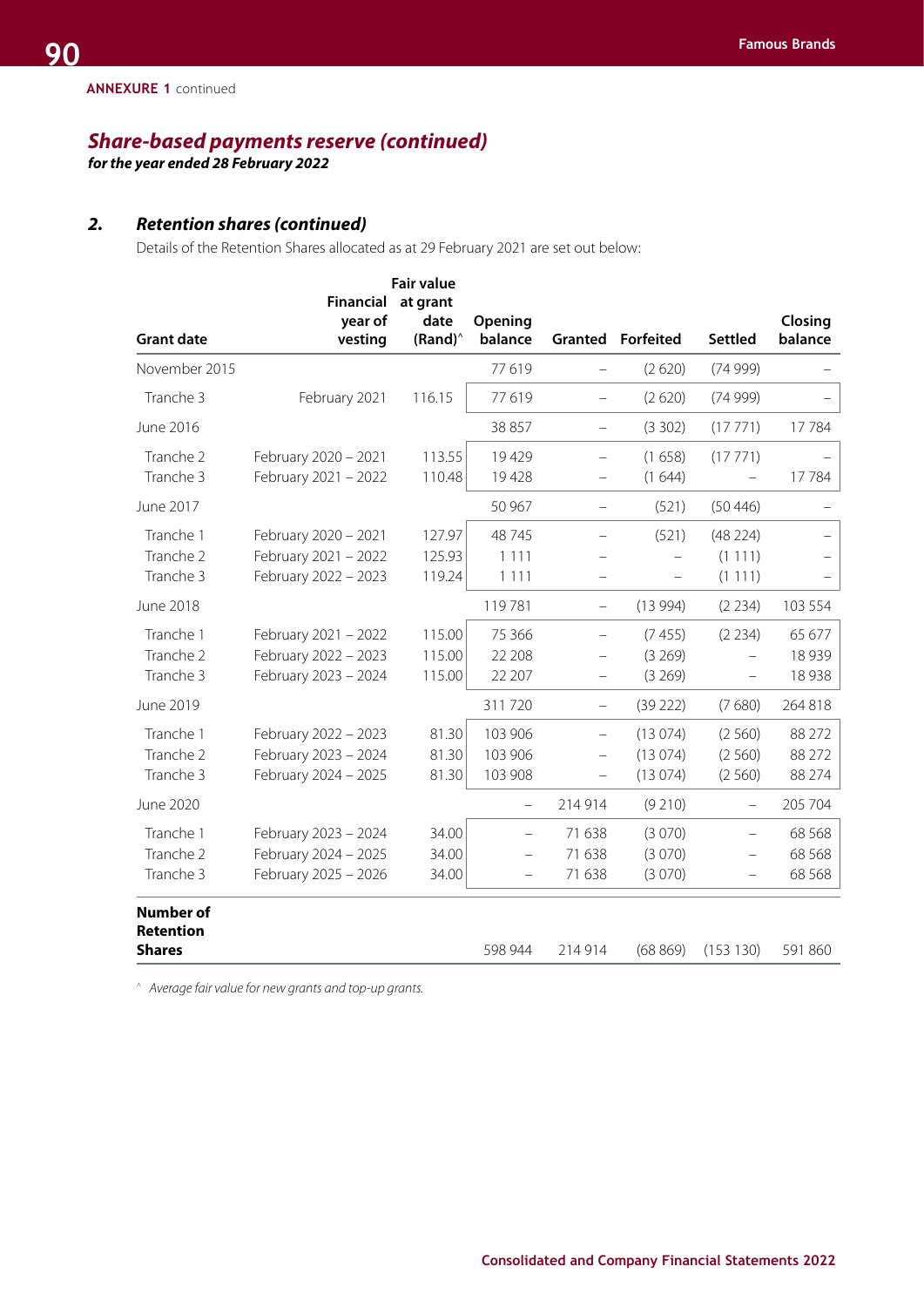**ANNEXURE 1** continued

## *Share-based payments reserve (continued)*

***for the year ended 28 February 2022***

### *2. Retention shares (continued)*

Details of the Retention Shares allocated as at 29 February 2021 are set out below:

| Grant date | Financial year of vesting | Fair value at grant date (Rand)^ | Opening balance | Granted | Forfeited | Settled | Closing balance |
|---|---|---|---|---|---|---|---|
| November 2015 | | | 77 619 | – | (2 620) | (74 999) | – |
| Tranche 3 | February 2021 | 116.15 | 77 619 | – | (2 620) | (74 999) | – |
| June 2016 | | | 38 857 | – | (3 302) | (17 771) | 17 784 |
| Tranche 2 | February 2020 – 2021 | 113.55 | 19 429 | – | (1 658) | (17 771) | – |
| Tranche 3 | February 2021 – 2022 | 110.48 | 19 428 | – | (1 644) | – | 17 784 |
| June 2017 | | | 50 967 | – | (521) | (50 446) | – |
| Tranche 1 | February 2020 – 2021 | 127.97 | 48 745 | – | (521) | (48 224) | – |
| Tranche 2 | February 2021 – 2022 | 125.93 | 1 111 | – | – | (1 111) | – |
| Tranche 3 | February 2022 – 2023 | 119.24 | 1 111 | – | – | (1 111) | – |
| June 2018 | | | 119 781 | – | (13 994) | (2 234) | 103 554 |
| Tranche 1 | February 2021 – 2022 | 115.00 | 75 366 | – | (7 455) | (2 234) | 65 677 |
| Tranche 2 | February 2022 – 2023 | 115.00 | 22 208 | – | (3 269) | – | 18 939 |
| Tranche 3 | February 2023 – 2024 | 115.00 | 22 207 | – | (3 269) | – | 18 938 |
| June 2019 | | | 311 720 | – | (39 222) | (7 680) | 264 818 |
| Tranche 1 | February 2022 – 2023 | 81.30 | 103 906 | – | (13 074) | (2 560) | 88 272 |
| Tranche 2 | February 2023 – 2024 | 81.30 | 103 906 | – | (13 074) | (2 560) | 88 272 |
| Tranche 3 | February 2024 – 2025 | 81.30 | 103 908 | – | (13 074) | (2 560) | 88 274 |
| June 2020 | | | – | 214 914 | (9 210) | – | 205 704 |
| Tranche 1 | February 2023 – 2024 | 34.00 | – | 71 638 | (3 070) | – | 68 568 |
| Tranche 2 | February 2024 – 2025 | 34.00 | – | 71 638 | (3 070) | – | 68 568 |
| Tranche 3 | February 2025 – 2026 | 34.00 | – | 71 638 | (3 070) | – | 68 568 |
| **Number of Retention Shares** | | | 598 944 | 214 914 | (68 869) | (153 130) | 591 860 |

^ *Average fair value for new grants and top-up grants.*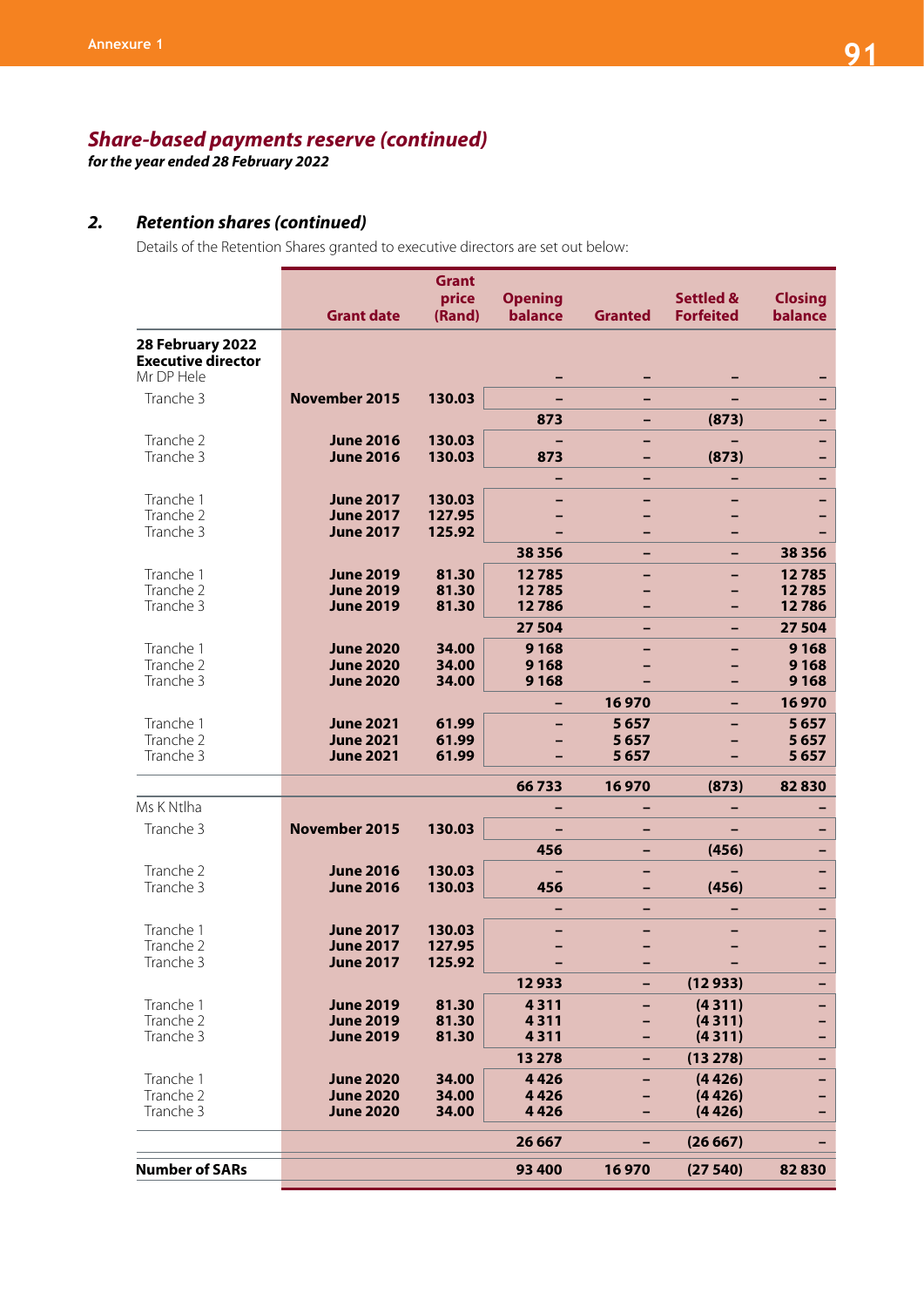## *Share-based payments reserve (continued)*

***for the year ended 28 February 2022***

### 2. *Retention shares (continued)*

Details of the Retention Shares granted to executive directors are set out below:

| | Grant date | Grant price (Rand) | Opening balance | Granted | Settled & Forfeited | Closing balance |
|---|---|---|---|---|---|---|
| **28 February 2022** | | | | | | |
| **Executive director** | | | | | | |
| Mr DP Hele | | | – | – | – | – |
| Tranche 3 | **November 2015** | **130.03** | – | – | – | – |
| | | | **873** | – | **(873)** | – |
| Tranche 2 | **June 2016** | **130.03** | – | – | – | – |
| Tranche 3 | **June 2016** | **130.03** | **873** | – | **(873)** | – |
| | | | – | – | – | – |
| Tranche 1 | **June 2017** | **130.03** | – | – | – | – |
| Tranche 2 | **June 2017** | **127.95** | – | – | – | – |
| Tranche 3 | **June 2017** | **125.92** | – | – | – | – |
| | | | **38 356** | – | – | **38 356** |
| Tranche 1 | **June 2019** | **81.30** | **12 785** | – | – | **12 785** |
| Tranche 2 | **June 2019** | **81.30** | **12 785** | – | – | **12 785** |
| Tranche 3 | **June 2019** | **81.30** | **12 786** | – | – | **12 786** |
| | | | **27 504** | – | – | **27 504** |
| Tranche 1 | **June 2020** | **34.00** | **9 168** | – | – | **9 168** |
| Tranche 2 | **June 2020** | **34.00** | **9 168** | – | – | **9 168** |
| Tranche 3 | **June 2020** | **34.00** | **9 168** | – | – | **9 168** |
| | | | – | **16 970** | – | **16 970** |
| Tranche 1 | **June 2021** | **61.99** | – | **5 657** | – | **5 657** |
| Tranche 2 | **June 2021** | **61.99** | – | **5 657** | – | **5 657** |
| Tranche 3 | **June 2021** | **61.99** | – | **5 657** | – | **5 657** |
| | | | **66 733** | **16 970** | **(873)** | **82 830** |
| Ms K Ntlha | | | – | – | – | – |
| Tranche 3 | **November 2015** | **130.03** | – | – | – | – |
| | | | **456** | – | **(456)** | – |
| Tranche 2 | **June 2016** | **130.03** | – | – | – | – |
| Tranche 3 | **June 2016** | **130.03** | **456** | – | **(456)** | – |
| | | | – | – | – | – |
| Tranche 1 | **June 2017** | **130.03** | – | – | – | – |
| Tranche 2 | **June 2017** | **127.95** | – | – | – | – |
| Tranche 3 | **June 2017** | **125.92** | – | – | – | – |
| | | | **12 933** | – | **(12 933)** | – |
| Tranche 1 | **June 2019** | **81.30** | **4 311** | – | **(4 311)** | – |
| Tranche 2 | **June 2019** | **81.30** | **4 311** | – | **(4 311)** | – |
| Tranche 3 | **June 2019** | **81.30** | **4 311** | – | **(4 311)** | – |
| | | | **13 278** | – | **(13 278)** | – |
| Tranche 1 | **June 2020** | **34.00** | **4 426** | – | **(4 426)** | – |
| Tranche 2 | **June 2020** | **34.00** | **4 426** | – | **(4 426)** | – |
| Tranche 3 | **June 2020** | **34.00** | **4 426** | – | **(4 426)** | – |
| | | | **26 667** | – | **(26 667)** | – |
| **Number of SARs** | | | **93 400** | **16 970** | **(27 540)** | **82 830** |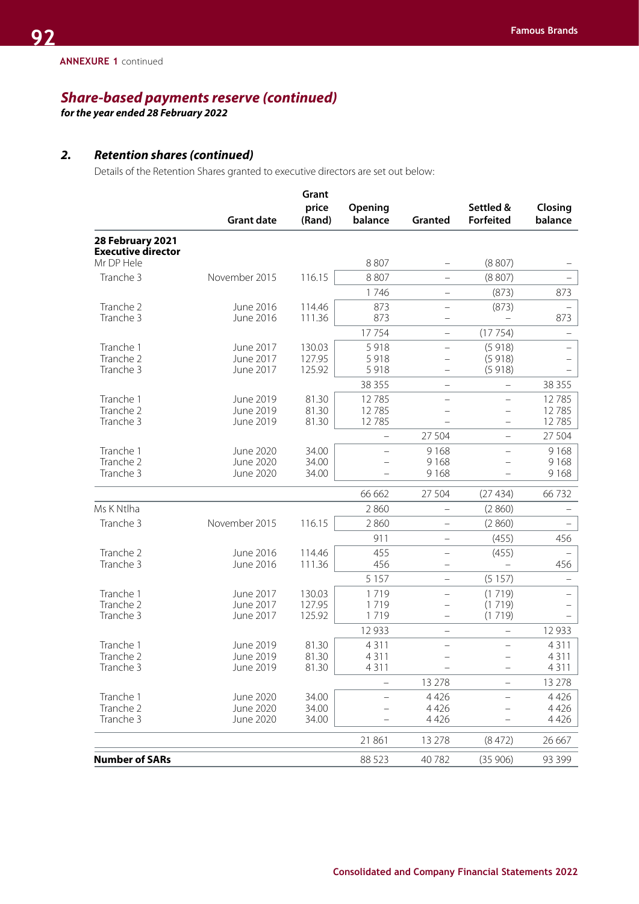ANNEXURE 1 continued

## *Share-based payments reserve (continued)*

***for the year ended 28 February 2022***

### *2. Retention shares (continued)*

Details of the Retention Shares granted to executive directors are set out below:

| | Grant date | Grant price (Rand) | Opening balance | Granted | Settled & Forfeited | Closing balance |
|---|---|---|---|---|---|---|
| **28 February 2021** | | | | | | |
| **Executive director** | | | | | | |
| Mr DP Hele | | | 8 807 | – | (8 807) | – |
| Tranche 3 | November 2015 | 116.15 | 8 807 | – | (8 807) | – |
| | | | 1 746 | – | (873) | 873 |
| Tranche 2 | June 2016 | 114.46 | 873 | – | (873) | – |
| Tranche 3 | June 2016 | 111.36 | 873 | – | – | 873 |
| | | | 17 754 | – | (17 754) | – |
| Tranche 1 | June 2017 | 130.03 | 5 918 | – | (5 918) | – |
| Tranche 2 | June 2017 | 127.95 | 5 918 | – | (5 918) | – |
| Tranche 3 | June 2017 | 125.92 | 5 918 | – | (5 918) | – |
| | | | 38 355 | – | – | 38 355 |
| Tranche 1 | June 2019 | 81.30 | 12 785 | – | – | 12 785 |
| Tranche 2 | June 2019 | 81.30 | 12 785 | – | – | 12 785 |
| Tranche 3 | June 2019 | 81.30 | 12 785 | – | – | 12 785 |
| | | | – | 27 504 | – | 27 504 |
| Tranche 1 | June 2020 | 34.00 | – | 9 168 | – | 9 168 |
| Tranche 2 | June 2020 | 34.00 | – | 9 168 | – | 9 168 |
| Tranche 3 | June 2020 | 34.00 | – | 9 168 | – | 9 168 |
| | | | 66 662 | 27 504 | (27 434) | 66 732 |
| Ms K Ntlha | | | 2 860 | – | (2 860) | – |
| Tranche 3 | November 2015 | 116.15 | 2 860 | – | (2 860) | – |
| | | | 911 | – | (455) | 456 |
| Tranche 2 | June 2016 | 114.46 | 455 | – | (455) | – |
| Tranche 3 | June 2016 | 111.36 | 456 | – | – | 456 |
| | | | 5 157 | – | (5 157) | – |
| Tranche 1 | June 2017 | 130.03 | 1 719 | – | (1 719) | – |
| Tranche 2 | June 2017 | 127.95 | 1 719 | – | (1 719) | – |
| Tranche 3 | June 2017 | 125.92 | 1 719 | – | (1 719) | – |
| | | | 12 933 | – | – | 12 933 |
| Tranche 1 | June 2019 | 81.30 | 4 311 | – | – | 4 311 |
| Tranche 2 | June 2019 | 81.30 | 4 311 | – | – | 4 311 |
| Tranche 3 | June 2019 | 81.30 | 4 311 | – | – | 4 311 |
| | | | – | 13 278 | – | 13 278 |
| Tranche 1 | June 2020 | 34.00 | – | 4 426 | – | 4 426 |
| Tranche 2 | June 2020 | 34.00 | – | 4 426 | – | 4 426 |
| Tranche 3 | June 2020 | 34.00 | – | 4 426 | – | 4 426 |
| | | | 21 861 | 13 278 | (8 472) | 26 667 |
| **Number of SARs** | | | 88 523 | 40 782 | (35 906) | 93 399 |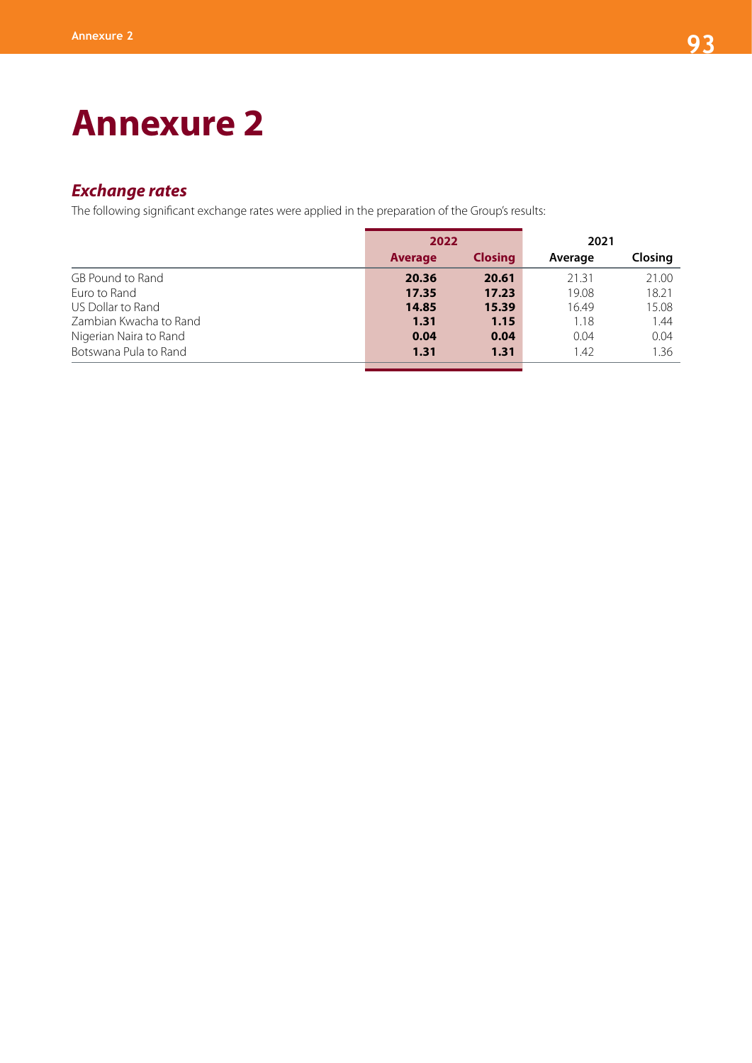# Annexure 2

## *Exchange rates*

The following significant exchange rates were applied in the preparation of the Group's results:

| | 2022 | | 2021 | |
|---|---|---|---|---|
| | **Average** | **Closing** | Average | Closing |
| GB Pound to Rand | **20.36** | **20.61** | 21.31 | 21.00 |
| Euro to Rand | **17.35** | **17.23** | 19.08 | 18.21 |
| US Dollar to Rand | **14.85** | **15.39** | 16.49 | 15.08 |
| Zambian Kwacha to Rand | **1.31** | **1.15** | 1.18 | 1.44 |
| Nigerian Naira to Rand | **0.04** | **0.04** | 0.04 | 0.04 |
| Botswana Pula to Rand | **1.31** | **1.31** | 1.42 | 1.36 |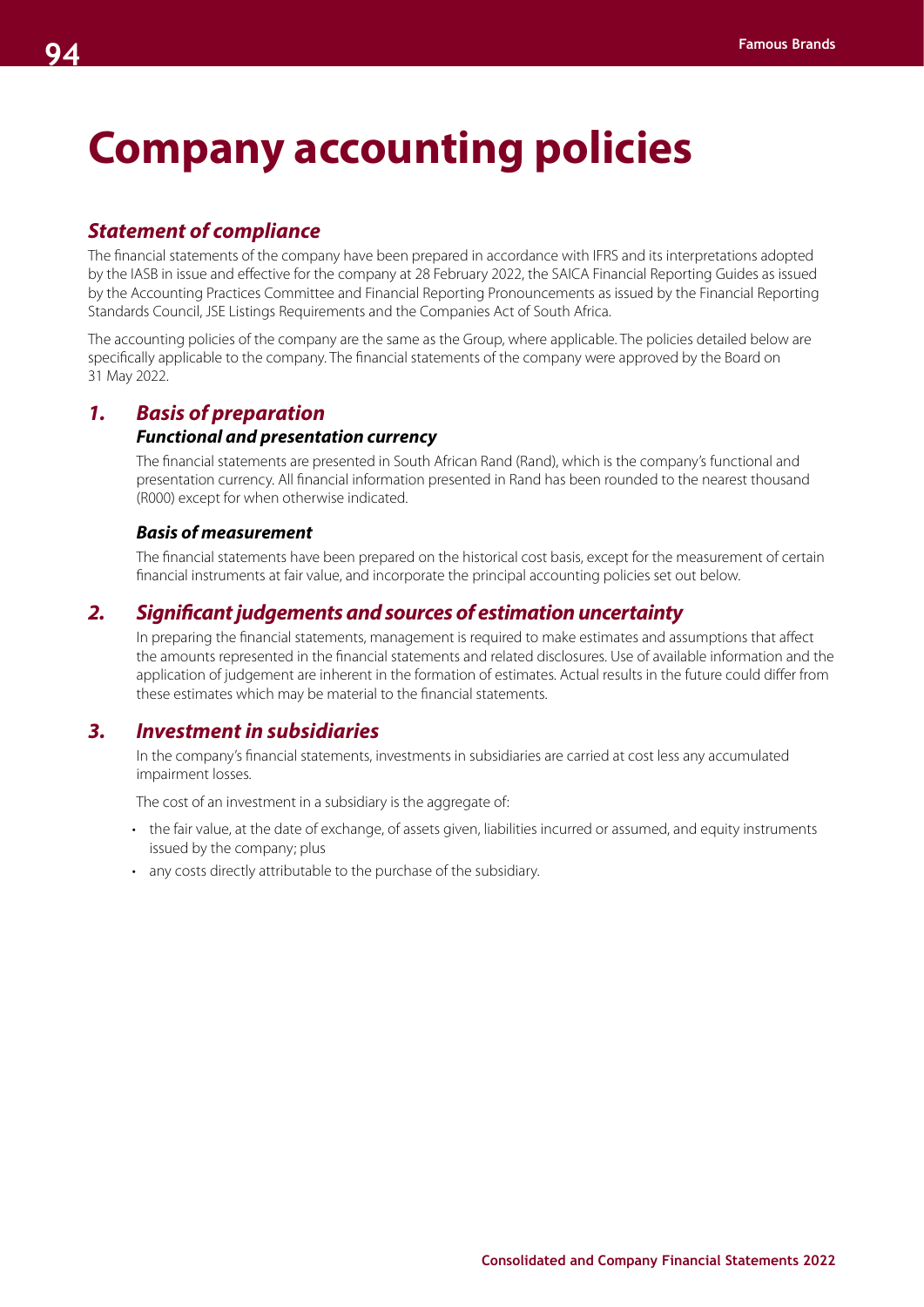# Company accounting policies

## *Statement of compliance*

The financial statements of the company have been prepared in accordance with IFRS and its interpretations adopted by the IASB in issue and effective for the company at 28 February 2022, the SAICA Financial Reporting Guides as issued by the Accounting Practices Committee and Financial Reporting Pronouncements as issued by the Financial Reporting Standards Council, JSE Listings Requirements and the Companies Act of South Africa.

The accounting policies of the company are the same as the Group, where applicable. The policies detailed below are specifically applicable to the company. The financial statements of the company were approved by the Board on 31 May 2022.

## *1. Basis of preparation*

### *Functional and presentation currency*

The financial statements are presented in South African Rand (Rand), which is the company's functional and presentation currency. All financial information presented in Rand has been rounded to the nearest thousand (R000) except for when otherwise indicated.

### *Basis of measurement*

The financial statements have been prepared on the historical cost basis, except for the measurement of certain financial instruments at fair value, and incorporate the principal accounting policies set out below.

## *2. Significant judgements and sources of estimation uncertainty*

In preparing the financial statements, management is required to make estimates and assumptions that affect the amounts represented in the financial statements and related disclosures. Use of available information and the application of judgement are inherent in the formation of estimates. Actual results in the future could differ from these estimates which may be material to the financial statements.

## *3. Investment in subsidiaries*

In the company's financial statements, investments in subsidiaries are carried at cost less any accumulated impairment losses.

The cost of an investment in a subsidiary is the aggregate of:

- the fair value, at the date of exchange, of assets given, liabilities incurred or assumed, and equity instruments issued by the company; plus
- any costs directly attributable to the purchase of the subsidiary.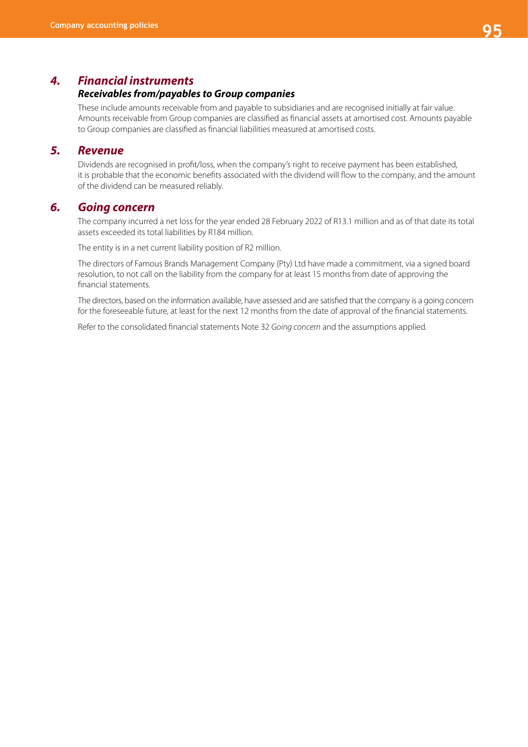## 4. Financial instruments

### Receivables from/payables to Group companies

These include amounts receivable from and payable to subsidiaries and are recognised initially at fair value. Amounts receivable from Group companies are classified as financial assets at amortised cost. Amounts payable to Group companies are classified as financial liabilities measured at amortised costs.

## 5. Revenue

Dividends are recognised in profit/loss, when the company's right to receive payment has been established, it is probable that the economic benefits associated with the dividend will flow to the company, and the amount of the dividend can be measured reliably.

## 6. Going concern

The company incurred a net loss for the year ended 28 February 2022 of R13.1 million and as of that date its total assets exceeded its total liabilities by R184 million.

The entity is in a net current liability position of R2 million.

The directors of Famous Brands Management Company (Pty) Ltd have made a commitment, via a signed board resolution, to not call on the liability from the company for at least 15 months from date of approving the financial statements.

The directors, based on the information available, have assessed and are satisfied that the company is a going concern for the foreseeable future, at least for the next 12 months from the date of approval of the financial statements.

Refer to the consolidated financial statements Note 32 *Going concern* and the assumptions applied.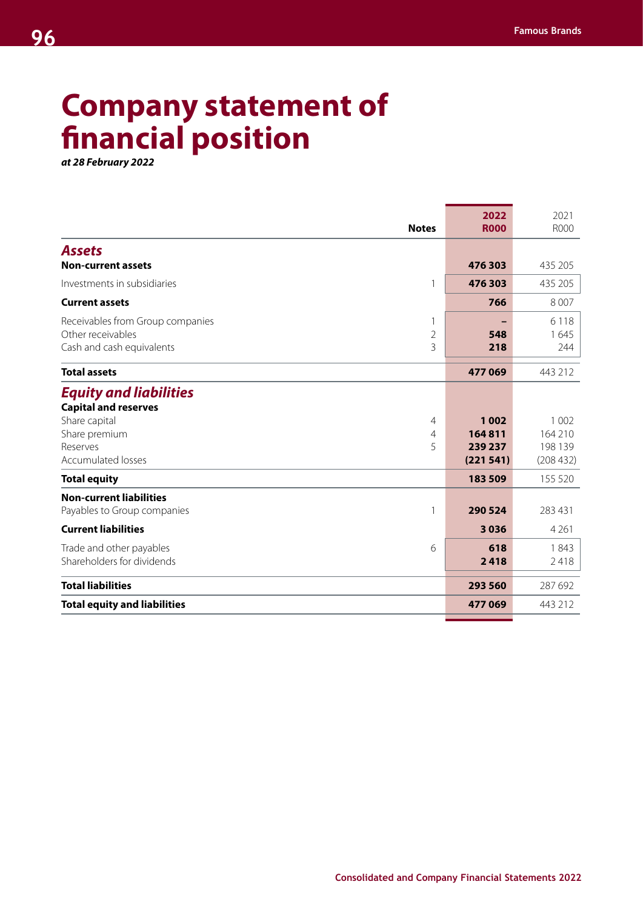# Company statement of financial position

***at 28 February 2022***

| | Notes | 2022 R000 | 2021 R000 |
|---|---|---|---|
| ***Assets*** | | | |
| **Non-current assets** | | **476 303** | 435 205 |
| Investments in subsidiaries | 1 | **476 303** | 435 205 |
| **Current assets** | | **766** | 8 007 |
| Receivables from Group companies | 1 | **–** | 6 118 |
| Other receivables | 2 | **548** | 1 645 |
| Cash and cash equivalents | 3 | **218** | 244 |
| **Total assets** | | **477 069** | 443 212 |
| ***Equity and liabilities*** | | | |
| **Capital and reserves** | | | |
| Share capital | 4 | **1 002** | 1 002 |
| Share premium | 4 | **164 811** | 164 210 |
| Reserves | 5 | **239 237** | 198 139 |
| Accumulated losses | | **(221 541)** | (208 432) |
| **Total equity** | | **183 509** | 155 520 |
| **Non-current liabilities** | | | |
| Payables to Group companies | 1 | **290 524** | 283 431 |
| **Current liabilities** | | **3 036** | 4 261 |
| Trade and other payables | 6 | **618** | 1 843 |
| Shareholders for dividends | | **2 418** | 2 418 |
| **Total liabilities** | | **293 560** | 287 692 |
| **Total equity and liabilities** | | **477 069** | 443 212 |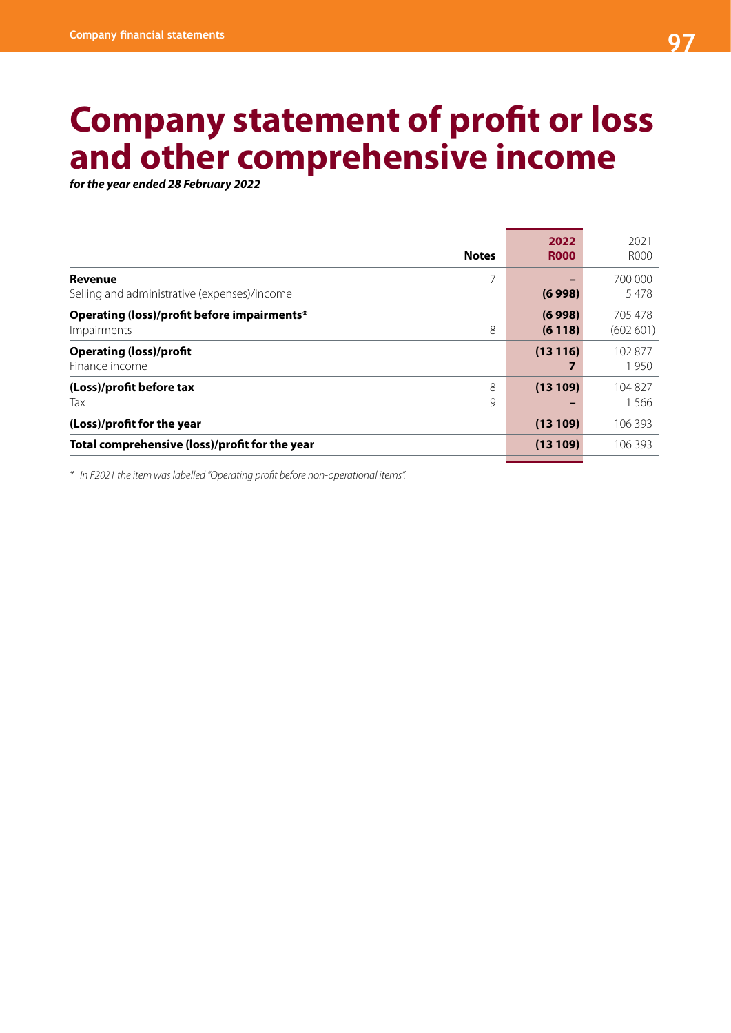# Company statement of profit or loss and other comprehensive income

***for the year ended 28 February 2022***

| | Notes | 2022 R000 | 2021 R000 |
|---|---|---|---|
| **Revenue** | 7 | **–** | 700 000 |
| Selling and administrative (expenses)/income | | **(6 998)** | 5 478 |
| **Operating (loss)/profit before impairments*** | | **(6 998)** | 705 478 |
| Impairments | 8 | **(6 118)** | (602 601) |
| **Operating (loss)/profit** | | **(13 116)** | 102 877 |
| Finance income | | **7** | 1 950 |
| **(Loss)/profit before tax** | 8 | **(13 109)** | 104 827 |
| Tax | 9 | **–** | 1 566 |
| **(Loss)/profit for the year** | | **(13 109)** | 106 393 |
| **Total comprehensive (loss)/profit for the year** | | **(13 109)** | 106 393 |

*\* In F2021 the item was labelled "Operating profit before non-operational items".*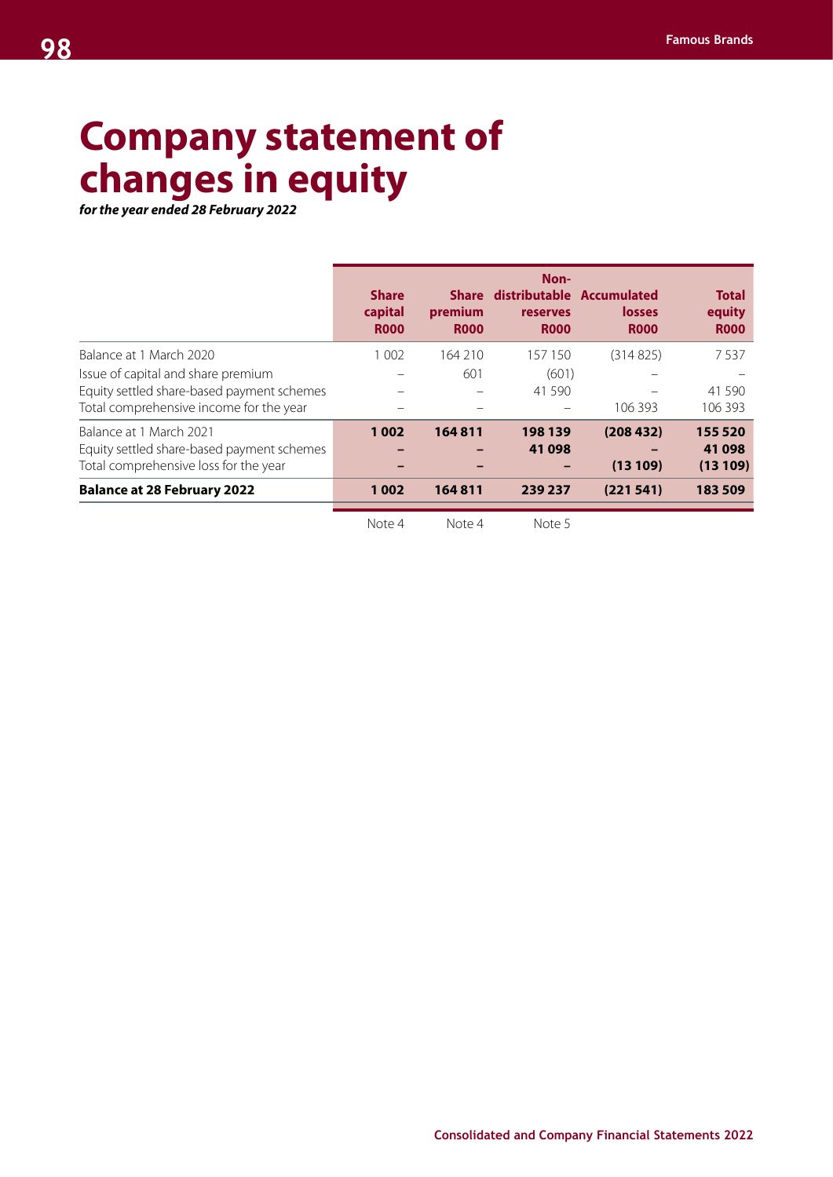# Company statement of changes in equity

***for the year ended 28 February 2022***

| | Share capital R000 | Share premium R000 | Non-distributable reserves R000 | Accumulated losses R000 | Total equity R000 |
|---|---|---|---|---|---|
| Balance at 1 March 2020 | 1 002 | 164 210 | 157 150 | (314 825) | 7 537 |
| Issue of capital and share premium | – | 601 | (601) | – | – |
| Equity settled share-based payment schemes | – | – | 41 590 | – | 41 590 |
| Total comprehensive income for the year | – | – | – | 106 393 | 106 393 |
| Balance at 1 March 2021 | **1 002** | **164 811** | **198 139** | **(208 432)** | **155 520** |
| Equity settled share-based payment schemes | **–** | **–** | **41 098** | **–** | **41 098** |
| Total comprehensive loss for the year | **–** | **–** | **–** | **(13 109)** | **(13 109)** |
| **Balance at 28 February 2022** | **1 002** | **164 811** | **239 237** | **(221 541)** | **183 509** |
| | Note 4 | Note 4 | Note 5 | | |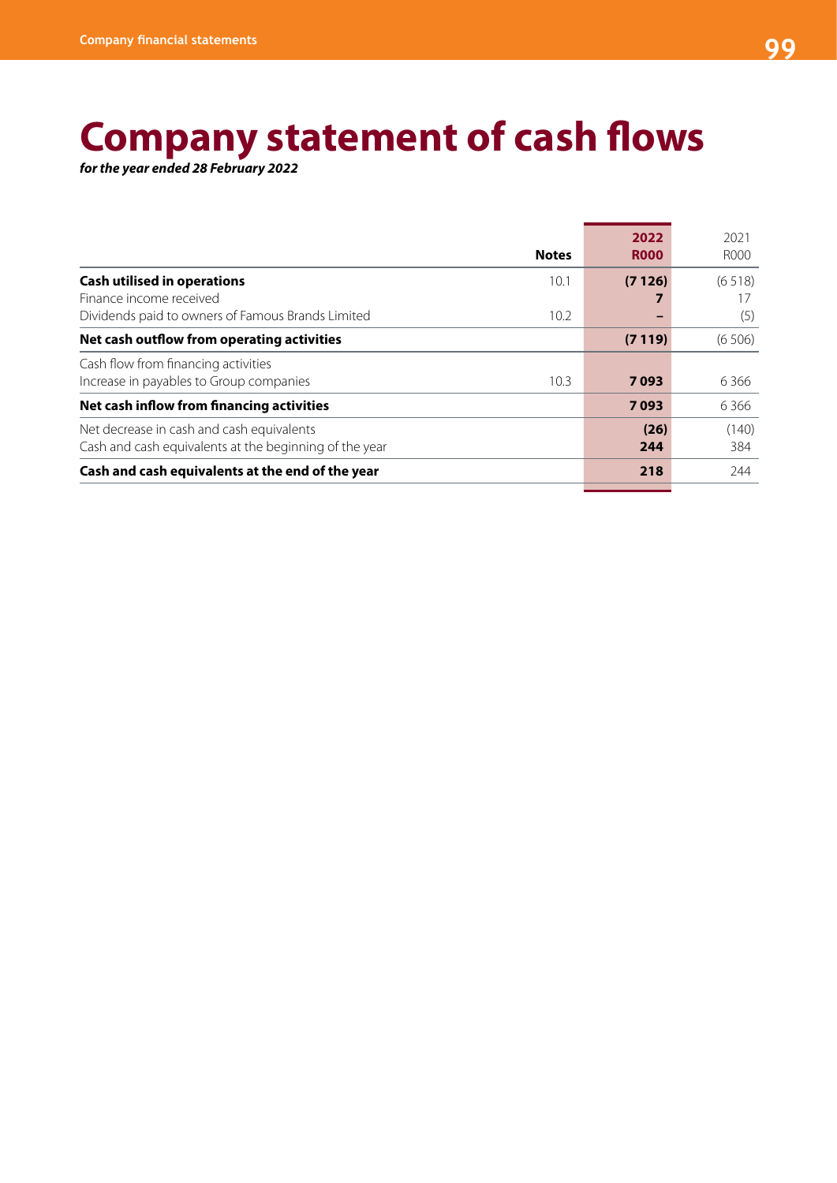# Company statement of cash flows

***for the year ended 28 February 2022***

| | Notes | 2022 R000 | 2021 R000 |
|---|---|---|---|
| **Cash utilised in operations** | 10.1 | **(7 126)** | (6 518) |
| Finance income received | | **7** | 17 |
| Dividends paid to owners of Famous Brands Limited | 10.2 | **–** | (5) |
| **Net cash outflow from operating activities** | | **(7 119)** | (6 506) |
| Cash flow from financing activities | | | |
| Increase in payables to Group companies | 10.3 | **7 093** | 6 366 |
| **Net cash inflow from financing activities** | | **7 093** | 6 366 |
| Net decrease in cash and cash equivalents | | **(26)** | (140) |
| Cash and cash equivalents at the beginning of the year | | **244** | 384 |
| **Cash and cash equivalents at the end of the year** | | **218** | 244 |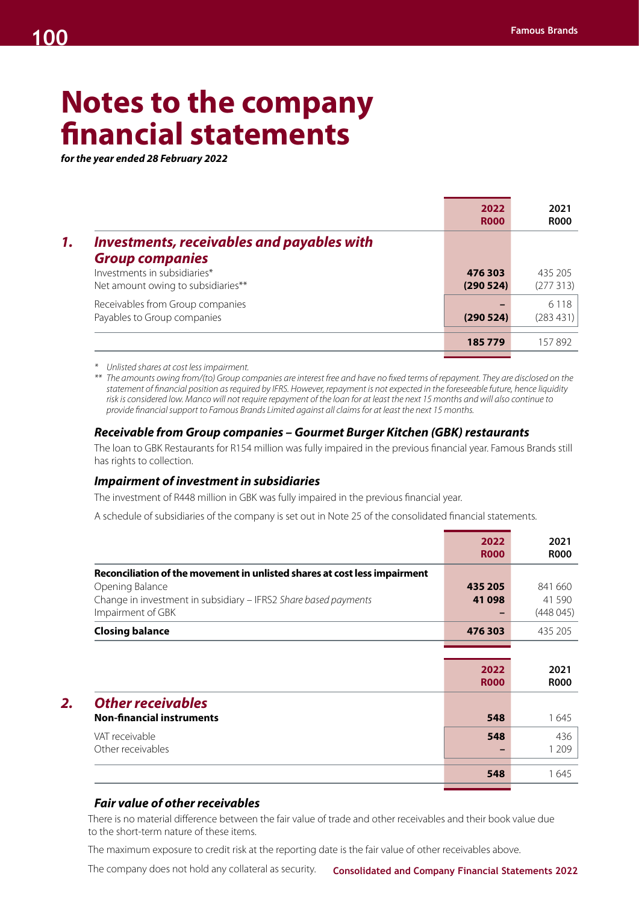# Notes to the company financial statements

*for the year ended 28 February 2022*

| | 2022 R000 | 2021 R000 |
|---|---|---|
| **1. *Investments, receivables and payables with Group companies*** | | |
| Investments in subsidiaries* | **476 303** | 435 205 |
| Net amount owing to subsidiaries** | **(290 524)** | (277 313) |
| Receivables from Group companies | **–** | 6 118 |
| Payables to Group companies | **(290 524)** | (283 431) |
| | **185 779** | 157 892 |

\* *Unlisted shares at cost less impairment.*

\*\* *The amounts owing from/(to) Group companies are interest free and have no fixed terms of repayment. They are disclosed on the statement of financial position as required by IFRS. However, repayment is not expected in the foreseeable future, hence liquidity risk is considered low. Manco will not require repayment of the loan for at least the next 15 months and will also continue to provide financial support to Famous Brands Limited against all claims for at least the next 15 months.*

### *Receivable from Group companies – Gourmet Burger Kitchen (GBK) restaurants*

The loan to GBK Restaurants for R154 million was fully impaired in the previous financial year. Famous Brands still has rights to collection.

### *Impairment of investment in subsidiaries*

The investment of R448 million in GBK was fully impaired in the previous financial year.

A schedule of subsidiaries of the company is set out in Note 25 of the consolidated financial statements.

| | 2022 R000 | 2021 R000 |
|---|---|---|
| **Reconciliation of the movement in unlisted shares at cost less impairment** | | |
| Opening Balance | **435 205** | 841 660 |
| Change in investment in subsidiary – IFRS2 *Share based payments* | **41 098** | 41 590 |
| Impairment of GBK | **–** | (448 045) |
| **Closing balance** | **476 303** | 435 205 |

| | 2022 R000 | 2021 R000 |
|---|---|---|
| **2. *Other receivables*** | | |
| **Non-financial instruments** | **548** | 1 645 |
| VAT receivable | **548** | 436 |
| Other receivables | **–** | 1 209 |
| | **548** | 1 645 |

### *Fair value of other receivables*

There is no material difference between the fair value of trade and other receivables and their book value due to the short-term nature of these items.

The maximum exposure to credit risk at the reporting date is the fair value of other receivables above.

The company does not hold any collateral as security.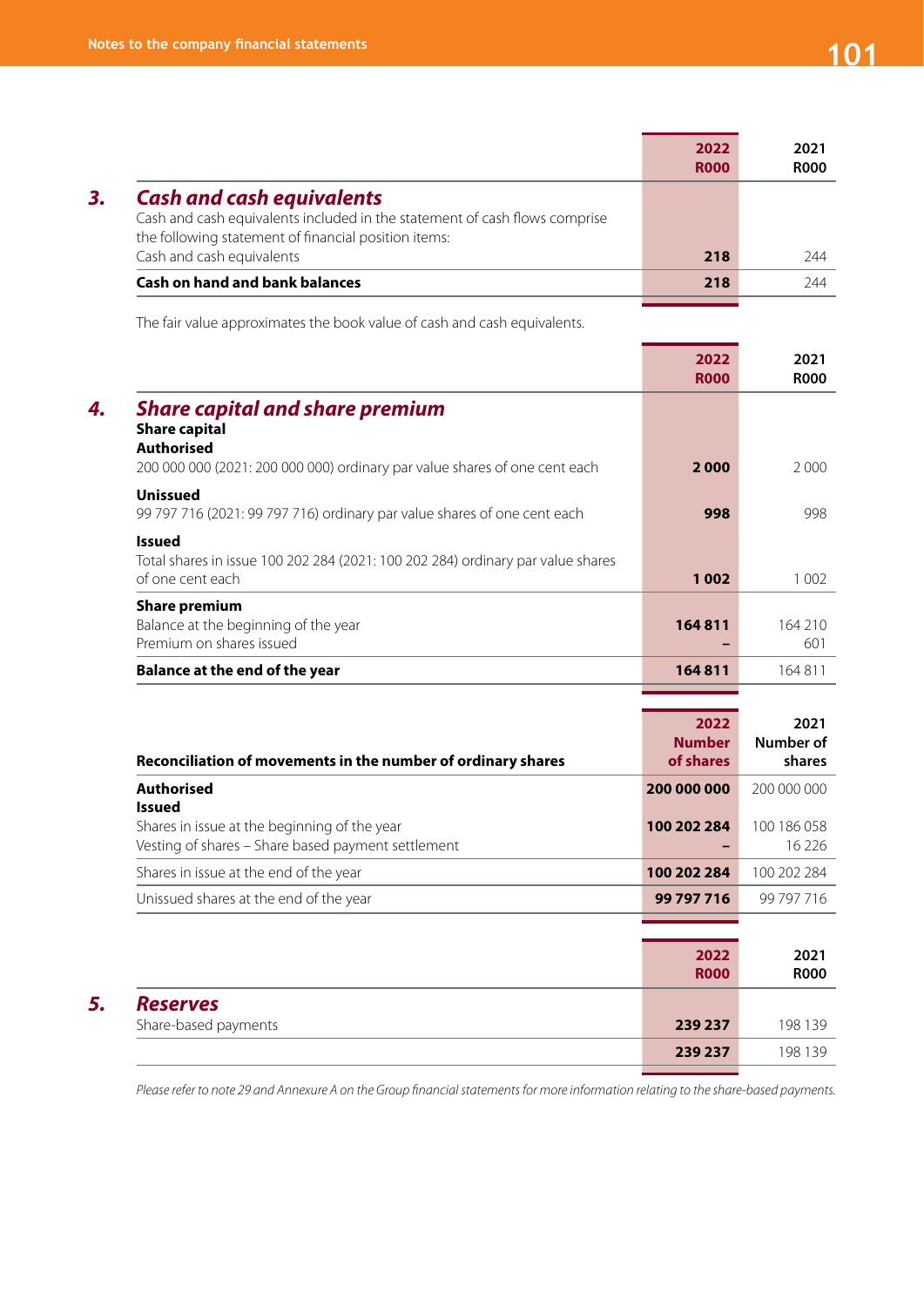| | 2022 R000 | 2021 R000 |
|---|---|---|
| **3. *Cash and cash equivalents*** | | |
| Cash and cash equivalents included in the statement of cash flows comprise the following statement of financial position items: | | |
| Cash and cash equivalents | **218** | 244 |
| **Cash on hand and bank balances** | **218** | 244 |

The fair value approximates the book value of cash and cash equivalents.

| | 2022 R000 | 2021 R000 |
|---|---|---|
| **4. *Share capital and share premium*** | | |
| **Share capital** | | |
| **Authorised** | | |
| 200 000 000 (2021: 200 000 000) ordinary par value shares of one cent each | **2 000** | 2 000 |
| **Unissued** | | |
| 99 797 716 (2021: 99 797 716) ordinary par value shares of one cent each | **998** | 998 |
| **Issued** | | |
| Total shares in issue 100 202 284 (2021: 100 202 284) ordinary par value shares of one cent each | **1 002** | 1 002 |
| **Share premium** | | |
| Balance at the beginning of the year | **164 811** | 164 210 |
| Premium on shares issued | **–** | 601 |
| **Balance at the end of the year** | **164 811** | 164 811 |

| **Reconciliation of movements in the number of ordinary shares** | 2022 Number of shares | 2021 Number of shares |
|---|---|---|
| **Authorised** | **200 000 000** | 200 000 000 |
| **Issued** | | |
| Shares in issue at the beginning of the year | **100 202 284** | 100 186 058 |
| Vesting of shares – Share based payment settlement | **–** | 16 226 |
| Shares in issue at the end of the year | **100 202 284** | 100 202 284 |
| Unissued shares at the end of the year | **99 797 716** | 99 797 716 |

| | 2022 R000 | 2021 R000 |
|---|---|---|
| **5. *Reserves*** | | |
| Share-based payments | **239 237** | 198 139 |
| | **239 237** | 198 139 |

*Please refer to note 29 and Annexure A on the Group financial statements for more information relating to the share-based payments.*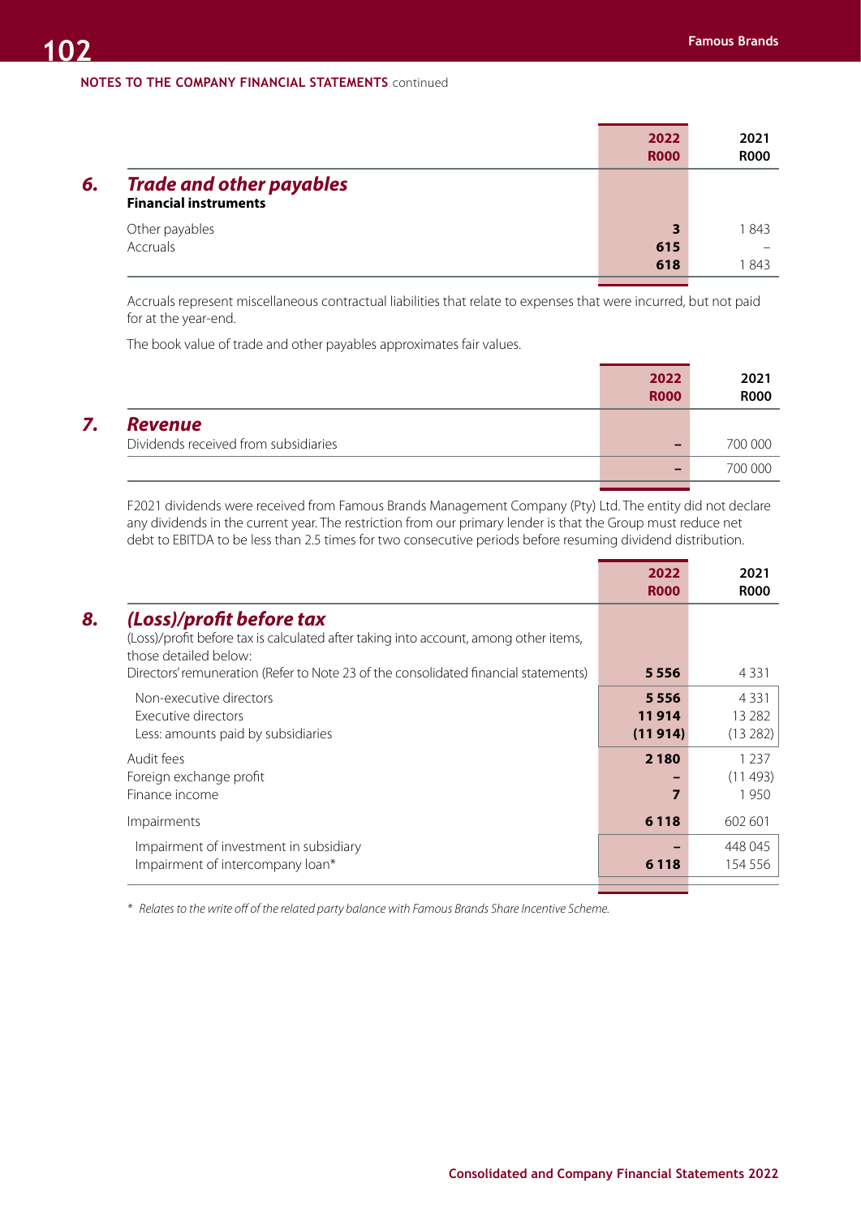NOTES TO THE COMPANY FINANCIAL STATEMENTS continued

| | 2022 R000 | 2021 R000 |
|---|---|---|
| **6. Trade and other payables** | | |
| **Financial instruments** | | |
| Other payables | 3 | 1 843 |
| Accruals | 615 | – |
| | 618 | 1 843 |

Accruals represent miscellaneous contractual liabilities that relate to expenses that were incurred, but not paid for at the year-end.

The book value of trade and other payables approximates fair values.

| | 2022 R000 | 2021 R000 |
|---|---|---|
| **7. Revenue** | | |
| Dividends received from subsidiaries | – | 700 000 |
| | – | 700 000 |

F2021 dividends were received from Famous Brands Management Company (Pty) Ltd. The entity did not declare any dividends in the current year. The restriction from our primary lender is that the Group must reduce net debt to EBITDA to be less than 2.5 times for two consecutive periods before resuming dividend distribution.

| | 2022 R000 | 2021 R000 |
|---|---|---|
| **8. (Loss)/profit before tax** | | |
| (Loss)/profit before tax is calculated after taking into account, among other items, those detailed below: | | |
| Directors' remuneration (Refer to Note 23 of the consolidated financial statements) | 5 556 | 4 331 |
| Non-executive directors | 5 556 | 4 331 |
| Executive directors | 11 914 | 13 282 |
| Less: amounts paid by subsidiaries | (11 914) | (13 282) |
| Audit fees | 2 180 | 1 237 |
| Foreign exchange profit | – | (11 493) |
| Finance income | 7 | 1 950 |
| Impairments | 6 118 | 602 601 |
| Impairment of investment in subsidiary | – | 448 045 |
| Impairment of intercompany loan* | 6 118 | 154 556 |

\* *Relates to the write off of the related party balance with Famous Brands Share Incentive Scheme.*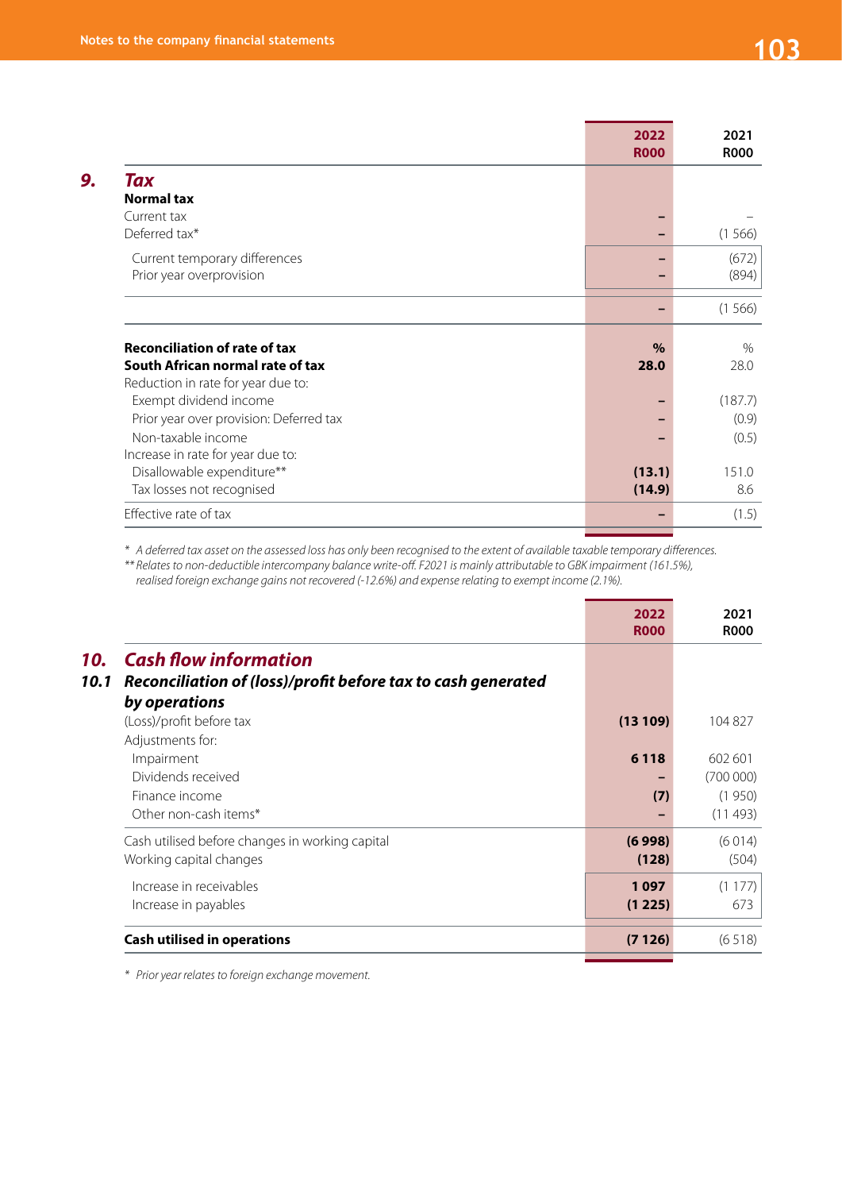## 9. Tax

| | 2022 R000 | 2021 R000 |
|---|---|---|
| **Normal tax** | | |
| Current tax | – | – |
| Deferred tax* | – | (1 566) |
| Current temporary differences | – | (672) |
| Prior year overprovision | – | (894) |
| | – | (1 566) |

| | % | % |
|---|---|---|
| **Reconciliation of rate of tax** | | |
| **South African normal rate of tax** | **28.0** | 28.0 |
| Reduction in rate for year due to: | | |
| Exempt dividend income | – | (187.7) |
| Prior year over provision: Deferred tax | – | (0.9) |
| Non-taxable income | – | (0.5) |
| Increase in rate for year due to: | | |
| Disallowable expenditure** | **(13.1)** | 151.0 |
| Tax losses not recognised | **(14.9)** | 8.6 |
| Effective rate of tax | – | (1.5) |

*\* A deferred tax asset on the assessed loss has only been recognised to the extent of available taxable temporary differences.*

*\*\* Relates to non-deductible intercompany balance write-off. F2021 is mainly attributable to GBK impairment (161.5%), realised foreign exchange gains not recovered (-12.6%) and expense relating to exempt income (2.1%).*

## 10. Cash flow information

### 10.1 Reconciliation of (loss)/profit before tax to cash generated by operations

| | 2022 R000 | 2021 R000 |
|---|---|---|
| (Loss)/profit before tax | **(13 109)** | 104 827 |
| Adjustments for: | | |
| Impairment | **6 118** | 602 601 |
| Dividends received | – | (700 000) |
| Finance income | **(7)** | (1 950) |
| Other non-cash items* | – | (11 493) |
| Cash utilised before changes in working capital | **(6 998)** | (6 014) |
| Working capital changes | **(128)** | (504) |
| Increase in receivables | **1 097** | (1 177) |
| Increase in payables | **(1 225)** | 673 |
| **Cash utilised in operations** | **(7 126)** | (6 518) |

*\* Prior year relates to foreign exchange movement.*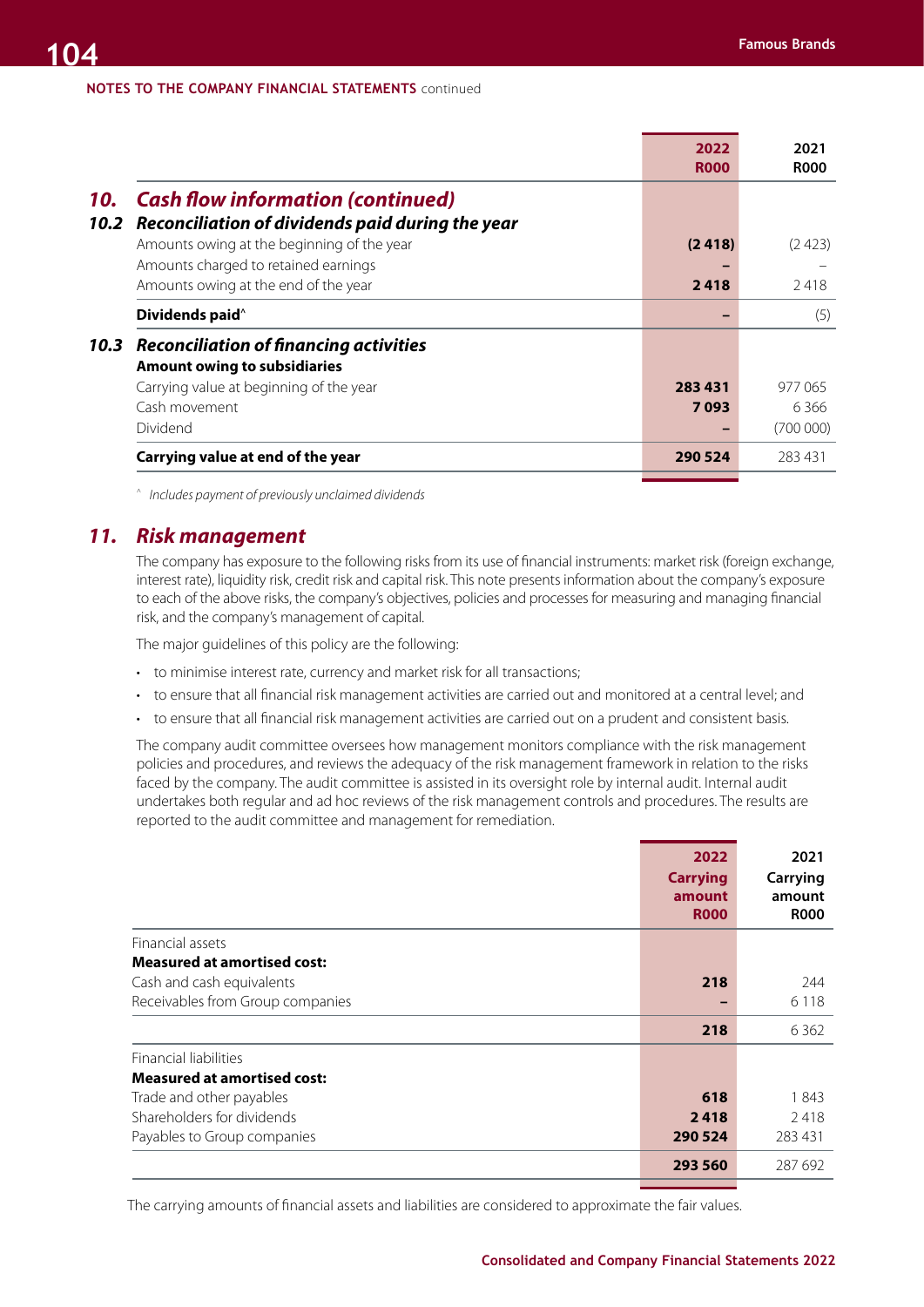NOTES TO THE COMPANY FINANCIAL STATEMENTS continued

| | 2022 R000 | 2021 R000 |
|---|---|---|
| **10. Cash flow information (continued)** | | |
| **10.2 Reconciliation of dividends paid during the year** | | |
| Amounts owing at the beginning of the year | **(2 418)** | (2 423) |
| Amounts charged to retained earnings | **–** | – |
| Amounts owing at the end of the year | **2 418** | 2 418 |
| **Dividends paid^** | **–** | (5) |
| **10.3 Reconciliation of financing activities** | | |
| **Amount owing to subsidiaries** | | |
| Carrying value at beginning of the year | **283 431** | 977 065 |
| Cash movement | **7 093** | 6 366 |
| Dividend | **–** | (700 000) |
| **Carrying value at end of the year** | **290 524** | 283 431 |

^ *Includes payment of previously unclaimed dividends*

## 11. Risk management

The company has exposure to the following risks from its use of financial instruments: market risk (foreign exchange, interest rate), liquidity risk, credit risk and capital risk. This note presents information about the company's exposure to each of the above risks, the company's objectives, policies and processes for measuring and managing financial risk, and the company's management of capital.

The major guidelines of this policy are the following:

- to minimise interest rate, currency and market risk for all transactions;
- to ensure that all financial risk management activities are carried out and monitored at a central level; and
- to ensure that all financial risk management activities are carried out on a prudent and consistent basis.

The company audit committee oversees how management monitors compliance with the risk management policies and procedures, and reviews the adequacy of the risk management framework in relation to the risks faced by the company. The audit committee is assisted in its oversight role by internal audit. Internal audit undertakes both regular and ad hoc reviews of the risk management controls and procedures. The results are reported to the audit committee and management for remediation.

| | 2022 Carrying amount R000 | 2021 Carrying amount R000 |
|---|---|---|
| Financial assets | | |
| **Measured at amortised cost:** | | |
| Cash and cash equivalents | **218** | 244 |
| Receivables from Group companies | **–** | 6 118 |
| | **218** | 6 362 |
| Financial liabilities | | |
| **Measured at amortised cost:** | | |
| Trade and other payables | **618** | 1 843 |
| Shareholders for dividends | **2 418** | 2 418 |
| Payables to Group companies | **290 524** | 283 431 |
| | **293 560** | 287 692 |

The carrying amounts of financial assets and liabilities are considered to approximate the fair values.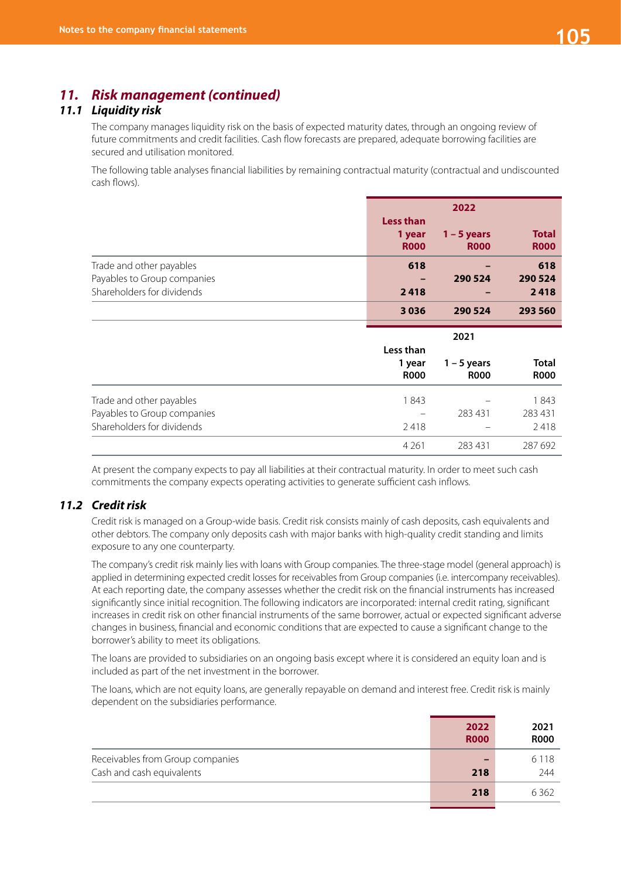## 11. Risk management (continued)

### 11.1 Liquidity risk

The company manages liquidity risk on the basis of expected maturity dates, through an ongoing review of future commitments and credit facilities. Cash flow forecasts are prepared, adequate borrowing facilities are secured and utilisation monitored.

The following table analyses financial liabilities by remaining contractual maturity (contractual and undiscounted cash flows).

| | 2022 | | |
|---|---|---|---|
| | **Less than 1 year R000** | **1 – 5 years R000** | **Total R000** |
| Trade and other payables | **618** | **–** | **618** |
| Payables to Group companies | **–** | **290 524** | **290 524** |
| Shareholders for dividends | **2 418** | **–** | **2 418** |
| | **3 036** | **290 524** | **293 560** |

| | 2021 | | |
|---|---|---|---|
| | **Less than 1 year R000** | **1 – 5 years R000** | **Total R000** |
| Trade and other payables | 1 843 | – | 1 843 |
| Payables to Group companies | – | 283 431 | 283 431 |
| Shareholders for dividends | 2 418 | – | 2 418 |
| | 4 261 | 283 431 | 287 692 |

At present the company expects to pay all liabilities at their contractual maturity. In order to meet such cash commitments the company expects operating activities to generate sufficient cash inflows.

### 11.2 Credit risk

Credit risk is managed on a Group-wide basis. Credit risk consists mainly of cash deposits, cash equivalents and other debtors. The company only deposits cash with major banks with high-quality credit standing and limits exposure to any one counterparty.

The company's credit risk mainly lies with loans with Group companies. The three-stage model (general approach) is applied in determining expected credit losses for receivables from Group companies (i.e. intercompany receivables). At each reporting date, the company assesses whether the credit risk on the financial instruments has increased significantly since initial recognition. The following indicators are incorporated: internal credit rating, significant increases in credit risk on other financial instruments of the same borrower, actual or expected significant adverse changes in business, financial and economic conditions that are expected to cause a significant change to the borrower's ability to meet its obligations.

The loans are provided to subsidiaries on an ongoing basis except where it is considered an equity loan and is included as part of the net investment in the borrower.

The loans, which are not equity loans, are generally repayable on demand and interest free. Credit risk is mainly dependent on the subsidiaries performance.

| | **2022 R000** | **2021 R000** |
|---|---|---|
| Receivables from Group companies | **–** | 6 118 |
| Cash and cash equivalents | **218** | 244 |
| | **218** | 6 362 |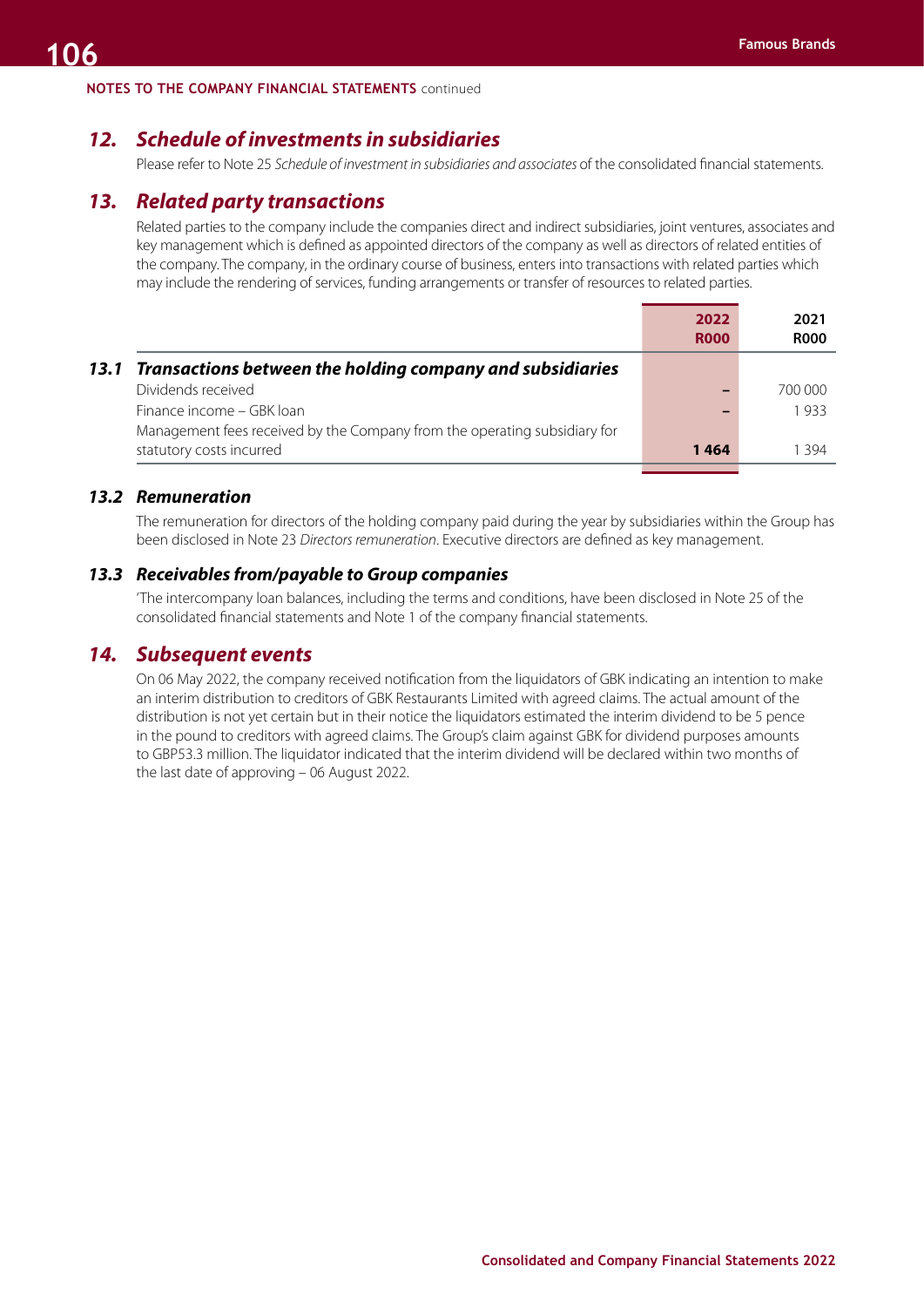NOTES TO THE COMPANY FINANCIAL STATEMENTS continued

## 12. *Schedule of investments in subsidiaries*

Please refer to Note 25 *Schedule of investment in subsidiaries and associates* of the consolidated financial statements.

## 13. *Related party transactions*

Related parties to the company include the companies direct and indirect subsidiaries, joint ventures, associates and key management which is defined as appointed directors of the company as well as directors of related entities of the company. The company, in the ordinary course of business, enters into transactions with related parties which may include the rendering of services, funding arrangements or transfer of resources to related parties.

| | 2022 R000 | 2021 R000 |
|---|---|---|
| **13.1 *Transactions between the holding company and subsidiaries*** | | |
| Dividends received | – | 700 000 |
| Finance income – GBK loan | – | 1 933 |
| Management fees received by the Company from the operating subsidiary for statutory costs incurred | **1 464** | 1 394 |

### 13.2 *Remuneration*

The remuneration for directors of the holding company paid during the year by subsidiaries within the Group has been disclosed in Note 23 *Directors remuneration*. Executive directors are defined as key management.

### 13.3 *Receivables from/payable to Group companies*

'The intercompany loan balances, including the terms and conditions, have been disclosed in Note 25 of the consolidated financial statements and Note 1 of the company financial statements.

## 14. *Subsequent events*

On 06 May 2022, the company received notification from the liquidators of GBK indicating an intention to make an interim distribution to creditors of GBK Restaurants Limited with agreed claims. The actual amount of the distribution is not yet certain but in their notice the liquidators estimated the interim dividend to be 5 pence in the pound to creditors with agreed claims. The Group's claim against GBK for dividend purposes amounts to GBP53.3 million. The liquidator indicated that the interim dividend will be declared within two months of the last date of approving – 06 August 2022.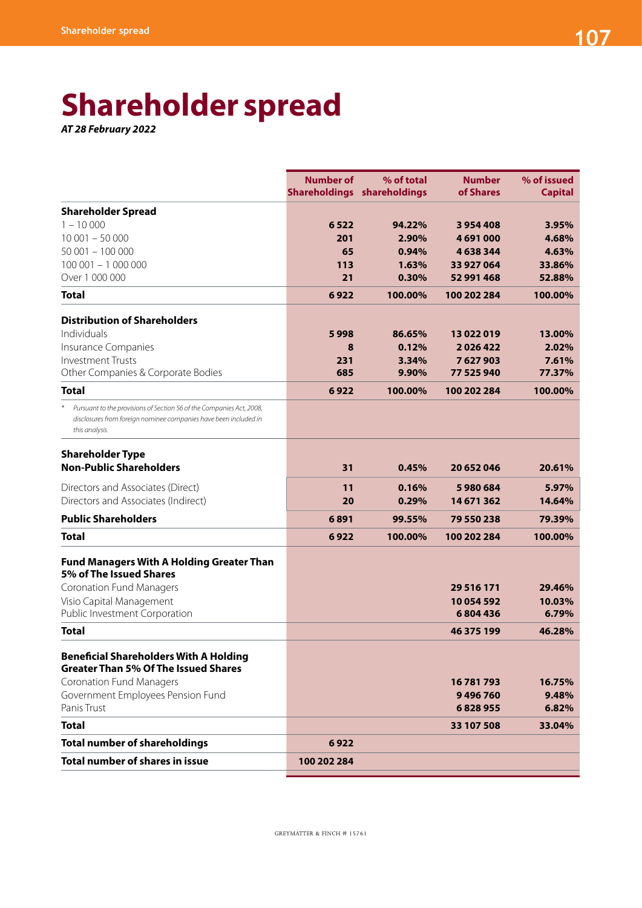# Shareholder spread

*AT 28 February 2022*

| | Number of Shareholdings | % of total shareholdings | Number of Shares | % of issued Capital |
|---|---|---|---|---|
| **Shareholder Spread** | | | | |
| 1 – 10 000 | **6 522** | **94.22%** | **3 954 408** | **3.95%** |
| 10 001 – 50 000 | **201** | **2.90%** | **4 691 000** | **4.68%** |
| 50 001 – 100 000 | **65** | **0.94%** | **4 638 344** | **4.63%** |
| 100 001 – 1 000 000 | **113** | **1.63%** | **33 927 064** | **33.86%** |
| Over 1 000 000 | **21** | **0.30%** | **52 991 468** | **52.88%** |
| **Total** | **6 922** | **100.00%** | **100 202 284** | **100.00%** |
| **Distribution of Shareholders** | | | | |
| Individuals | **5 998** | **86.65%** | **13 022 019** | **13.00%** |
| Insurance Companies | **8** | **0.12%** | **2 026 422** | **2.02%** |
| Investment Trusts | **231** | **3.34%** | **7 627 903** | **7.61%** |
| Other Companies & Corporate Bodies | **685** | **9.90%** | **77 525 940** | **77.37%** |
| **Total** | **6 922** | **100.00%** | **100 202 284** | **100.00%** |
| * *Pursuant to the provisions of Section 56 of the Companies Act, 2008, disclosures from foreign nominee companies have been included in this analysis.* | | | | |
| **Shareholder Type** | | | | |
| **Non-Public Shareholders** | **31** | **0.45%** | **20 652 046** | **20.61%** |
| Directors and Associates (Direct) | **11** | **0.16%** | **5 980 684** | **5.97%** |
| Directors and Associates (Indirect) | **20** | **0.29%** | **14 671 362** | **14.64%** |
| **Public Shareholders** | **6 891** | **99.55%** | **79 550 238** | **79.39%** |
| **Total** | **6 922** | **100.00%** | **100 202 284** | **100.00%** |
| **Fund Managers With A Holding Greater Than 5% of The Issued Shares** | | | | |
| Coronation Fund Managers | | | **29 516 171** | **29.46%** |
| Visio Capital Management | | | **10 054 592** | **10.03%** |
| Public Investment Corporation | | | **6 804 436** | **6.79%** |
| **Total** | | | **46 375 199** | **46.28%** |
| **Beneficial Shareholders With A Holding Greater Than 5% Of The Issued Shares** | | | | |
| Coronation Fund Managers | | | **16 781 793** | **16.75%** |
| Government Employees Pension Fund | | | **9 496 760** | **9.48%** |
| Panis Trust | | | **6 828 955** | **6.82%** |
| **Total** | | | **33 107 508** | **33.04%** |
| **Total number of shareholdings** | **6 922** | | | |
| **Total number of shares in issue** | **100 202 284** | | | |

GREYMATTER & FINCH # 15761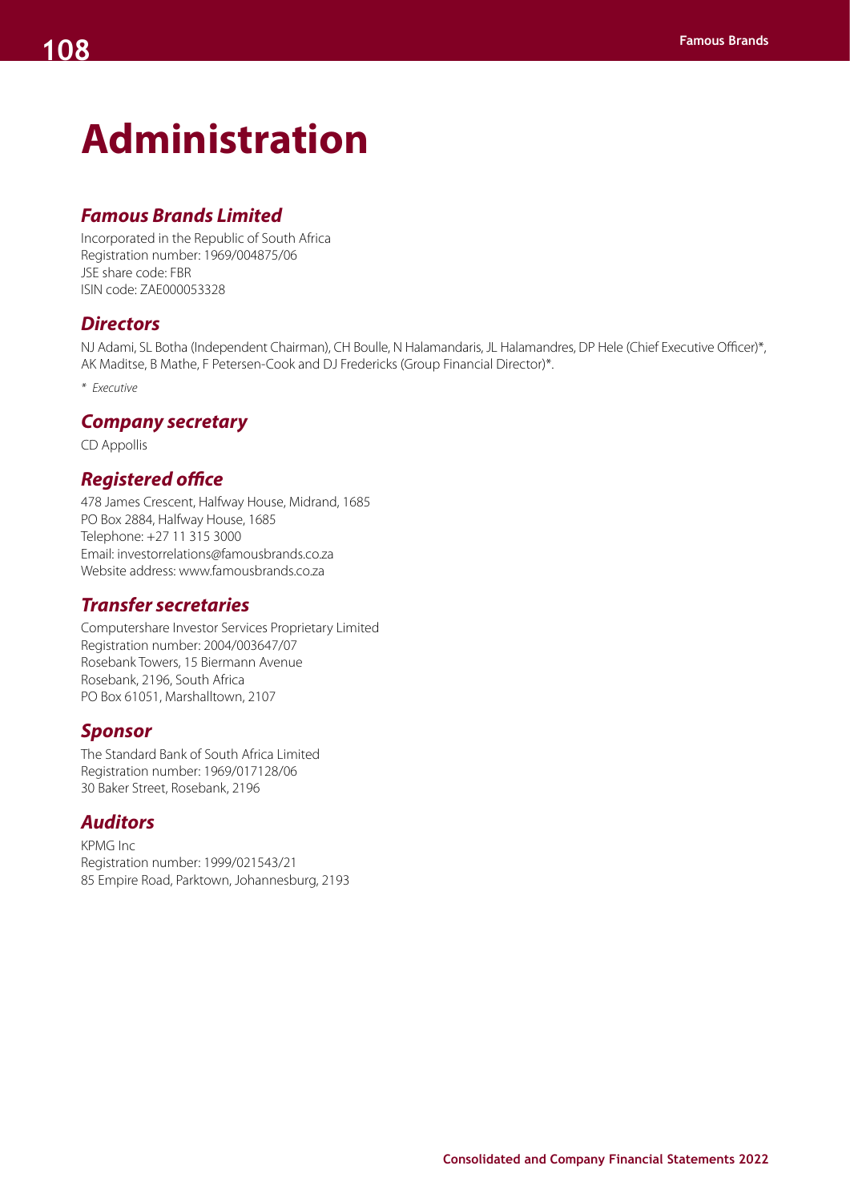# Administration

## *Famous Brands Limited*

Incorporated in the Republic of South Africa
Registration number: 1969/004875/06
JSE share code: FBR
ISIN code: ZAE000053328

## *Directors*

NJ Adami, SL Botha (Independent Chairman), CH Boulle, N Halamandaris, JL Halamandres, DP Hele (Chief Executive Officer)*, AK Maditse, B Mathe, F Petersen-Cook and DJ Fredericks (Group Financial Director)*.

* *Executive*

## *Company secretary*

CD Appollis

## *Registered office*

478 James Crescent, Halfway House, Midrand, 1685
PO Box 2884, Halfway House, 1685
Telephone: +27 11 315 3000
Email: investorrelations@famousbrands.co.za
Website address: www.famousbrands.co.za

## *Transfer secretaries*

Computershare Investor Services Proprietary Limited
Registration number: 2004/003647/07
Rosebank Towers, 15 Biermann Avenue
Rosebank, 2196, South Africa
PO Box 61051, Marshalltown, 2107

## *Sponsor*

The Standard Bank of South Africa Limited
Registration number: 1969/017128/06
30 Baker Street, Rosebank, 2196

## *Auditors*

KPMG Inc
Registration number: 1999/021543/21
85 Empire Road, Parktown, Johannesburg, 2193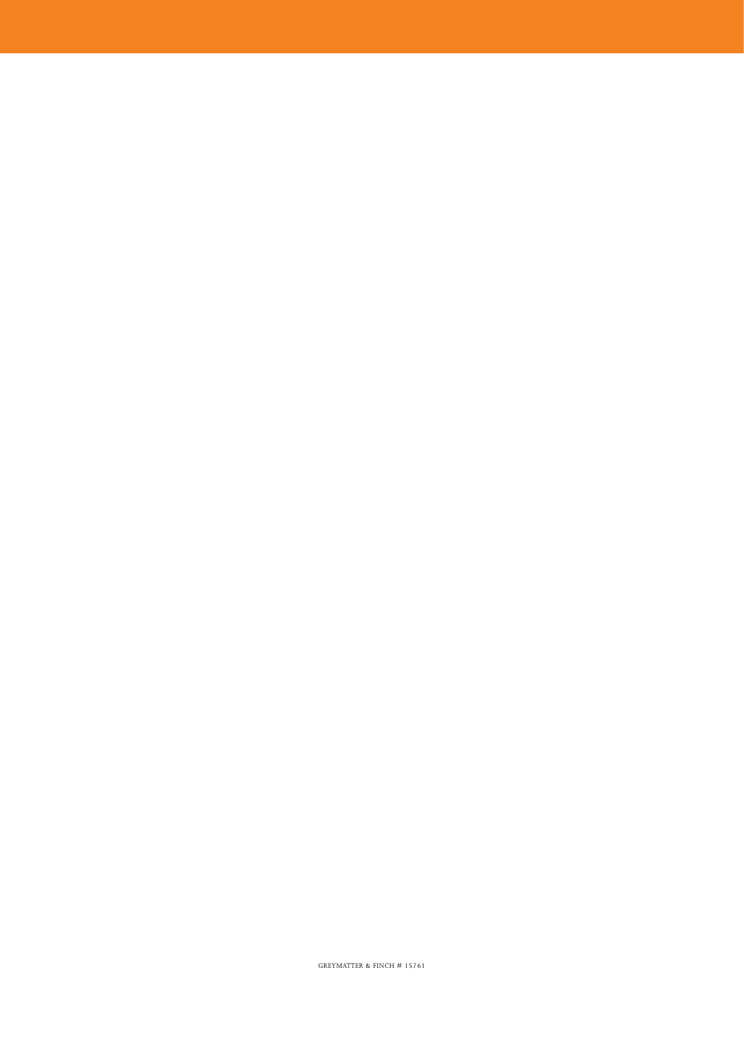GREYMATTER & FINCH # 15761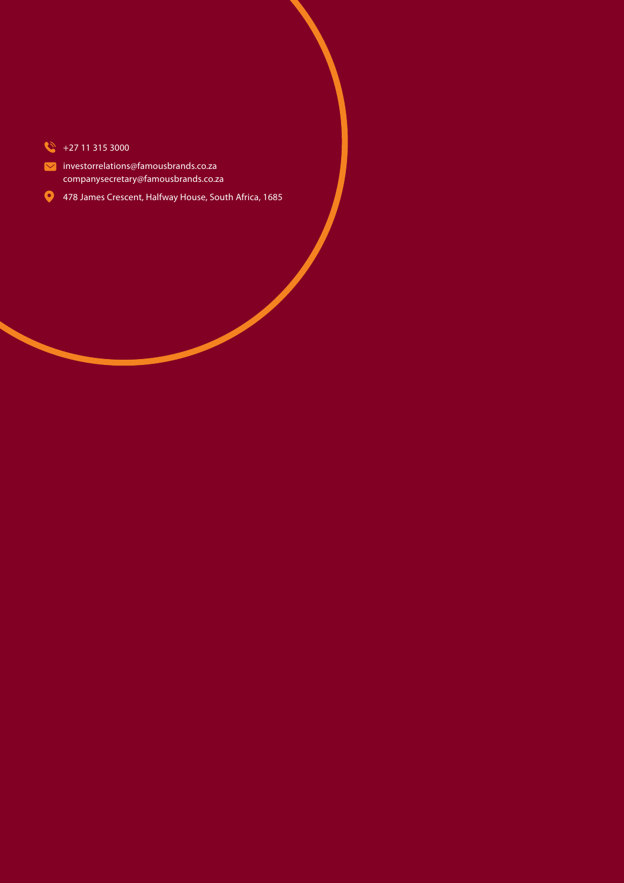+27 11 315 3000

investorrelations@famousbrands.co.za
companysecretary@famousbrands.co.za

478 James Crescent, Halfway House, South Africa, 1685